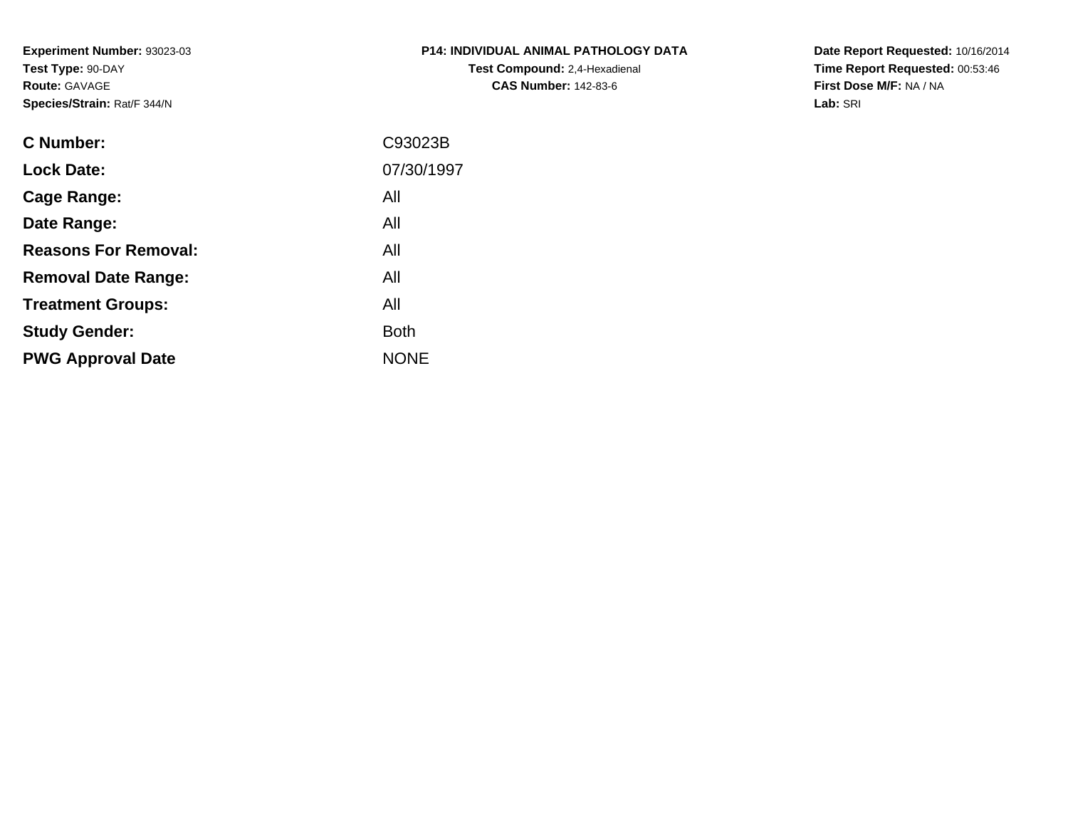**Experiment Number:** 93023-03
**Test Type:** 90-DAY
**Route:** GAVAGE
**Species/Strain:** Rat/F 344/N

**P14: INDIVIDUAL ANIMAL PATHOLOGY DATA**
**Test Compound:** 2,4-Hexadienal
**CAS Number:** 142-83-6

**Date Report Requested:** 10/16/2014
**Time Report Requested:** 00:53:46
**First Dose M/F:** NA / NA
**Lab:** SRI

| | |
|---|---|
| **C Number:** | C93023B |
| **Lock Date:** | 07/30/1997 |
| **Cage Range:** | All |
| **Date Range:** | All |
| **Reasons For Removal:** | All |
| **Removal Date Range:** | All |
| **Treatment Groups:** | All |
| **Study Gender:** | Both |
| **PWG Approval Date** | NONE |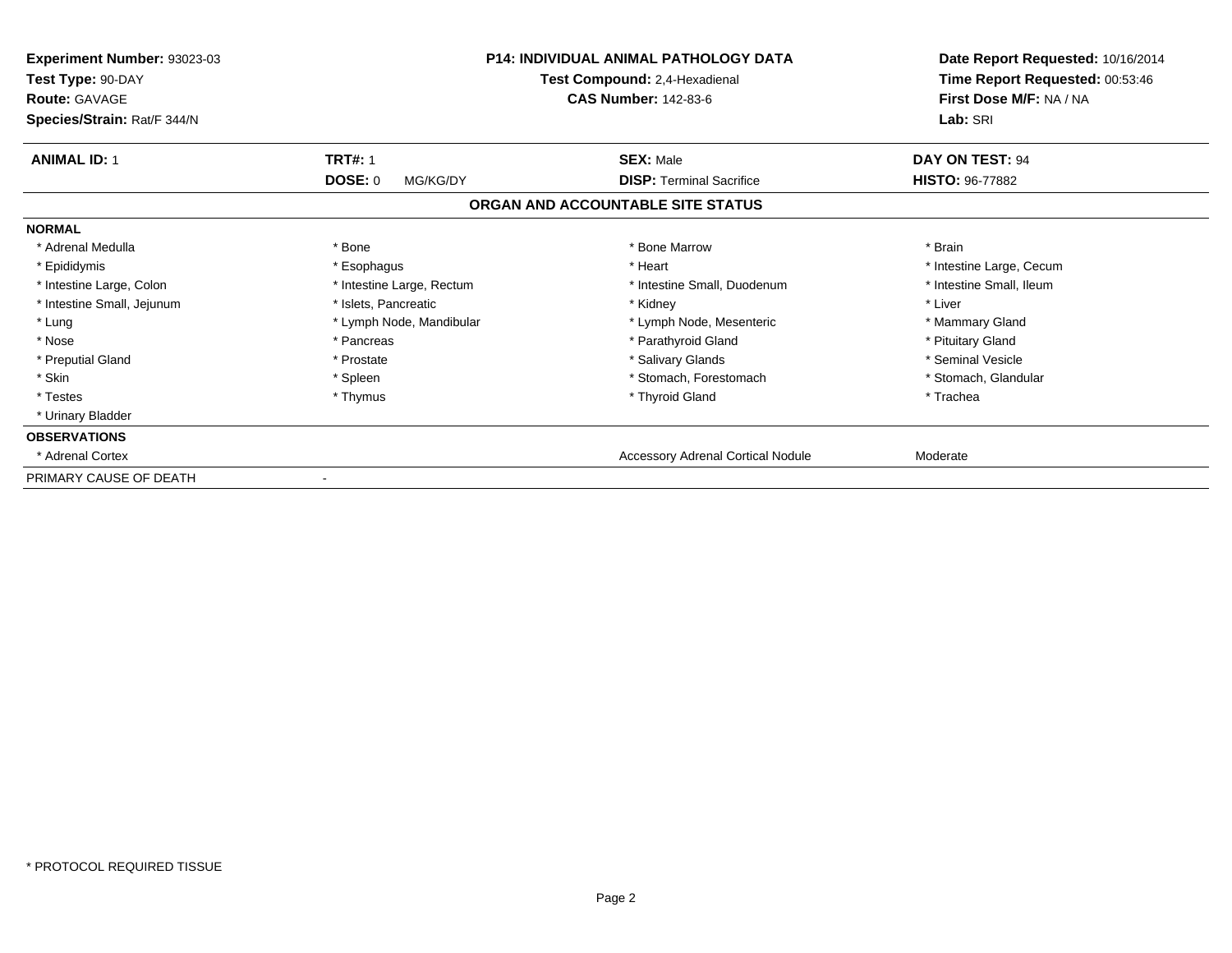**Experiment Number:** 93023-03
**Test Type:** 90-DAY
**Route:** GAVAGE
**Species/Strain:** Rat/F 344/N

**P14: INDIVIDUAL ANIMAL PATHOLOGY DATA**
**Test Compound:** 2,4-Hexadienal
**CAS Number:** 142-83-6

**Date Report Requested:** 10/16/2014
**Time Report Requested:** 00:53:46
**First Dose M/F:** NA / NA
**Lab:** SRI

| **ANIMAL ID:** 1 | **TRT#:** 1 | **SEX:** Male | **DAY ON TEST:** 94 |
|---|---|---|---|
| | **DOSE:** 0 MG/KG/DY | **DISP:** Terminal Sacrifice | **HISTO:** 96-77882 |

## ORGAN AND ACCOUNTABLE SITE STATUS

**NORMAL**

| | | | |
|---|---|---|---|
| * Adrenal Medulla | * Bone | * Bone Marrow | * Brain |
| * Epididymis | * Esophagus | * Heart | * Intestine Large, Cecum |
| * Intestine Large, Colon | * Intestine Large, Rectum | * Intestine Small, Duodenum | * Intestine Small, Ileum |
| * Intestine Small, Jejunum | * Islets, Pancreatic | * Kidney | * Liver |
| * Lung | * Lymph Node, Mandibular | * Lymph Node, Mesenteric | * Mammary Gland |
| * Nose | * Pancreas | * Parathyroid Gland | * Pituitary Gland |
| * Preputial Gland | * Prostate | * Salivary Glands | * Seminal Vesicle |
| * Skin | * Spleen | * Stomach, Forestomach | * Stomach, Glandular |
| * Testes | * Thymus | * Thyroid Gland | * Trachea |
| * Urinary Bladder | | | |

**OBSERVATIONS**

| | | | |
|---|---|---|---|
| * Adrenal Cortex | | Accessory Adrenal Cortical Nodule | Moderate |

PRIMARY CAUSE OF DEATH -

* PROTOCOL REQUIRED TISSUE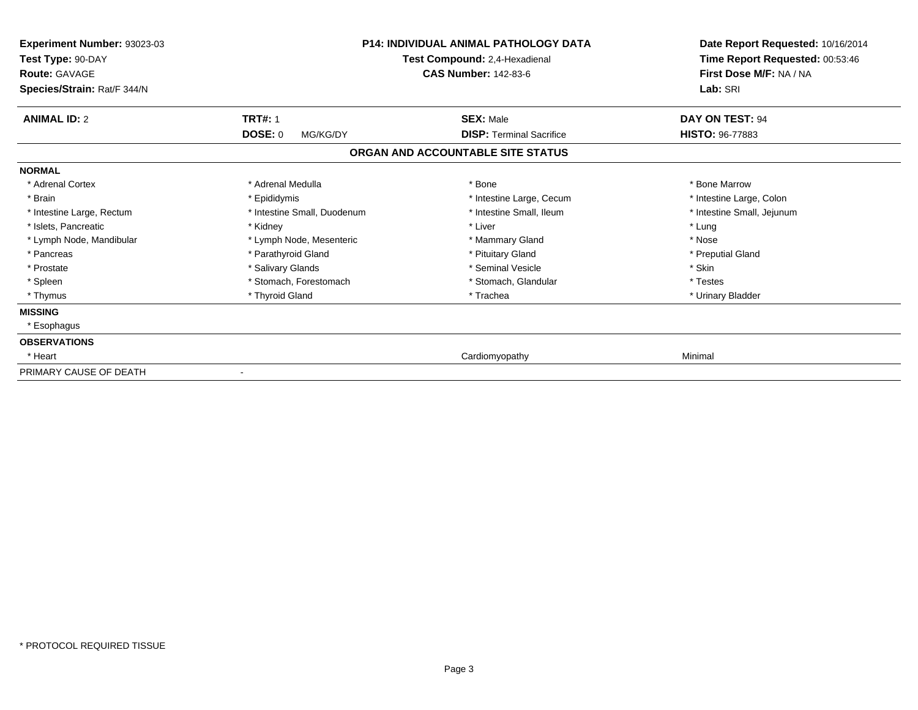**Experiment Number:** 93023-03
**Test Type:** 90-DAY
**Route:** GAVAGE
**Species/Strain:** Rat/F 344/N

**P14: INDIVIDUAL ANIMAL PATHOLOGY DATA**
**Test Compound:** 2,4-Hexadienal
**CAS Number:** 142-83-6

**Date Report Requested:** 10/16/2014
**Time Report Requested:** 00:53:46
**First Dose M/F:** NA / NA
**Lab:** SRI

| **ANIMAL ID:** 2 | **TRT#:** 1 | **SEX:** Male | **DAY ON TEST:** 94 |
|---|---|---|---|
| | **DOSE:** 0 MG/KG/DY | **DISP:** Terminal Sacrifice | **HISTO:** 96-77883 |

## ORGAN AND ACCOUNTABLE SITE STATUS

**NORMAL**

| | | | |
|---|---|---|---|
| * Adrenal Cortex | * Adrenal Medulla | * Bone | * Bone Marrow |
| * Brain | * Epididymis | * Intestine Large, Cecum | * Intestine Large, Colon |
| * Intestine Large, Rectum | * Intestine Small, Duodenum | * Intestine Small, Ileum | * Intestine Small, Jejunum |
| * Islets, Pancreatic | * Kidney | * Liver | * Lung |
| * Lymph Node, Mandibular | * Lymph Node, Mesenteric | * Mammary Gland | * Nose |
| * Pancreas | * Parathyroid Gland | * Pituitary Gland | * Preputial Gland |
| * Prostate | * Salivary Glands | * Seminal Vesicle | * Skin |
| * Spleen | * Stomach, Forestomach | * Stomach, Glandular | * Testes |
| * Thymus | * Thyroid Gland | * Trachea | * Urinary Bladder |

**MISSING**

* Esophagus

**OBSERVATIONS**

| | | | |
|---|---|---|---|
| * Heart | | Cardiomyopathy | Minimal |

PRIMARY CAUSE OF DEATH -

* PROTOCOL REQUIRED TISSUE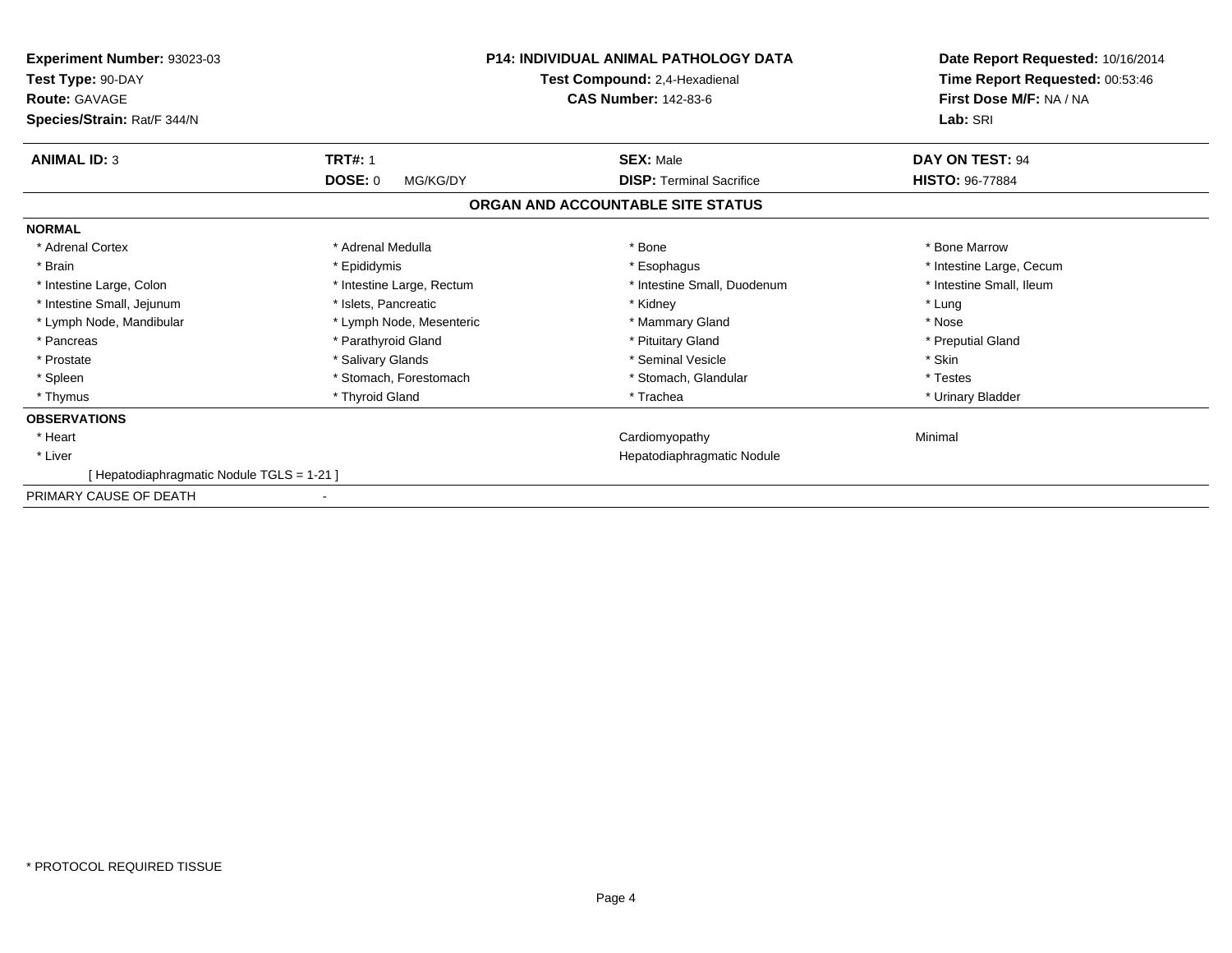**Experiment Number:** 93023-03
**Test Type:** 90-DAY
**Route:** GAVAGE
**Species/Strain:** Rat/F 344/N

**P14: INDIVIDUAL ANIMAL PATHOLOGY DATA**
**Test Compound:** 2,4-Hexadienal
**CAS Number:** 142-83-6

**Date Report Requested:** 10/16/2014
**Time Report Requested:** 00:53:46
**First Dose M/F:** NA / NA
**Lab:** SRI

| **ANIMAL ID:** 3 | **TRT#:** 1 | **SEX:** Male | **DAY ON TEST:** 94 |
|---|---|---|---|
| | **DOSE:** 0 MG/KG/DY | **DISP:** Terminal Sacrifice | **HISTO:** 96-77884 |

## ORGAN AND ACCOUNTABLE SITE STATUS

**NORMAL**

| | | | |
|---|---|---|---|
| * Adrenal Cortex | * Adrenal Medulla | * Bone | * Bone Marrow |
| * Brain | * Epididymis | * Esophagus | * Intestine Large, Cecum |
| * Intestine Large, Colon | * Intestine Large, Rectum | * Intestine Small, Duodenum | * Intestine Small, Ileum |
| * Intestine Small, Jejunum | * Islets, Pancreatic | * Kidney | * Lung |
| * Lymph Node, Mandibular | * Lymph Node, Mesenteric | * Mammary Gland | * Nose |
| * Pancreas | * Parathyroid Gland | * Pituitary Gland | * Preputial Gland |
| * Prostate | * Salivary Glands | * Seminal Vesicle | * Skin |
| * Spleen | * Stomach, Forestomach | * Stomach, Glandular | * Testes |
| * Thymus | * Thyroid Gland | * Trachea | * Urinary Bladder |

**OBSERVATIONS**

| | | | |
|---|---|---|---|
| * Heart | | Cardiomyopathy | Minimal |
| * Liver | | Hepatodiaphragmatic Nodule | |
| [ Hepatodiaphragmatic Nodule TGLS = 1-21 ] | | | |

PRIMARY CAUSE OF DEATH -

* PROTOCOL REQUIRED TISSUE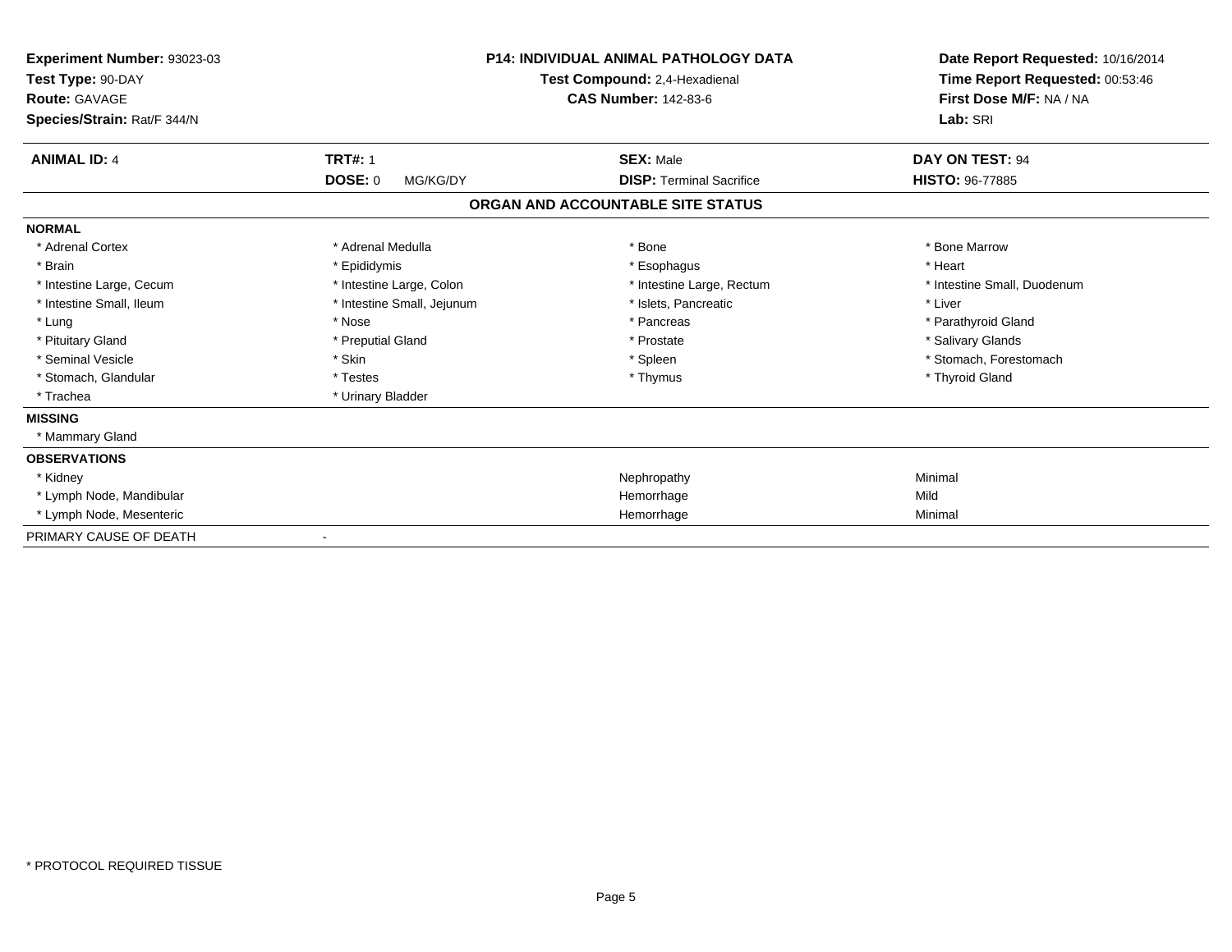**Experiment Number:** 93023-03
**Test Type:** 90-DAY
**Route:** GAVAGE
**Species/Strain:** Rat/F 344/N

**P14: INDIVIDUAL ANIMAL PATHOLOGY DATA**
**Test Compound:** 2,4-Hexadienal
**CAS Number:** 142-83-6

**Date Report Requested:** 10/16/2014
**Time Report Requested:** 00:53:46
**First Dose M/F:** NA / NA
**Lab:** SRI

| **ANIMAL ID:** 4 | **TRT#:** 1 | **SEX:** Male | **DAY ON TEST:** 94 |
|---|---|---|---|
| | **DOSE:** 0 MG/KG/DY | **DISP:** Terminal Sacrifice | **HISTO:** 96-77885 |

## ORGAN AND ACCOUNTABLE SITE STATUS

**NORMAL**

| | | | |
|---|---|---|---|
| * Adrenal Cortex | * Adrenal Medulla | * Bone | * Bone Marrow |
| * Brain | * Epididymis | * Esophagus | * Heart |
| * Intestine Large, Cecum | * Intestine Large, Colon | * Intestine Large, Rectum | * Intestine Small, Duodenum |
| * Intestine Small, Ileum | * Intestine Small, Jejunum | * Islets, Pancreatic | * Liver |
| * Lung | * Nose | * Pancreas | * Parathyroid Gland |
| * Pituitary Gland | * Preputial Gland | * Prostate | * Salivary Glands |
| * Seminal Vesicle | * Skin | * Spleen | * Stomach, Forestomach |
| * Stomach, Glandular | * Testes | * Thymus | * Thyroid Gland |
| * Trachea | * Urinary Bladder | | |

**MISSING**

* Mammary Gland

**OBSERVATIONS**

| | | |
|---|---|---|
| * Kidney | Nephropathy | Minimal |
| * Lymph Node, Mandibular | Hemorrhage | Mild |
| * Lymph Node, Mesenteric | Hemorrhage | Minimal |

PRIMARY CAUSE OF DEATH -

* PROTOCOL REQUIRED TISSUE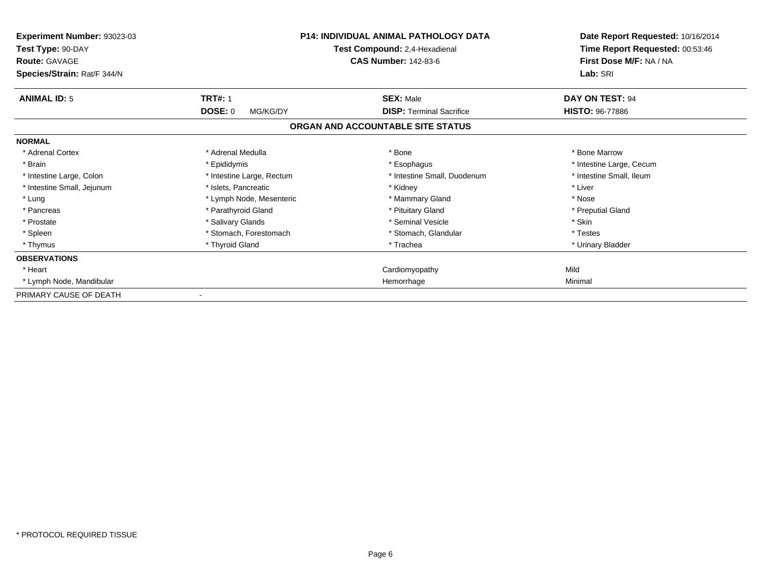**Experiment Number:** 93023-03
**Test Type:** 90-DAY
**Route:** GAVAGE
**Species/Strain:** Rat/F 344/N

**P14: INDIVIDUAL ANIMAL PATHOLOGY DATA**
**Test Compound:** 2,4-Hexadienal
**CAS Number:** 142-83-6

**Date Report Requested:** 10/16/2014
**Time Report Requested:** 00:53:46
**First Dose M/F:** NA / NA
**Lab:** SRI

| **ANIMAL ID:** 5 | **TRT#:** 1 | **SEX:** Male | **DAY ON TEST:** 94 |
|---|---|---|---|
| | **DOSE:** 0 MG/KG/DY | **DISP:** Terminal Sacrifice | **HISTO:** 96-77886 |

**ORGAN AND ACCOUNTABLE SITE STATUS**

**NORMAL**

| | | | |
|---|---|---|---|
| * Adrenal Cortex | * Adrenal Medulla | * Bone | * Bone Marrow |
| * Brain | * Epididymis | * Esophagus | * Intestine Large, Cecum |
| * Intestine Large, Colon | * Intestine Large, Rectum | * Intestine Small, Duodenum | * Intestine Small, Ileum |
| * Intestine Small, Jejunum | * Islets, Pancreatic | * Kidney | * Liver |
| * Lung | * Lymph Node, Mesenteric | * Mammary Gland | * Nose |
| * Pancreas | * Parathyroid Gland | * Pituitary Gland | * Preputial Gland |
| * Prostate | * Salivary Glands | * Seminal Vesicle | * Skin |
| * Spleen | * Stomach, Forestomach | * Stomach, Glandular | * Testes |
| * Thymus | * Thyroid Gland | * Trachea | * Urinary Bladder |

**OBSERVATIONS**

| | | |
|---|---|---|
| * Heart | Cardiomyopathy | Mild |
| * Lymph Node, Mandibular | Hemorrhage | Minimal |

PRIMARY CAUSE OF DEATH -

* PROTOCOL REQUIRED TISSUE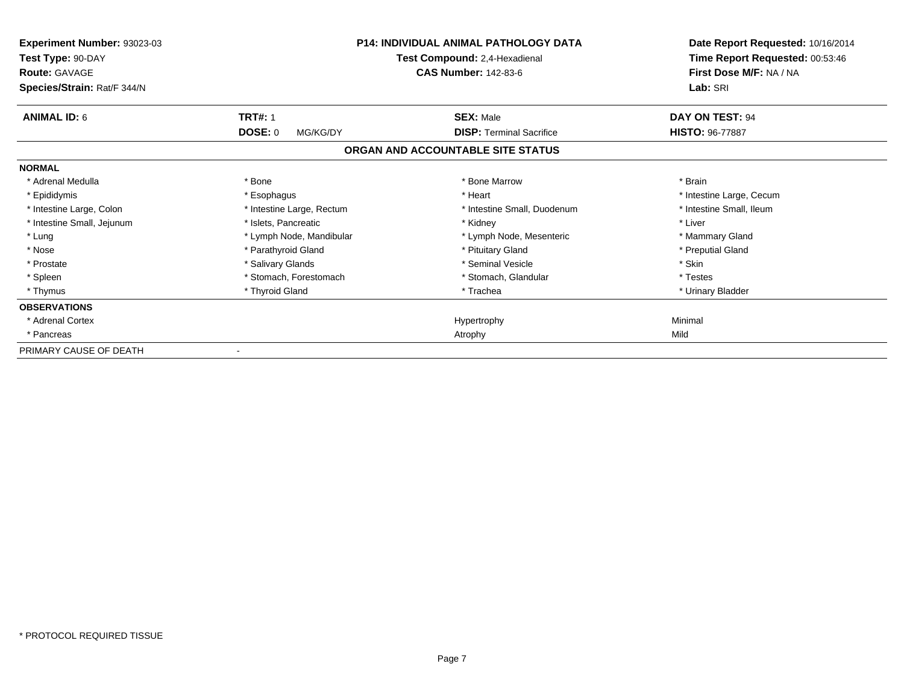**Experiment Number:** 93023-03
**Test Type:** 90-DAY
**Route:** GAVAGE
**Species/Strain:** Rat/F 344/N

**P14: INDIVIDUAL ANIMAL PATHOLOGY DATA**
**Test Compound:** 2,4-Hexadienal
**CAS Number:** 142-83-6

**Date Report Requested:** 10/16/2014
**Time Report Requested:** 00:53:46
**First Dose M/F:** NA / NA
**Lab:** SRI

| **ANIMAL ID:** 6 | **TRT#:** 1 | **SEX:** Male | **DAY ON TEST:** 94 |
|---|---|---|---|
| | **DOSE:** 0 MG/KG/DY | **DISP:** Terminal Sacrifice | **HISTO:** 96-77887 |

## ORGAN AND ACCOUNTABLE SITE STATUS

| | | | |
|---|---|---|---|
| **NORMAL** | | | |
| * Adrenal Medulla | * Bone | * Bone Marrow | * Brain |
| * Epididymis | * Esophagus | * Heart | * Intestine Large, Cecum |
| * Intestine Large, Colon | * Intestine Large, Rectum | * Intestine Small, Duodenum | * Intestine Small, Ileum |
| * Intestine Small, Jejunum | * Islets, Pancreatic | * Kidney | * Liver |
| * Lung | * Lymph Node, Mandibular | * Lymph Node, Mesenteric | * Mammary Gland |
| * Nose | * Parathyroid Gland | * Pituitary Gland | * Preputial Gland |
| * Prostate | * Salivary Glands | * Seminal Vesicle | * Skin |
| * Spleen | * Stomach, Forestomach | * Stomach, Glandular | * Testes |
| * Thymus | * Thyroid Gland | * Trachea | * Urinary Bladder |
| **OBSERVATIONS** | | | |
| * Adrenal Cortex | | Hypertrophy | Minimal |
| * Pancreas | | Atrophy | Mild |
| PRIMARY CAUSE OF DEATH | - | | |

\* PROTOCOL REQUIRED TISSUE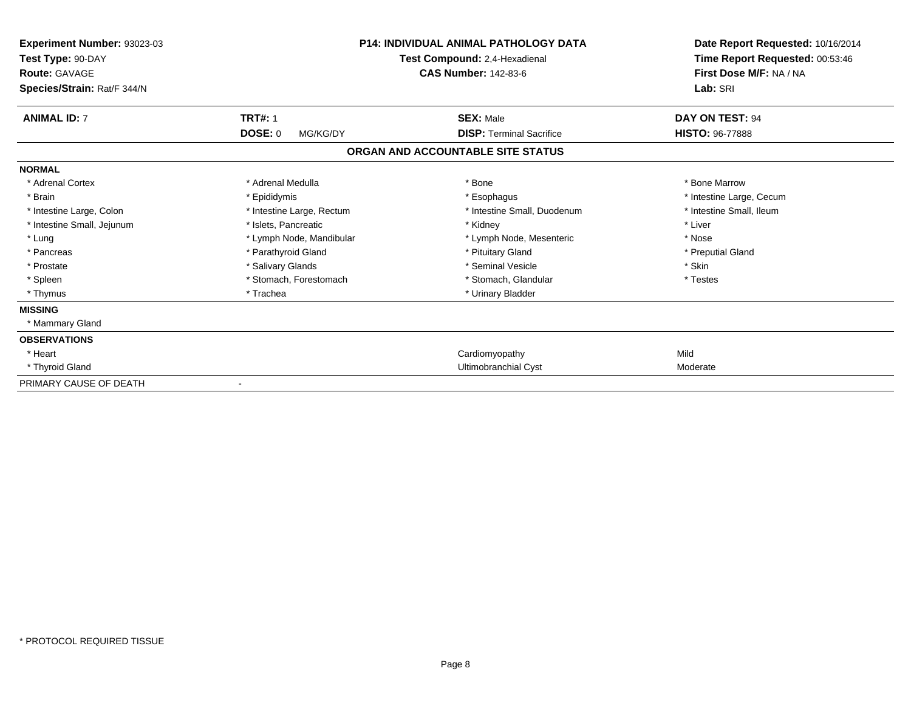**Experiment Number:** 93023-03
**Test Type:** 90-DAY
**Route:** GAVAGE
**Species/Strain:** Rat/F 344/N

**P14: INDIVIDUAL ANIMAL PATHOLOGY DATA**
**Test Compound:** 2,4-Hexadienal
**CAS Number:** 142-83-6

**Date Report Requested:** 10/16/2014
**Time Report Requested:** 00:53:46
**First Dose M/F:** NA / NA
**Lab:** SRI

| **ANIMAL ID:** 7 | **TRT#:** 1 | **SEX:** Male | **DAY ON TEST:** 94 |
|---|---|---|---|
| | **DOSE:** 0 MG/KG/DY | **DISP:** Terminal Sacrifice | **HISTO:** 96-77888 |

## ORGAN AND ACCOUNTABLE SITE STATUS

**NORMAL**

| | | | |
|---|---|---|---|
| * Adrenal Cortex | * Adrenal Medulla | * Bone | * Bone Marrow |
| * Brain | * Epididymis | * Esophagus | * Intestine Large, Cecum |
| * Intestine Large, Colon | * Intestine Large, Rectum | * Intestine Small, Duodenum | * Intestine Small, Ileum |
| * Intestine Small, Jejunum | * Islets, Pancreatic | * Kidney | * Liver |
| * Lung | * Lymph Node, Mandibular | * Lymph Node, Mesenteric | * Nose |
| * Pancreas | * Parathyroid Gland | * Pituitary Gland | * Preputial Gland |
| * Prostate | * Salivary Glands | * Seminal Vesicle | * Skin |
| * Spleen | * Stomach, Forestomach | * Stomach, Glandular | * Testes |
| * Thymus | * Trachea | * Urinary Bladder | |

**MISSING**

* Mammary Gland

**OBSERVATIONS**

| | | |
|---|---|---|
| * Heart | Cardiomyopathy | Mild |
| * Thyroid Gland | Ultimobranchial Cyst | Moderate |

PRIMARY CAUSE OF DEATH -

* PROTOCOL REQUIRED TISSUE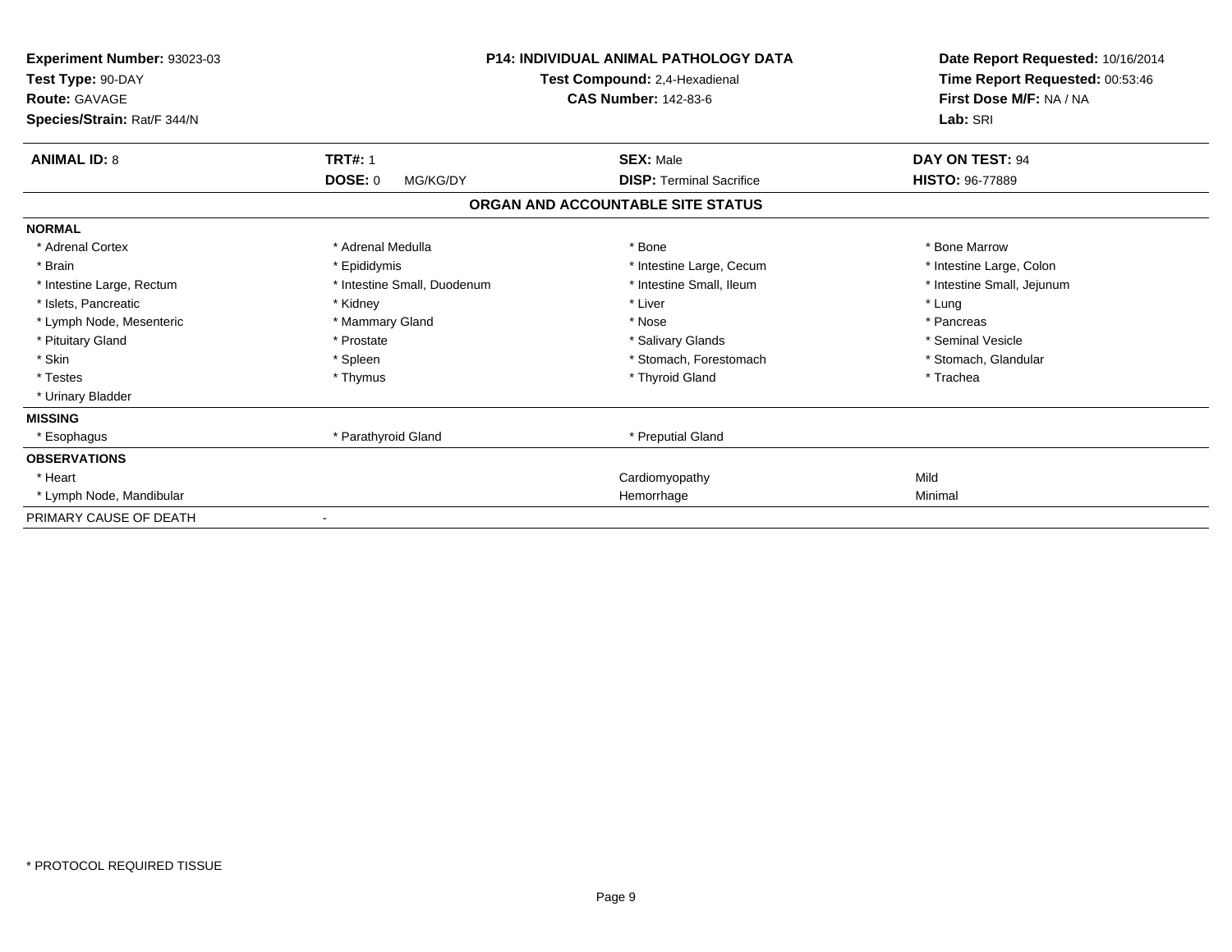**Experiment Number:** 93023-03
**Test Type:** 90-DAY
**Route:** GAVAGE
**Species/Strain:** Rat/F 344/N

**P14: INDIVIDUAL ANIMAL PATHOLOGY DATA**
**Test Compound:** 2,4-Hexadienal
**CAS Number:** 142-83-6

**Date Report Requested:** 10/16/2014
**Time Report Requested:** 00:53:46
**First Dose M/F:** NA / NA
**Lab:** SRI

| **ANIMAL ID:** 8 | **TRT#:** 1 | **SEX:** Male | **DAY ON TEST:** 94 |
|---|---|---|---|
| | **DOSE:** 0 MG/KG/DY | **DISP:** Terminal Sacrifice | **HISTO:** 96-77889 |

## ORGAN AND ACCOUNTABLE SITE STATUS

**NORMAL**

| | | | |
|---|---|---|---|
| * Adrenal Cortex | * Adrenal Medulla | * Bone | * Bone Marrow |
| * Brain | * Epididymis | * Intestine Large, Cecum | * Intestine Large, Colon |
| * Intestine Large, Rectum | * Intestine Small, Duodenum | * Intestine Small, Ileum | * Intestine Small, Jejunum |
| * Islets, Pancreatic | * Kidney | * Liver | * Lung |
| * Lymph Node, Mesenteric | * Mammary Gland | * Nose | * Pancreas |
| * Pituitary Gland | * Prostate | * Salivary Glands | * Seminal Vesicle |
| * Skin | * Spleen | * Stomach, Forestomach | * Stomach, Glandular |
| * Testes | * Thymus | * Thyroid Gland | * Trachea |
| * Urinary Bladder | | | |

**MISSING**

| | | |
|---|---|---|
| * Esophagus | * Parathyroid Gland | * Preputial Gland |

**OBSERVATIONS**

| | | |
|---|---|---|
| * Heart | Cardiomyopathy | Mild |
| * Lymph Node, Mandibular | Hemorrhage | Minimal |

PRIMARY CAUSE OF DEATH -

* PROTOCOL REQUIRED TISSUE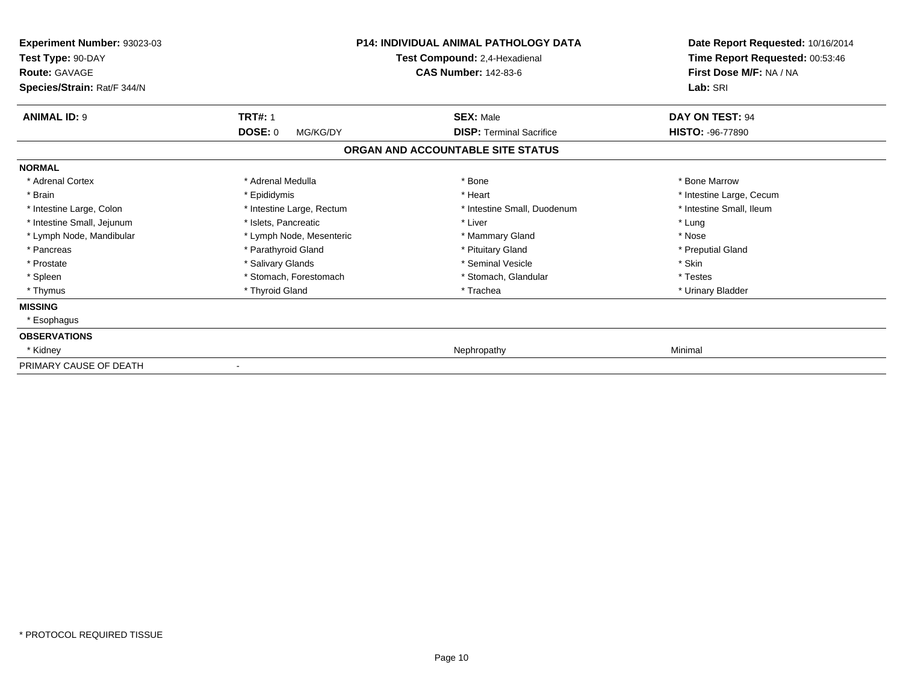**Experiment Number:** 93023-03
**Test Type:** 90-DAY
**Route:** GAVAGE
**Species/Strain:** Rat/F 344/N

**P14: INDIVIDUAL ANIMAL PATHOLOGY DATA**
**Test Compound:** 2,4-Hexadienal
**CAS Number:** 142-83-6

**Date Report Requested:** 10/16/2014
**Time Report Requested:** 00:53:46
**First Dose M/F:** NA / NA
**Lab:** SRI

| **ANIMAL ID:** 9 | **TRT#:** 1 | **SEX:** Male | **DAY ON TEST:** 94 |
|---|---|---|---|
| | **DOSE:** 0 MG/KG/DY | **DISP:** Terminal Sacrifice | **HISTO:** -96-77890 |

## ORGAN AND ACCOUNTABLE SITE STATUS

**NORMAL**

| | | | |
|---|---|---|---|
| * Adrenal Cortex | * Adrenal Medulla | * Bone | * Bone Marrow |
| * Brain | * Epididymis | * Heart | * Intestine Large, Cecum |
| * Intestine Large, Colon | * Intestine Large, Rectum | * Intestine Small, Duodenum | * Intestine Small, Ileum |
| * Intestine Small, Jejunum | * Islets, Pancreatic | * Liver | * Lung |
| * Lymph Node, Mandibular | * Lymph Node, Mesenteric | * Mammary Gland | * Nose |
| * Pancreas | * Parathyroid Gland | * Pituitary Gland | * Preputial Gland |
| * Prostate | * Salivary Glands | * Seminal Vesicle | * Skin |
| * Spleen | * Stomach, Forestomach | * Stomach, Glandular | * Testes |
| * Thymus | * Thyroid Gland | * Trachea | * Urinary Bladder |

**MISSING**

* Esophagus

**OBSERVATIONS**

| | | |
|---|---|---|
| * Kidney | Nephropathy | Minimal |

PRIMARY CAUSE OF DEATH -

* PROTOCOL REQUIRED TISSUE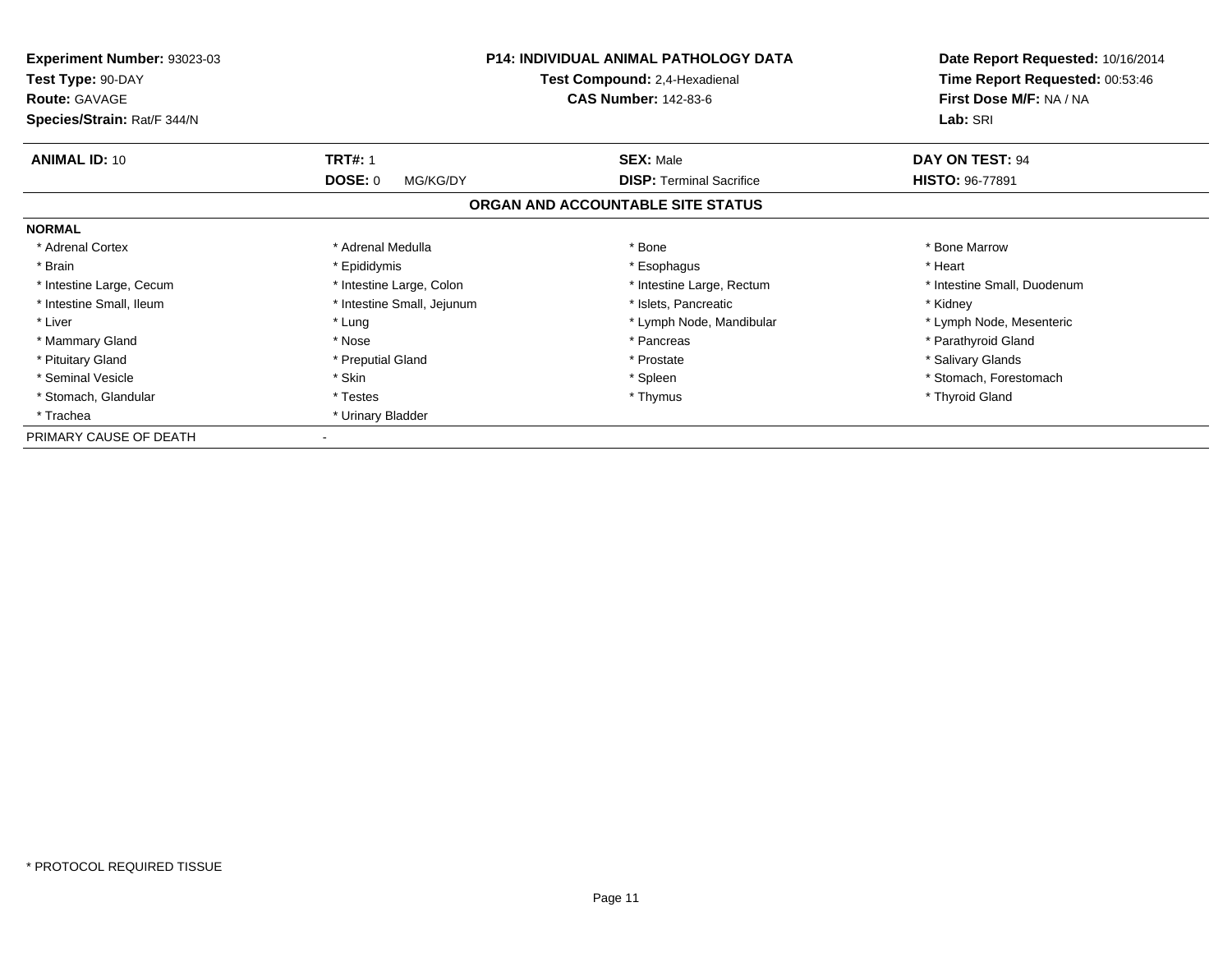**Experiment Number:** 93023-03
**Test Type:** 90-DAY
**Route:** GAVAGE
**Species/Strain:** Rat/F 344/N

**P14: INDIVIDUAL ANIMAL PATHOLOGY DATA**
**Test Compound:** 2,4-Hexadienal
**CAS Number:** 142-83-6

**Date Report Requested:** 10/16/2014
**Time Report Requested:** 00:53:46
**First Dose M/F:** NA / NA
**Lab:** SRI

| **ANIMAL ID:** 10 | **TRT#:** 1 | **SEX:** Male | **DAY ON TEST:** 94 |
|---|---|---|---|
| | **DOSE:** 0 MG/KG/DY | **DISP:** Terminal Sacrifice | **HISTO:** 96-77891 |

## ORGAN AND ACCOUNTABLE SITE STATUS

**NORMAL**

| | | | |
|---|---|---|---|
| * Adrenal Cortex | * Adrenal Medulla | * Bone | * Bone Marrow |
| * Brain | * Epididymis | * Esophagus | * Heart |
| * Intestine Large, Cecum | * Intestine Large, Colon | * Intestine Large, Rectum | * Intestine Small, Duodenum |
| * Intestine Small, Ileum | * Intestine Small, Jejunum | * Islets, Pancreatic | * Kidney |
| * Liver | * Lung | * Lymph Node, Mandibular | * Lymph Node, Mesenteric |
| * Mammary Gland | * Nose | * Pancreas | * Parathyroid Gland |
| * Pituitary Gland | * Preputial Gland | * Prostate | * Salivary Glands |
| * Seminal Vesicle | * Skin | * Spleen | * Stomach, Forestomach |
| * Stomach, Glandular | * Testes | * Thymus | * Thyroid Gland |
| * Trachea | * Urinary Bladder | | |

PRIMARY CAUSE OF DEATH -

* PROTOCOL REQUIRED TISSUE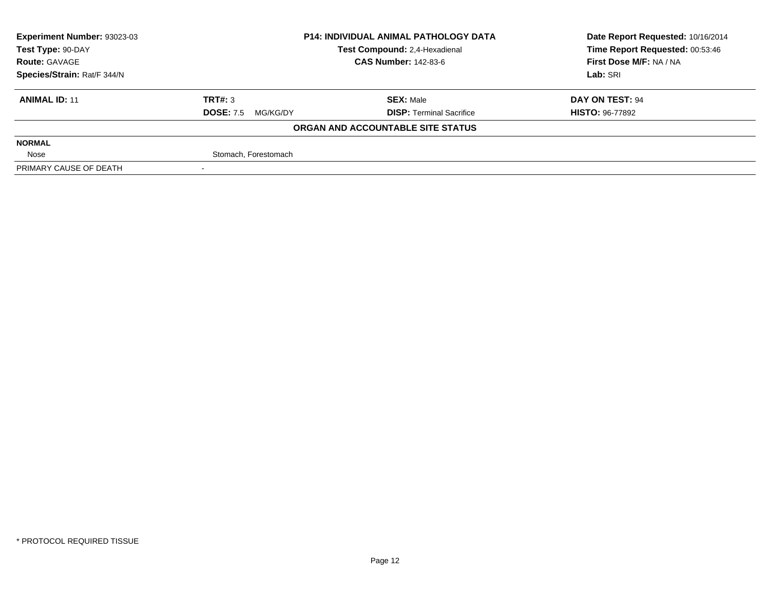| Experiment Number: 93023-03 | P14: INDIVIDUAL ANIMAL PATHOLOGY DATA | Date Report Requested: 10/16/2014 |
|---|---|---|
| Test Type: 90-DAY | Test Compound: 2,4-Hexadienal | Time Report Requested: 00:53:46 |
| Route: GAVAGE | CAS Number: 142-83-6 | First Dose M/F: NA / NA |
| Species/Strain: Rat/F 344/N | | Lab: SRI |

| ANIMAL ID: 11 | TRT#: 3 | SEX: Male | DAY ON TEST: 94 |
|---|---|---|---|
| | DOSE: 7.5 MG/KG/DY | DISP: Terminal Sacrifice | HISTO: 96-77892 |

**ORGAN AND ACCOUNTABLE SITE STATUS**

| | |
|---|---|
| **NORMAL** | |
| Nose | Stomach, Forestomach |
| PRIMARY CAUSE OF DEATH | - |

* PROTOCOL REQUIRED TISSUE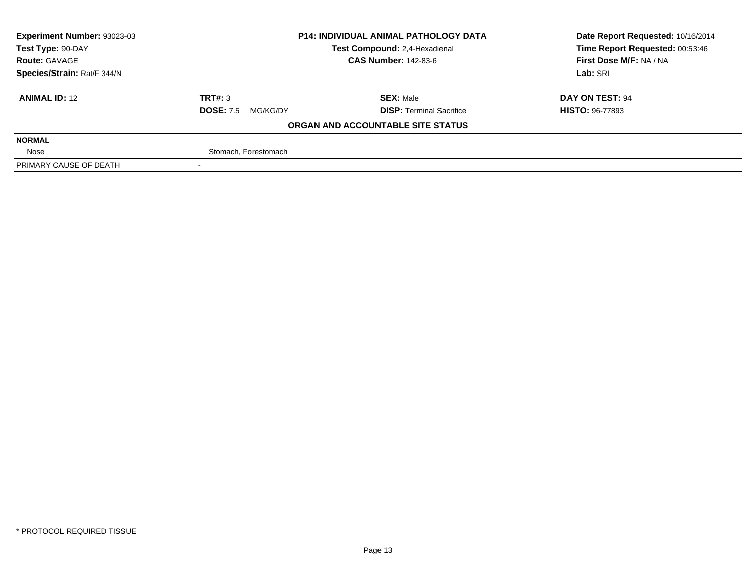| Experiment Number: 93023-03 | P14: INDIVIDUAL ANIMAL PATHOLOGY DATA | Date Report Requested: 10/16/2014 |
|---|---|---|
| Test Type: 90-DAY | Test Compound: 2,4-Hexadienal | Time Report Requested: 00:53:46 |
| Route: GAVAGE | CAS Number: 142-83-6 | First Dose M/F: NA / NA |
| Species/Strain: Rat/F 344/N | | Lab: SRI |

| ANIMAL ID: 12 | TRT#: 3 | SEX: Male | DAY ON TEST: 94 |
|---|---|---|---|
| | DOSE: 7.5 MG/KG/DY | DISP: Terminal Sacrifice | HISTO: 96-77893 |

**ORGAN AND ACCOUNTABLE SITE STATUS**

| NORMAL | |
|---|---|
| Nose | Stomach, Forestomach |
| PRIMARY CAUSE OF DEATH | - |

* PROTOCOL REQUIRED TISSUE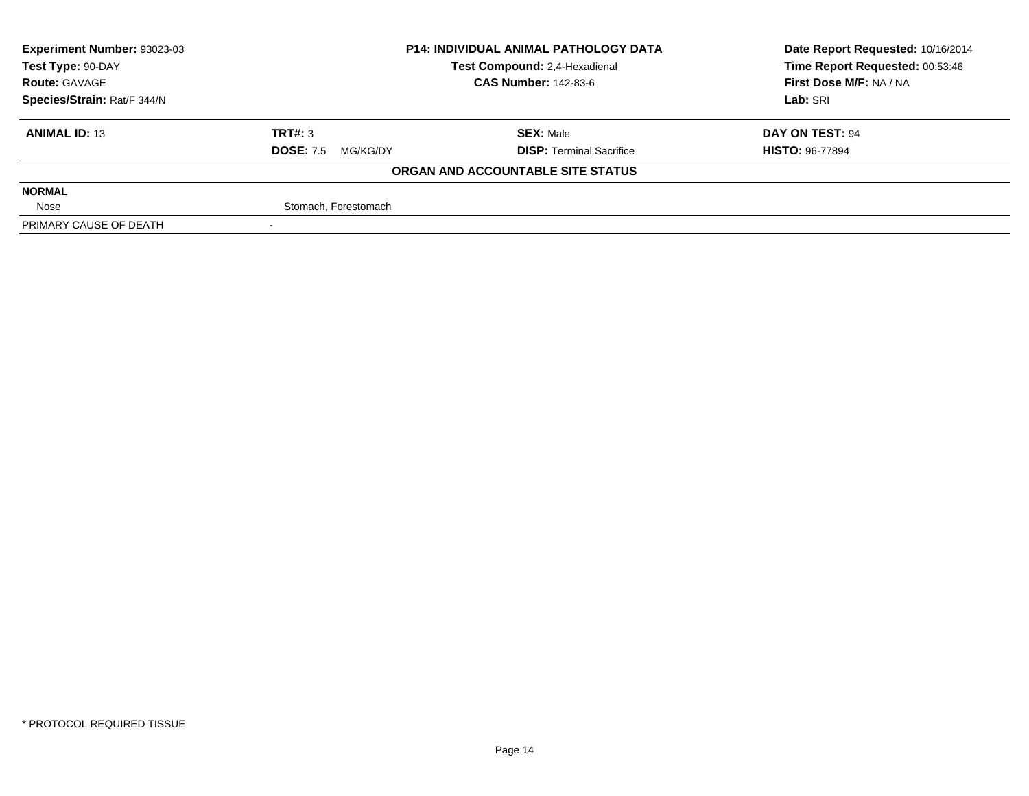**Experiment Number:** 93023-03
**Test Type:** 90-DAY
**Route:** GAVAGE
**Species/Strain:** Rat/F 344/N

**P14: INDIVIDUAL ANIMAL PATHOLOGY DATA**
**Test Compound:** 2,4-Hexadienal
**CAS Number:** 142-83-6

**Date Report Requested:** 10/16/2014
**Time Report Requested:** 00:53:46
**First Dose M/F:** NA / NA
**Lab:** SRI

| **ANIMAL ID:** 13 | **TRT#:** 3 | **SEX:** Male | **DAY ON TEST:** 94 |
|---|---|---|---|
| | **DOSE:** 7.5 MG/KG/DY | **DISP:** Terminal Sacrifice | **HISTO:** 96-77894 |

**ORGAN AND ACCOUNTABLE SITE STATUS**

| | |
|---|---|
| **NORMAL** | |
| Nose | Stomach, Forestomach |
| PRIMARY CAUSE OF DEATH | - |

\* PROTOCOL REQUIRED TISSUE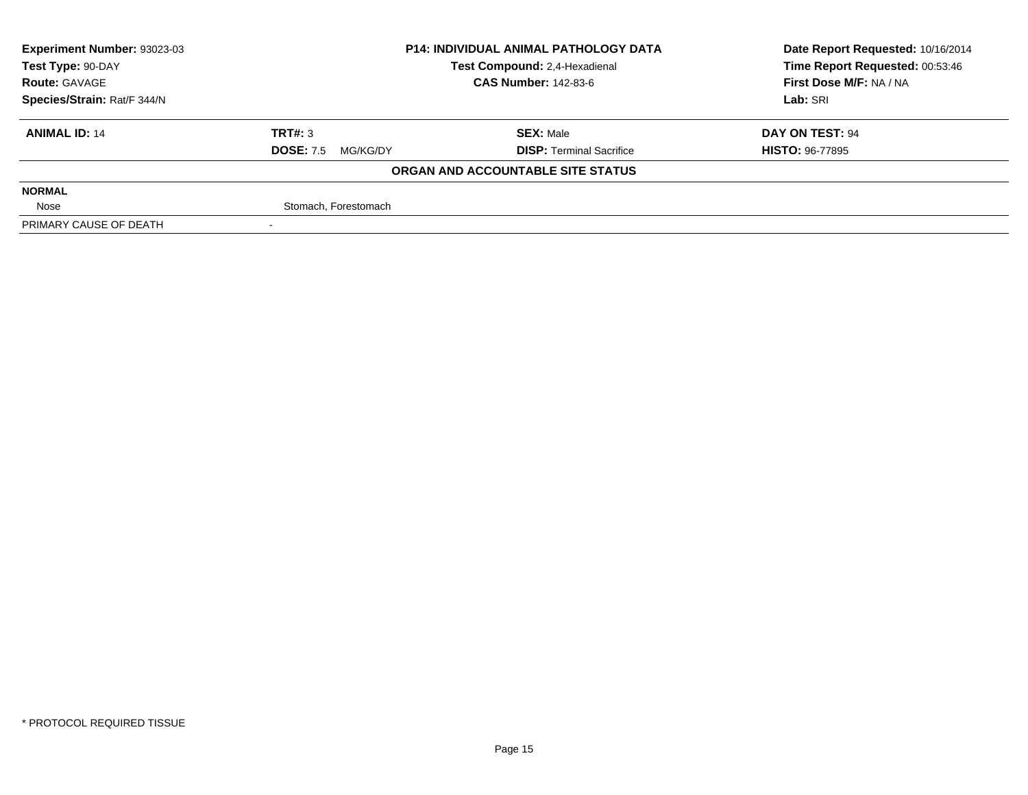| **Experiment Number:** 93023-03 | **P14: INDIVIDUAL ANIMAL PATHOLOGY DATA** | **Date Report Requested:** 10/16/2014 |
|---|---|---|
| **Test Type:** 90-DAY | **Test Compound:** 2,4-Hexadienal | **Time Report Requested:** 00:53:46 |
| **Route:** GAVAGE | **CAS Number:** 142-83-6 | **First Dose M/F:** NA / NA |
| **Species/Strain:** Rat/F 344/N | | **Lab:** SRI |

| **ANIMAL ID:** 14 | **TRT#:** 3 | **SEX:** Male | **DAY ON TEST:** 94 |
|---|---|---|---|
| | **DOSE:** 7.5 MG/KG/DY | **DISP:** Terminal Sacrifice | **HISTO:** 96-77895 |

**ORGAN AND ACCOUNTABLE SITE STATUS**

| | |
|---|---|
| **NORMAL** | |
| Nose | Stomach, Forestomach |
| PRIMARY CAUSE OF DEATH | - |

\* PROTOCOL REQUIRED TISSUE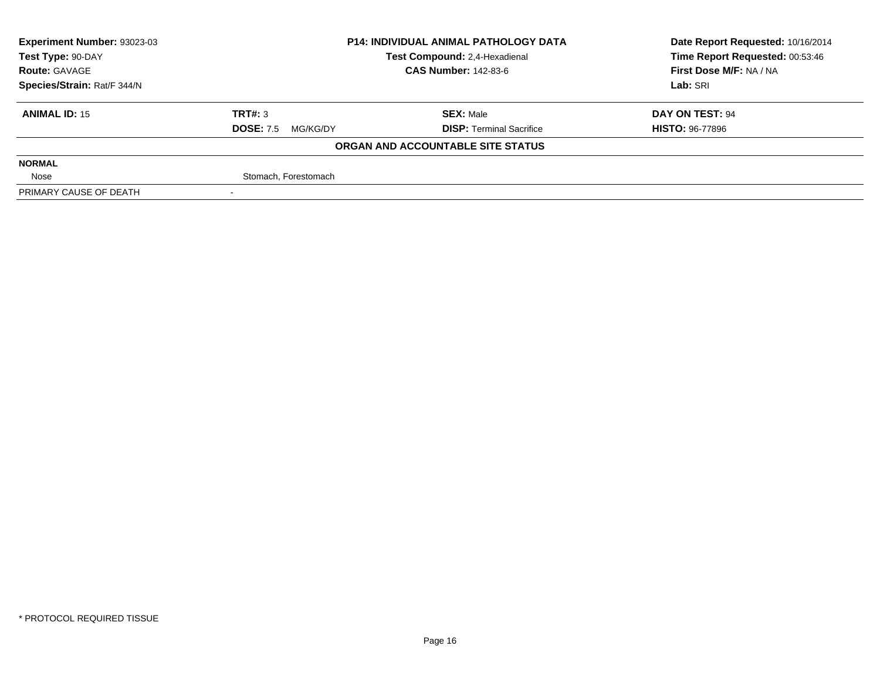**Experiment Number:** 93023-03
**Test Type:** 90-DAY
**Route:** GAVAGE
**Species/Strain:** Rat/F 344/N

**P14: INDIVIDUAL ANIMAL PATHOLOGY DATA**
**Test Compound:** 2,4-Hexadienal
**CAS Number:** 142-83-6

**Date Report Requested:** 10/16/2014
**Time Report Requested:** 00:53:46
**First Dose M/F:** NA / NA
**Lab:** SRI

| **ANIMAL ID:** 15 | **TRT#:** 3 | **SEX:** Male | **DAY ON TEST:** 94 |
|---|---|---|---|
| | **DOSE:** 7.5 MG/KG/DY | **DISP:** Terminal Sacrifice | **HISTO:** 96-77896 |

**ORGAN AND ACCOUNTABLE SITE STATUS**

| **NORMAL** | |
|---|---|
| Nose | Stomach, Forestomach |
| PRIMARY CAUSE OF DEATH | - |

* PROTOCOL REQUIRED TISSUE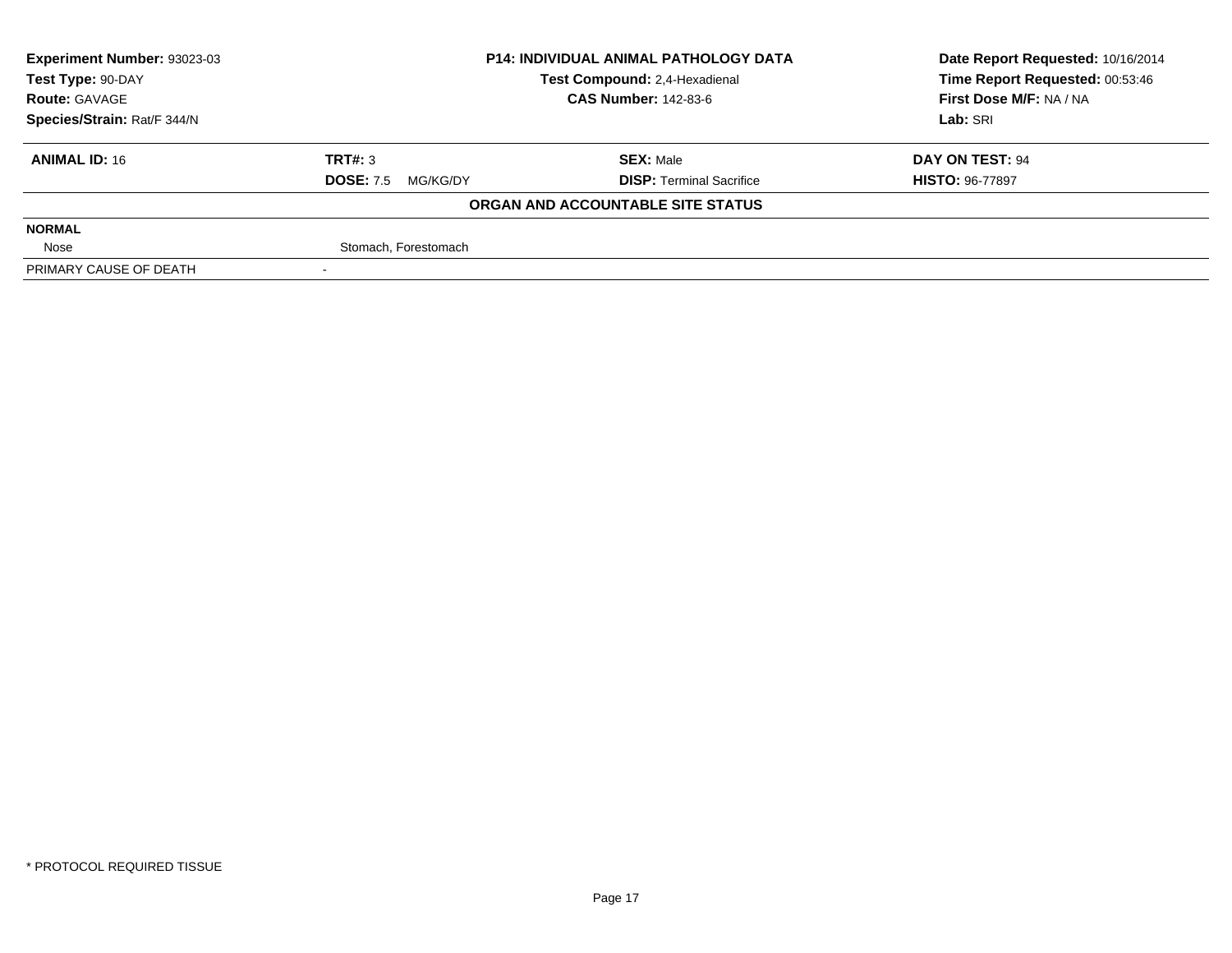| Experiment Number: 93023-03 | P14: INDIVIDUAL ANIMAL PATHOLOGY DATA | Date Report Requested: 10/16/2014 |
|---|---|---|
| Test Type: 90-DAY | Test Compound: 2,4-Hexadienal | Time Report Requested: 00:53:46 |
| Route: GAVAGE | CAS Number: 142-83-6 | First Dose M/F: NA / NA |
| Species/Strain: Rat/F 344/N | | Lab: SRI |

| **ANIMAL ID:** 16 | **TRT#:** 3 | **SEX:** Male | **DAY ON TEST:** 94 |
|---|---|---|---|
| | **DOSE:** 7.5 MG/KG/DY | **DISP:** Terminal Sacrifice | **HISTO:** 96-77897 |

**ORGAN AND ACCOUNTABLE SITE STATUS**

| | |
|---|---|
| **NORMAL** | |
| Nose | Stomach, Forestomach |
| PRIMARY CAUSE OF DEATH | - |

* PROTOCOL REQUIRED TISSUE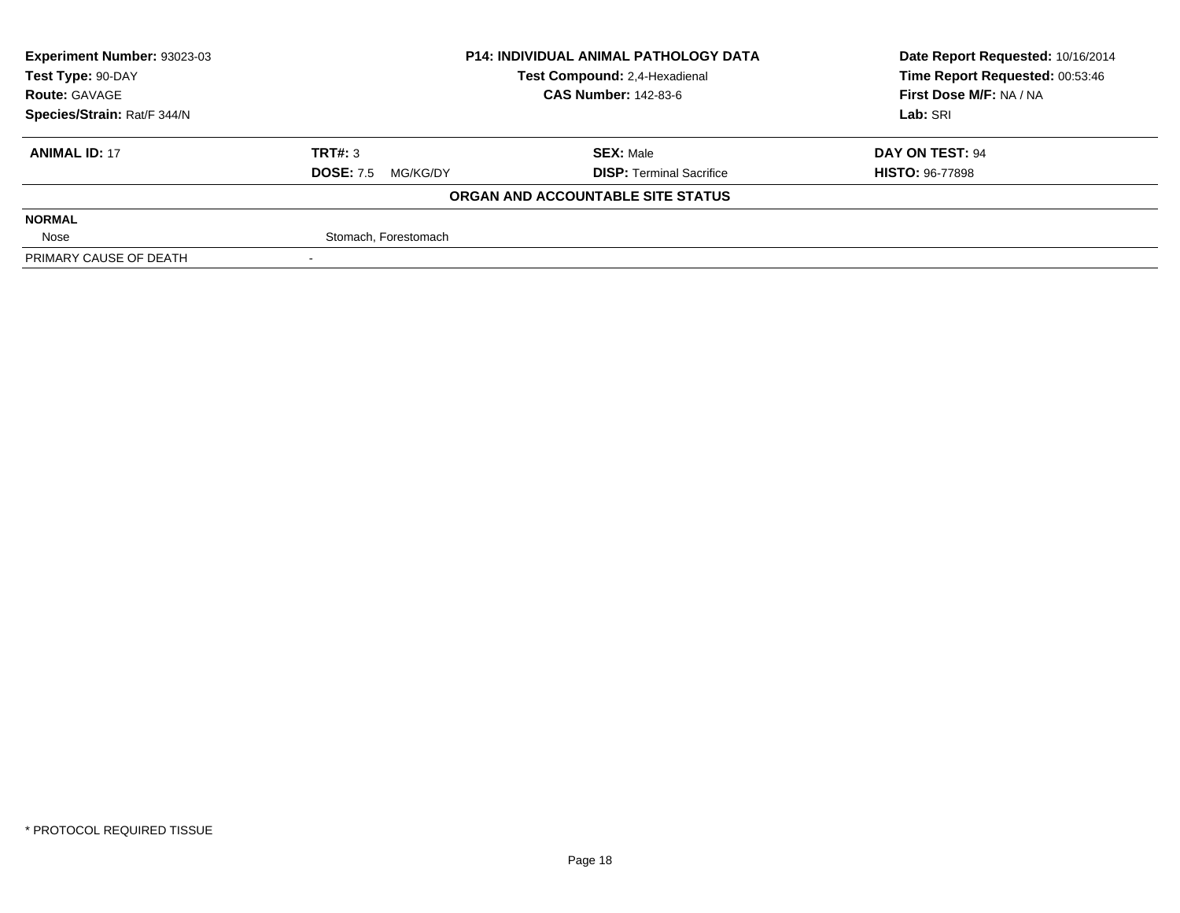| **Experiment Number:** 93023-03 | **P14: INDIVIDUAL ANIMAL PATHOLOGY DATA** | **Date Report Requested:** 10/16/2014 |
|---|---|---|
| **Test Type:** 90-DAY | **Test Compound:** 2,4-Hexadienal | **Time Report Requested:** 00:53:46 |
| **Route:** GAVAGE | **CAS Number:** 142-83-6 | **First Dose M/F:** NA / NA |
| **Species/Strain:** Rat/F 344/N | | **Lab:** SRI |

| **ANIMAL ID:** 17 | **TRT#:** 3 | **SEX:** Male | **DAY ON TEST:** 94 |
|---|---|---|---|
| | **DOSE:** 7.5 MG/KG/DY | **DISP:** Terminal Sacrifice | **HISTO:** 96-77898 |

**ORGAN AND ACCOUNTABLE SITE STATUS**

| | |
|---|---|
| **NORMAL** | |
| Nose | Stomach, Forestomach |
| PRIMARY CAUSE OF DEATH | - |

* PROTOCOL REQUIRED TISSUE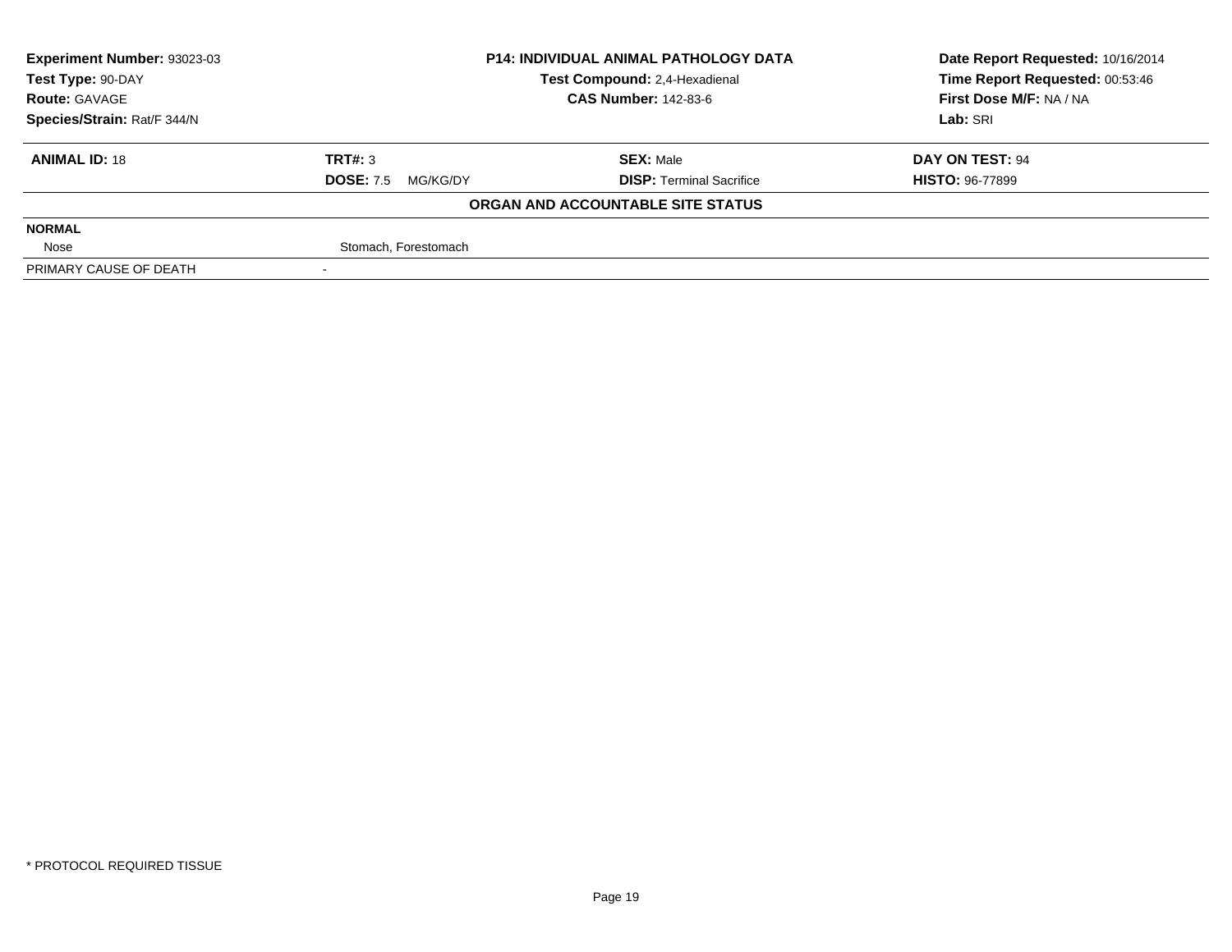**Experiment Number:** 93023-03
**Test Type:** 90-DAY
**Route:** GAVAGE
**Species/Strain:** Rat/F 344/N

**P14: INDIVIDUAL ANIMAL PATHOLOGY DATA**
**Test Compound:** 2,4-Hexadienal
**CAS Number:** 142-83-6

**Date Report Requested:** 10/16/2014
**Time Report Requested:** 00:53:46
**First Dose M/F:** NA / NA
**Lab:** SRI

| **ANIMAL ID:** 18 | **TRT#:** 3 | **SEX:** Male | **DAY ON TEST:** 94 |
|---|---|---|---|
| | **DOSE:** 7.5 MG/KG/DY | **DISP:** Terminal Sacrifice | **HISTO:** 96-77899 |

**ORGAN AND ACCOUNTABLE SITE STATUS**

| | |
|---|---|
| **NORMAL** | |
| Nose | Stomach, Forestomach |
| PRIMARY CAUSE OF DEATH | - |

* PROTOCOL REQUIRED TISSUE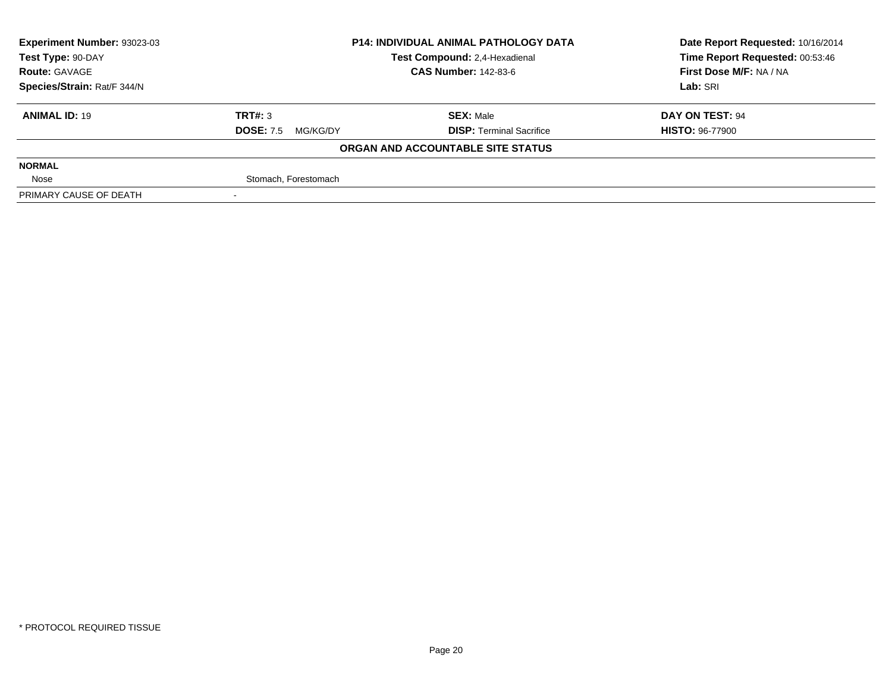**Experiment Number:** 93023-03
**Test Type:** 90-DAY
**Route:** GAVAGE
**Species/Strain:** Rat/F 344/N

**P14: INDIVIDUAL ANIMAL PATHOLOGY DATA**
**Test Compound:** 2,4-Hexadienal
**CAS Number:** 142-83-6

**Date Report Requested:** 10/16/2014
**Time Report Requested:** 00:53:46
**First Dose M/F:** NA / NA
**Lab:** SRI

| **ANIMAL ID:** 19 | **TRT#:** 3 | **SEX:** Male | **DAY ON TEST:** 94 |
|---|---|---|---|
| | **DOSE:** 7.5 MG/KG/DY | **DISP:** Terminal Sacrifice | **HISTO:** 96-77900 |

**ORGAN AND ACCOUNTABLE SITE STATUS**

| **NORMAL** | |
|---|---|
| Nose | Stomach, Forestomach |
| PRIMARY CAUSE OF DEATH | - |

* PROTOCOL REQUIRED TISSUE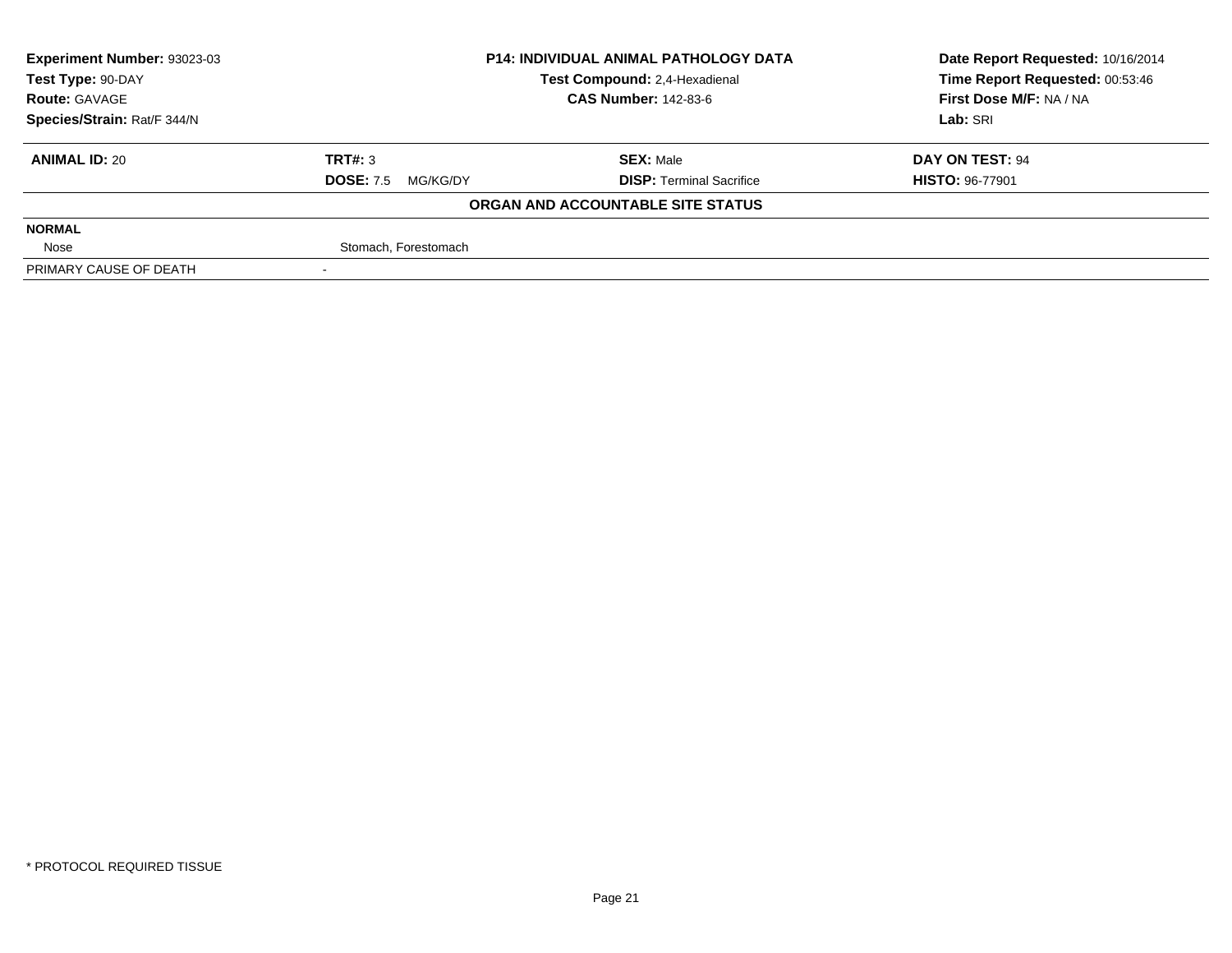| **Experiment Number:** 93023-03 | **P14: INDIVIDUAL ANIMAL PATHOLOGY DATA** | **Date Report Requested:** 10/16/2014 |
|---|---|---|
| **Test Type:** 90-DAY | **Test Compound:** 2,4-Hexadienal | **Time Report Requested:** 00:53:46 |
| **Route:** GAVAGE | **CAS Number:** 142-83-6 | **First Dose M/F:** NA / NA |
| **Species/Strain:** Rat/F 344/N | | **Lab:** SRI |

| **ANIMAL ID:** 20 | **TRT#:** 3 | **SEX:** Male | **DAY ON TEST:** 94 |
|---|---|---|---|
| | **DOSE:** 7.5 MG/KG/DY | **DISP:** Terminal Sacrifice | **HISTO:** 96-77901 |

**ORGAN AND ACCOUNTABLE SITE STATUS**

| | |
|---|---|
| **NORMAL** | |
| Nose | Stomach, Forestomach |
| PRIMARY CAUSE OF DEATH | - |

* PROTOCOL REQUIRED TISSUE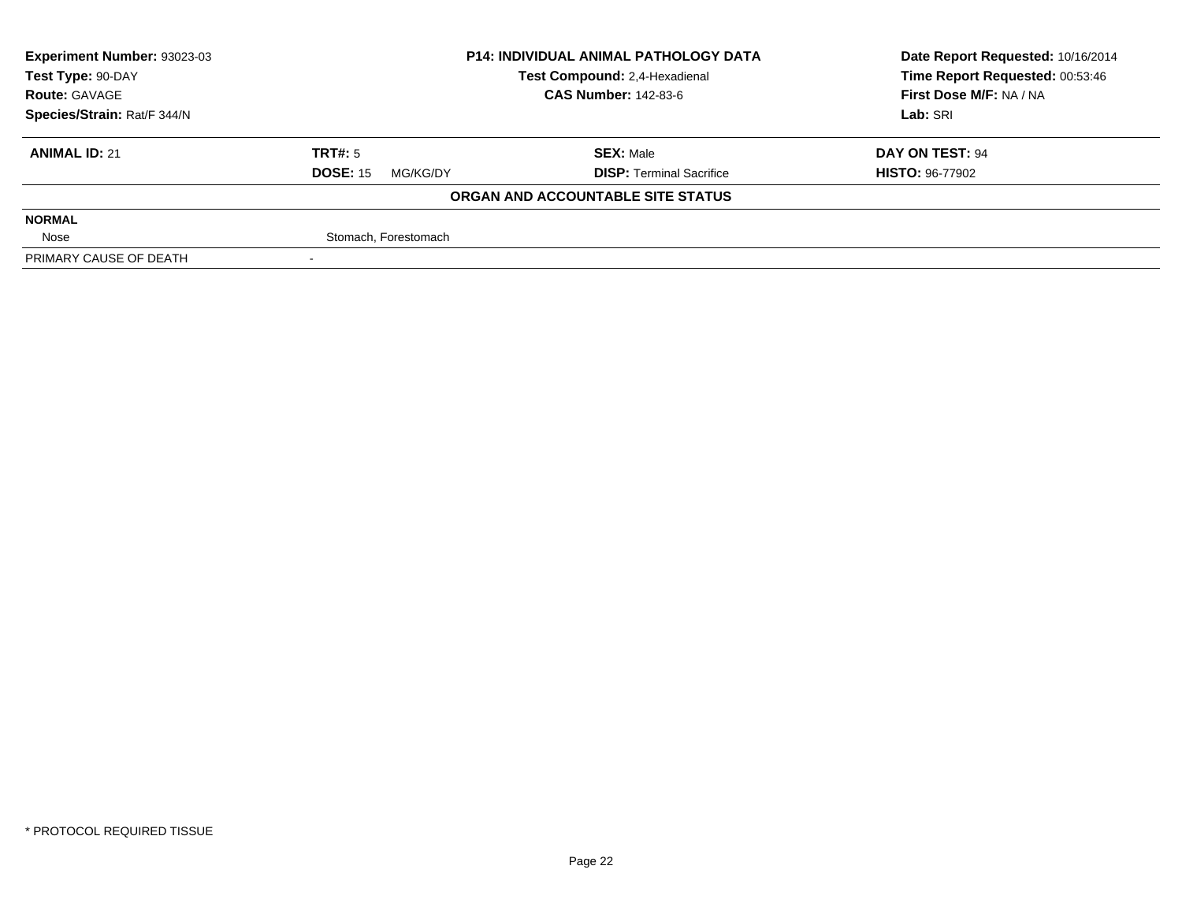| Experiment Number: 93023-03 | P14: INDIVIDUAL ANIMAL PATHOLOGY DATA | Date Report Requested: 10/16/2014 |
|---|---|---|
| Test Type: 90-DAY | Test Compound: 2,4-Hexadienal | Time Report Requested: 00:53:46 |
| Route: GAVAGE | CAS Number: 142-83-6 | First Dose M/F: NA / NA |
| Species/Strain: Rat/F 344/N | | Lab: SRI |

| ANIMAL ID: 21 | TRT#: 5 | SEX: Male | DAY ON TEST: 94 |
|---|---|---|---|
| | DOSE: 15 MG/KG/DY | DISP: Terminal Sacrifice | HISTO: 96-77902 |

**ORGAN AND ACCOUNTABLE SITE STATUS**

| NORMAL | |
|---|---|
| Nose | Stomach, Forestomach |
| PRIMARY CAUSE OF DEATH | - |

* PROTOCOL REQUIRED TISSUE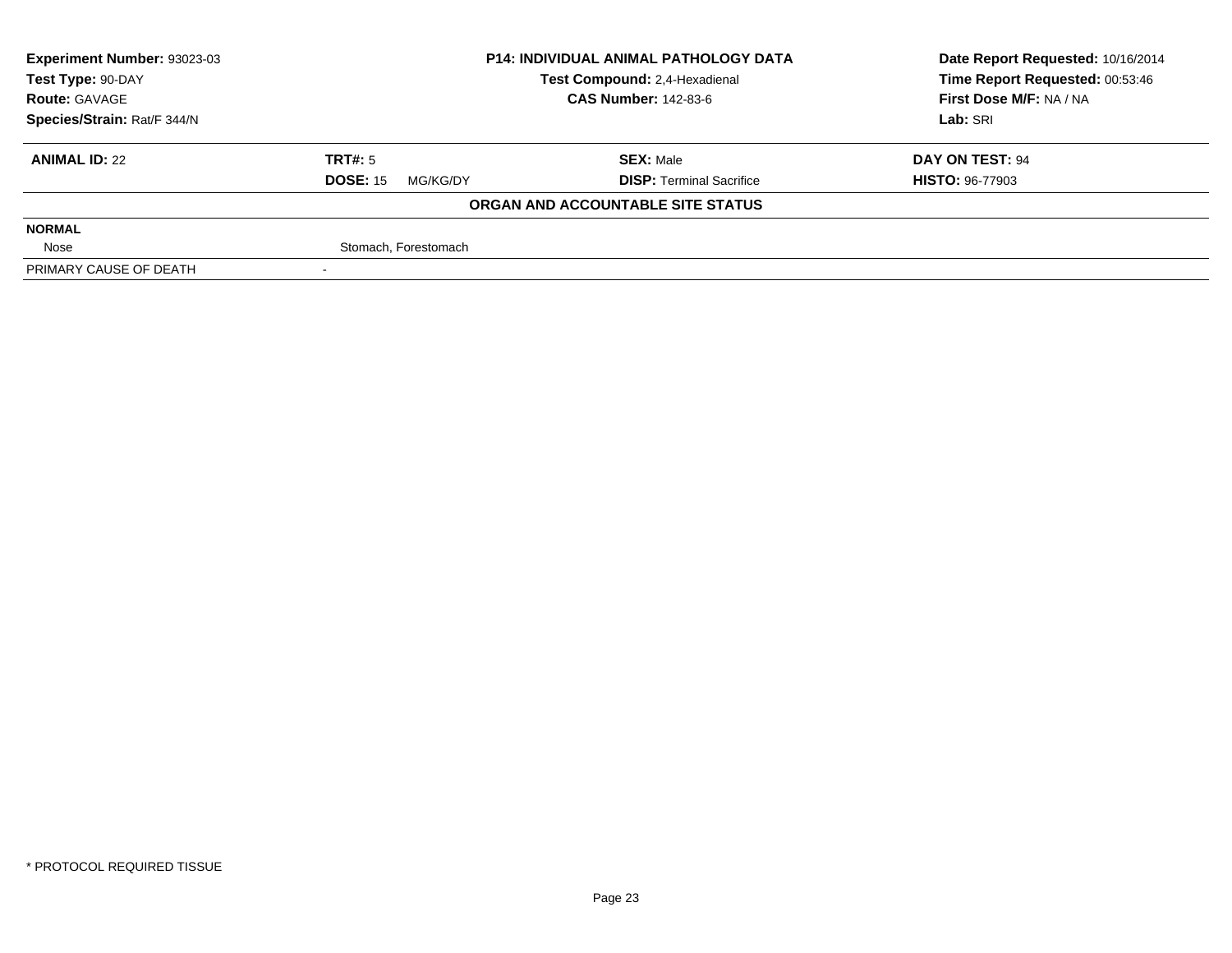| **Experiment Number:** 93023-03 | **P14: INDIVIDUAL ANIMAL PATHOLOGY DATA** | **Date Report Requested:** 10/16/2014 |
|---|---|---|
| **Test Type:** 90-DAY | **Test Compound:** 2,4-Hexadienal | **Time Report Requested:** 00:53:46 |
| **Route:** GAVAGE | **CAS Number:** 142-83-6 | **First Dose M/F:** NA / NA |
| **Species/Strain:** Rat/F 344/N | | **Lab:** SRI |

| **ANIMAL ID:** 22 | **TRT#:** 5 | **SEX:** Male | **DAY ON TEST:** 94 |
|---|---|---|---|
| | **DOSE:** 15 MG/KG/DY | **DISP:** Terminal Sacrifice | **HISTO:** 96-77903 |

**ORGAN AND ACCOUNTABLE SITE STATUS**

| | |
|---|---|
| **NORMAL** | |
| Nose | Stomach, Forestomach |
| PRIMARY CAUSE OF DEATH | - |

* PROTOCOL REQUIRED TISSUE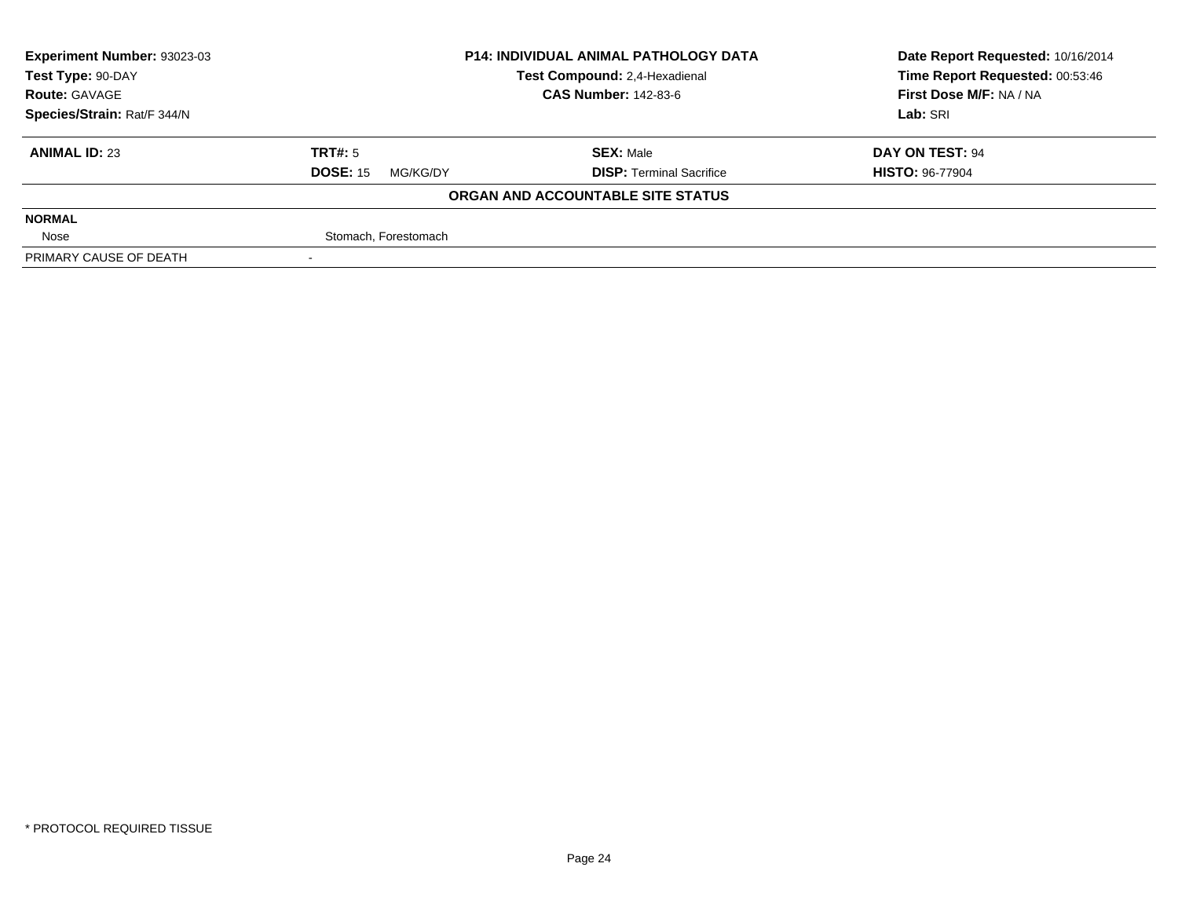| **Experiment Number:** 93023-03 | **P14: INDIVIDUAL ANIMAL PATHOLOGY DATA** | **Date Report Requested:** 10/16/2014 |
|---|---|---|
| **Test Type:** 90-DAY | **Test Compound:** 2,4-Hexadienal | **Time Report Requested:** 00:53:46 |
| **Route:** GAVAGE | **CAS Number:** 142-83-6 | **First Dose M/F:** NA / NA |
| **Species/Strain:** Rat/F 344/N | | **Lab:** SRI |

| **ANIMAL ID:** 23 | **TRT#:** 5 | **SEX:** Male | **DAY ON TEST:** 94 |
|---|---|---|---|
| | **DOSE:** 15 MG/KG/DY | **DISP:** Terminal Sacrifice | **HISTO:** 96-77904 |

**ORGAN AND ACCOUNTABLE SITE STATUS**

| | |
|---|---|
| **NORMAL** | |
| Nose | Stomach, Forestomach |
| PRIMARY CAUSE OF DEATH | - |

\* PROTOCOL REQUIRED TISSUE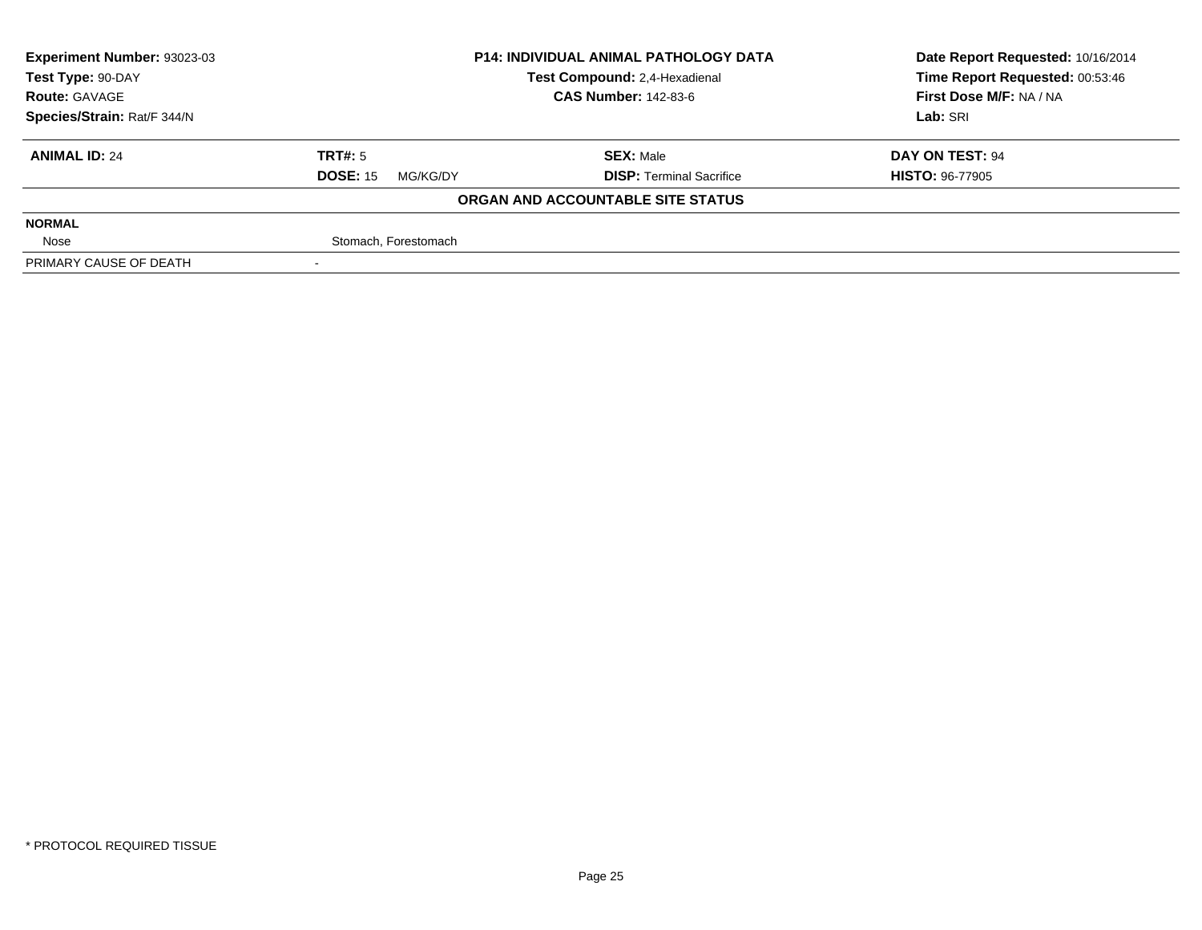| Experiment Number: 93023-03 | P14: INDIVIDUAL ANIMAL PATHOLOGY DATA | | Date Report Requested: 10/16/2014 |
|---|---|---|---|
| Test Type: 90-DAY | Test Compound: 2,4-Hexadienal | | Time Report Requested: 00:53:46 |
| Route: GAVAGE | CAS Number: 142-83-6 | | First Dose M/F: NA / NA |
| Species/Strain: Rat/F 344/N | | | Lab: SRI |

| **ANIMAL ID:** 24 | **TRT#:** 5 | **SEX:** Male | **DAY ON TEST:** 94 |
|---|---|---|---|
| | **DOSE:** 15 MG/KG/DY | **DISP:** Terminal Sacrifice | **HISTO:** 96-77905 |

**ORGAN AND ACCOUNTABLE SITE STATUS**

| | |
|---|---|
| **NORMAL** | |
| Nose | Stomach, Forestomach |
| PRIMARY CAUSE OF DEATH | - |

* PROTOCOL REQUIRED TISSUE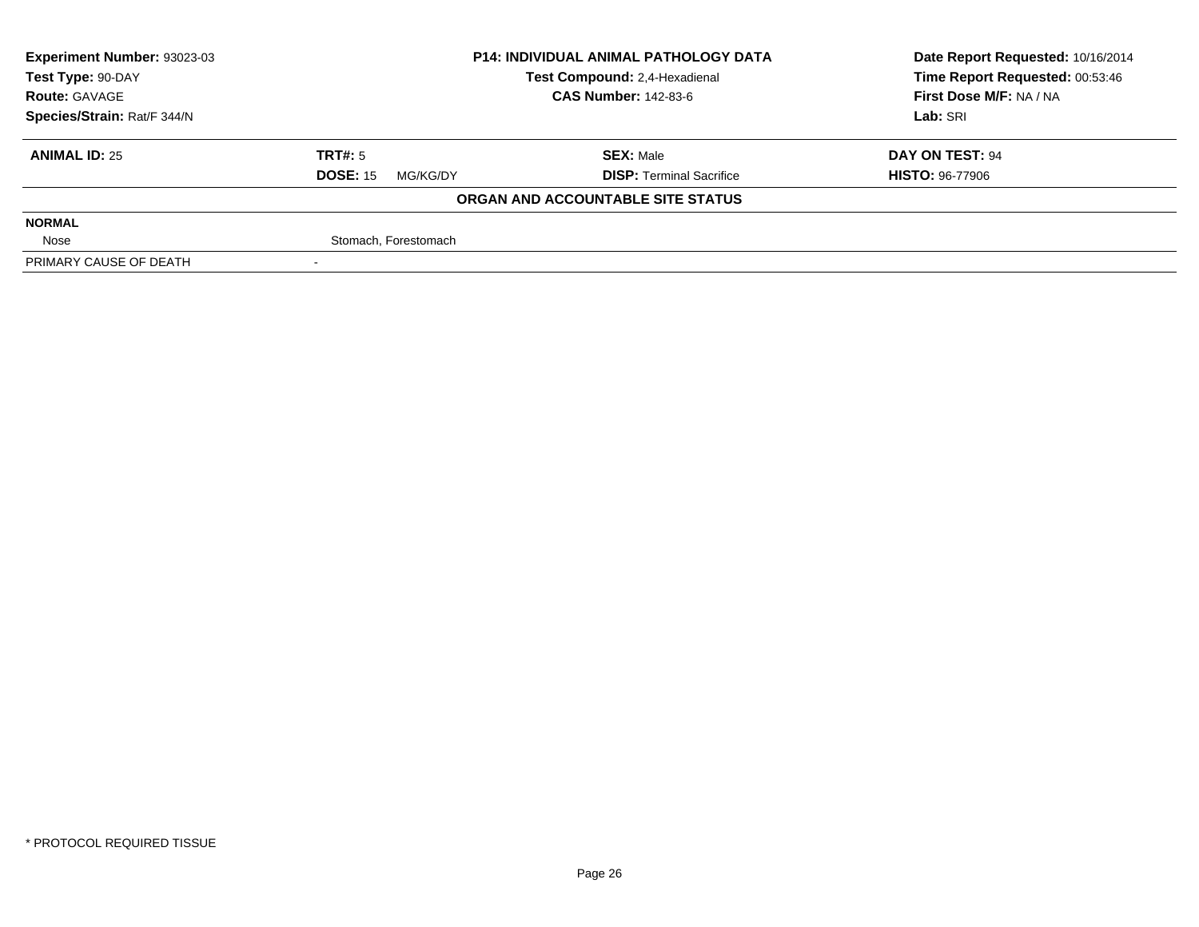| **Experiment Number:** 93023-03 | **P14: INDIVIDUAL ANIMAL PATHOLOGY DATA** | **Date Report Requested:** 10/16/2014 |
|---|---|---|
| **Test Type:** 90-DAY | **Test Compound:** 2,4-Hexadienal | **Time Report Requested:** 00:53:46 |
| **Route:** GAVAGE | **CAS Number:** 142-83-6 | **First Dose M/F:** NA / NA |
| **Species/Strain:** Rat/F 344/N | | **Lab:** SRI |

| **ANIMAL ID:** 25 | **TRT#:** 5 | **SEX:** Male | **DAY ON TEST:** 94 |
|---|---|---|---|
| | **DOSE:** 15 MG/KG/DY | **DISP:** Terminal Sacrifice | **HISTO:** 96-77906 |

**ORGAN AND ACCOUNTABLE SITE STATUS**

| | |
|---|---|
| **NORMAL** | |
| Nose | Stomach, Forestomach |
| PRIMARY CAUSE OF DEATH | - |

\* PROTOCOL REQUIRED TISSUE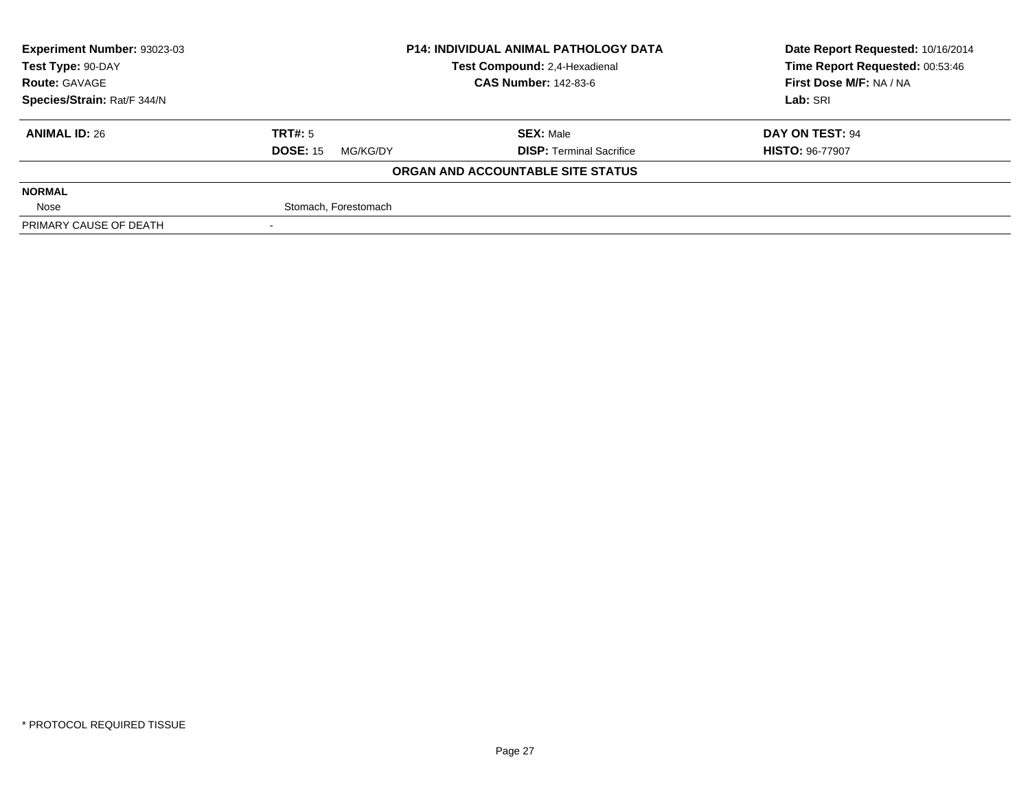| Experiment Number: 93023-03 | P14: INDIVIDUAL ANIMAL PATHOLOGY DATA | Date Report Requested: 10/16/2014 |
|---|---|---|
| Test Type: 90-DAY | Test Compound: 2,4-Hexadienal | Time Report Requested: 00:53:46 |
| Route: GAVAGE | CAS Number: 142-83-6 | First Dose M/F: NA / NA |
| Species/Strain: Rat/F 344/N | | Lab: SRI |

| ANIMAL ID: 26 | TRT#: 5 | SEX: Male | DAY ON TEST: 94 |
|---|---|---|---|
| | DOSE: 15 MG/KG/DY | DISP: Terminal Sacrifice | HISTO: 96-77907 |

**ORGAN AND ACCOUNTABLE SITE STATUS**

| NORMAL | |
|---|---|
| Nose | Stomach, Forestomach |
| PRIMARY CAUSE OF DEATH | - |

* PROTOCOL REQUIRED TISSUE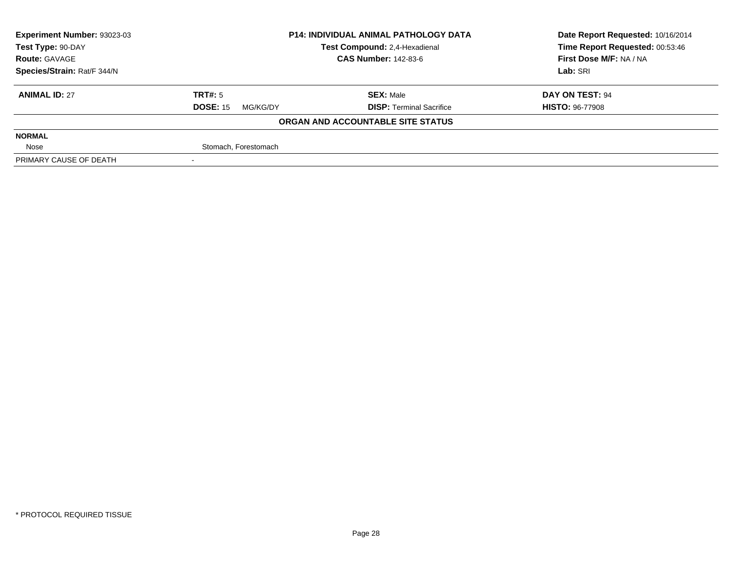**Experiment Number:** 93023-03
**Test Type:** 90-DAY
**Route:** GAVAGE
**Species/Strain:** Rat/F 344/N

**P14: INDIVIDUAL ANIMAL PATHOLOGY DATA**
**Test Compound:** 2,4-Hexadienal
**CAS Number:** 142-83-6

**Date Report Requested:** 10/16/2014
**Time Report Requested:** 00:53:46
**First Dose M/F:** NA / NA
**Lab:** SRI

| **ANIMAL ID:** 27 | **TRT#:** 5 | **SEX:** Male | **DAY ON TEST:** 94 |
|---|---|---|---|
| | **DOSE:** 15 MG/KG/DY | **DISP:** Terminal Sacrifice | **HISTO:** 96-77908 |

**ORGAN AND ACCOUNTABLE SITE STATUS**

| **NORMAL** | |
|---|---|
| Nose | Stomach, Forestomach |
| PRIMARY CAUSE OF DEATH | - |

* PROTOCOL REQUIRED TISSUE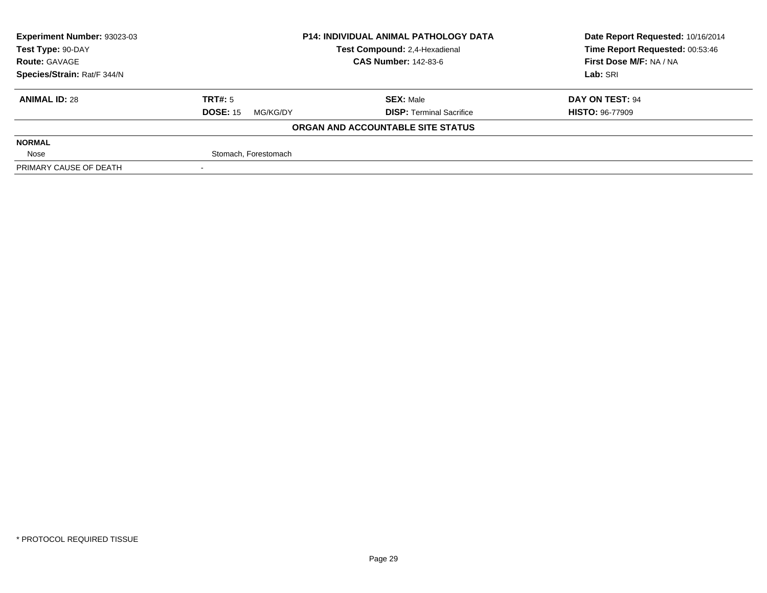| Experiment Number: 93023-03 | P14: INDIVIDUAL ANIMAL PATHOLOGY DATA | Date Report Requested: 10/16/2014 |
|---|---|---|
| Test Type: 90-DAY | Test Compound: 2,4-Hexadienal | Time Report Requested: 00:53:46 |
| Route: GAVAGE | CAS Number: 142-83-6 | First Dose M/F: NA / NA |
| Species/Strain: Rat/F 344/N | | Lab: SRI |

| ANIMAL ID: 28 | TRT#: 5 | SEX: Male | DAY ON TEST: 94 |
|---|---|---|---|
| | DOSE: 15 MG/KG/DY | DISP: Terminal Sacrifice | HISTO: 96-77909 |

**ORGAN AND ACCOUNTABLE SITE STATUS**

| | |
|---|---|
| **NORMAL** | |
| Nose | Stomach, Forestomach |
| PRIMARY CAUSE OF DEATH | - |

* PROTOCOL REQUIRED TISSUE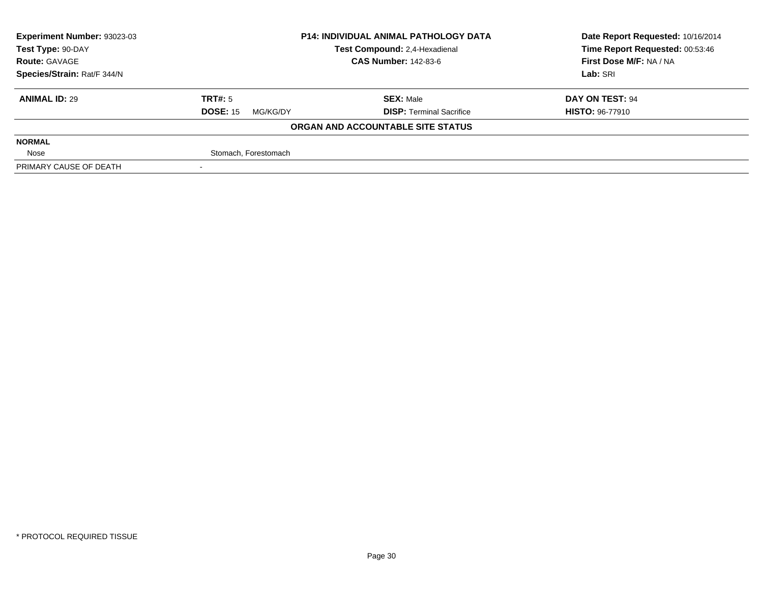| **Experiment Number:** 93023-03 | **P14: INDIVIDUAL ANIMAL PATHOLOGY DATA** | **Date Report Requested:** 10/16/2014 |
|---|---|---|
| **Test Type:** 90-DAY | **Test Compound:** 2,4-Hexadienal | **Time Report Requested:** 00:53:46 |
| **Route:** GAVAGE | **CAS Number:** 142-83-6 | **First Dose M/F:** NA / NA |
| **Species/Strain:** Rat/F 344/N | | **Lab:** SRI |

| **ANIMAL ID:** 29 | **TRT#:** 5 | **SEX:** Male | **DAY ON TEST:** 94 |
|---|---|---|---|
| | **DOSE:** 15 MG/KG/DY | **DISP:** Terminal Sacrifice | **HISTO:** 96-77910 |

**ORGAN AND ACCOUNTABLE SITE STATUS**

| | |
|---|---|
| **NORMAL** | |
| Nose | Stomach, Forestomach |
| PRIMARY CAUSE OF DEATH | - |

* PROTOCOL REQUIRED TISSUE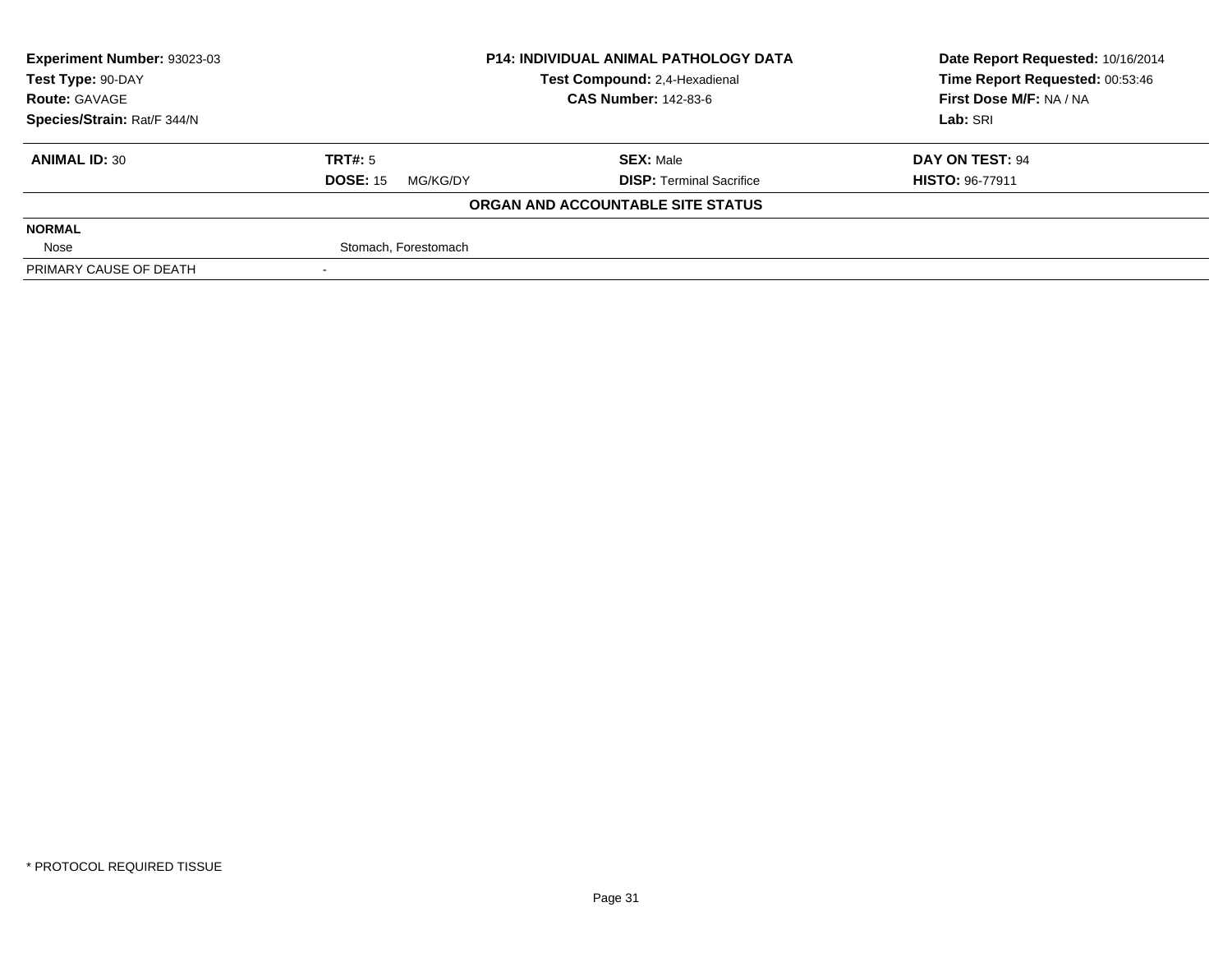| **Experiment Number:** 93023-03 | **P14: INDIVIDUAL ANIMAL PATHOLOGY DATA** | **Date Report Requested:** 10/16/2014 |
|---|---|---|
| **Test Type:** 90-DAY | **Test Compound:** 2,4-Hexadienal | **Time Report Requested:** 00:53:46 |
| **Route:** GAVAGE | **CAS Number:** 142-83-6 | **First Dose M/F:** NA / NA |
| **Species/Strain:** Rat/F 344/N | | **Lab:** SRI |

| **ANIMAL ID:** 30 | **TRT#:** 5 | **SEX:** Male | **DAY ON TEST:** 94 |
|---|---|---|---|
| | **DOSE:** 15 MG/KG/DY | **DISP:** Terminal Sacrifice | **HISTO:** 96-77911 |

**ORGAN AND ACCOUNTABLE SITE STATUS**

| | |
|---|---|
| **NORMAL** | |
| Nose | Stomach, Forestomach |
| PRIMARY CAUSE OF DEATH | - |

\* PROTOCOL REQUIRED TISSUE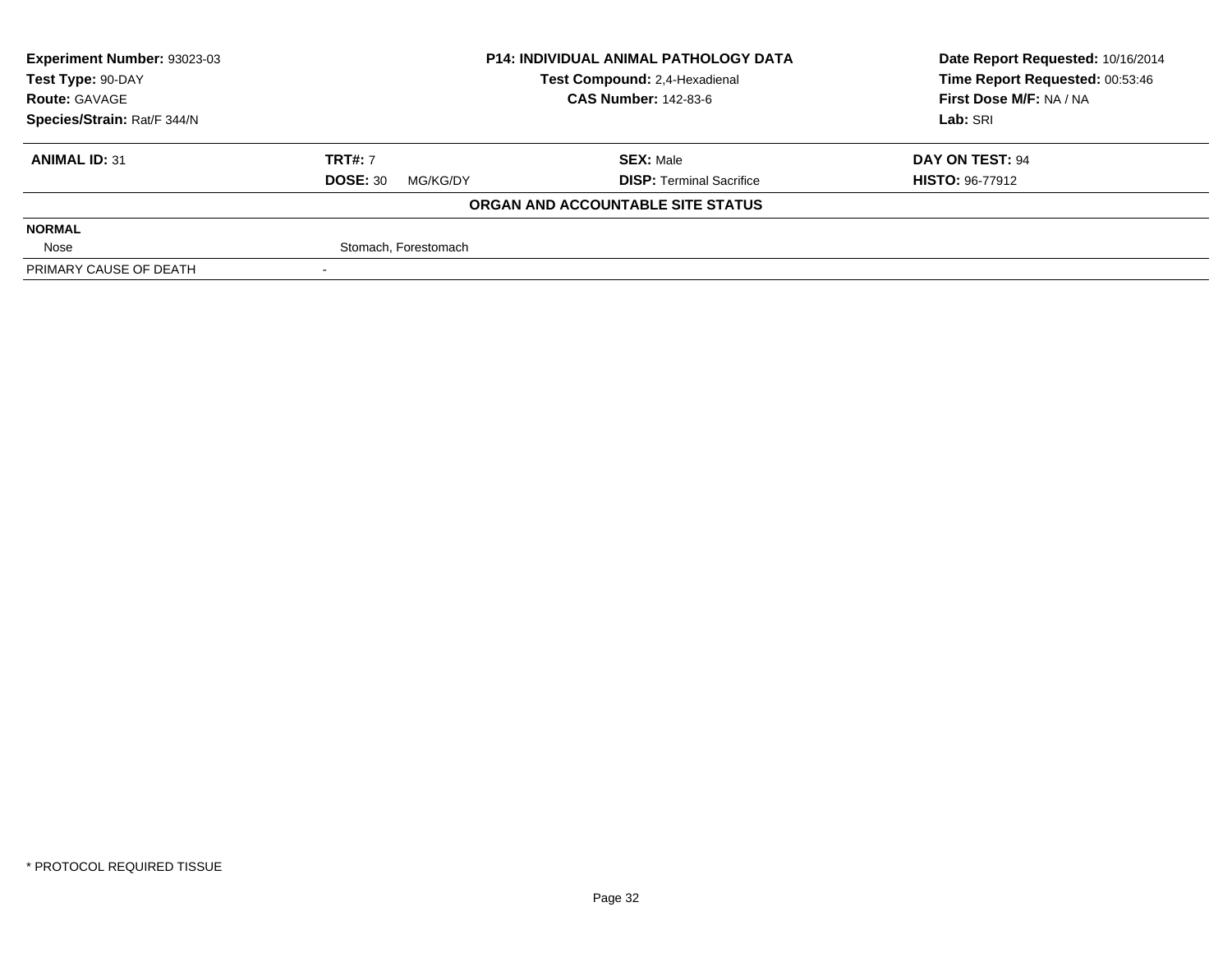| Experiment Number: 93023-03 | P14: INDIVIDUAL ANIMAL PATHOLOGY DATA | Date Report Requested: 10/16/2014 |
|---|---|---|
| Test Type: 90-DAY | Test Compound: 2,4-Hexadienal | Time Report Requested: 00:53:46 |
| Route: GAVAGE | CAS Number: 142-83-6 | First Dose M/F: NA / NA |
| Species/Strain: Rat/F 344/N | | Lab: SRI |

| ANIMAL ID: 31 | TRT#: 7 | SEX: Male | DAY ON TEST: 94 |
|---|---|---|---|
| | DOSE: 30 MG/KG/DY | DISP: Terminal Sacrifice | HISTO: 96-77912 |

**ORGAN AND ACCOUNTABLE SITE STATUS**

| NORMAL | |
|---|---|
| Nose | Stomach, Forestomach |
| PRIMARY CAUSE OF DEATH | - |

* PROTOCOL REQUIRED TISSUE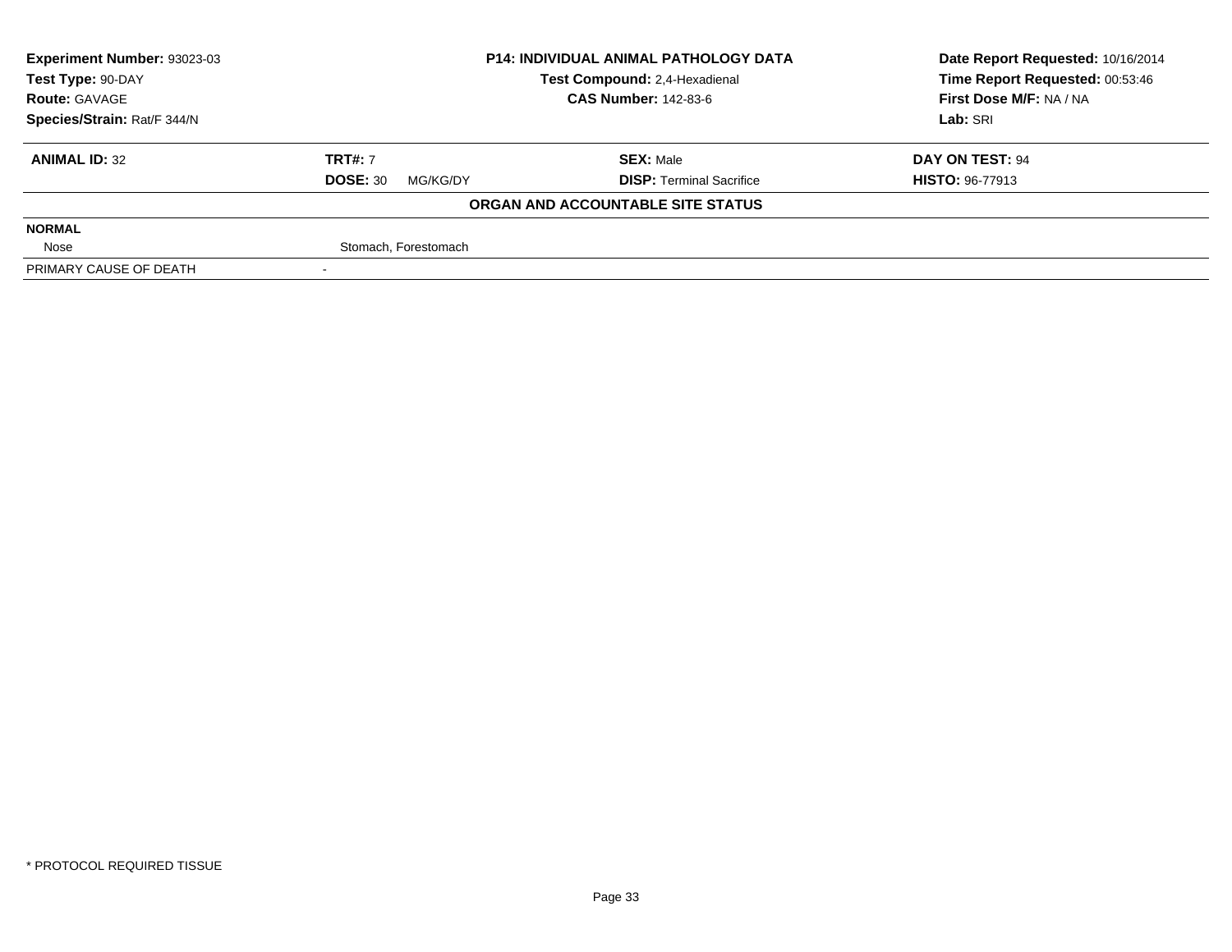**Experiment Number:** 93023-03
**Test Type:** 90-DAY
**Route:** GAVAGE
**Species/Strain:** Rat/F 344/N

**P14: INDIVIDUAL ANIMAL PATHOLOGY DATA**
**Test Compound:** 2,4-Hexadienal
**CAS Number:** 142-83-6

**Date Report Requested:** 10/16/2014
**Time Report Requested:** 00:53:46
**First Dose M/F:** NA / NA
**Lab:** SRI

| **ANIMAL ID:** 32 | **TRT#:** 7 | **SEX:** Male | **DAY ON TEST:** 94 |
|---|---|---|---|
| | **DOSE:** 30 MG/KG/DY | **DISP:** Terminal Sacrifice | **HISTO:** 96-77913 |

**ORGAN AND ACCOUNTABLE SITE STATUS**

| **NORMAL** | |
|---|---|
| Nose | Stomach, Forestomach |
| PRIMARY CAUSE OF DEATH | - |

* PROTOCOL REQUIRED TISSUE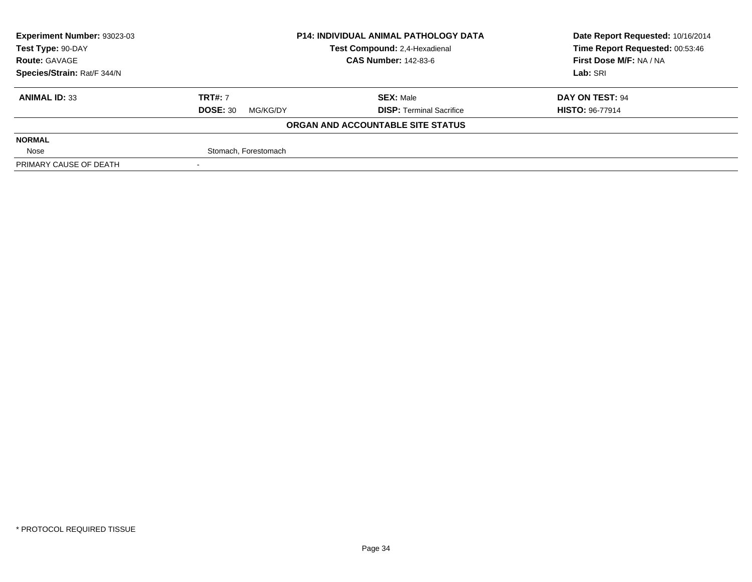| **Experiment Number:** 93023-03 | **P14: INDIVIDUAL ANIMAL PATHOLOGY DATA** | **Date Report Requested:** 10/16/2014 |
|---|---|---|
| **Test Type:** 90-DAY | **Test Compound:** 2,4-Hexadienal | **Time Report Requested:** 00:53:46 |
| **Route:** GAVAGE | **CAS Number:** 142-83-6 | **First Dose M/F:** NA / NA |
| **Species/Strain:** Rat/F 344/N | | **Lab:** SRI |

| **ANIMAL ID:** 33 | **TRT#:** 7 | **SEX:** Male | **DAY ON TEST:** 94 |
|---|---|---|---|
| | **DOSE:** 30 MG/KG/DY | **DISP:** Terminal Sacrifice | **HISTO:** 96-77914 |

**ORGAN AND ACCOUNTABLE SITE STATUS**

| | |
|---|---|
| **NORMAL** | |
| Nose | Stomach, Forestomach |
| PRIMARY CAUSE OF DEATH | - |

* PROTOCOL REQUIRED TISSUE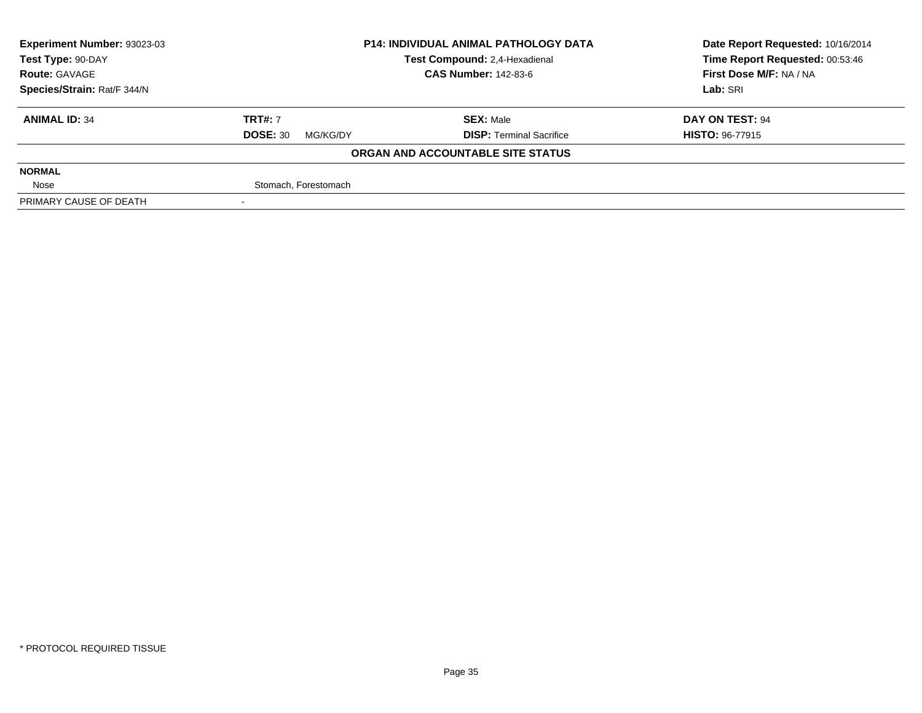**Experiment Number:** 93023-03
**Test Type:** 90-DAY
**Route:** GAVAGE
**Species/Strain:** Rat/F 344/N

**P14: INDIVIDUAL ANIMAL PATHOLOGY DATA**
**Test Compound:** 2,4-Hexadienal
**CAS Number:** 142-83-6

**Date Report Requested:** 10/16/2014
**Time Report Requested:** 00:53:46
**First Dose M/F:** NA / NA
**Lab:** SRI

| **ANIMAL ID:** 34 | **TRT#:** 7 | **SEX:** Male | **DAY ON TEST:** 94 |
|---|---|---|---|
| | **DOSE:** 30 MG/KG/DY | **DISP:** Terminal Sacrifice | **HISTO:** 96-77915 |

**ORGAN AND ACCOUNTABLE SITE STATUS**

| | |
|---|---|
| **NORMAL** | |
| Nose | Stomach, Forestomach |
| PRIMARY CAUSE OF DEATH | - |

* PROTOCOL REQUIRED TISSUE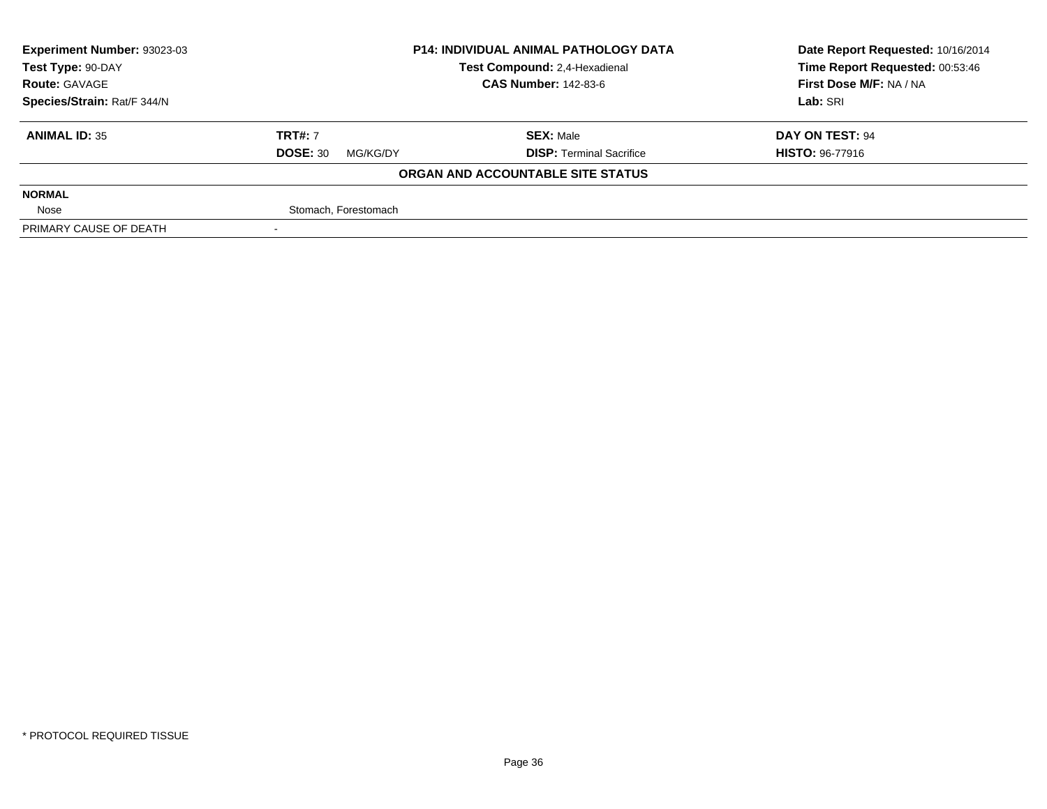**Experiment Number:** 93023-03
**Test Type:** 90-DAY
**Route:** GAVAGE
**Species/Strain:** Rat/F 344/N

**P14: INDIVIDUAL ANIMAL PATHOLOGY DATA**
**Test Compound:** 2,4-Hexadienal
**CAS Number:** 142-83-6

**Date Report Requested:** 10/16/2014
**Time Report Requested:** 00:53:46
**First Dose M/F:** NA / NA
**Lab:** SRI

| **ANIMAL ID:** 35 | **TRT#:** 7 | **SEX:** Male | **DAY ON TEST:** 94 |
|---|---|---|---|
| | **DOSE:** 30 MG/KG/DY | **DISP:** Terminal Sacrifice | **HISTO:** 96-77916 |

**ORGAN AND ACCOUNTABLE SITE STATUS**

| | |
|---|---|
| **NORMAL** | |
| Nose | Stomach, Forestomach |
| PRIMARY CAUSE OF DEATH | - |

* PROTOCOL REQUIRED TISSUE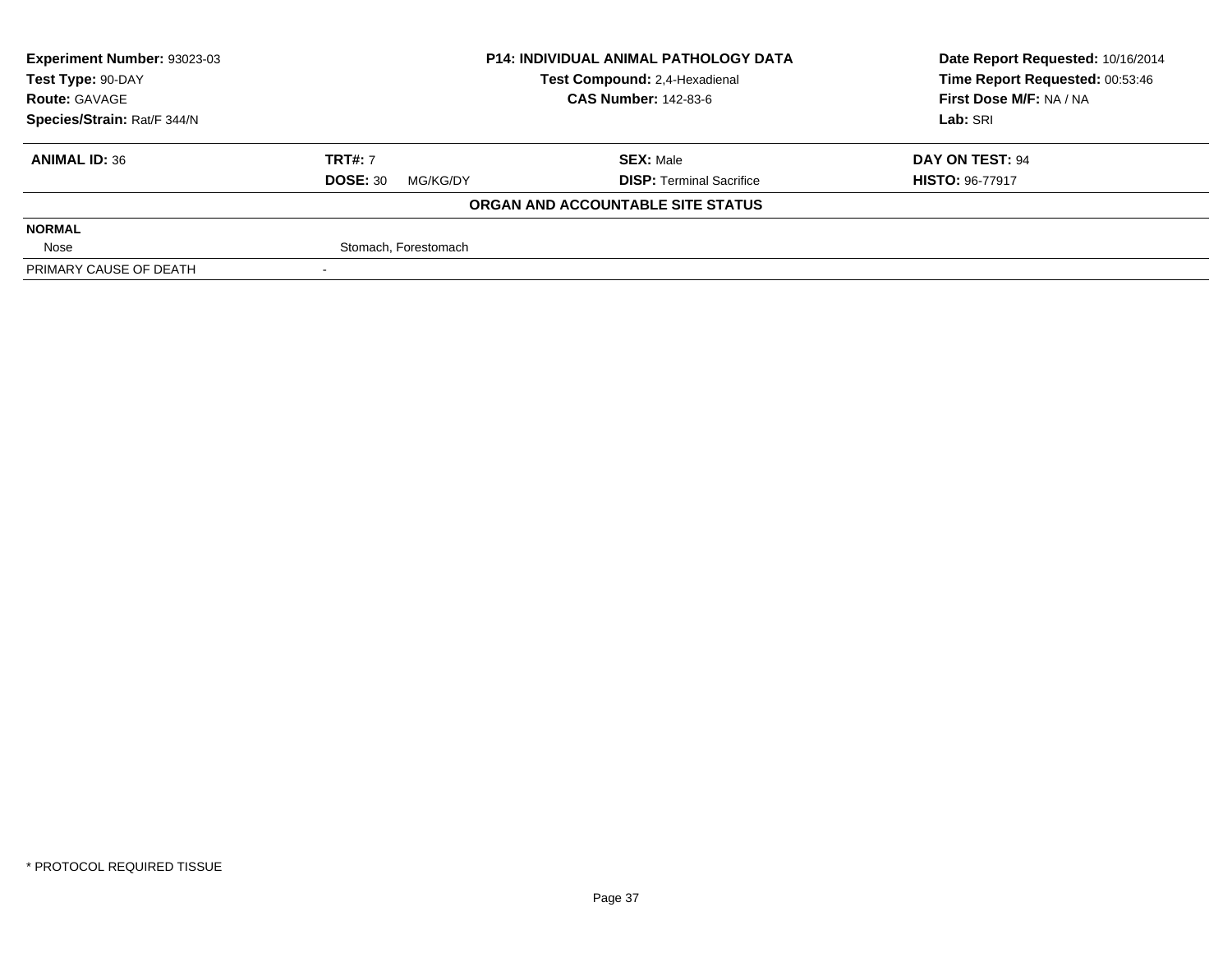| **Experiment Number:** 93023-03 | **P14: INDIVIDUAL ANIMAL PATHOLOGY DATA** | **Date Report Requested:** 10/16/2014 |
|---|---|---|
| **Test Type:** 90-DAY | **Test Compound:** 2,4-Hexadienal | **Time Report Requested:** 00:53:46 |
| **Route:** GAVAGE | **CAS Number:** 142-83-6 | **First Dose M/F:** NA / NA |
| **Species/Strain:** Rat/F 344/N | | **Lab:** SRI |

| **ANIMAL ID:** 36 | **TRT#:** 7 | **SEX:** Male | **DAY ON TEST:** 94 |
|---|---|---|---|
| | **DOSE:** 30 MG/KG/DY | **DISP:** Terminal Sacrifice | **HISTO:** 96-77917 |

**ORGAN AND ACCOUNTABLE SITE STATUS**

| | |
|---|---|
| **NORMAL** | |
| Nose | Stomach, Forestomach |
| PRIMARY CAUSE OF DEATH | - |

* PROTOCOL REQUIRED TISSUE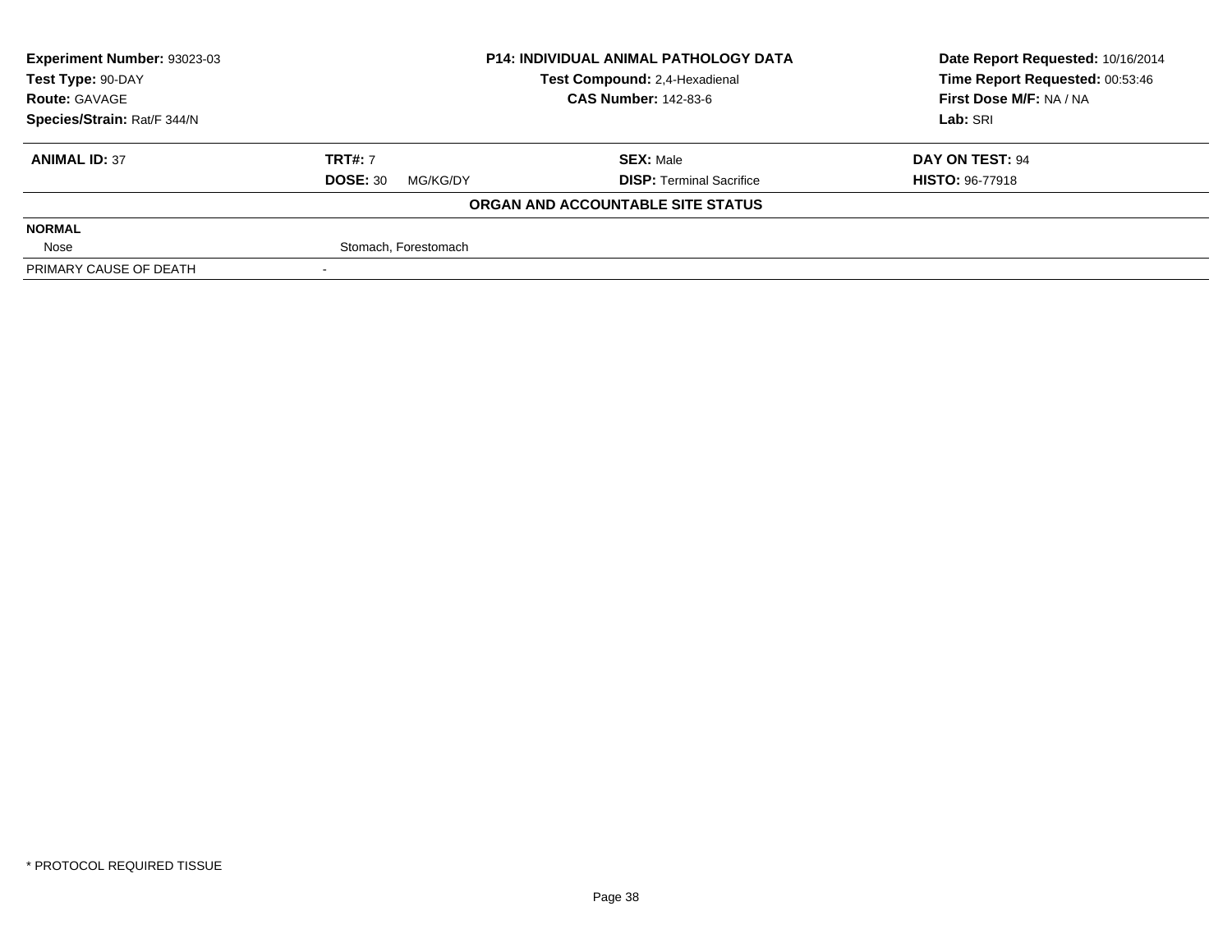**Experiment Number:** 93023-03
**Test Type:** 90-DAY
**Route:** GAVAGE
**Species/Strain:** Rat/F 344/N

**P14: INDIVIDUAL ANIMAL PATHOLOGY DATA**
**Test Compound:** 2,4-Hexadienal
**CAS Number:** 142-83-6

**Date Report Requested:** 10/16/2014
**Time Report Requested:** 00:53:46
**First Dose M/F:** NA / NA
**Lab:** SRI

| **ANIMAL ID:** 37 | **TRT#:** 7 | **SEX:** Male | **DAY ON TEST:** 94 |
|---|---|---|---|
| | **DOSE:** 30 MG/KG/DY | **DISP:** Terminal Sacrifice | **HISTO:** 96-77918 |

**ORGAN AND ACCOUNTABLE SITE STATUS**

| | |
|---|---|
| **NORMAL** | |
| Nose | Stomach, Forestomach |
| PRIMARY CAUSE OF DEATH | - |

* PROTOCOL REQUIRED TISSUE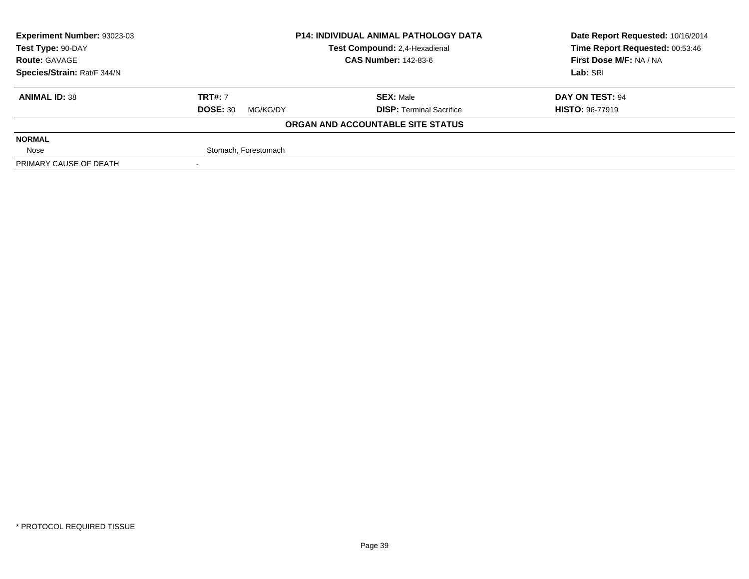| **Experiment Number:** 93023-03 | **P14: INDIVIDUAL ANIMAL PATHOLOGY DATA** | **Date Report Requested:** 10/16/2014 |
|---|---|---|
| **Test Type:** 90-DAY | **Test Compound:** 2,4-Hexadienal | **Time Report Requested:** 00:53:46 |
| **Route:** GAVAGE | **CAS Number:** 142-83-6 | **First Dose M/F:** NA / NA |
| **Species/Strain:** Rat/F 344/N | | **Lab:** SRI |

| **ANIMAL ID:** 38 | **TRT#:** 7 | **SEX:** Male | **DAY ON TEST:** 94 |
|---|---|---|---|
| | **DOSE:** 30 MG/KG/DY | **DISP:** Terminal Sacrifice | **HISTO:** 96-77919 |

**ORGAN AND ACCOUNTABLE SITE STATUS**

| | | |
|---|---|---|
| **NORMAL** | | |
| Nose | Stomach, Forestomach | |
| PRIMARY CAUSE OF DEATH | - | |

* PROTOCOL REQUIRED TISSUE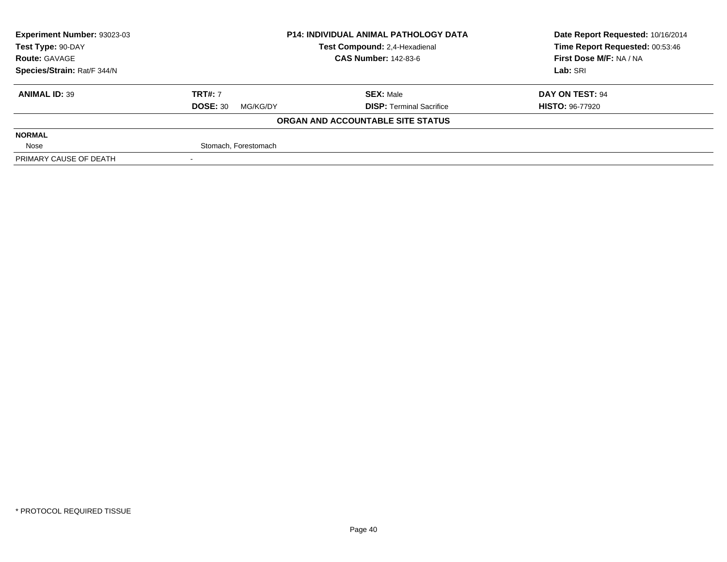**Experiment Number:** 93023-03
**Test Type:** 90-DAY
**Route:** GAVAGE
**Species/Strain:** Rat/F 344/N

**P14: INDIVIDUAL ANIMAL PATHOLOGY DATA**
**Test Compound:** 2,4-Hexadienal
**CAS Number:** 142-83-6

**Date Report Requested:** 10/16/2014
**Time Report Requested:** 00:53:46
**First Dose M/F:** NA / NA
**Lab:** SRI

| **ANIMAL ID:** 39 | **TRT#:** 7 | **SEX:** Male | **DAY ON TEST:** 94 |
|---|---|---|---|
| | **DOSE:** 30 MG/KG/DY | **DISP:** Terminal Sacrifice | **HISTO:** 96-77920 |

**ORGAN AND ACCOUNTABLE SITE STATUS**

| | |
|---|---|
| **NORMAL** | |
| Nose | Stomach, Forestomach |
| PRIMARY CAUSE OF DEATH | - |

* PROTOCOL REQUIRED TISSUE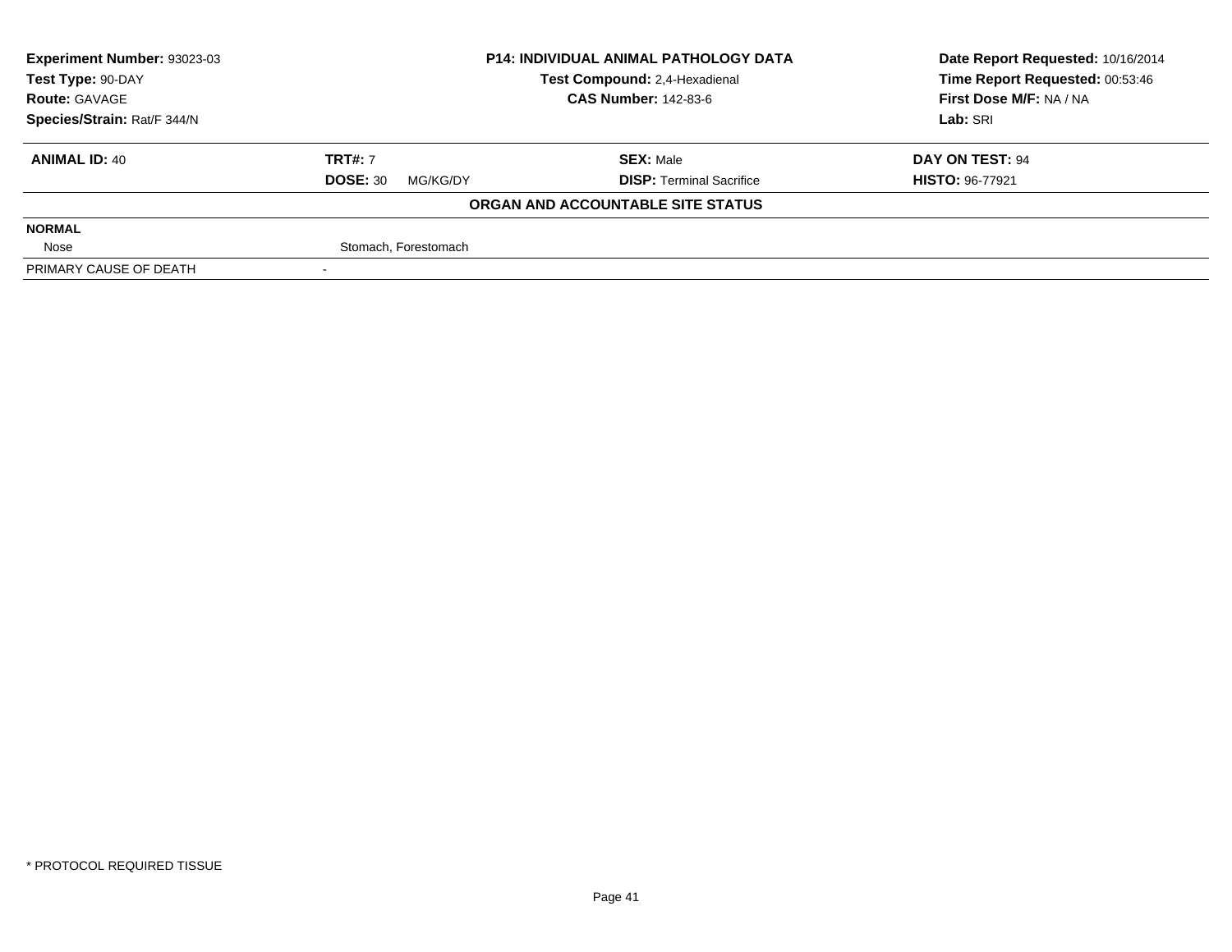**Experiment Number:** 93023-03
**Test Type:** 90-DAY
**Route:** GAVAGE
**Species/Strain:** Rat/F 344/N

**P14: INDIVIDUAL ANIMAL PATHOLOGY DATA**
**Test Compound:** 2,4-Hexadienal
**CAS Number:** 142-83-6

**Date Report Requested:** 10/16/2014
**Time Report Requested:** 00:53:46
**First Dose M/F:** NA / NA
**Lab:** SRI

| **ANIMAL ID:** 40 | **TRT#:** 7 | **SEX:** Male | **DAY ON TEST:** 94 |
|---|---|---|---|
| | **DOSE:** 30 MG/KG/DY | **DISP:** Terminal Sacrifice | **HISTO:** 96-77921 |

**ORGAN AND ACCOUNTABLE SITE STATUS**

| | |
|---|---|
| **NORMAL** | |
| Nose | Stomach, Forestomach |
| PRIMARY CAUSE OF DEATH | - |

* PROTOCOL REQUIRED TISSUE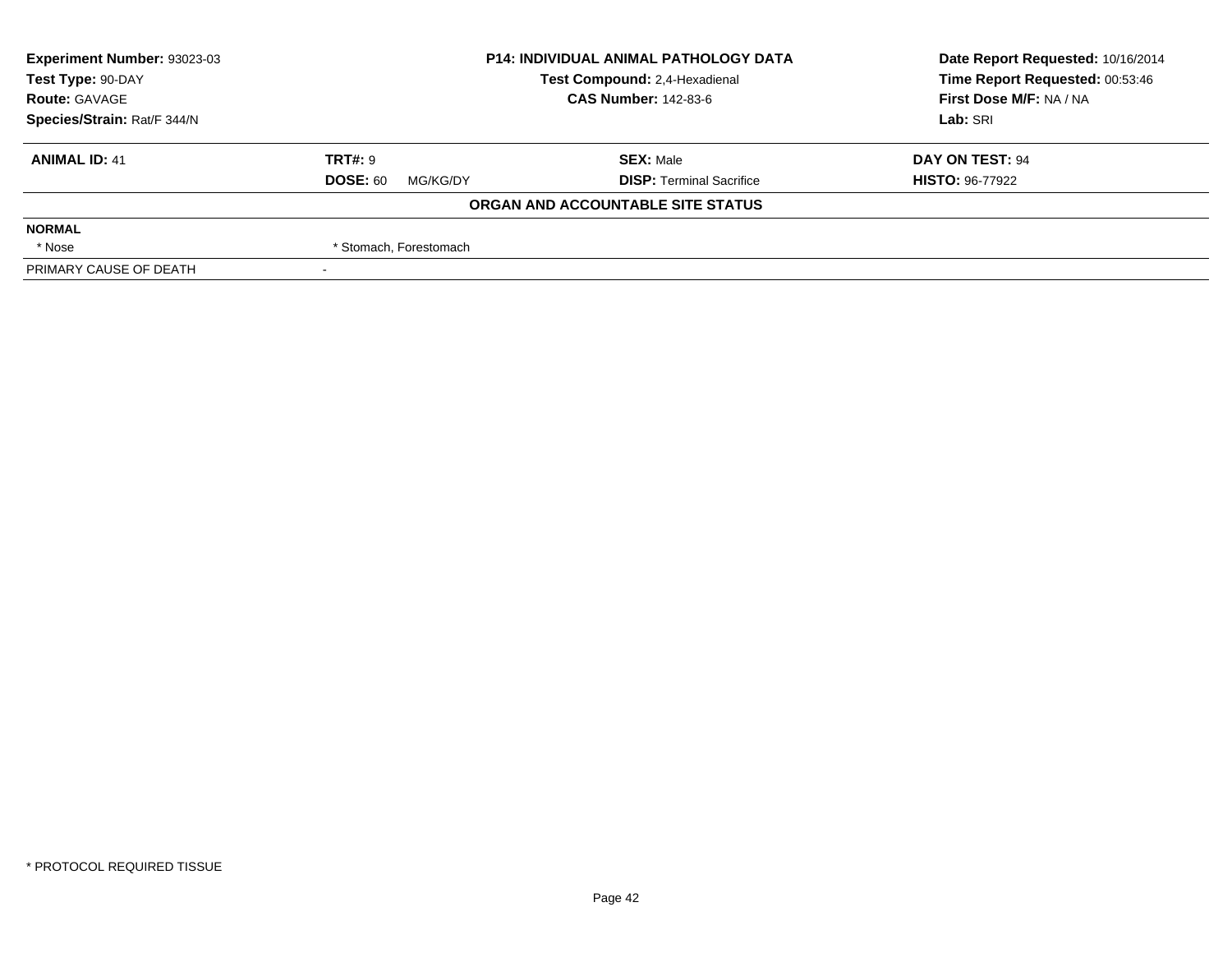**Experiment Number:** 93023-03
**Test Type:** 90-DAY
**Route:** GAVAGE
**Species/Strain:** Rat/F 344/N

**P14: INDIVIDUAL ANIMAL PATHOLOGY DATA**
**Test Compound:** 2,4-Hexadienal
**CAS Number:** 142-83-6

**Date Report Requested:** 10/16/2014
**Time Report Requested:** 00:53:46
**First Dose M/F:** NA / NA
**Lab:** SRI

| **ANIMAL ID:** 41 | **TRT#:** 9 | **SEX:** Male | **DAY ON TEST:** 94 |
|---|---|---|---|
| | **DOSE:** 60 MG/KG/DY | **DISP:** Terminal Sacrifice | **HISTO:** 96-77922 |

**ORGAN AND ACCOUNTABLE SITE STATUS**

| | |
|---|---|
| **NORMAL** | |
| * Nose | * Stomach, Forestomach |
| PRIMARY CAUSE OF DEATH | - |

* PROTOCOL REQUIRED TISSUE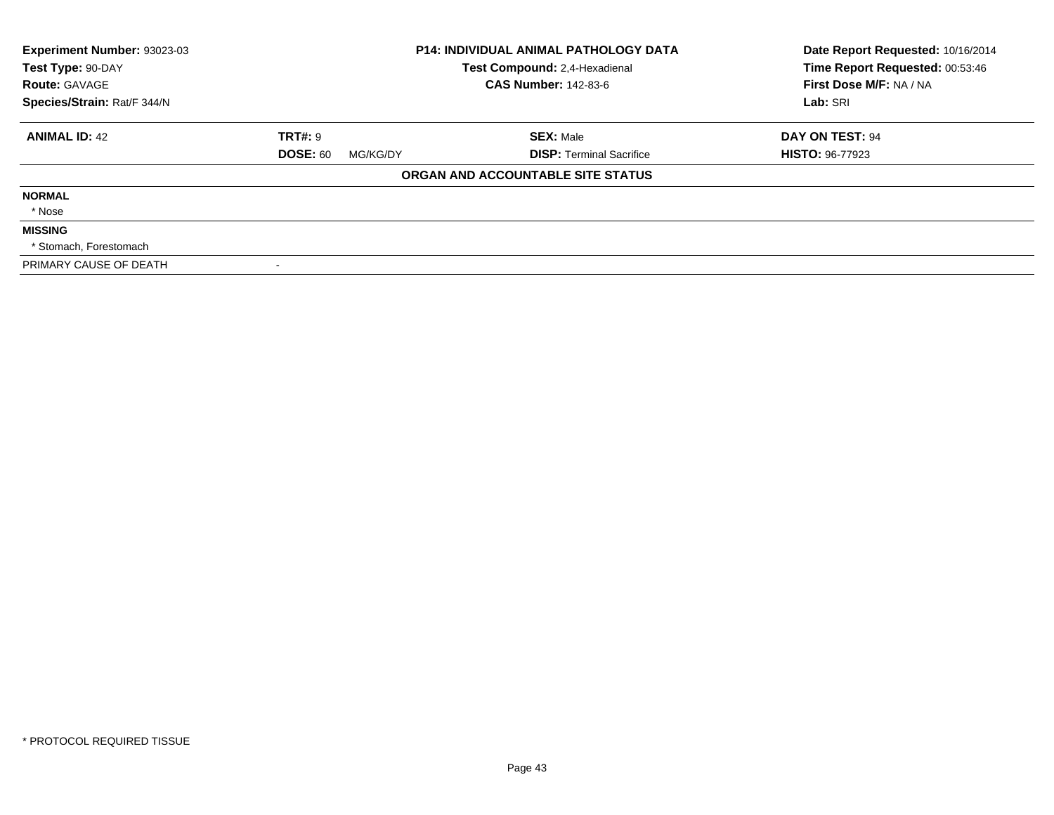**Experiment Number:** 93023-03
**Test Type:** 90-DAY
**Route:** GAVAGE
**Species/Strain:** Rat/F 344/N

**P14: INDIVIDUAL ANIMAL PATHOLOGY DATA**
**Test Compound:** 2,4-Hexadienal
**CAS Number:** 142-83-6

**Date Report Requested:** 10/16/2014
**Time Report Requested:** 00:53:46
**First Dose M/F:** NA / NA
**Lab:** SRI

| **ANIMAL ID:** 42 | **TRT#:** 9 | **SEX:** Male | **DAY ON TEST:** 94 |
|---|---|---|---|
| | **DOSE:** 60 MG/KG/DY | **DISP:** Terminal Sacrifice | **HISTO:** 96-77923 |

**ORGAN AND ACCOUNTABLE SITE STATUS**

**NORMAL**
* Nose

**MISSING**
* Stomach, Forestomach

PRIMARY CAUSE OF DEATH -

\* PROTOCOL REQUIRED TISSUE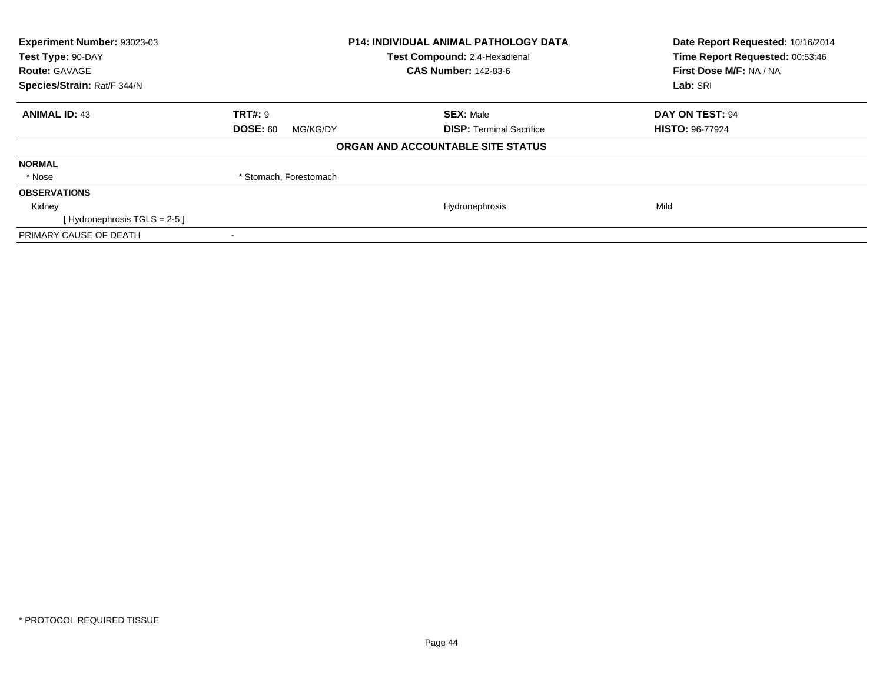**Experiment Number:** 93023-03
**Test Type:** 90-DAY
**Route:** GAVAGE
**Species/Strain:** Rat/F 344/N

**P14: INDIVIDUAL ANIMAL PATHOLOGY DATA**
**Test Compound:** 2,4-Hexadienal
**CAS Number:** 142-83-6

**Date Report Requested:** 10/16/2014
**Time Report Requested:** 00:53:46
**First Dose M/F:** NA / NA
**Lab:** SRI

| **ANIMAL ID:** 43 | **TRT#:** 9 | **SEX:** Male | **DAY ON TEST:** 94 |
|---|---|---|---|
| | **DOSE:** 60 MG/KG/DY | **DISP:** Terminal Sacrifice | **HISTO:** 96-77924 |

**ORGAN AND ACCOUNTABLE SITE STATUS**

| | | | |
|---|---|---|---|
| **NORMAL** | | | |
| * Nose | * Stomach, Forestomach | | |
| **OBSERVATIONS** | | | |
| Kidney | | Hydronephrosis | Mild |
| [ Hydronephrosis TGLS = 2-5 ] | | | |
| PRIMARY CAUSE OF DEATH | - | | |

* PROTOCOL REQUIRED TISSUE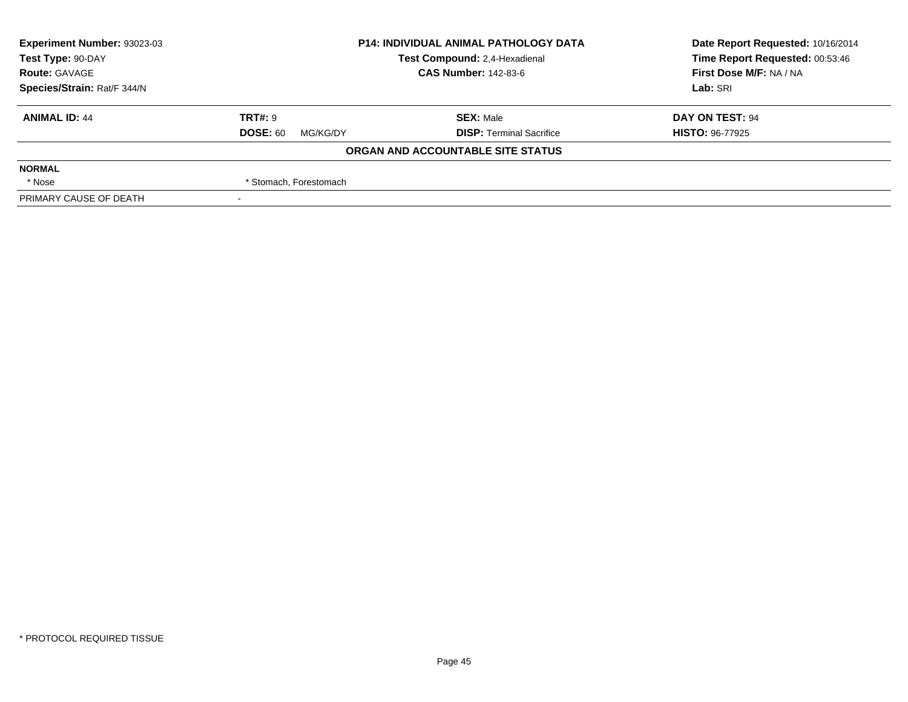| Experiment Number: 93023-03 | P14: INDIVIDUAL ANIMAL PATHOLOGY DATA | Date Report Requested: 10/16/2014 |
|---|---|---|
| Test Type: 90-DAY | Test Compound: 2,4-Hexadienal | Time Report Requested: 00:53:46 |
| Route: GAVAGE | CAS Number: 142-83-6 | First Dose M/F: NA / NA |
| Species/Strain: Rat/F 344/N | | Lab: SRI |

| ANIMAL ID: 44 | TRT#: 9 | SEX: Male | DAY ON TEST: 94 |
|---|---|---|---|
| | DOSE: 60 MG/KG/DY | DISP: Terminal Sacrifice | HISTO: 96-77925 |

**ORGAN AND ACCOUNTABLE SITE STATUS**

| | |
|---|---|
| **NORMAL** | |
| * Nose | * Stomach, Forestomach |
| PRIMARY CAUSE OF DEATH | - |

* PROTOCOL REQUIRED TISSUE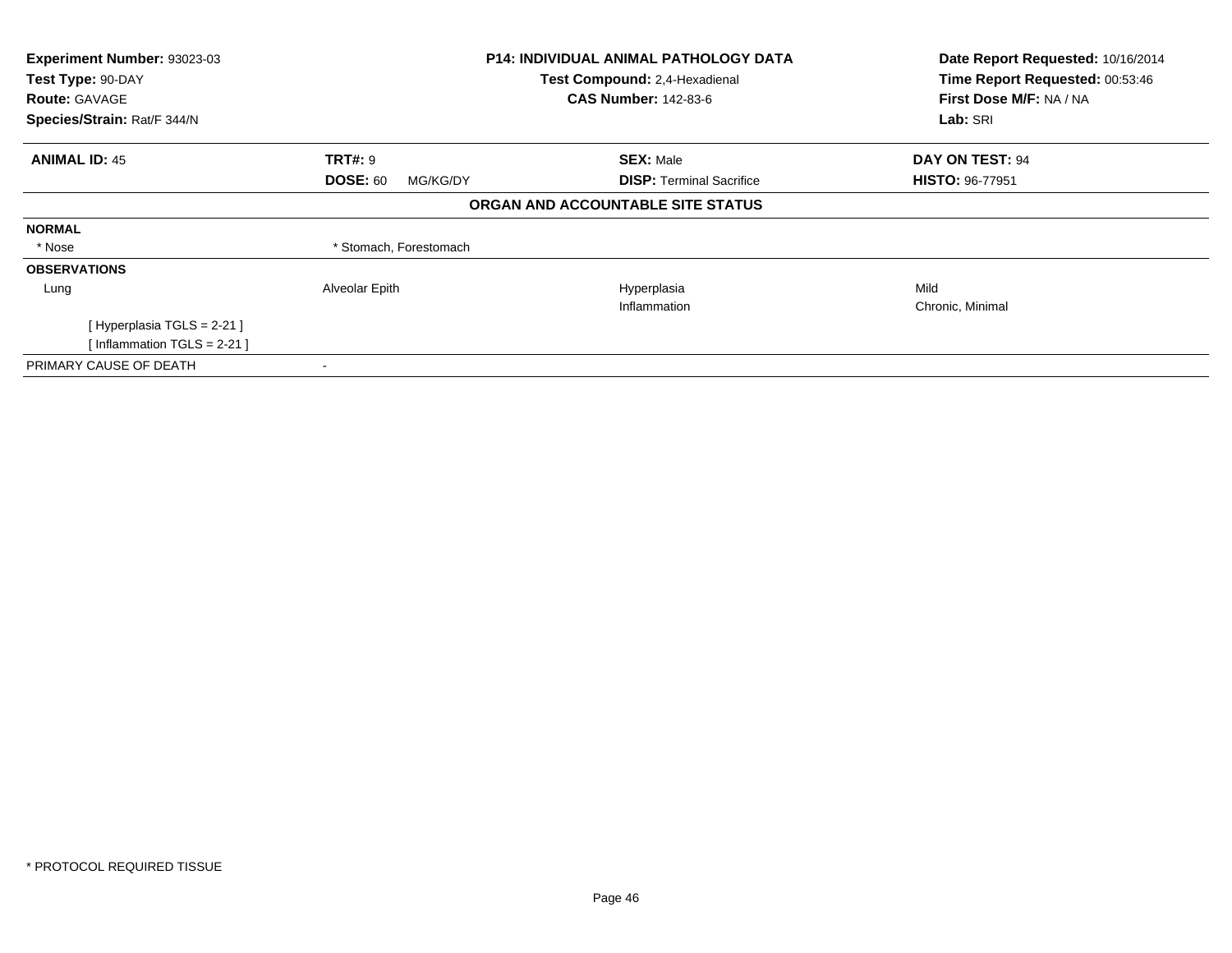**Experiment Number:** 93023-03
**Test Type:** 90-DAY
**Route:** GAVAGE
**Species/Strain:** Rat/F 344/N

**P14: INDIVIDUAL ANIMAL PATHOLOGY DATA**
**Test Compound:** 2,4-Hexadienal
**CAS Number:** 142-83-6

**Date Report Requested:** 10/16/2014
**Time Report Requested:** 00:53:46
**First Dose M/F:** NA / NA
**Lab:** SRI

| **ANIMAL ID:** 45 | **TRT#:** 9 | **SEX:** Male | **DAY ON TEST:** 94 |
|---|---|---|---|
| | **DOSE:** 60 MG/KG/DY | **DISP:** Terminal Sacrifice | **HISTO:** 96-77951 |

**ORGAN AND ACCOUNTABLE SITE STATUS**

**NORMAL**

| * Nose | * Stomach, Forestomach | | |
|---|---|---|---|

**OBSERVATIONS**

| | | | |
|---|---|---|---|
| Lung | Alveolar Epith | Hyperplasia | Mild |
| | | Inflammation | Chronic, Minimal |
| [ Hyperplasia TGLS = 2-21 ] | | | |
| [ Inflammation TGLS = 2-21 ] | | | |

PRIMARY CAUSE OF DEATH -

* PROTOCOL REQUIRED TISSUE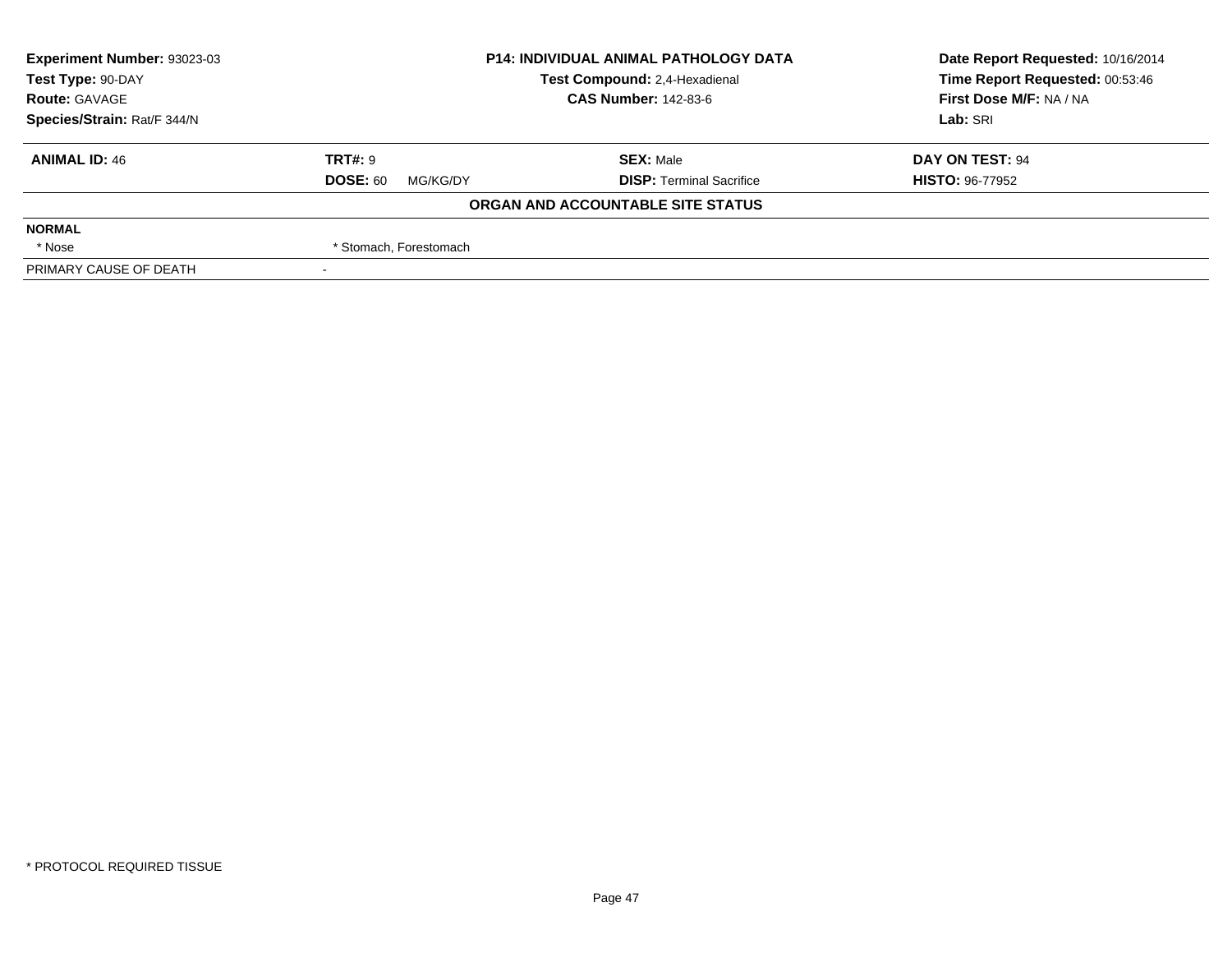| Experiment Number: 93023-03 | P14: INDIVIDUAL ANIMAL PATHOLOGY DATA | Date Report Requested: 10/16/2014 |
|---|---|---|
| Test Type: 90-DAY | Test Compound: 2,4-Hexadienal | Time Report Requested: 00:53:46 |
| Route: GAVAGE | CAS Number: 142-83-6 | First Dose M/F: NA / NA |
| Species/Strain: Rat/F 344/N | | Lab: SRI |

| ANIMAL ID: 46 | TRT#: 9 | SEX: Male | DAY ON TEST: 94 |
|---|---|---|---|
| | DOSE: 60 MG/KG/DY | DISP: Terminal Sacrifice | HISTO: 96-77952 |

**ORGAN AND ACCOUNTABLE SITE STATUS**

| NORMAL | |
|---|---|
| * Nose | * Stomach, Forestomach |
| PRIMARY CAUSE OF DEATH | - |

* PROTOCOL REQUIRED TISSUE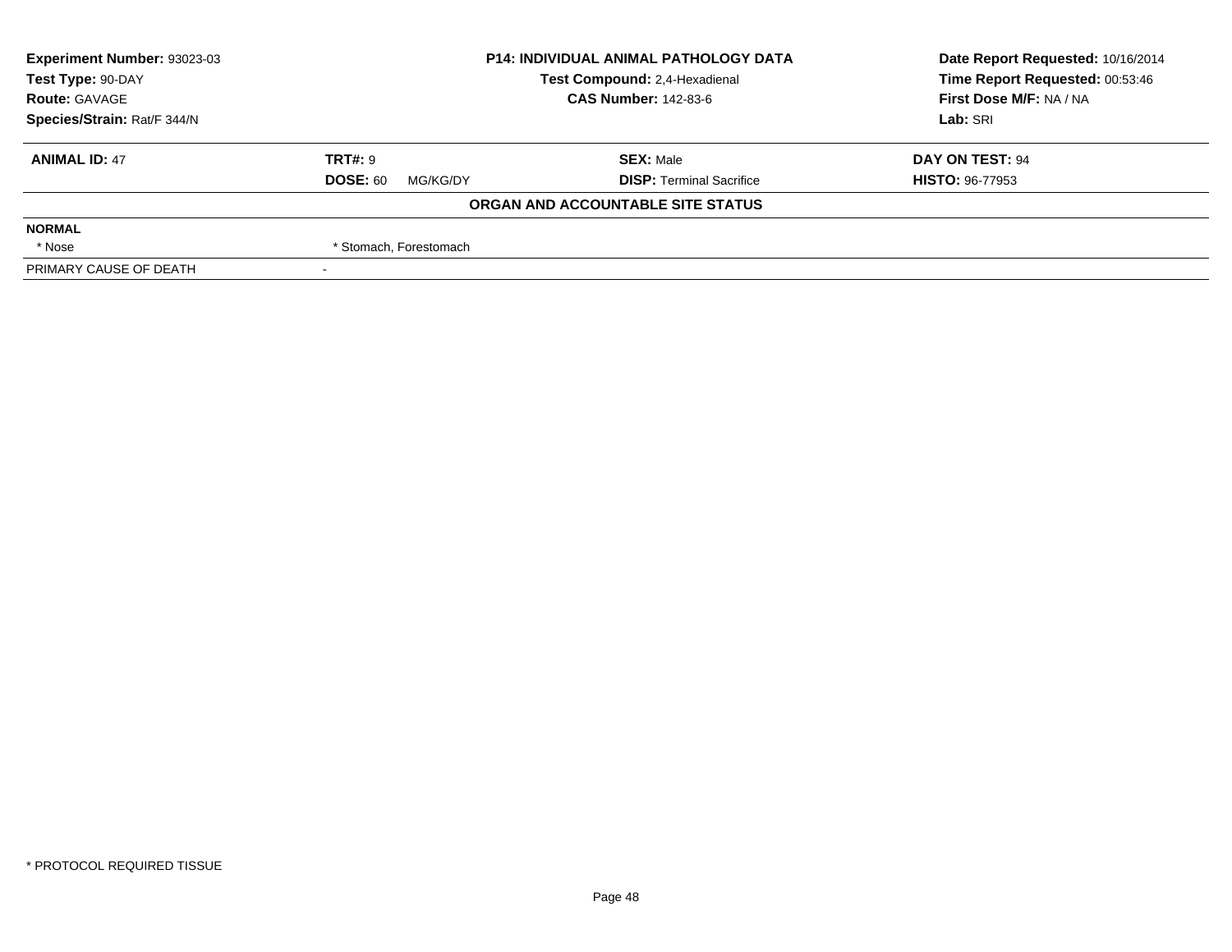| Experiment Number: 93023-03 | P14: INDIVIDUAL ANIMAL PATHOLOGY DATA | Date Report Requested: 10/16/2014 |
|---|---|---|
| Test Type: 90-DAY | Test Compound: 2,4-Hexadienal | Time Report Requested: 00:53:46 |
| Route: GAVAGE | CAS Number: 142-83-6 | First Dose M/F: NA / NA |
| Species/Strain: Rat/F 344/N | | Lab: SRI |

| ANIMAL ID: 47 | TRT#: 9 | SEX: Male | DAY ON TEST: 94 |
|---|---|---|---|
| | DOSE: 60 MG/KG/DY | DISP: Terminal Sacrifice | HISTO: 96-77953 |

**ORGAN AND ACCOUNTABLE SITE STATUS**

| | |
|---|---|
| **NORMAL** | |
| * Nose | * Stomach, Forestomach |
| PRIMARY CAUSE OF DEATH | - |

* PROTOCOL REQUIRED TISSUE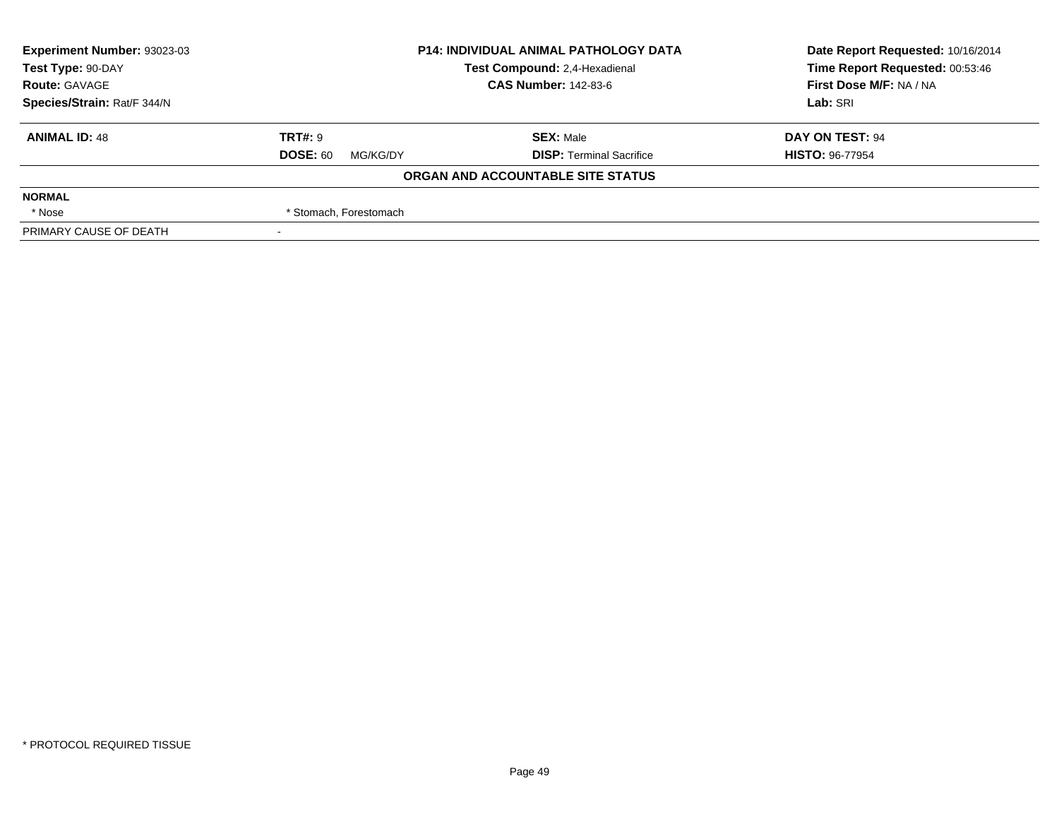| Experiment Number: 93023-03 | P14: INDIVIDUAL ANIMAL PATHOLOGY DATA | Date Report Requested: 10/16/2014 |
|---|---|---|
| Test Type: 90-DAY | Test Compound: 2,4-Hexadienal | Time Report Requested: 00:53:46 |
| Route: GAVAGE | CAS Number: 142-83-6 | First Dose M/F: NA / NA |
| Species/Strain: Rat/F 344/N | | Lab: SRI |

| ANIMAL ID: 48 | TRT#: 9 | SEX: Male | DAY ON TEST: 94 |
|---|---|---|---|
| | DOSE: 60 MG/KG/DY | DISP: Terminal Sacrifice | HISTO: 96-77954 |

**ORGAN AND ACCOUNTABLE SITE STATUS**

| NORMAL | |
|---|---|
| * Nose | * Stomach, Forestomach |
| PRIMARY CAUSE OF DEATH | - |

* PROTOCOL REQUIRED TISSUE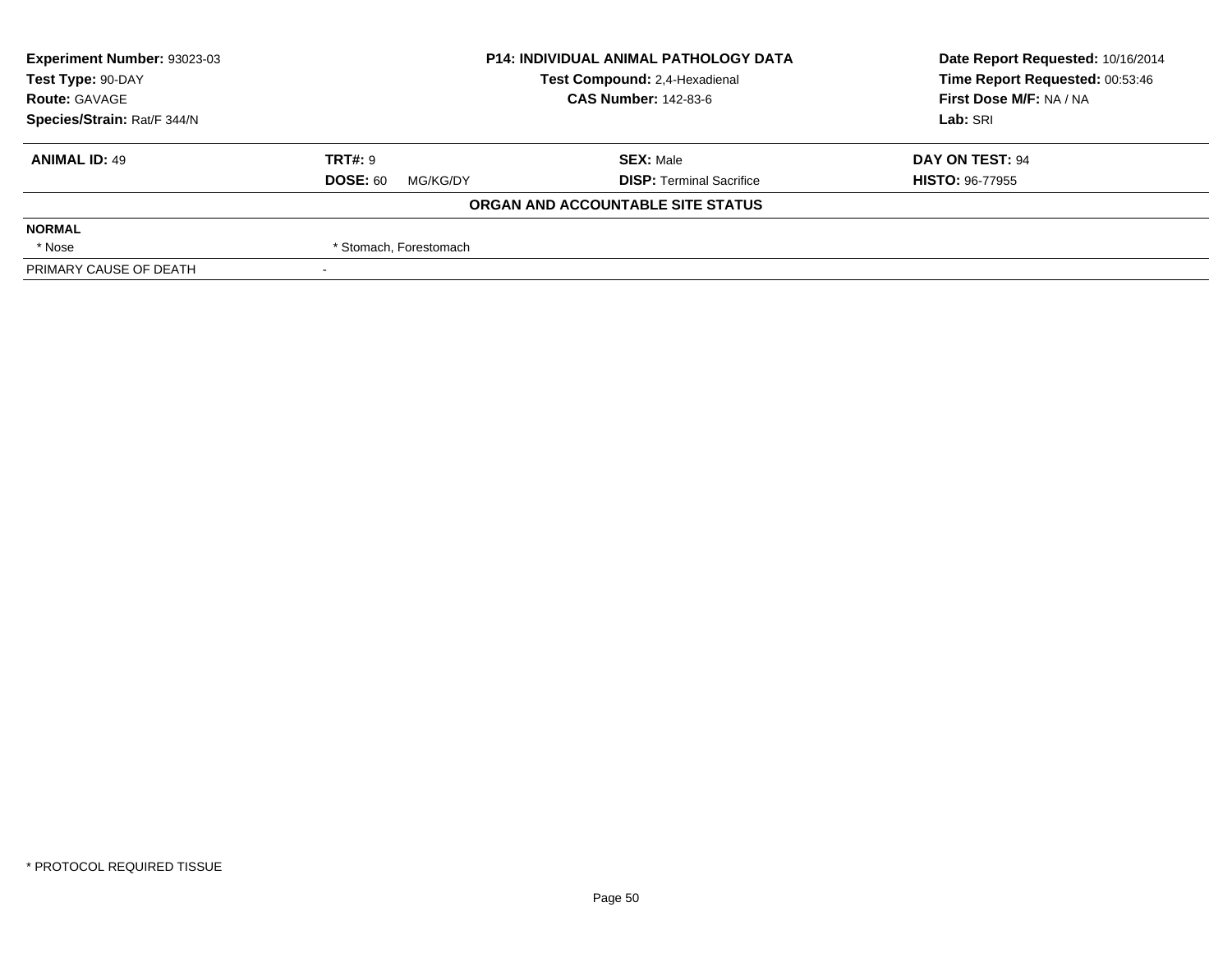| **Experiment Number:** 93023-03 | **P14: INDIVIDUAL ANIMAL PATHOLOGY DATA** | **Date Report Requested:** 10/16/2014 |
|---|---|---|
| **Test Type:** 90-DAY | **Test Compound:** 2,4-Hexadienal | **Time Report Requested:** 00:53:46 |
| **Route:** GAVAGE | **CAS Number:** 142-83-6 | **First Dose M/F:** NA / NA |
| **Species/Strain:** Rat/F 344/N | | **Lab:** SRI |

| **ANIMAL ID:** 49 | **TRT#:** 9 | **SEX:** Male | **DAY ON TEST:** 94 |
|---|---|---|---|
| | **DOSE:** 60 MG/KG/DY | **DISP:** Terminal Sacrifice | **HISTO:** 96-77955 |

**ORGAN AND ACCOUNTABLE SITE STATUS**

| | | | |
|---|---|---|---|
| **NORMAL** | | | |
| * Nose | * Stomach, Forestomach | | |
| PRIMARY CAUSE OF DEATH | - | | |

* PROTOCOL REQUIRED TISSUE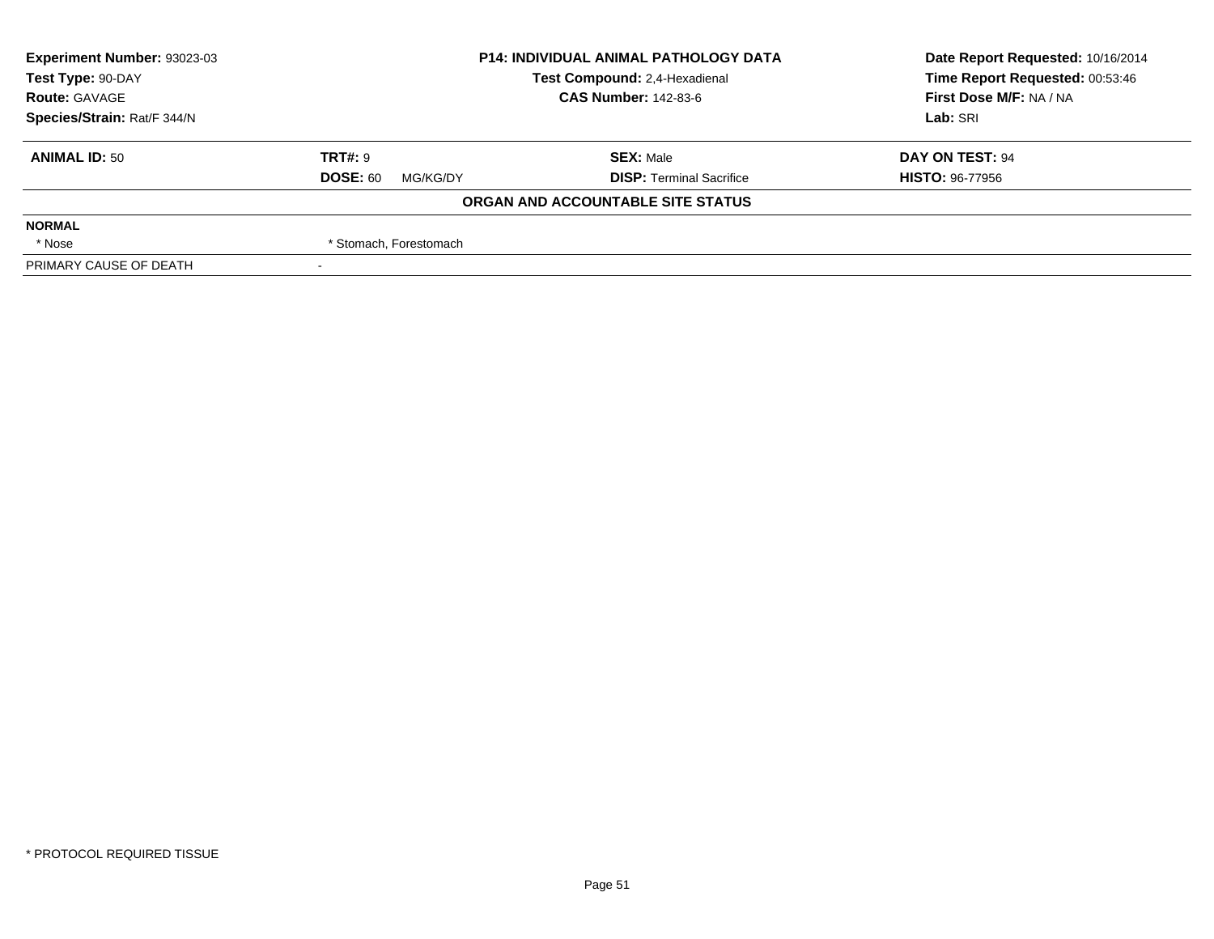| **Experiment Number:** 93023-03 | **P14: INDIVIDUAL ANIMAL PATHOLOGY DATA** | **Date Report Requested:** 10/16/2014 |
|---|---|---|
| **Test Type:** 90-DAY | **Test Compound:** 2,4-Hexadienal | **Time Report Requested:** 00:53:46 |
| **Route:** GAVAGE | **CAS Number:** 142-83-6 | **First Dose M/F:** NA / NA |
| **Species/Strain:** Rat/F 344/N | | **Lab:** SRI |

| **ANIMAL ID:** 50 | **TRT#:** 9 | **SEX:** Male | **DAY ON TEST:** 94 |
|---|---|---|---|
| | **DOSE:** 60 MG/KG/DY | **DISP:** Terminal Sacrifice | **HISTO:** 96-77956 |

**ORGAN AND ACCOUNTABLE SITE STATUS**

**NORMAL**

| | |
|---|---|
| * Nose | * Stomach, Forestomach |
| PRIMARY CAUSE OF DEATH | - |

* PROTOCOL REQUIRED TISSUE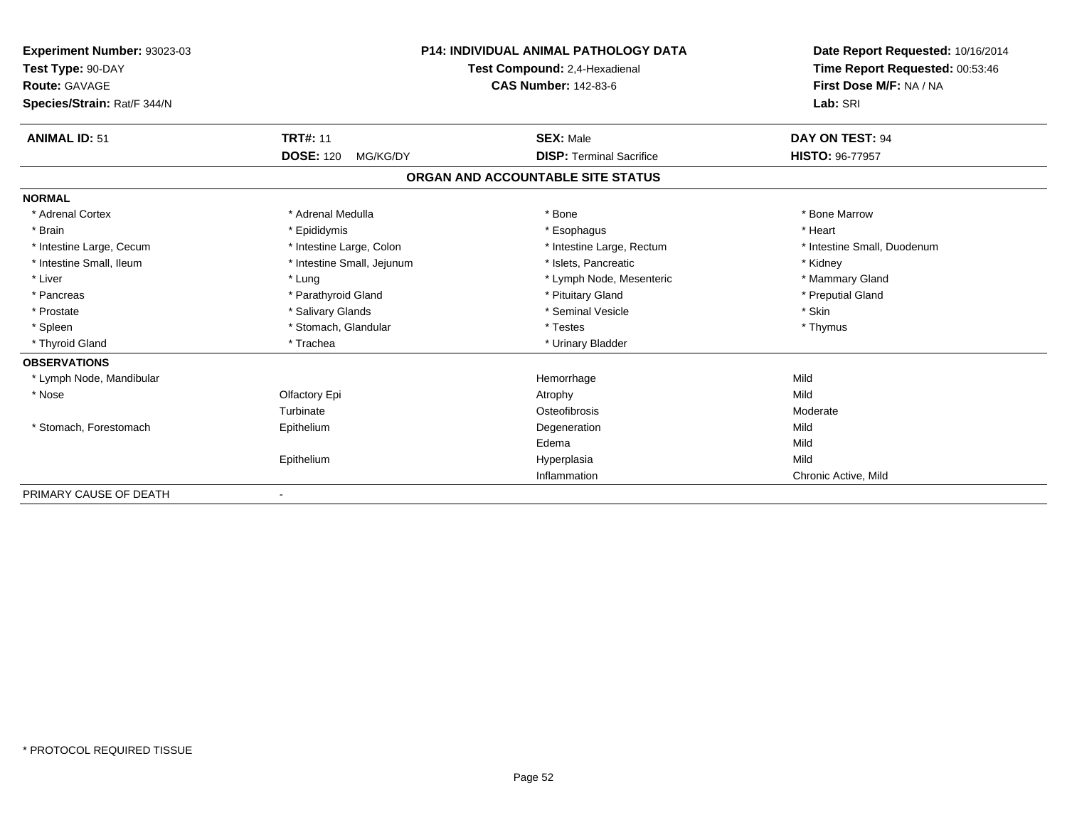**Experiment Number:** 93023-03
**Test Type:** 90-DAY
**Route:** GAVAGE
**Species/Strain:** Rat/F 344/N

**P14: INDIVIDUAL ANIMAL PATHOLOGY DATA**
**Test Compound:** 2,4-Hexadienal
**CAS Number:** 142-83-6

**Date Report Requested:** 10/16/2014
**Time Report Requested:** 00:53:46
**First Dose M/F:** NA / NA
**Lab:** SRI

| **ANIMAL ID:** 51 | **TRT#:** 11 | **SEX:** Male | **DAY ON TEST:** 94 |
|---|---|---|---|
| | **DOSE:** 120 MG/KG/DY | **DISP:** Terminal Sacrifice | **HISTO:** 96-77957 |

## ORGAN AND ACCOUNTABLE SITE STATUS

**NORMAL**

| | | | |
|---|---|---|---|
| * Adrenal Cortex | * Adrenal Medulla | * Bone | * Bone Marrow |
| * Brain | * Epididymis | * Esophagus | * Heart |
| * Intestine Large, Cecum | * Intestine Large, Colon | * Intestine Large, Rectum | * Intestine Small, Duodenum |
| * Intestine Small, Ileum | * Intestine Small, Jejunum | * Islets, Pancreatic | * Kidney |
| * Liver | * Lung | * Lymph Node, Mesenteric | * Mammary Gland |
| * Pancreas | * Parathyroid Gland | * Pituitary Gland | * Preputial Gland |
| * Prostate | * Salivary Glands | * Seminal Vesicle | * Skin |
| * Spleen | * Stomach, Glandular | * Testes | * Thymus |
| * Thyroid Gland | * Trachea | * Urinary Bladder | |

**OBSERVATIONS**

| | | | |
|---|---|---|---|
| * Lymph Node, Mandibular | | Hemorrhage | Mild |
| * Nose | Olfactory Epi | Atrophy | Mild |
| | Turbinate | Osteofibrosis | Moderate |
| * Stomach, Forestomach | Epithelium | Degeneration | Mild |
| | | Edema | Mild |
| | Epithelium | Hyperplasia | Mild |
| | | Inflammation | Chronic Active, Mild |

PRIMARY CAUSE OF DEATH -

\* PROTOCOL REQUIRED TISSUE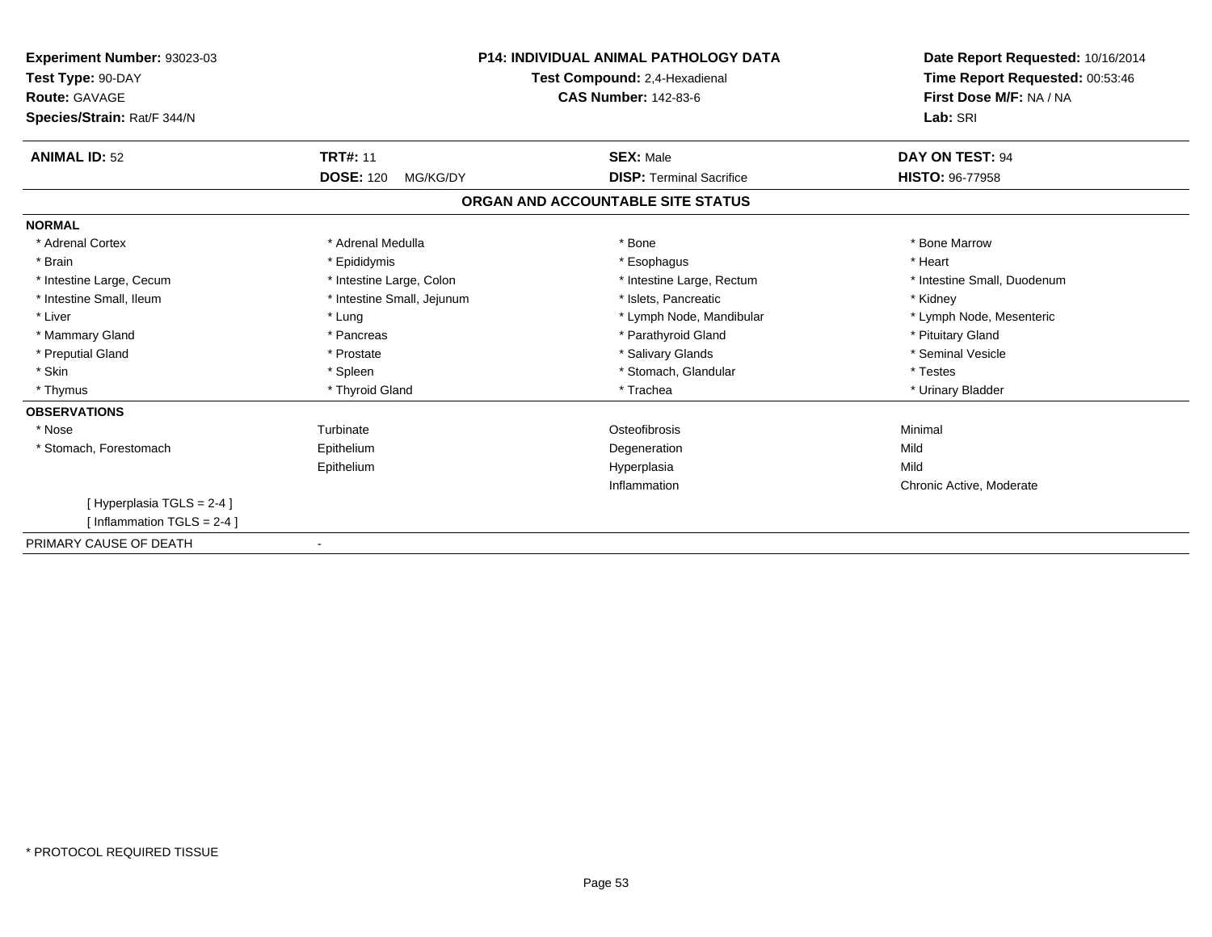**Experiment Number:** 93023-03
**Test Type:** 90-DAY
**Route:** GAVAGE
**Species/Strain:** Rat/F 344/N

**P14: INDIVIDUAL ANIMAL PATHOLOGY DATA**
**Test Compound:** 2,4-Hexadienal
**CAS Number:** 142-83-6

**Date Report Requested:** 10/16/2014
**Time Report Requested:** 00:53:46
**First Dose M/F:** NA / NA
**Lab:** SRI

| **ANIMAL ID:** 52 | **TRT#:** 11 | **SEX:** Male | **DAY ON TEST:** 94 |
|---|---|---|---|
| | **DOSE:** 120 MG/KG/DY | **DISP:** Terminal Sacrifice | **HISTO:** 96-77958 |

## ORGAN AND ACCOUNTABLE SITE STATUS

**NORMAL**

| | | | |
|---|---|---|---|
| * Adrenal Cortex | * Adrenal Medulla | * Bone | * Bone Marrow |
| * Brain | * Epididymis | * Esophagus | * Heart |
| * Intestine Large, Cecum | * Intestine Large, Colon | * Intestine Large, Rectum | * Intestine Small, Duodenum |
| * Intestine Small, Ileum | * Intestine Small, Jejunum | * Islets, Pancreatic | * Kidney |
| * Liver | * Lung | * Lymph Node, Mandibular | * Lymph Node, Mesenteric |
| * Mammary Gland | * Pancreas | * Parathyroid Gland | * Pituitary Gland |
| * Preputial Gland | * Prostate | * Salivary Glands | * Seminal Vesicle |
| * Skin | * Spleen | * Stomach, Glandular | * Testes |
| * Thymus | * Thyroid Gland | * Trachea | * Urinary Bladder |

**OBSERVATIONS**

| | | | |
|---|---|---|---|
| * Nose | Turbinate | Osteofibrosis | Minimal |
| * Stomach, Forestomach | Epithelium | Degeneration | Mild |
| | Epithelium | Hyperplasia | Mild |
| | | Inflammation | Chronic Active, Moderate |
| [ Hyperplasia TGLS = 2-4 ] | | | |
| [ Inflammation TGLS = 2-4 ] | | | |

PRIMARY CAUSE OF DEATH -

* PROTOCOL REQUIRED TISSUE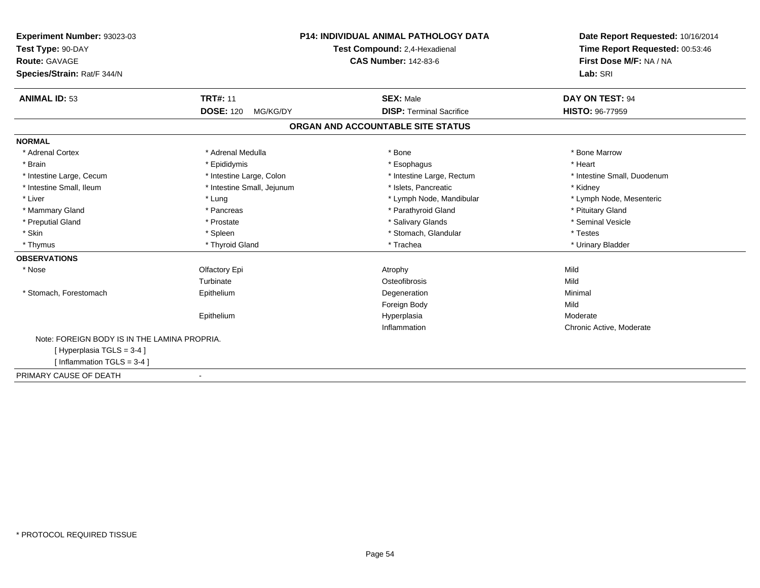**Experiment Number:** 93023-03
**Test Type:** 90-DAY
**Route:** GAVAGE
**Species/Strain:** Rat/F 344/N

**P14: INDIVIDUAL ANIMAL PATHOLOGY DATA**
**Test Compound:** 2,4-Hexadienal
**CAS Number:** 142-83-6

**Date Report Requested:** 10/16/2014
**Time Report Requested:** 00:53:46
**First Dose M/F:** NA / NA
**Lab:** SRI

| **ANIMAL ID:** 53 | **TRT#:** 11 | **SEX:** Male | **DAY ON TEST:** 94 |
|---|---|---|---|
| | **DOSE:** 120 MG/KG/DY | **DISP:** Terminal Sacrifice | **HISTO:** 96-77959 |

## ORGAN AND ACCOUNTABLE SITE STATUS

**NORMAL**

| | | | |
|---|---|---|---|
| * Adrenal Cortex | * Adrenal Medulla | * Bone | * Bone Marrow |
| * Brain | * Epididymis | * Esophagus | * Heart |
| * Intestine Large, Cecum | * Intestine Large, Colon | * Intestine Large, Rectum | * Intestine Small, Duodenum |
| * Intestine Small, Ileum | * Intestine Small, Jejunum | * Islets, Pancreatic | * Kidney |
| * Liver | * Lung | * Lymph Node, Mandibular | * Lymph Node, Mesenteric |
| * Mammary Gland | * Pancreas | * Parathyroid Gland | * Pituitary Gland |
| * Preputial Gland | * Prostate | * Salivary Glands | * Seminal Vesicle |
| * Skin | * Spleen | * Stomach, Glandular | * Testes |
| * Thymus | * Thyroid Gland | * Trachea | * Urinary Bladder |

**OBSERVATIONS**

| | | | |
|---|---|---|---|
| * Nose | Olfactory Epi | Atrophy | Mild |
| | Turbinate | Osteofibrosis | Mild |
| * Stomach, Forestomach | Epithelium | Degeneration | Minimal |
| | | Foreign Body | Mild |
| | Epithelium | Hyperplasia | Moderate |
| | | Inflammation | Chronic Active, Moderate |

Note: FOREIGN BODY IS IN THE LAMINA PROPRIA.
[ Hyperplasia TGLS = 3-4 ]
[ Inflammation TGLS = 3-4 ]

PRIMARY CAUSE OF DEATH -

* PROTOCOL REQUIRED TISSUE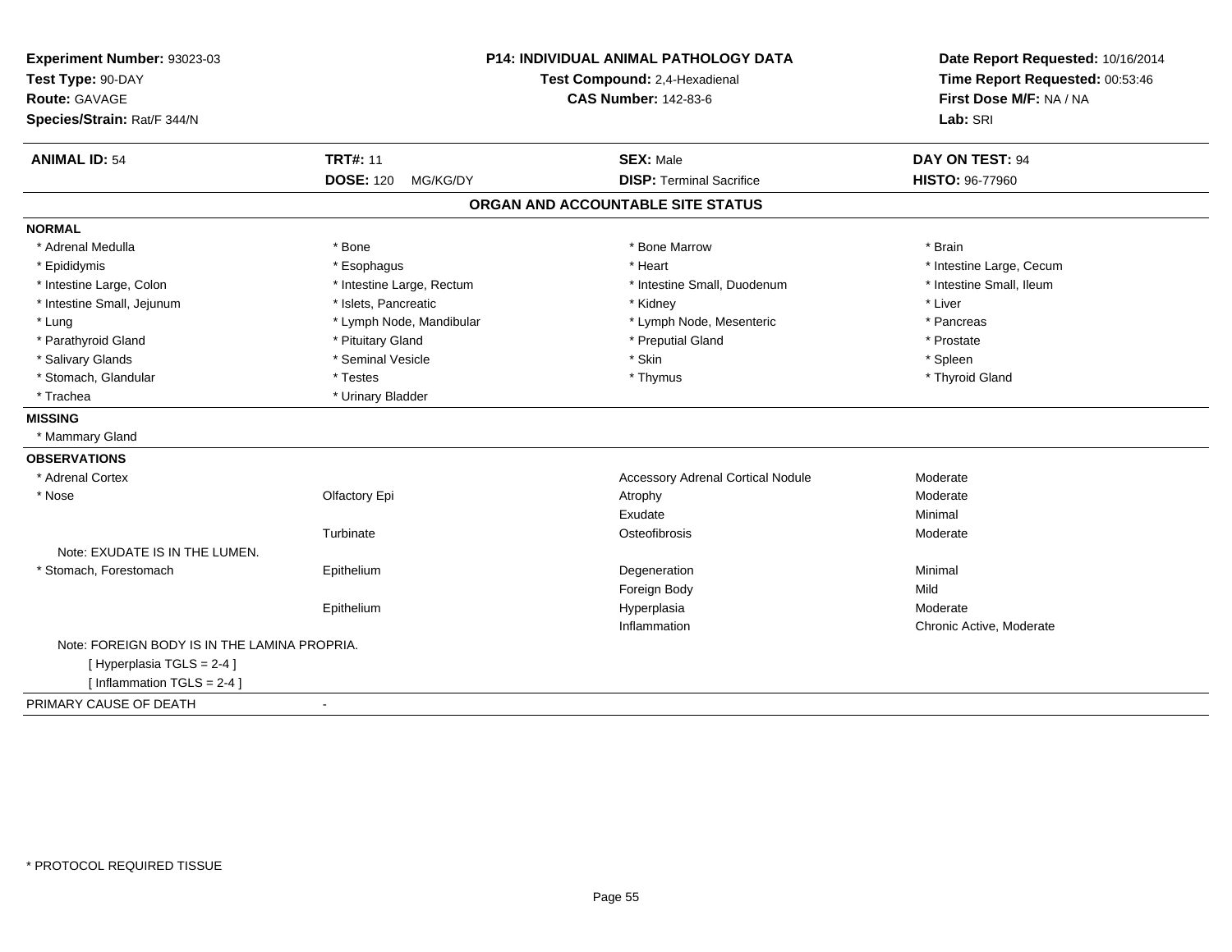**Experiment Number:** 93023-03
**Test Type:** 90-DAY
**Route:** GAVAGE
**Species/Strain:** Rat/F 344/N

**P14: INDIVIDUAL ANIMAL PATHOLOGY DATA**
**Test Compound:** 2,4-Hexadienal
**CAS Number:** 142-83-6

**Date Report Requested:** 10/16/2014
**Time Report Requested:** 00:53:46
**First Dose M/F:** NA / NA
**Lab:** SRI

| **ANIMAL ID:** 54 | **TRT#:** 11 | **SEX:** Male | **DAY ON TEST:** 94 |
|---|---|---|---|
| | **DOSE:** 120 MG/KG/DY | **DISP:** Terminal Sacrifice | **HISTO:** 96-77960 |

## ORGAN AND ACCOUNTABLE SITE STATUS

**NORMAL**

| | | | |
|---|---|---|---|
| * Adrenal Medulla | * Bone | * Bone Marrow | * Brain |
| * Epididymis | * Esophagus | * Heart | * Intestine Large, Cecum |
| * Intestine Large, Colon | * Intestine Large, Rectum | * Intestine Small, Duodenum | * Intestine Small, Ileum |
| * Intestine Small, Jejunum | * Islets, Pancreatic | * Kidney | * Liver |
| * Lung | * Lymph Node, Mandibular | * Lymph Node, Mesenteric | * Pancreas |
| * Parathyroid Gland | * Pituitary Gland | * Preputial Gland | * Prostate |
| * Salivary Glands | * Seminal Vesicle | * Skin | * Spleen |
| * Stomach, Glandular | * Testes | * Thymus | * Thyroid Gland |
| * Trachea | * Urinary Bladder | | |

**MISSING**

* Mammary Gland

**OBSERVATIONS**

| | | | |
|---|---|---|---|
| * Adrenal Cortex | | Accessory Adrenal Cortical Nodule | Moderate |
| * Nose | Olfactory Epi | Atrophy | Moderate |
| | | Exudate | Minimal |
| | Turbinate | Osteofibrosis | Moderate |

Note: EXUDATE IS IN THE LUMEN.

| | | | |
|---|---|---|---|
| * Stomach, Forestomach | Epithelium | Degeneration | Minimal |
| | | Foreign Body | Mild |
| | Epithelium | Hyperplasia | Moderate |
| | | Inflammation | Chronic Active, Moderate |

Note: FOREIGN BODY IS IN THE LAMINA PROPRIA.

[ Hyperplasia TGLS = 2-4 ]

[ Inflammation TGLS = 2-4 ]

PRIMARY CAUSE OF DEATH -

* PROTOCOL REQUIRED TISSUE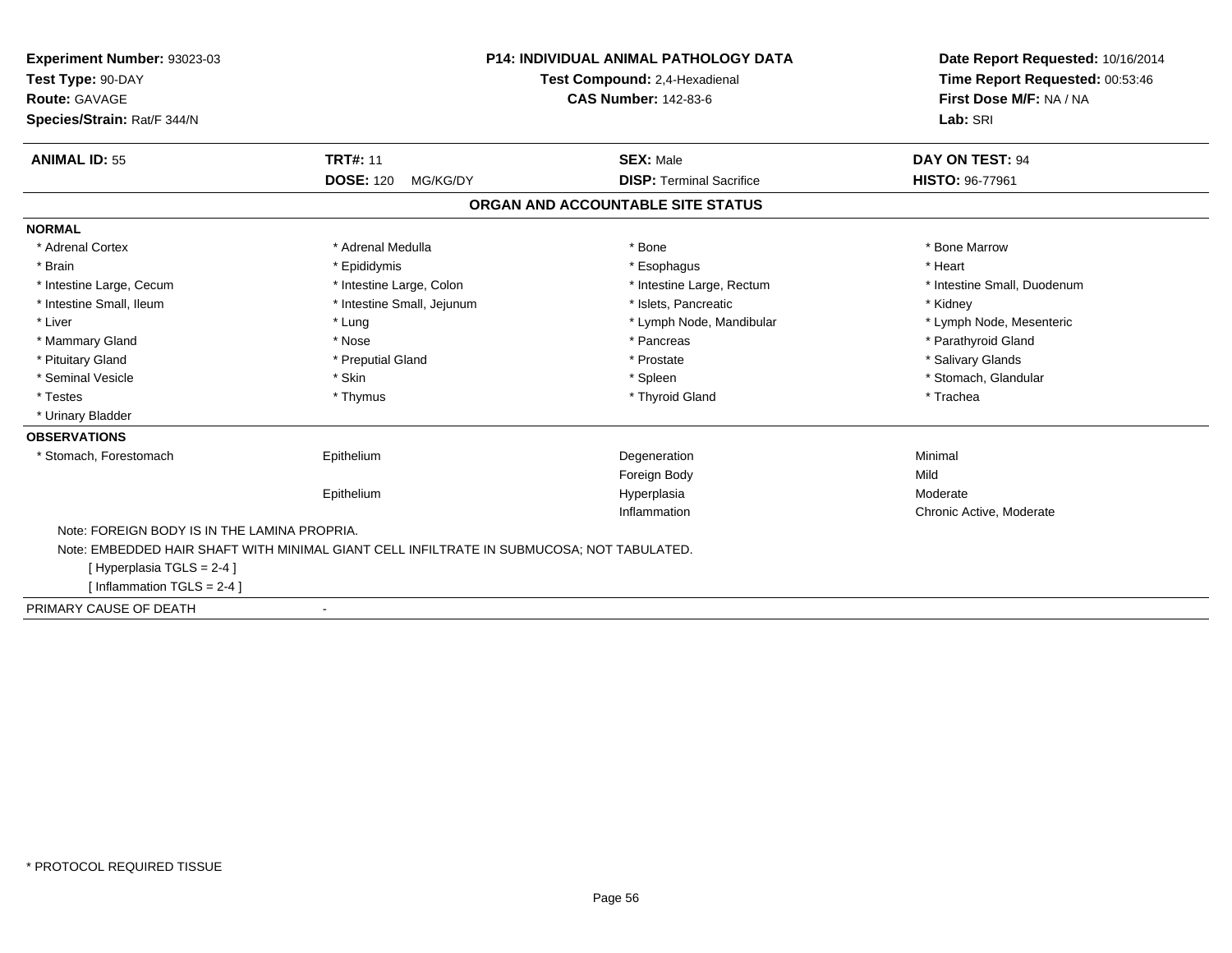**Experiment Number:** 93023-03
**Test Type:** 90-DAY
**Route:** GAVAGE
**Species/Strain:** Rat/F 344/N

**P14: INDIVIDUAL ANIMAL PATHOLOGY DATA**
**Test Compound:** 2,4-Hexadienal
**CAS Number:** 142-83-6

**Date Report Requested:** 10/16/2014
**Time Report Requested:** 00:53:46
**First Dose M/F:** NA / NA
**Lab:** SRI

| **ANIMAL ID:** 55 | **TRT#:** 11 | **SEX:** Male | **DAY ON TEST:** 94 |
|---|---|---|---|
| | **DOSE:** 120 MG/KG/DY | **DISP:** Terminal Sacrifice | **HISTO:** 96-77961 |

## ORGAN AND ACCOUNTABLE SITE STATUS

**NORMAL**

| | | | |
|---|---|---|---|
| * Adrenal Cortex | * Adrenal Medulla | * Bone | * Bone Marrow |
| * Brain | * Epididymis | * Esophagus | * Heart |
| * Intestine Large, Cecum | * Intestine Large, Colon | * Intestine Large, Rectum | * Intestine Small, Duodenum |
| * Intestine Small, Ileum | * Intestine Small, Jejunum | * Islets, Pancreatic | * Kidney |
| * Liver | * Lung | * Lymph Node, Mandibular | * Lymph Node, Mesenteric |
| * Mammary Gland | * Nose | * Pancreas | * Parathyroid Gland |
| * Pituitary Gland | * Preputial Gland | * Prostate | * Salivary Glands |
| * Seminal Vesicle | * Skin | * Spleen | * Stomach, Glandular |
| * Testes | * Thymus | * Thyroid Gland | * Trachea |
| * Urinary Bladder | | | |

**OBSERVATIONS**

| | | | |
|---|---|---|---|
| * Stomach, Forestomach | Epithelium | Degeneration | Minimal |
| | | Foreign Body | Mild |
| | Epithelium | Hyperplasia | Moderate |
| | | Inflammation | Chronic Active, Moderate |

Note: FOREIGN BODY IS IN THE LAMINA PROPRIA.

Note: EMBEDDED HAIR SHAFT WITH MINIMAL GIANT CELL INFILTRATE IN SUBMUCOSA; NOT TABULATED.

[ Hyperplasia TGLS = 2-4 ]

[ Inflammation TGLS = 2-4 ]

PRIMARY CAUSE OF DEATH -

* PROTOCOL REQUIRED TISSUE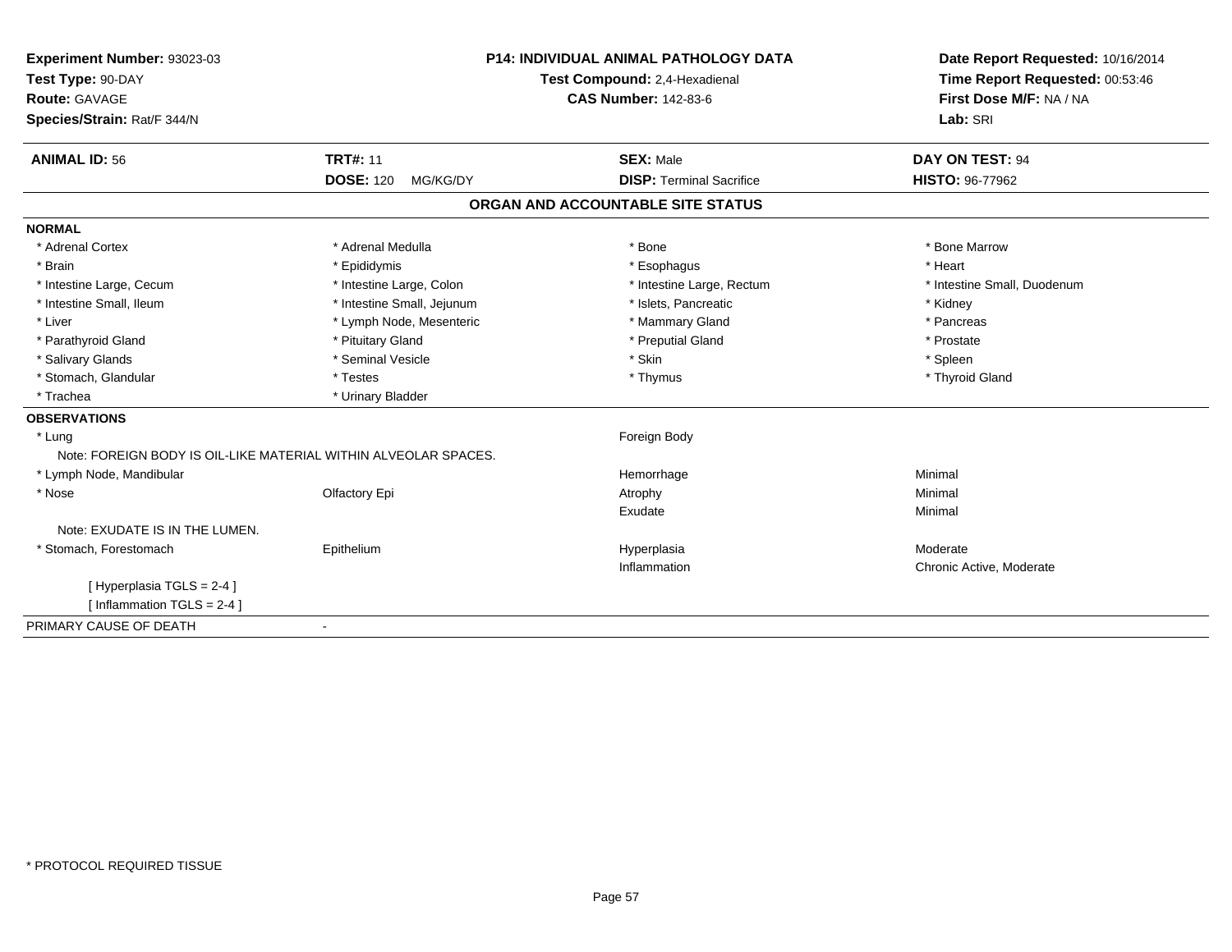**Experiment Number:** 93023-03
**Test Type:** 90-DAY
**Route:** GAVAGE
**Species/Strain:** Rat/F 344/N

**P14: INDIVIDUAL ANIMAL PATHOLOGY DATA**
**Test Compound:** 2,4-Hexadienal
**CAS Number:** 142-83-6

**Date Report Requested:** 10/16/2014
**Time Report Requested:** 00:53:46
**First Dose M/F:** NA / NA
**Lab:** SRI

| **ANIMAL ID:** 56 | **TRT#:** 11 | **SEX:** Male | **DAY ON TEST:** 94 |
|---|---|---|---|
| | **DOSE:** 120 MG/KG/DY | **DISP:** Terminal Sacrifice | **HISTO:** 96-77962 |

## ORGAN AND ACCOUNTABLE SITE STATUS

**NORMAL**

| | | | |
|---|---|---|---|
| * Adrenal Cortex | * Adrenal Medulla | * Bone | * Bone Marrow |
| * Brain | * Epididymis | * Esophagus | * Heart |
| * Intestine Large, Cecum | * Intestine Large, Colon | * Intestine Large, Rectum | * Intestine Small, Duodenum |
| * Intestine Small, Ileum | * Intestine Small, Jejunum | * Islets, Pancreatic | * Kidney |
| * Liver | * Lymph Node, Mesenteric | * Mammary Gland | * Pancreas |
| * Parathyroid Gland | * Pituitary Gland | * Preputial Gland | * Prostate |
| * Salivary Glands | * Seminal Vesicle | * Skin | * Spleen |
| * Stomach, Glandular | * Testes | * Thymus | * Thyroid Gland |
| * Trachea | * Urinary Bladder | | |

**OBSERVATIONS**

| | | | |
|---|---|---|---|
| * Lung | | Foreign Body | |
| Note: FOREIGN BODY IS OIL-LIKE MATERIAL WITHIN ALVEOLAR SPACES. | | | |
| * Lymph Node, Mandibular | | Hemorrhage | Minimal |
| * Nose | Olfactory Epi | Atrophy | Minimal |
| | | Exudate | Minimal |
| Note: EXUDATE IS IN THE LUMEN. | | | |
| * Stomach, Forestomach | Epithelium | Hyperplasia | Moderate |
| | | Inflammation | Chronic Active, Moderate |
| [ Hyperplasia TGLS = 2-4 ] | | | |
| [ Inflammation TGLS = 2-4 ] | | | |

PRIMARY CAUSE OF DEATH -

* PROTOCOL REQUIRED TISSUE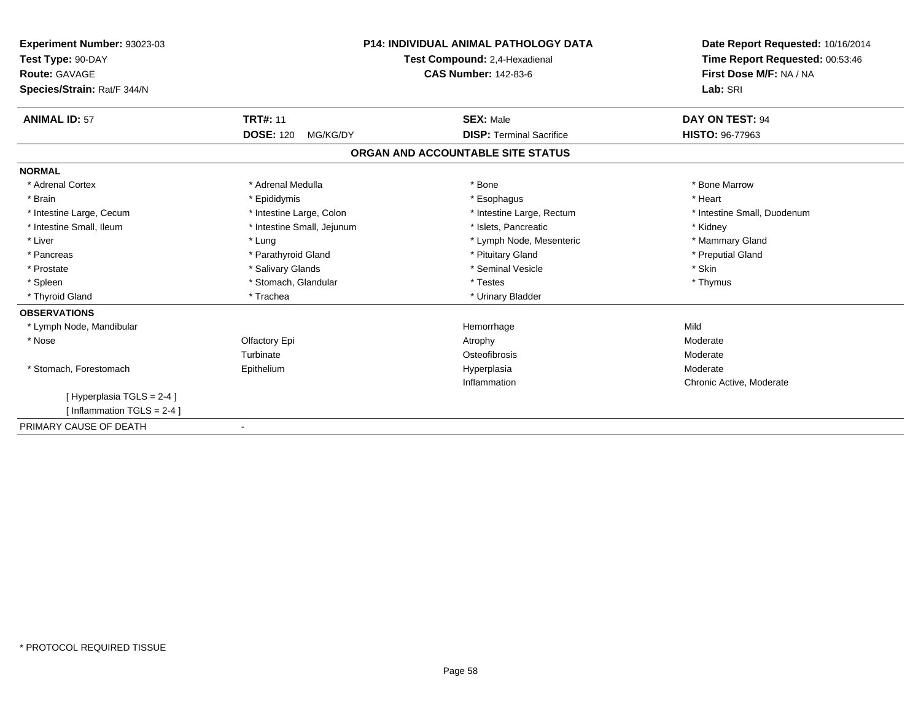**Experiment Number:** 93023-03
**Test Type:** 90-DAY
**Route:** GAVAGE
**Species/Strain:** Rat/F 344/N

**P14: INDIVIDUAL ANIMAL PATHOLOGY DATA**
**Test Compound:** 2,4-Hexadienal
**CAS Number:** 142-83-6

**Date Report Requested:** 10/16/2014
**Time Report Requested:** 00:53:46
**First Dose M/F:** NA / NA
**Lab:** SRI

| **ANIMAL ID:** 57 | **TRT#:** 11 | **SEX:** Male | **DAY ON TEST:** 94 |
|---|---|---|---|
| | **DOSE:** 120 MG/KG/DY | **DISP:** Terminal Sacrifice | **HISTO:** 96-77963 |

## ORGAN AND ACCOUNTABLE SITE STATUS

**NORMAL**

| | | | |
|---|---|---|---|
| * Adrenal Cortex | * Adrenal Medulla | * Bone | * Bone Marrow |
| * Brain | * Epididymis | * Esophagus | * Heart |
| * Intestine Large, Cecum | * Intestine Large, Colon | * Intestine Large, Rectum | * Intestine Small, Duodenum |
| * Intestine Small, Ileum | * Intestine Small, Jejunum | * Islets, Pancreatic | * Kidney |
| * Liver | * Lung | * Lymph Node, Mesenteric | * Mammary Gland |
| * Pancreas | * Parathyroid Gland | * Pituitary Gland | * Preputial Gland |
| * Prostate | * Salivary Glands | * Seminal Vesicle | * Skin |
| * Spleen | * Stomach, Glandular | * Testes | * Thymus |
| * Thyroid Gland | * Trachea | * Urinary Bladder | |

**OBSERVATIONS**

| | | | |
|---|---|---|---|
| * Lymph Node, Mandibular | | Hemorrhage | Mild |
| * Nose | Olfactory Epi | Atrophy | Moderate |
| | Turbinate | Osteofibrosis | Moderate |
| * Stomach, Forestomach | Epithelium | Hyperplasia | Moderate |
| | | Inflammation | Chronic Active, Moderate |
| [ Hyperplasia TGLS = 2-4 ] | | | |
| [ Inflammation TGLS = 2-4 ] | | | |

PRIMARY CAUSE OF DEATH -

* PROTOCOL REQUIRED TISSUE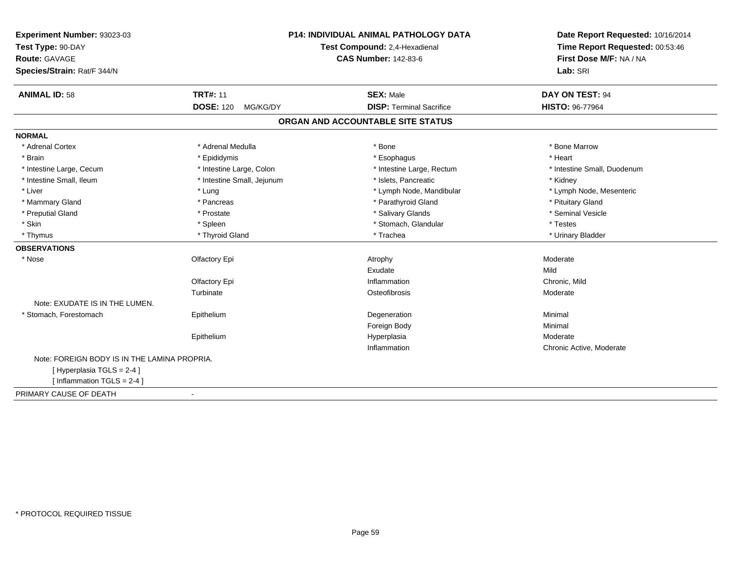**Experiment Number:** 93023-03
**Test Type:** 90-DAY
**Route:** GAVAGE
**Species/Strain:** Rat/F 344/N

**P14: INDIVIDUAL ANIMAL PATHOLOGY DATA**
**Test Compound:** 2,4-Hexadienal
**CAS Number:** 142-83-6

**Date Report Requested:** 10/16/2014
**Time Report Requested:** 00:53:46
**First Dose M/F:** NA / NA
**Lab:** SRI

| **ANIMAL ID:** 58 | **TRT#:** 11 | **SEX:** Male | **DAY ON TEST:** 94 |
|---|---|---|---|
| | **DOSE:** 120 MG/KG/DY | **DISP:** Terminal Sacrifice | **HISTO:** 96-77964 |

## ORGAN AND ACCOUNTABLE SITE STATUS

**NORMAL**

| | | | |
|---|---|---|---|
| * Adrenal Cortex | * Adrenal Medulla | * Bone | * Bone Marrow |
| * Brain | * Epididymis | * Esophagus | * Heart |
| * Intestine Large, Cecum | * Intestine Large, Colon | * Intestine Large, Rectum | * Intestine Small, Duodenum |
| * Intestine Small, Ileum | * Intestine Small, Jejunum | * Islets, Pancreatic | * Kidney |
| * Liver | * Lung | * Lymph Node, Mandibular | * Lymph Node, Mesenteric |
| * Mammary Gland | * Pancreas | * Parathyroid Gland | * Pituitary Gland |
| * Preputial Gland | * Prostate | * Salivary Glands | * Seminal Vesicle |
| * Skin | * Spleen | * Stomach, Glandular | * Testes |
| * Thymus | * Thyroid Gland | * Trachea | * Urinary Bladder |

**OBSERVATIONS**

| | | | |
|---|---|---|---|
| * Nose | Olfactory Epi | Atrophy | Moderate |
| | | Exudate | Mild |
| | Olfactory Epi | Inflammation | Chronic, Mild |
| | Turbinate | Osteofibrosis | Moderate |

Note: EXUDATE IS IN THE LUMEN.

| | | | |
|---|---|---|---|
| * Stomach, Forestomach | Epithelium | Degeneration | Minimal |
| | | Foreign Body | Minimal |
| | Epithelium | Hyperplasia | Moderate |
| | | Inflammation | Chronic Active, Moderate |

Note: FOREIGN BODY IS IN THE LAMINA PROPRIA.
[ Hyperplasia TGLS = 2-4 ]
[ Inflammation TGLS = 2-4 ]

PRIMARY CAUSE OF DEATH -

* PROTOCOL REQUIRED TISSUE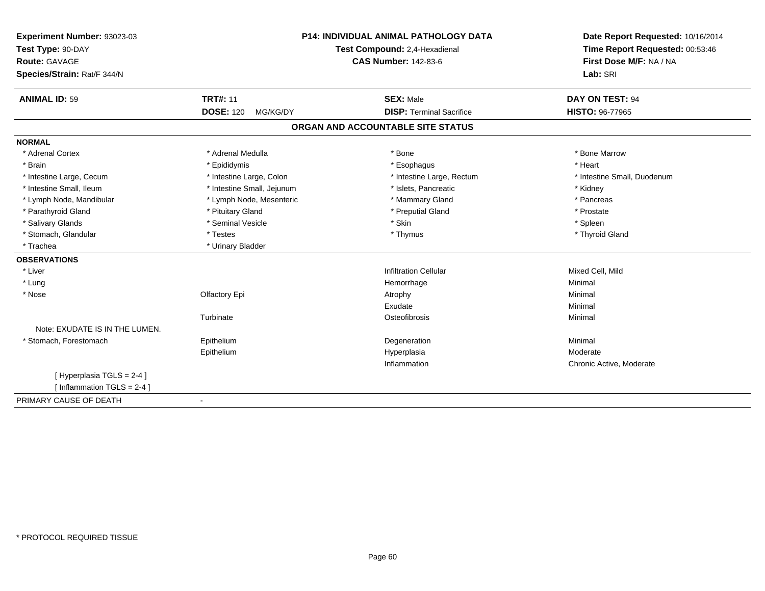**Experiment Number:** 93023-03
**Test Type:** 90-DAY
**Route:** GAVAGE
**Species/Strain:** Rat/F 344/N

**P14: INDIVIDUAL ANIMAL PATHOLOGY DATA**
**Test Compound:** 2,4-Hexadienal
**CAS Number:** 142-83-6

**Date Report Requested:** 10/16/2014
**Time Report Requested:** 00:53:46
**First Dose M/F:** NA / NA
**Lab:** SRI

| **ANIMAL ID:** 59 | **TRT#:** 11 | **SEX:** Male | **DAY ON TEST:** 94 |
|---|---|---|---|
| | **DOSE:** 120 MG/KG/DY | **DISP:** Terminal Sacrifice | **HISTO:** 96-77965 |

## ORGAN AND ACCOUNTABLE SITE STATUS

**NORMAL**

| | | | |
|---|---|---|---|
| * Adrenal Cortex | * Adrenal Medulla | * Bone | * Bone Marrow |
| * Brain | * Epididymis | * Esophagus | * Heart |
| * Intestine Large, Cecum | * Intestine Large, Colon | * Intestine Large, Rectum | * Intestine Small, Duodenum |
| * Intestine Small, Ileum | * Intestine Small, Jejunum | * Islets, Pancreatic | * Kidney |
| * Lymph Node, Mandibular | * Lymph Node, Mesenteric | * Mammary Gland | * Pancreas |
| * Parathyroid Gland | * Pituitary Gland | * Preputial Gland | * Prostate |
| * Salivary Glands | * Seminal Vesicle | * Skin | * Spleen |
| * Stomach, Glandular | * Testes | * Thymus | * Thyroid Gland |
| * Trachea | * Urinary Bladder | | |

**OBSERVATIONS**

| | | | |
|---|---|---|---|
| * Liver | | Infiltration Cellular | Mixed Cell, Mild |
| * Lung | | Hemorrhage | Minimal |
| * Nose | Olfactory Epi | Atrophy | Minimal |
| | | Exudate | Minimal |
| | Turbinate | Osteofibrosis | Minimal |
| Note: EXUDATE IS IN THE LUMEN. | | | |
| * Stomach, Forestomach | Epithelium | Degeneration | Minimal |
| | Epithelium | Hyperplasia | Moderate |
| | | Inflammation | Chronic Active, Moderate |
| [ Hyperplasia TGLS = 2-4 ] | | | |
| [ Inflammation TGLS = 2-4 ] | | | |

PRIMARY CAUSE OF DEATH -

* PROTOCOL REQUIRED TISSUE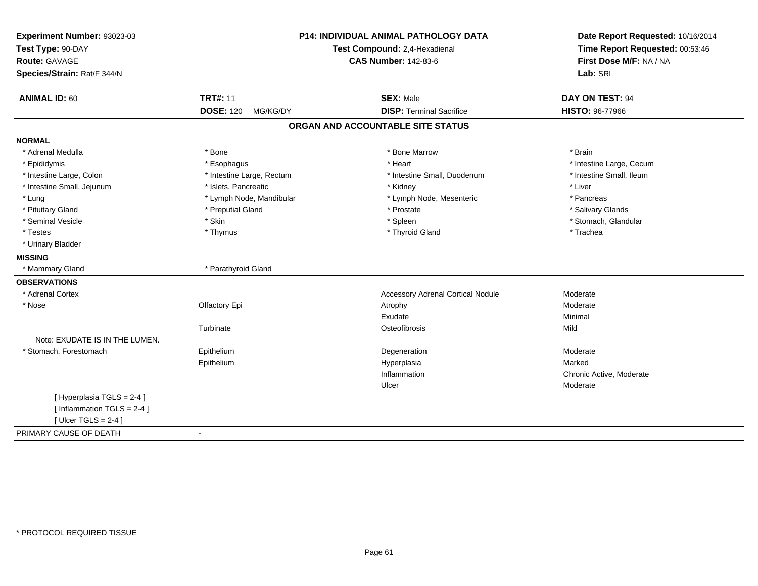**Experiment Number:** 93023-03
**Test Type:** 90-DAY
**Route:** GAVAGE
**Species/Strain:** Rat/F 344/N

**P14: INDIVIDUAL ANIMAL PATHOLOGY DATA**
**Test Compound:** 2,4-Hexadienal
**CAS Number:** 142-83-6

**Date Report Requested:** 10/16/2014
**Time Report Requested:** 00:53:46
**First Dose M/F:** NA / NA
**Lab:** SRI

| **ANIMAL ID:** 60 | **TRT#:** 11 | **SEX:** Male | **DAY ON TEST:** 94 |
|---|---|---|---|
| | **DOSE:** 120 MG/KG/DY | **DISP:** Terminal Sacrifice | **HISTO:** 96-77966 |

## ORGAN AND ACCOUNTABLE SITE STATUS

**NORMAL**

| | | | |
|---|---|---|---|
| * Adrenal Medulla | * Bone | * Bone Marrow | * Brain |
| * Epididymis | * Esophagus | * Heart | * Intestine Large, Cecum |
| * Intestine Large, Colon | * Intestine Large, Rectum | * Intestine Small, Duodenum | * Intestine Small, Ileum |
| * Intestine Small, Jejunum | * Islets, Pancreatic | * Kidney | * Liver |
| * Lung | * Lymph Node, Mandibular | * Lymph Node, Mesenteric | * Pancreas |
| * Pituitary Gland | * Preputial Gland | * Prostate | * Salivary Glands |
| * Seminal Vesicle | * Skin | * Spleen | * Stomach, Glandular |
| * Testes | * Thymus | * Thyroid Gland | * Trachea |
| * Urinary Bladder | | | |

**MISSING**

| | |
|---|---|
| * Mammary Gland | * Parathyroid Gland |

**OBSERVATIONS**

| Organ | Site | Finding | Severity |
|---|---|---|---|
| * Adrenal Cortex | | Accessory Adrenal Cortical Nodule | Moderate |
| * Nose | Olfactory Epi | Atrophy | Moderate |
| | | Exudate | Minimal |
| | Turbinate | Osteofibrosis | Mild |
| Note: EXUDATE IS IN THE LUMEN. | | | |
| * Stomach, Forestomach | Epithelium | Degeneration | Moderate |
| | Epithelium | Hyperplasia | Marked |
| | | Inflammation | Chronic Active, Moderate |
| | | Ulcer | Moderate |
| [ Hyperplasia TGLS = 2-4 ] | | | |
| [ Inflammation TGLS = 2-4 ] | | | |
| [ Ulcer TGLS = 2-4 ] | | | |

PRIMARY CAUSE OF DEATH -

* PROTOCOL REQUIRED TISSUE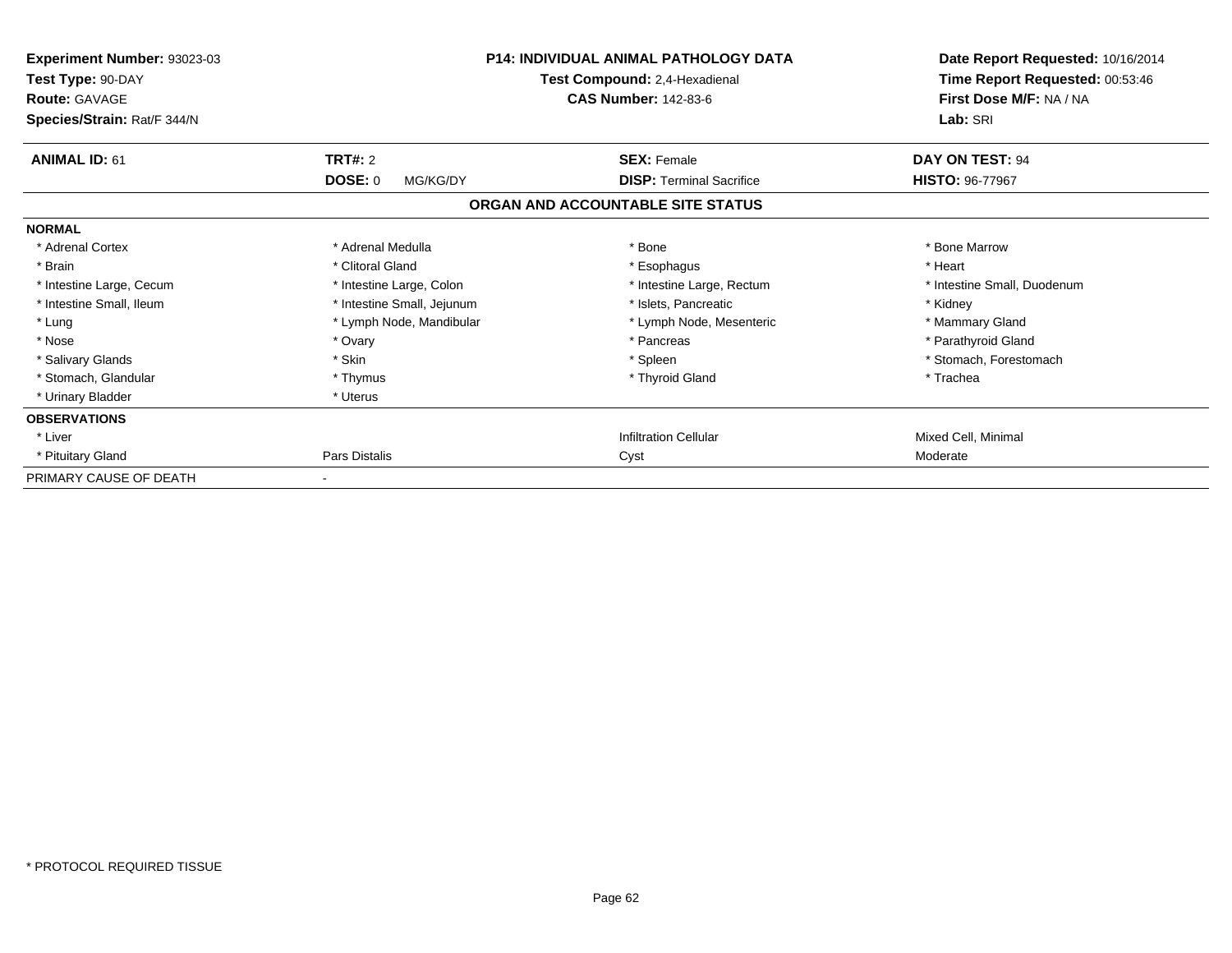**Experiment Number:** 93023-03
**Test Type:** 90-DAY
**Route:** GAVAGE
**Species/Strain:** Rat/F 344/N

**P14: INDIVIDUAL ANIMAL PATHOLOGY DATA**
**Test Compound:** 2,4-Hexadienal
**CAS Number:** 142-83-6

**Date Report Requested:** 10/16/2014
**Time Report Requested:** 00:53:46
**First Dose M/F:** NA / NA
**Lab:** SRI

| **ANIMAL ID:** 61 | **TRT#:** 2 | **SEX:** Female | **DAY ON TEST:** 94 |
|---|---|---|---|
| | **DOSE:** 0 MG/KG/DY | **DISP:** Terminal Sacrifice | **HISTO:** 96-77967 |

**ORGAN AND ACCOUNTABLE SITE STATUS**

| | | | |
|---|---|---|---|
| **NORMAL** | | | |
| * Adrenal Cortex | * Adrenal Medulla | * Bone | * Bone Marrow |
| * Brain | * Clitoral Gland | * Esophagus | * Heart |
| * Intestine Large, Cecum | * Intestine Large, Colon | * Intestine Large, Rectum | * Intestine Small, Duodenum |
| * Intestine Small, Ileum | * Intestine Small, Jejunum | * Islets, Pancreatic | * Kidney |
| * Lung | * Lymph Node, Mandibular | * Lymph Node, Mesenteric | * Mammary Gland |
| * Nose | * Ovary | * Pancreas | * Parathyroid Gland |
| * Salivary Glands | * Skin | * Spleen | * Stomach, Forestomach |
| * Stomach, Glandular | * Thymus | * Thyroid Gland | * Trachea |
| * Urinary Bladder | * Uterus | | |
| **OBSERVATIONS** | | | |
| * Liver | | Infiltration Cellular | Mixed Cell, Minimal |
| * Pituitary Gland | Pars Distalis | Cyst | Moderate |
| PRIMARY CAUSE OF DEATH | - | | |

* PROTOCOL REQUIRED TISSUE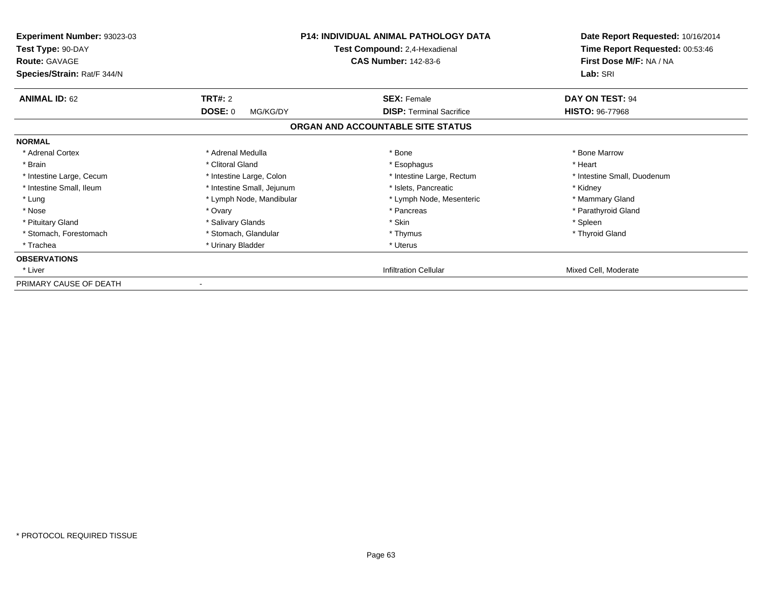**Experiment Number:** 93023-03
**Test Type:** 90-DAY
**Route:** GAVAGE
**Species/Strain:** Rat/F 344/N

**P14: INDIVIDUAL ANIMAL PATHOLOGY DATA**
**Test Compound:** 2,4-Hexadienal
**CAS Number:** 142-83-6

**Date Report Requested:** 10/16/2014
**Time Report Requested:** 00:53:46
**First Dose M/F:** NA / NA
**Lab:** SRI

| **ANIMAL ID:** 62 | **TRT#:** 2 | **SEX:** Female | **DAY ON TEST:** 94 |
|---|---|---|---|
| | **DOSE:** 0 MG/KG/DY | **DISP:** Terminal Sacrifice | **HISTO:** 96-77968 |

**ORGAN AND ACCOUNTABLE SITE STATUS**

| | | | |
|---|---|---|---|
| **NORMAL** | | | |
| * Adrenal Cortex | * Adrenal Medulla | * Bone | * Bone Marrow |
| * Brain | * Clitoral Gland | * Esophagus | * Heart |
| * Intestine Large, Cecum | * Intestine Large, Colon | * Intestine Large, Rectum | * Intestine Small, Duodenum |
| * Intestine Small, Ileum | * Intestine Small, Jejunum | * Islets, Pancreatic | * Kidney |
| * Lung | * Lymph Node, Mandibular | * Lymph Node, Mesenteric | * Mammary Gland |
| * Nose | * Ovary | * Pancreas | * Parathyroid Gland |
| * Pituitary Gland | * Salivary Glands | * Skin | * Spleen |
| * Stomach, Forestomach | * Stomach, Glandular | * Thymus | * Thyroid Gland |
| * Trachea | * Urinary Bladder | * Uterus | |
| **OBSERVATIONS** | | | |
| * Liver | | Infiltration Cellular | Mixed Cell, Moderate |
| PRIMARY CAUSE OF DEATH | - | | |

* PROTOCOL REQUIRED TISSUE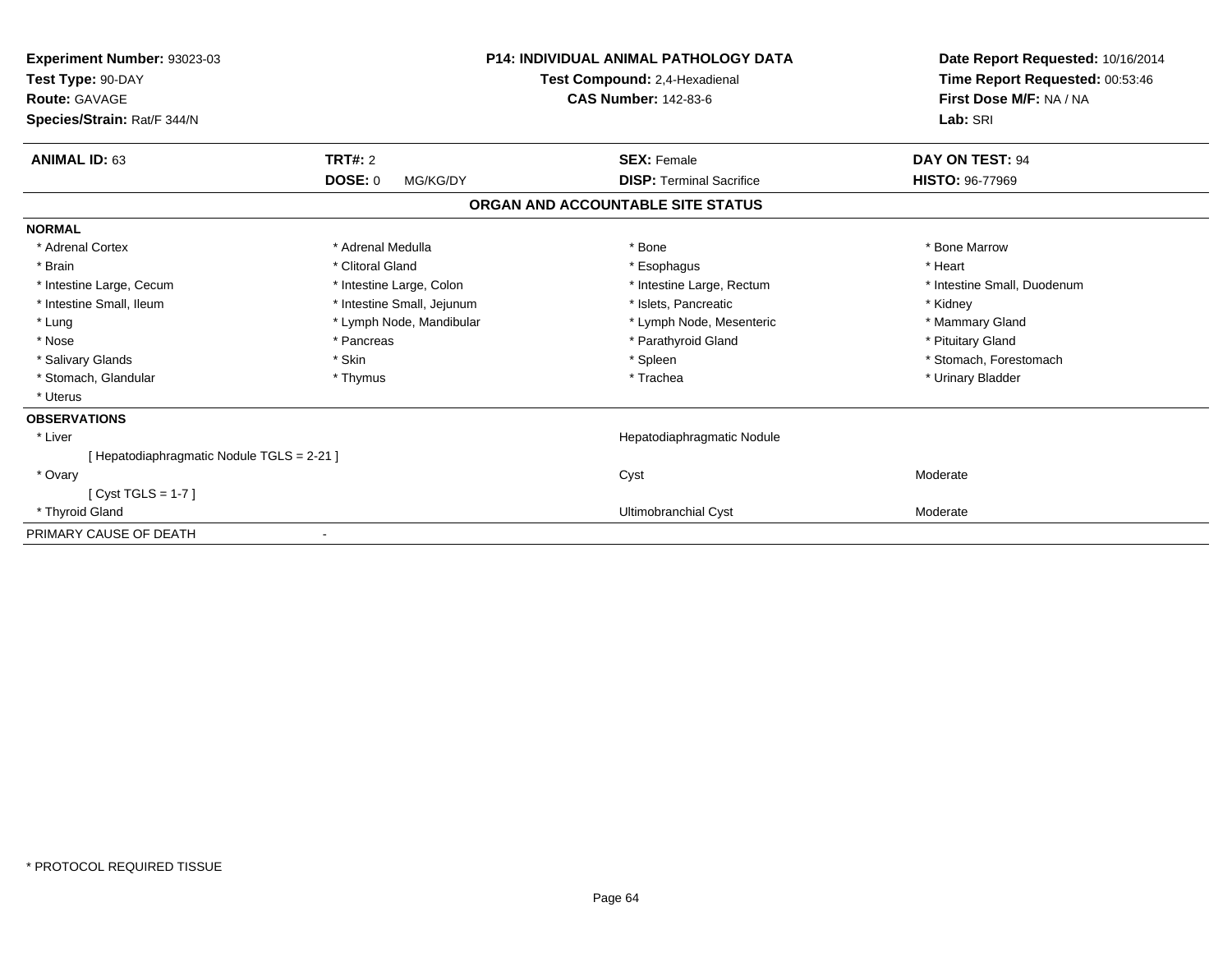**Experiment Number:** 93023-03
**Test Type:** 90-DAY
**Route:** GAVAGE
**Species/Strain:** Rat/F 344/N

**P14: INDIVIDUAL ANIMAL PATHOLOGY DATA**
**Test Compound:** 2,4-Hexadienal
**CAS Number:** 142-83-6

**Date Report Requested:** 10/16/2014
**Time Report Requested:** 00:53:46
**First Dose M/F:** NA / NA
**Lab:** SRI

| **ANIMAL ID:** 63 | **TRT#:** 2 | **SEX:** Female | **DAY ON TEST:** 94 |
|---|---|---|---|
| | **DOSE:** 0 MG/KG/DY | **DISP:** Terminal Sacrifice | **HISTO:** 96-77969 |

## ORGAN AND ACCOUNTABLE SITE STATUS

**NORMAL**

| | | | |
|---|---|---|---|
| * Adrenal Cortex | * Adrenal Medulla | * Bone | * Bone Marrow |
| * Brain | * Clitoral Gland | * Esophagus | * Heart |
| * Intestine Large, Cecum | * Intestine Large, Colon | * Intestine Large, Rectum | * Intestine Small, Duodenum |
| * Intestine Small, Ileum | * Intestine Small, Jejunum | * Islets, Pancreatic | * Kidney |
| * Lung | * Lymph Node, Mandibular | * Lymph Node, Mesenteric | * Mammary Gland |
| * Nose | * Pancreas | * Parathyroid Gland | * Pituitary Gland |
| * Salivary Glands | * Skin | * Spleen | * Stomach, Forestomach |
| * Stomach, Glandular | * Thymus | * Trachea | * Urinary Bladder |
| * Uterus | | | |

**OBSERVATIONS**

| | | |
|---|---|---|
| * Liver | Hepatodiaphragmatic Nodule | |
| [ Hepatodiaphragmatic Nodule TGLS = 2-21 ] | | |
| * Ovary | Cyst | Moderate |
| [ Cyst TGLS = 1-7 ] | | |
| * Thyroid Gland | Ultimobranchial Cyst | Moderate |

PRIMARY CAUSE OF DEATH -

* PROTOCOL REQUIRED TISSUE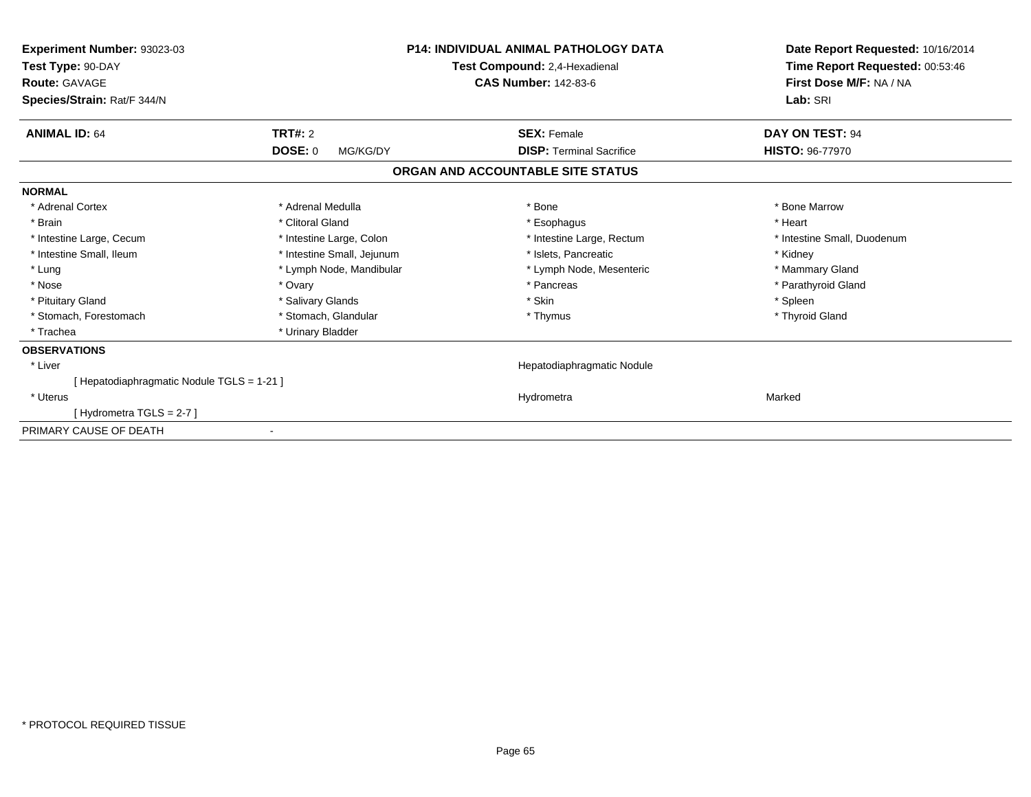**Experiment Number:** 93023-03
**Test Type:** 90-DAY
**Route:** GAVAGE
**Species/Strain:** Rat/F 344/N

**P14: INDIVIDUAL ANIMAL PATHOLOGY DATA**
**Test Compound:** 2,4-Hexadienal
**CAS Number:** 142-83-6

**Date Report Requested:** 10/16/2014
**Time Report Requested:** 00:53:46
**First Dose M/F:** NA / NA
**Lab:** SRI

| **ANIMAL ID:** 64 | **TRT#:** 2 | **SEX:** Female | **DAY ON TEST:** 94 |
|---|---|---|---|
| | **DOSE:** 0 MG/KG/DY | **DISP:** Terminal Sacrifice | **HISTO:** 96-77970 |

**ORGAN AND ACCOUNTABLE SITE STATUS**

**NORMAL**

| | | | |
|---|---|---|---|
| * Adrenal Cortex | * Adrenal Medulla | * Bone | * Bone Marrow |
| * Brain | * Clitoral Gland | * Esophagus | * Heart |
| * Intestine Large, Cecum | * Intestine Large, Colon | * Intestine Large, Rectum | * Intestine Small, Duodenum |
| * Intestine Small, Ileum | * Intestine Small, Jejunum | * Islets, Pancreatic | * Kidney |
| * Lung | * Lymph Node, Mandibular | * Lymph Node, Mesenteric | * Mammary Gland |
| * Nose | * Ovary | * Pancreas | * Parathyroid Gland |
| * Pituitary Gland | * Salivary Glands | * Skin | * Spleen |
| * Stomach, Forestomach | * Stomach, Glandular | * Thymus | * Thyroid Gland |
| * Trachea | * Urinary Bladder | | |

**OBSERVATIONS**

| | | |
|---|---|---|
| * Liver | Hepatodiaphragmatic Nodule | |
| [ Hepatodiaphragmatic Nodule TGLS = 1-21 ] | | |
| * Uterus | Hydrometra | Marked |
| [ Hydrometra TGLS = 2-7 ] | | |

PRIMARY CAUSE OF DEATH -

* PROTOCOL REQUIRED TISSUE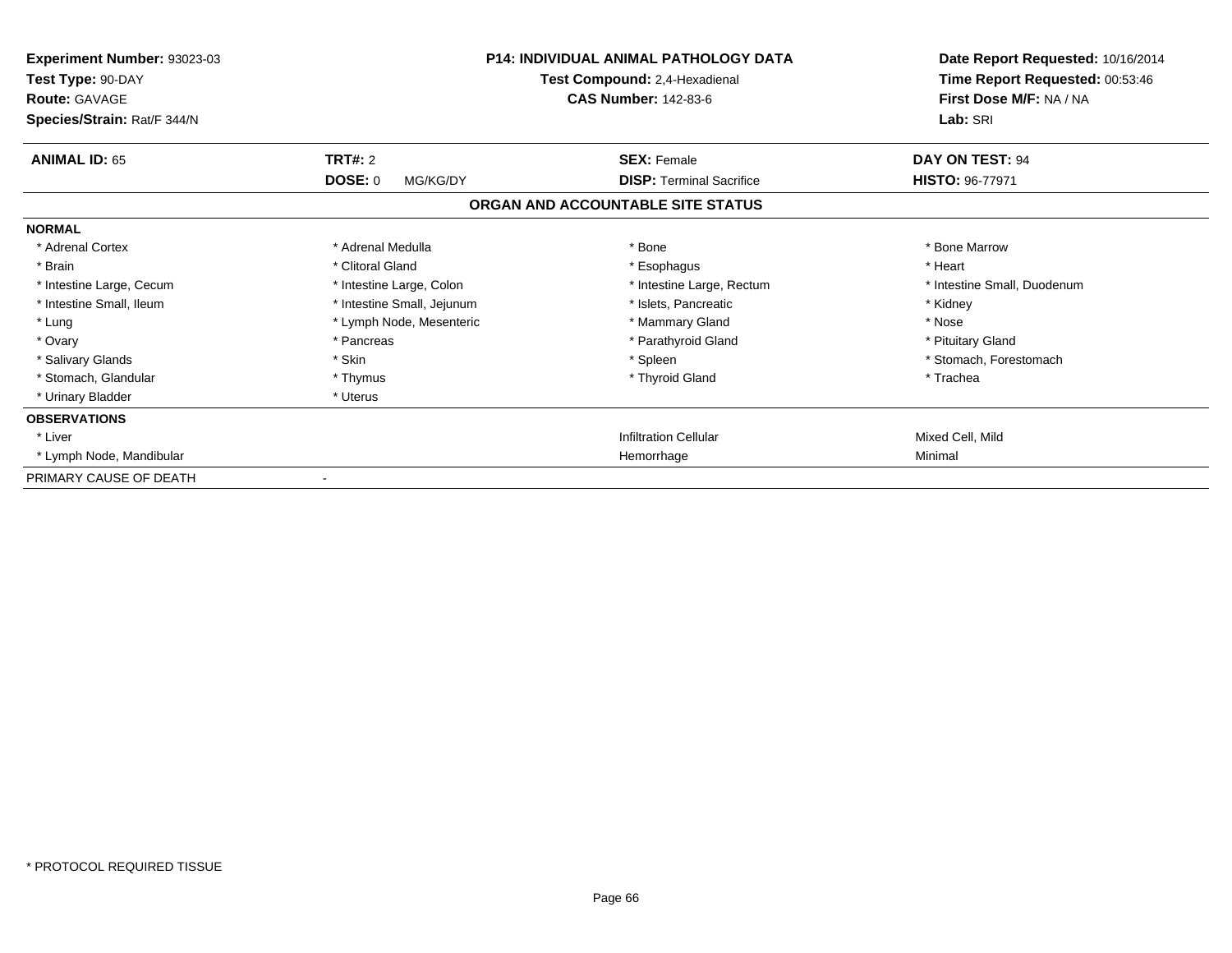**Experiment Number:** 93023-03
**Test Type:** 90-DAY
**Route:** GAVAGE
**Species/Strain:** Rat/F 344/N

**P14: INDIVIDUAL ANIMAL PATHOLOGY DATA**
**Test Compound:** 2,4-Hexadienal
**CAS Number:** 142-83-6

**Date Report Requested:** 10/16/2014
**Time Report Requested:** 00:53:46
**First Dose M/F:** NA / NA
**Lab:** SRI

| **ANIMAL ID:** 65 | **TRT#:** 2 | **SEX:** Female | **DAY ON TEST:** 94 |
|---|---|---|---|
| | **DOSE:** 0 MG/KG/DY | **DISP:** Terminal Sacrifice | **HISTO:** 96-77971 |

## ORGAN AND ACCOUNTABLE SITE STATUS

**NORMAL**

| | | | |
|---|---|---|---|
| * Adrenal Cortex | * Adrenal Medulla | * Bone | * Bone Marrow |
| * Brain | * Clitoral Gland | * Esophagus | * Heart |
| * Intestine Large, Cecum | * Intestine Large, Colon | * Intestine Large, Rectum | * Intestine Small, Duodenum |
| * Intestine Small, Ileum | * Intestine Small, Jejunum | * Islets, Pancreatic | * Kidney |
| * Lung | * Lymph Node, Mesenteric | * Mammary Gland | * Nose |
| * Ovary | * Pancreas | * Parathyroid Gland | * Pituitary Gland |
| * Salivary Glands | * Skin | * Spleen | * Stomach, Forestomach |
| * Stomach, Glandular | * Thymus | * Thyroid Gland | * Trachea |
| * Urinary Bladder | * Uterus | | |

**OBSERVATIONS**

| | | | |
|---|---|---|---|
| * Liver | | Infiltration Cellular | Mixed Cell, Mild |
| * Lymph Node, Mandibular | | Hemorrhage | Minimal |

PRIMARY CAUSE OF DEATH -

* PROTOCOL REQUIRED TISSUE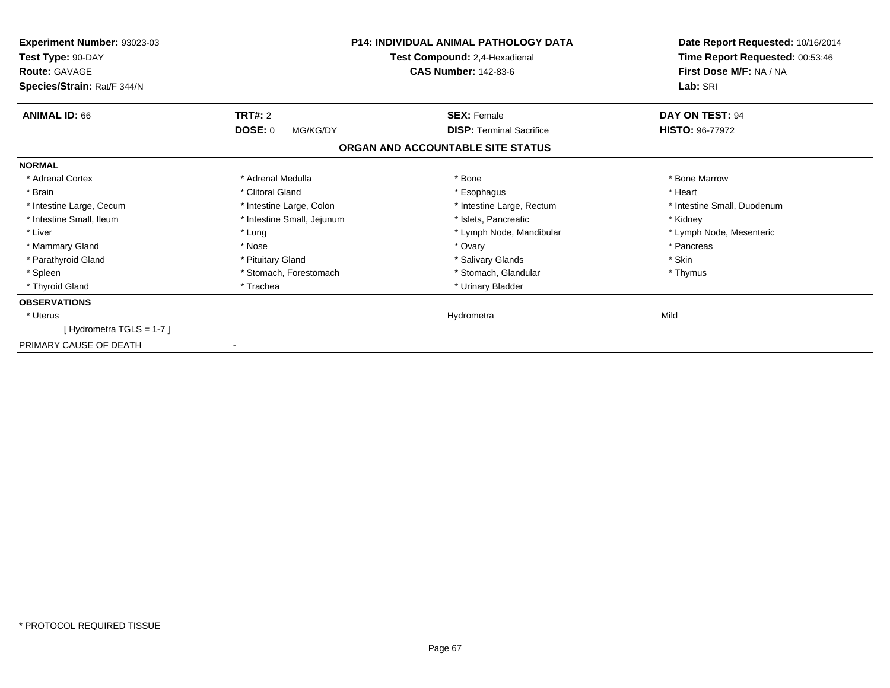**Experiment Number:** 93023-03
**Test Type:** 90-DAY
**Route:** GAVAGE
**Species/Strain:** Rat/F 344/N

**P14: INDIVIDUAL ANIMAL PATHOLOGY DATA**
**Test Compound:** 2,4-Hexadienal
**CAS Number:** 142-83-6

**Date Report Requested:** 10/16/2014
**Time Report Requested:** 00:53:46
**First Dose M/F:** NA / NA
**Lab:** SRI

| **ANIMAL ID:** 66 | **TRT#:** 2 | **SEX:** Female | **DAY ON TEST:** 94 |
|---|---|---|---|
| | **DOSE:** 0 MG/KG/DY | **DISP:** Terminal Sacrifice | **HISTO:** 96-77972 |

**ORGAN AND ACCOUNTABLE SITE STATUS**

**NORMAL**

| | | | |
|---|---|---|---|
| * Adrenal Cortex | * Adrenal Medulla | * Bone | * Bone Marrow |
| * Brain | * Clitoral Gland | * Esophagus | * Heart |
| * Intestine Large, Cecum | * Intestine Large, Colon | * Intestine Large, Rectum | * Intestine Small, Duodenum |
| * Intestine Small, Ileum | * Intestine Small, Jejunum | * Islets, Pancreatic | * Kidney |
| * Liver | * Lung | * Lymph Node, Mandibular | * Lymph Node, Mesenteric |
| * Mammary Gland | * Nose | * Ovary | * Pancreas |
| * Parathyroid Gland | * Pituitary Gland | * Salivary Glands | * Skin |
| * Spleen | * Stomach, Forestomach | * Stomach, Glandular | * Thymus |
| * Thyroid Gland | * Trachea | * Urinary Bladder | |

**OBSERVATIONS**

| | | | |
|---|---|---|---|
| * Uterus | | Hydrometra | Mild |
| [ Hydrometra TGLS = 1-7 ] | | | |

PRIMARY CAUSE OF DEATH -

* PROTOCOL REQUIRED TISSUE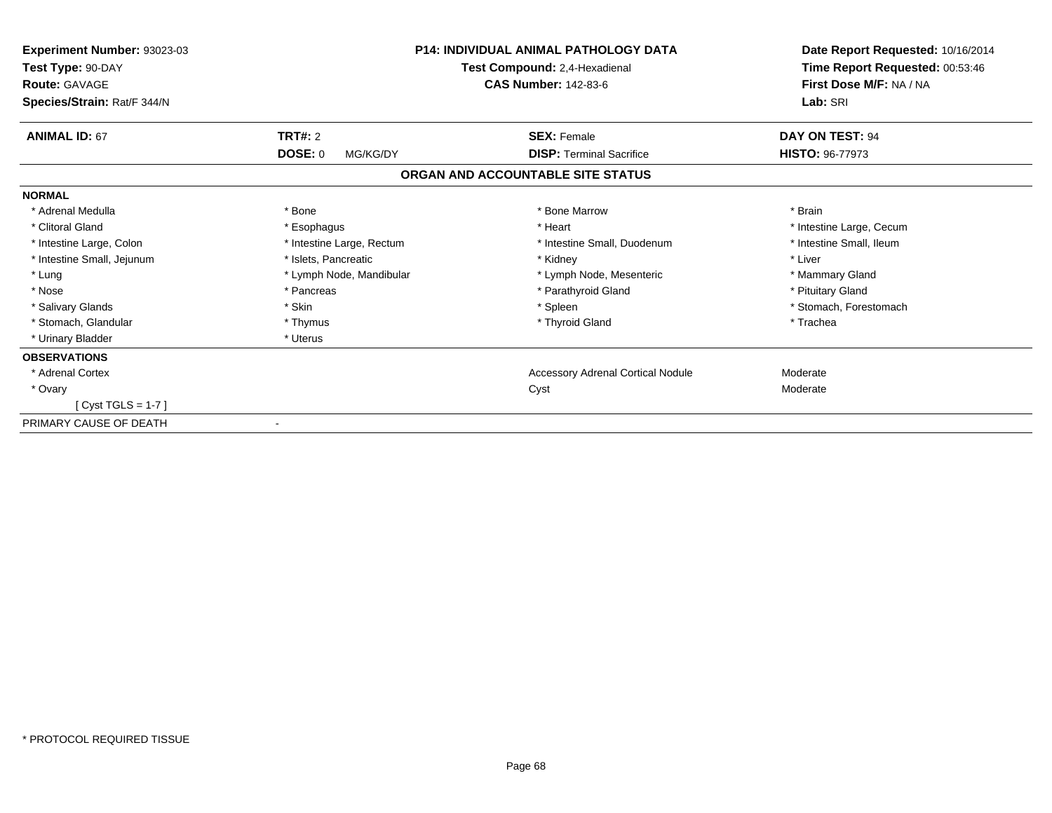**Experiment Number:** 93023-03
**Test Type:** 90-DAY
**Route:** GAVAGE
**Species/Strain:** Rat/F 344/N

**P14: INDIVIDUAL ANIMAL PATHOLOGY DATA**
**Test Compound:** 2,4-Hexadienal
**CAS Number:** 142-83-6

**Date Report Requested:** 10/16/2014
**Time Report Requested:** 00:53:46
**First Dose M/F:** NA / NA
**Lab:** SRI

| **ANIMAL ID:** 67 | **TRT#:** 2 | **SEX:** Female | **DAY ON TEST:** 94 |
|---|---|---|---|
| | **DOSE:** 0 MG/KG/DY | **DISP:** Terminal Sacrifice | **HISTO:** 96-77973 |

## ORGAN AND ACCOUNTABLE SITE STATUS

**NORMAL**

| | | | |
|---|---|---|---|
| * Adrenal Medulla | * Bone | * Bone Marrow | * Brain |
| * Clitoral Gland | * Esophagus | * Heart | * Intestine Large, Cecum |
| * Intestine Large, Colon | * Intestine Large, Rectum | * Intestine Small, Duodenum | * Intestine Small, Ileum |
| * Intestine Small, Jejunum | * Islets, Pancreatic | * Kidney | * Liver |
| * Lung | * Lymph Node, Mandibular | * Lymph Node, Mesenteric | * Mammary Gland |
| * Nose | * Pancreas | * Parathyroid Gland | * Pituitary Gland |
| * Salivary Glands | * Skin | * Spleen | * Stomach, Forestomach |
| * Stomach, Glandular | * Thymus | * Thyroid Gland | * Trachea |
| * Urinary Bladder | * Uterus | | |

**OBSERVATIONS**

| | | |
|---|---|---|
| * Adrenal Cortex | Accessory Adrenal Cortical Nodule | Moderate |
| * Ovary | Cyst | Moderate |
| [ Cyst TGLS = 1-7 ] | | |

PRIMARY CAUSE OF DEATH -

* PROTOCOL REQUIRED TISSUE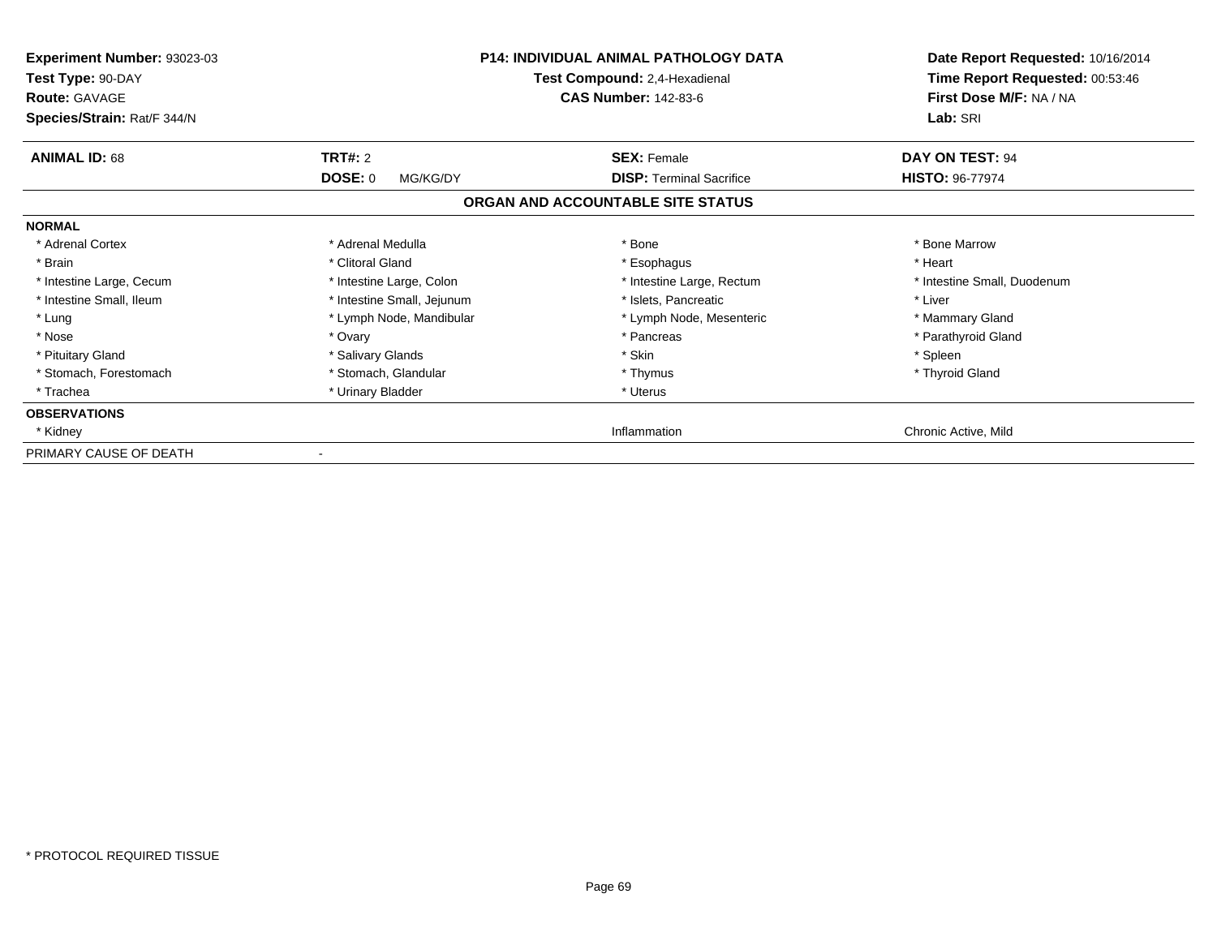**Experiment Number:** 93023-03
**Test Type:** 90-DAY
**Route:** GAVAGE
**Species/Strain:** Rat/F 344/N

**P14: INDIVIDUAL ANIMAL PATHOLOGY DATA**
**Test Compound:** 2,4-Hexadienal
**CAS Number:** 142-83-6

**Date Report Requested:** 10/16/2014
**Time Report Requested:** 00:53:46
**First Dose M/F:** NA / NA
**Lab:** SRI

| **ANIMAL ID:** 68 | **TRT#:** 2 | **SEX:** Female | **DAY ON TEST:** 94 |
|---|---|---|---|
| | **DOSE:** 0 MG/KG/DY | **DISP:** Terminal Sacrifice | **HISTO:** 96-77974 |

## ORGAN AND ACCOUNTABLE SITE STATUS

| | | | |
|---|---|---|---|
| **NORMAL** | | | |
| * Adrenal Cortex | * Adrenal Medulla | * Bone | * Bone Marrow |
| * Brain | * Clitoral Gland | * Esophagus | * Heart |
| * Intestine Large, Cecum | * Intestine Large, Colon | * Intestine Large, Rectum | * Intestine Small, Duodenum |
| * Intestine Small, Ileum | * Intestine Small, Jejunum | * Islets, Pancreatic | * Liver |
| * Lung | * Lymph Node, Mandibular | * Lymph Node, Mesenteric | * Mammary Gland |
| * Nose | * Ovary | * Pancreas | * Parathyroid Gland |
| * Pituitary Gland | * Salivary Glands | * Skin | * Spleen |
| * Stomach, Forestomach | * Stomach, Glandular | * Thymus | * Thyroid Gland |
| * Trachea | * Urinary Bladder | * Uterus | |
| **OBSERVATIONS** | | | |
| * Kidney | | Inflammation | Chronic Active, Mild |
| PRIMARY CAUSE OF DEATH | - | | |

* PROTOCOL REQUIRED TISSUE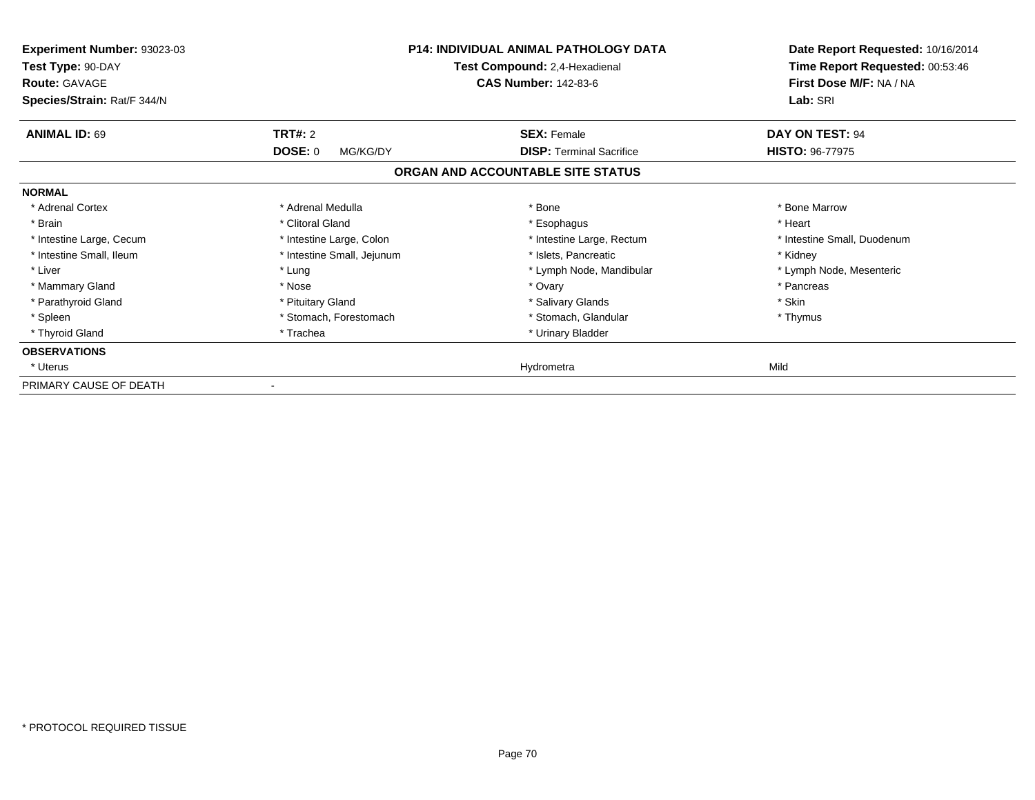**Experiment Number:** 93023-03
**Test Type:** 90-DAY
**Route:** GAVAGE
**Species/Strain:** Rat/F 344/N

**P14: INDIVIDUAL ANIMAL PATHOLOGY DATA**
**Test Compound:** 2,4-Hexadienal
**CAS Number:** 142-83-6

**Date Report Requested:** 10/16/2014
**Time Report Requested:** 00:53:46
**First Dose M/F:** NA / NA
**Lab:** SRI

| **ANIMAL ID:** 69 | **TRT#:** 2 | **SEX:** Female | **DAY ON TEST:** 94 |
|---|---|---|---|
| | **DOSE:** 0 MG/KG/DY | **DISP:** Terminal Sacrifice | **HISTO:** 96-77975 |

**ORGAN AND ACCOUNTABLE SITE STATUS**

| | | | |
|---|---|---|---|
| **NORMAL** | | | |
| * Adrenal Cortex | * Adrenal Medulla | * Bone | * Bone Marrow |
| * Brain | * Clitoral Gland | * Esophagus | * Heart |
| * Intestine Large, Cecum | * Intestine Large, Colon | * Intestine Large, Rectum | * Intestine Small, Duodenum |
| * Intestine Small, Ileum | * Intestine Small, Jejunum | * Islets, Pancreatic | * Kidney |
| * Liver | * Lung | * Lymph Node, Mandibular | * Lymph Node, Mesenteric |
| * Mammary Gland | * Nose | * Ovary | * Pancreas |
| * Parathyroid Gland | * Pituitary Gland | * Salivary Glands | * Skin |
| * Spleen | * Stomach, Forestomach | * Stomach, Glandular | * Thymus |
| * Thyroid Gland | * Trachea | * Urinary Bladder | |
| **OBSERVATIONS** | | | |
| * Uterus | | Hydrometra | Mild |
| PRIMARY CAUSE OF DEATH | - | | |

* PROTOCOL REQUIRED TISSUE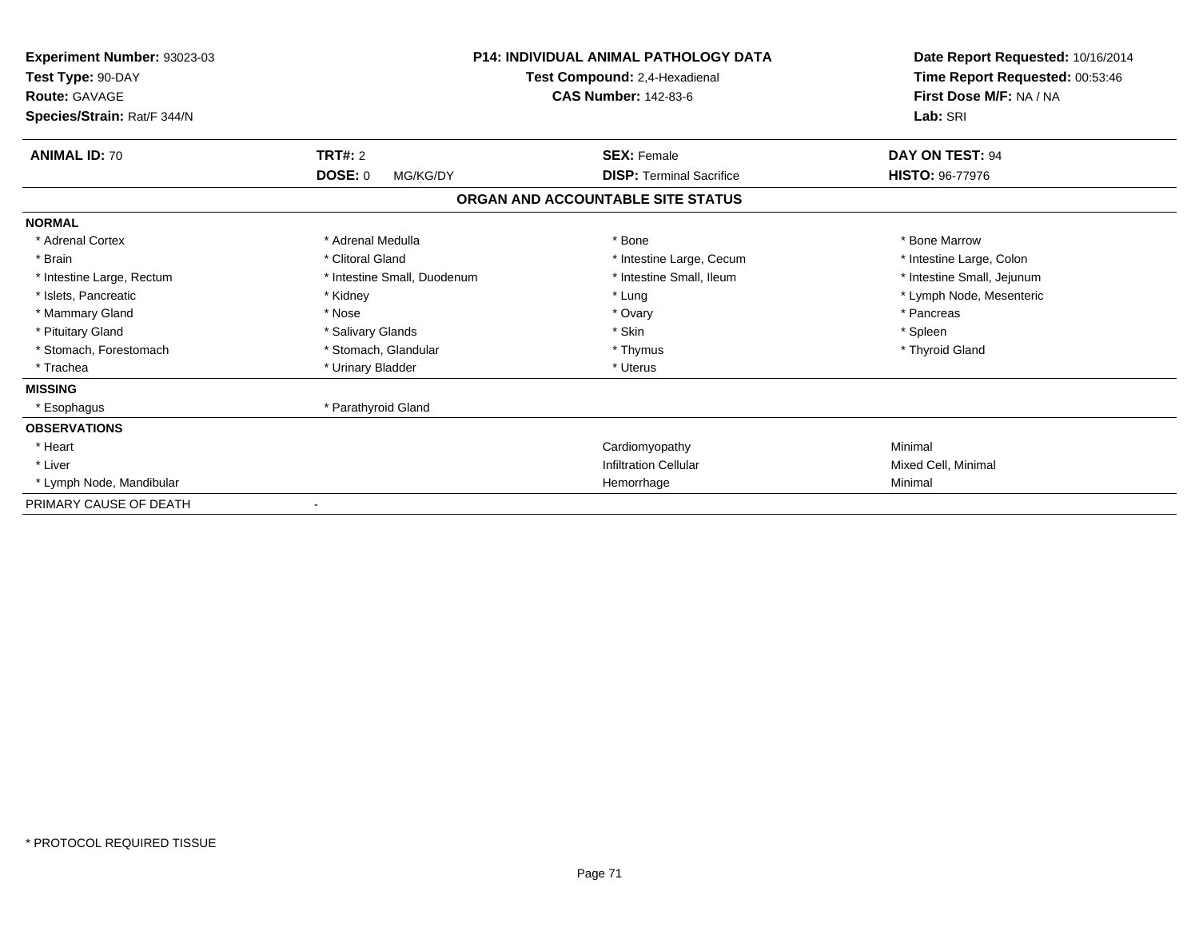**Experiment Number:** 93023-03
**Test Type:** 90-DAY
**Route:** GAVAGE
**Species/Strain:** Rat/F 344/N

**P14: INDIVIDUAL ANIMAL PATHOLOGY DATA**
**Test Compound:** 2,4-Hexadienal
**CAS Number:** 142-83-6

**Date Report Requested:** 10/16/2014
**Time Report Requested:** 00:53:46
**First Dose M/F:** NA / NA
**Lab:** SRI

| **ANIMAL ID:** 70 | **TRT#:** 2 | **SEX:** Female | **DAY ON TEST:** 94 |
|---|---|---|---|
| | **DOSE:** 0 MG/KG/DY | **DISP:** Terminal Sacrifice | **HISTO:** 96-77976 |

## ORGAN AND ACCOUNTABLE SITE STATUS

| | | | |
|---|---|---|---|
| **NORMAL** | | | |
| * Adrenal Cortex | * Adrenal Medulla | * Bone | * Bone Marrow |
| * Brain | * Clitoral Gland | * Intestine Large, Cecum | * Intestine Large, Colon |
| * Intestine Large, Rectum | * Intestine Small, Duodenum | * Intestine Small, Ileum | * Intestine Small, Jejunum |
| * Islets, Pancreatic | * Kidney | * Lung | * Lymph Node, Mesenteric |
| * Mammary Gland | * Nose | * Ovary | * Pancreas |
| * Pituitary Gland | * Salivary Glands | * Skin | * Spleen |
| * Stomach, Forestomach | * Stomach, Glandular | * Thymus | * Thyroid Gland |
| * Trachea | * Urinary Bladder | * Uterus | |
| **MISSING** | | | |
| * Esophagus | * Parathyroid Gland | | |
| **OBSERVATIONS** | | | |
| * Heart | | Cardiomyopathy | Minimal |
| * Liver | | Infiltration Cellular | Mixed Cell, Minimal |
| * Lymph Node, Mandibular | | Hemorrhage | Minimal |
| PRIMARY CAUSE OF DEATH | - | | |

* PROTOCOL REQUIRED TISSUE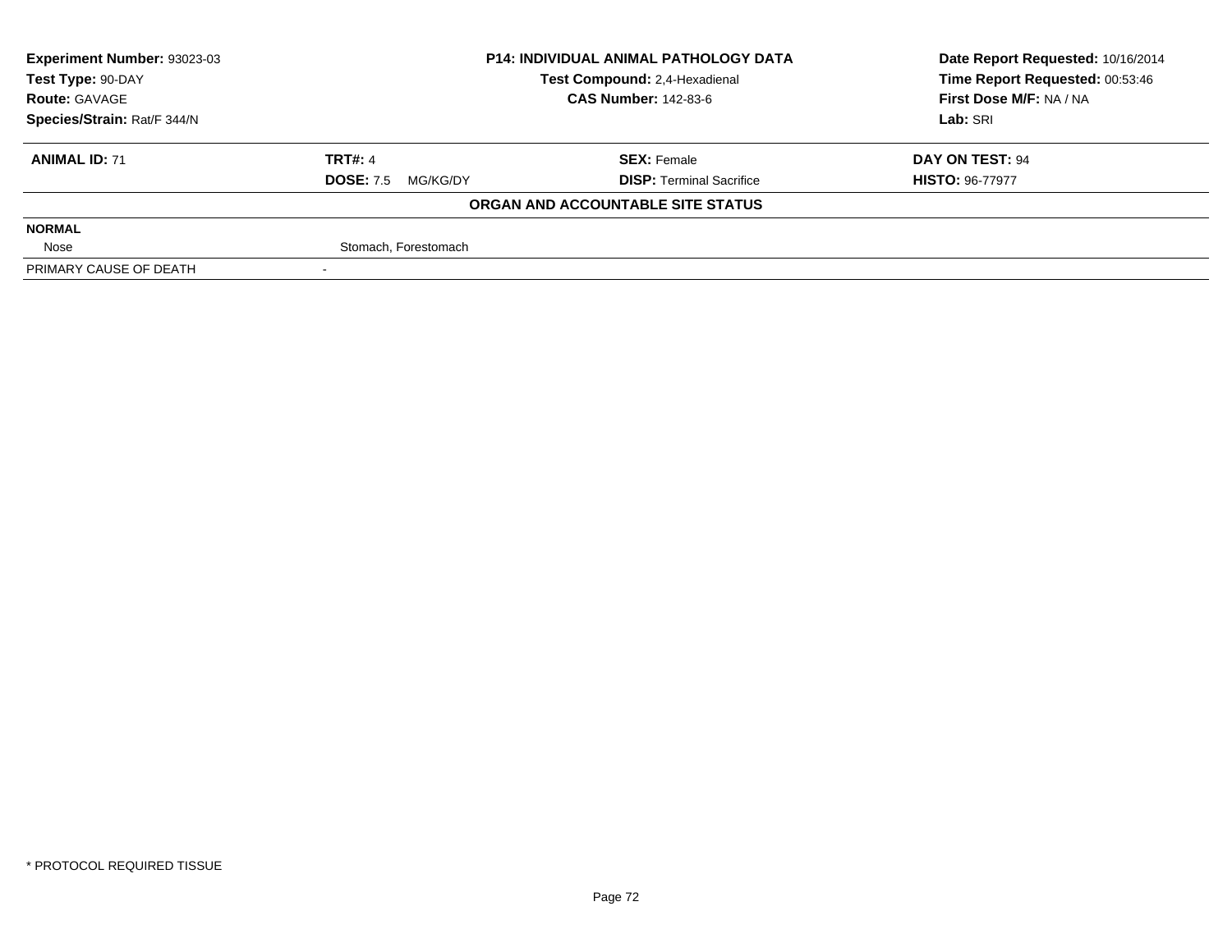| Experiment Number: 93023-03 | P14: INDIVIDUAL ANIMAL PATHOLOGY DATA | Date Report Requested: 10/16/2014 |
|---|---|---|
| Test Type: 90-DAY | Test Compound: 2,4-Hexadienal | Time Report Requested: 00:53:46 |
| Route: GAVAGE | CAS Number: 142-83-6 | First Dose M/F: NA / NA |
| Species/Strain: Rat/F 344/N | | Lab: SRI |

| ANIMAL ID: 71 | TRT#: 4 | SEX: Female | DAY ON TEST: 94 |
|---|---|---|---|
| | DOSE: 7.5 MG/KG/DY | DISP: Terminal Sacrifice | HISTO: 96-77977 |

**ORGAN AND ACCOUNTABLE SITE STATUS**

| | | | |
|---|---|---|---|
| **NORMAL** | | | |
| Nose | Stomach, Forestomach | | |
| PRIMARY CAUSE OF DEATH | - | | |

* PROTOCOL REQUIRED TISSUE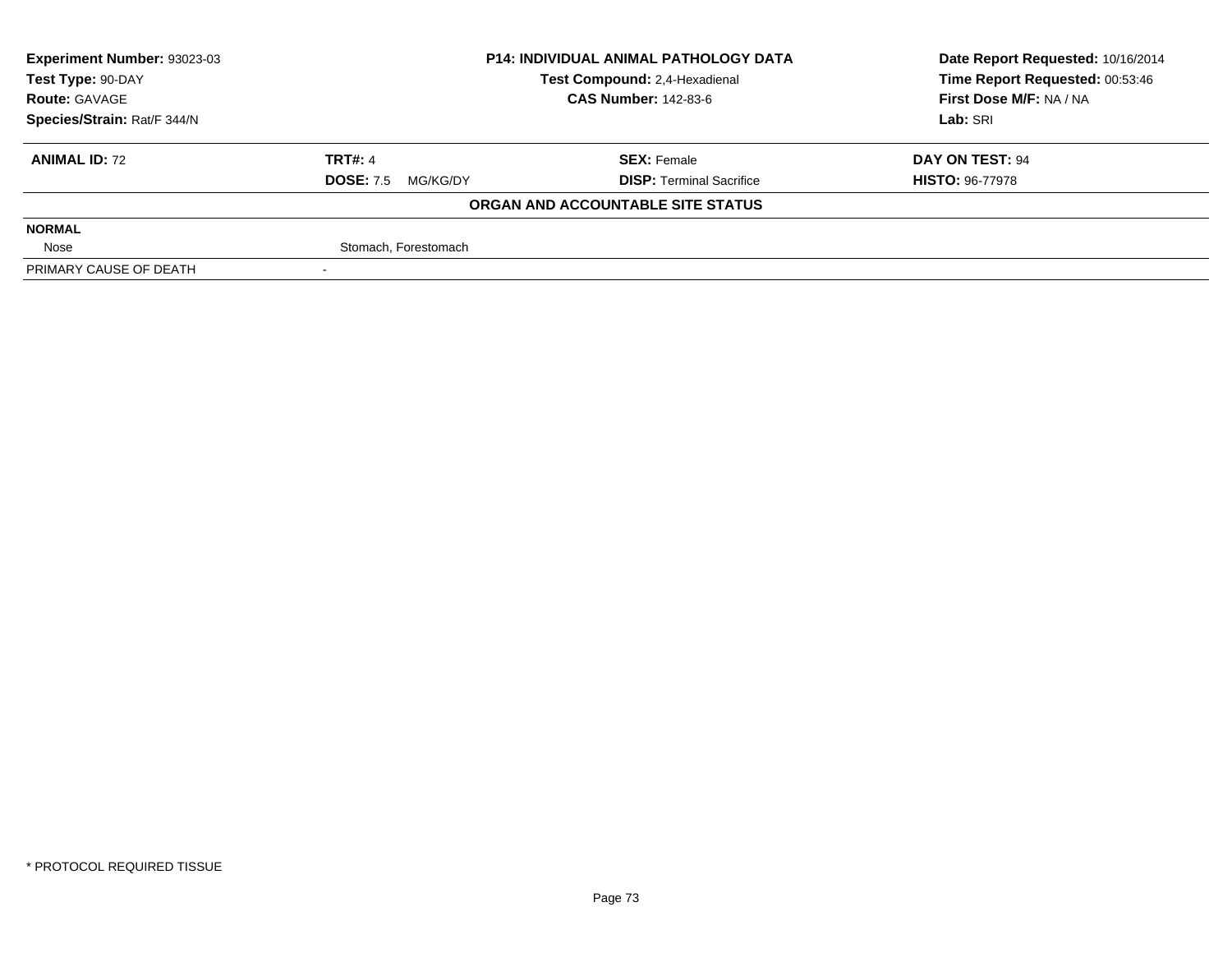| Experiment Number: 93023-03 | P14: INDIVIDUAL ANIMAL PATHOLOGY DATA | Date Report Requested: 10/16/2014 |
|---|---|---|
| Test Type: 90-DAY | Test Compound: 2,4-Hexadienal | Time Report Requested: 00:53:46 |
| Route: GAVAGE | CAS Number: 142-83-6 | First Dose M/F: NA / NA |
| Species/Strain: Rat/F 344/N | | Lab: SRI |

| **ANIMAL ID:** 72 | **TRT#:** 4 | **SEX:** Female | **DAY ON TEST:** 94 |
|---|---|---|---|
| | **DOSE:** 7.5 MG/KG/DY | **DISP:** Terminal Sacrifice | **HISTO:** 96-77978 |

**ORGAN AND ACCOUNTABLE SITE STATUS**

| | |
|---|---|
| **NORMAL** | |
| Nose | Stomach, Forestomach |
| PRIMARY CAUSE OF DEATH | - |

* PROTOCOL REQUIRED TISSUE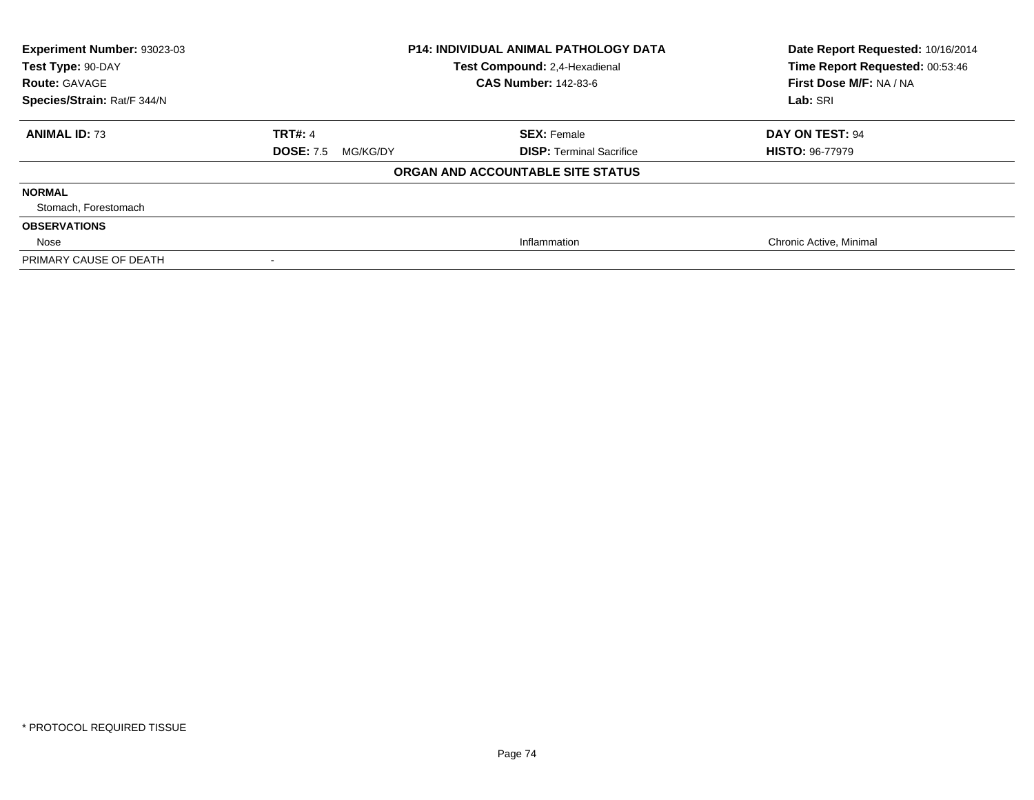| **Experiment Number:** 93023-03 | **P14: INDIVIDUAL ANIMAL PATHOLOGY DATA** | **Date Report Requested:** 10/16/2014 |
|---|---|---|
| **Test Type:** 90-DAY | **Test Compound:** 2,4-Hexadienal | **Time Report Requested:** 00:53:46 |
| **Route:** GAVAGE | **CAS Number:** 142-83-6 | **First Dose M/F:** NA / NA |
| **Species/Strain:** Rat/F 344/N | | **Lab:** SRI |

| **ANIMAL ID:** 73 | **TRT#:** 4 | **SEX:** Female | **DAY ON TEST:** 94 |
|---|---|---|---|
| | **DOSE:** 7.5 MG/KG/DY | **DISP:** Terminal Sacrifice | **HISTO:** 96-77979 |

**ORGAN AND ACCOUNTABLE SITE STATUS**

| | | | |
|---|---|---|---|
| **NORMAL** | | | |
| Stomach, Forestomach | | | |
| **OBSERVATIONS** | | | |
| Nose | | Inflammation | Chronic Active, Minimal |
| PRIMARY CAUSE OF DEATH | - | | |

\* PROTOCOL REQUIRED TISSUE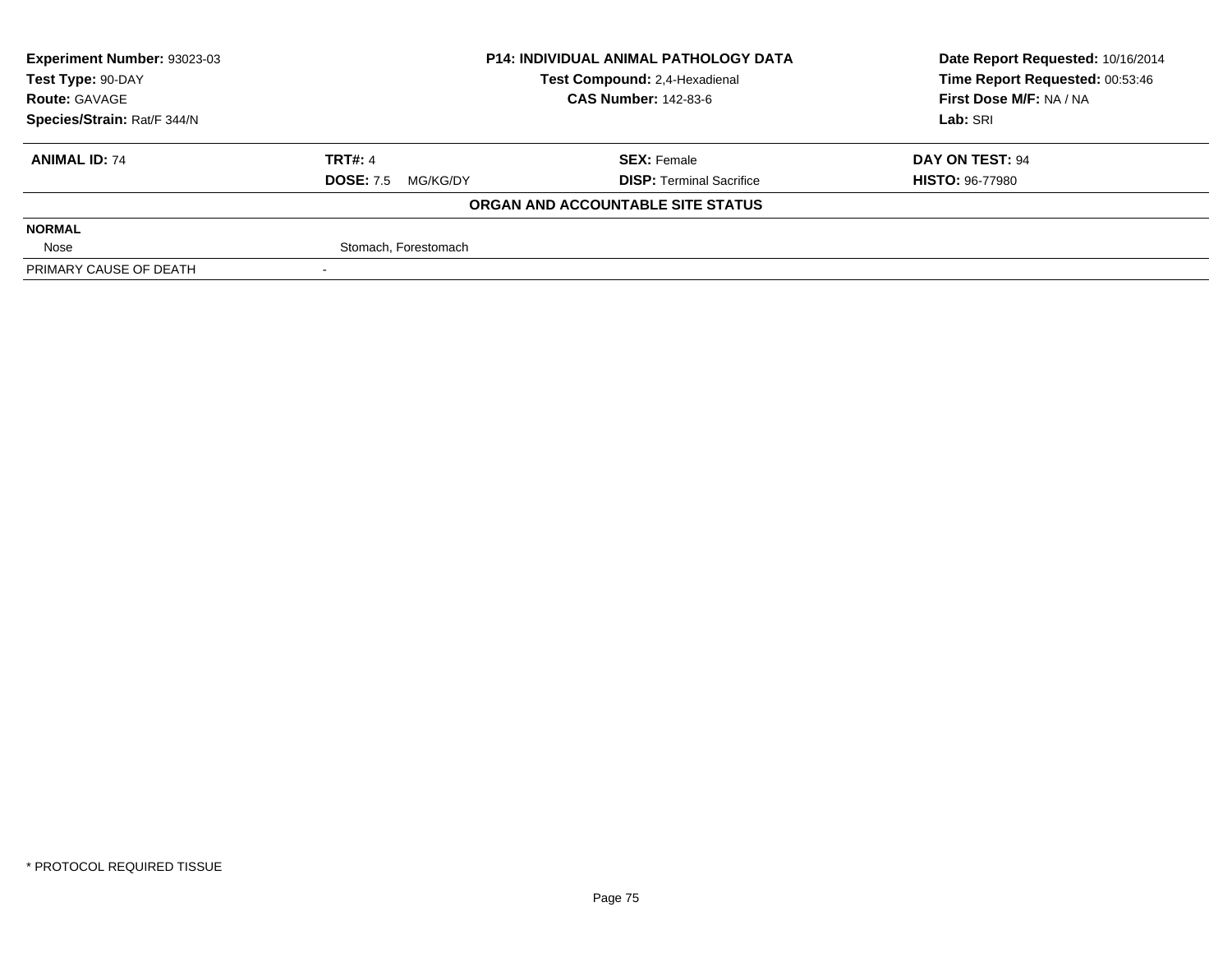| **Experiment Number:** 93023-03 | **P14: INDIVIDUAL ANIMAL PATHOLOGY DATA** | **Date Report Requested:** 10/16/2014 |
|---|---|---|
| **Test Type:** 90-DAY | **Test Compound:** 2,4-Hexadienal | **Time Report Requested:** 00:53:46 |
| **Route:** GAVAGE | **CAS Number:** 142-83-6 | **First Dose M/F:** NA / NA |
| **Species/Strain:** Rat/F 344/N | | **Lab:** SRI |

| **ANIMAL ID:** 74 | **TRT#:** 4 | **SEX:** Female | **DAY ON TEST:** 94 |
|---|---|---|---|
| | **DOSE:** 7.5 MG/KG/DY | **DISP:** Terminal Sacrifice | **HISTO:** 96-77980 |

**ORGAN AND ACCOUNTABLE SITE STATUS**

| | |
|---|---|
| **NORMAL** | |
| Nose | Stomach, Forestomach |
| PRIMARY CAUSE OF DEATH | - |

* PROTOCOL REQUIRED TISSUE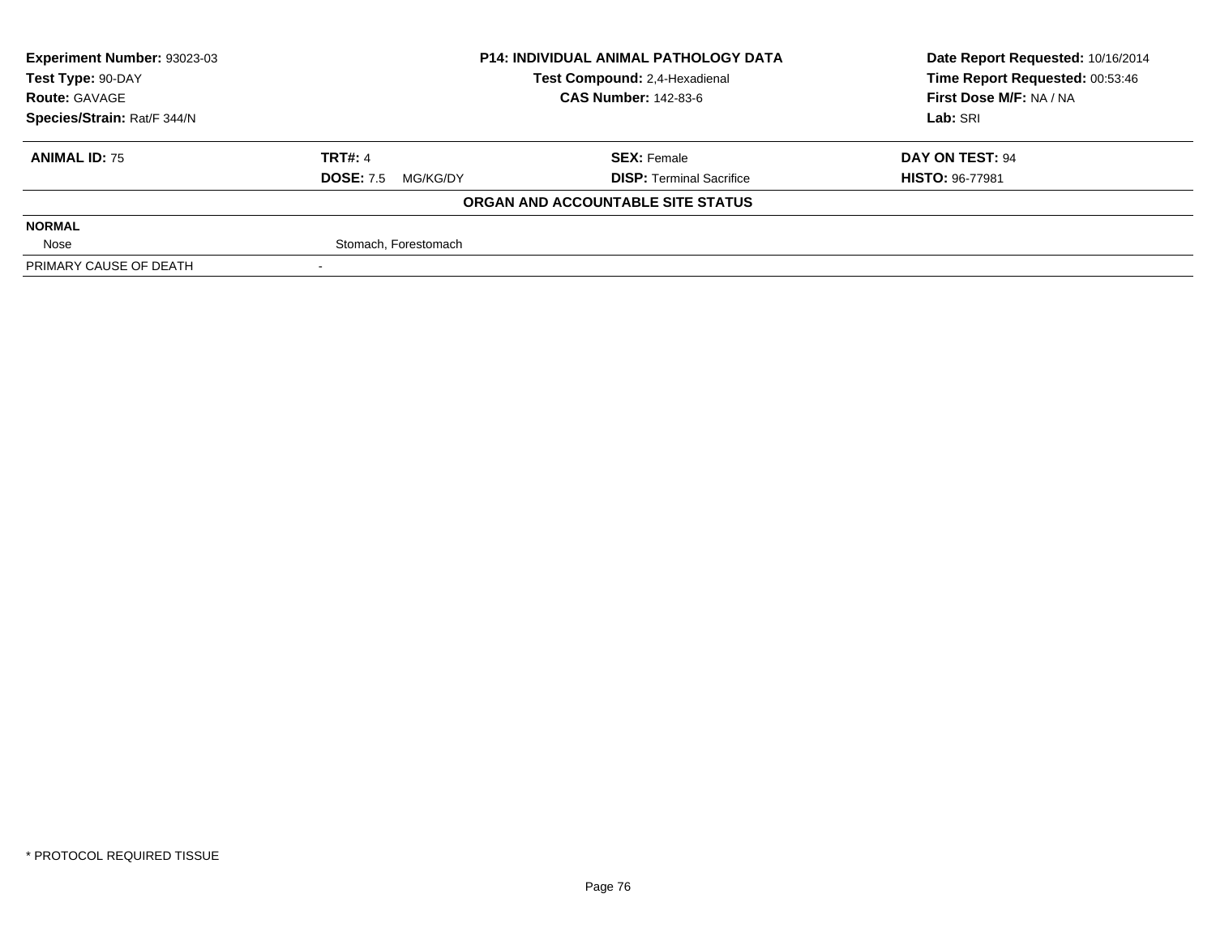| **Experiment Number:** 93023-03 | **P14: INDIVIDUAL ANIMAL PATHOLOGY DATA** | **Date Report Requested:** 10/16/2014 |
|---|---|---|
| **Test Type:** 90-DAY | **Test Compound:** 2,4-Hexadienal | **Time Report Requested:** 00:53:46 |
| **Route:** GAVAGE | **CAS Number:** 142-83-6 | **First Dose M/F:** NA / NA |
| **Species/Strain:** Rat/F 344/N | | **Lab:** SRI |

| **ANIMAL ID:** 75 | **TRT#:** 4 | **SEX:** Female | **DAY ON TEST:** 94 |
|---|---|---|---|
| | **DOSE:** 7.5 MG/KG/DY | **DISP:** Terminal Sacrifice | **HISTO:** 96-77981 |

**ORGAN AND ACCOUNTABLE SITE STATUS**

| | |
|---|---|
| **NORMAL** | |
| Nose | Stomach, Forestomach |
| PRIMARY CAUSE OF DEATH | - |

* PROTOCOL REQUIRED TISSUE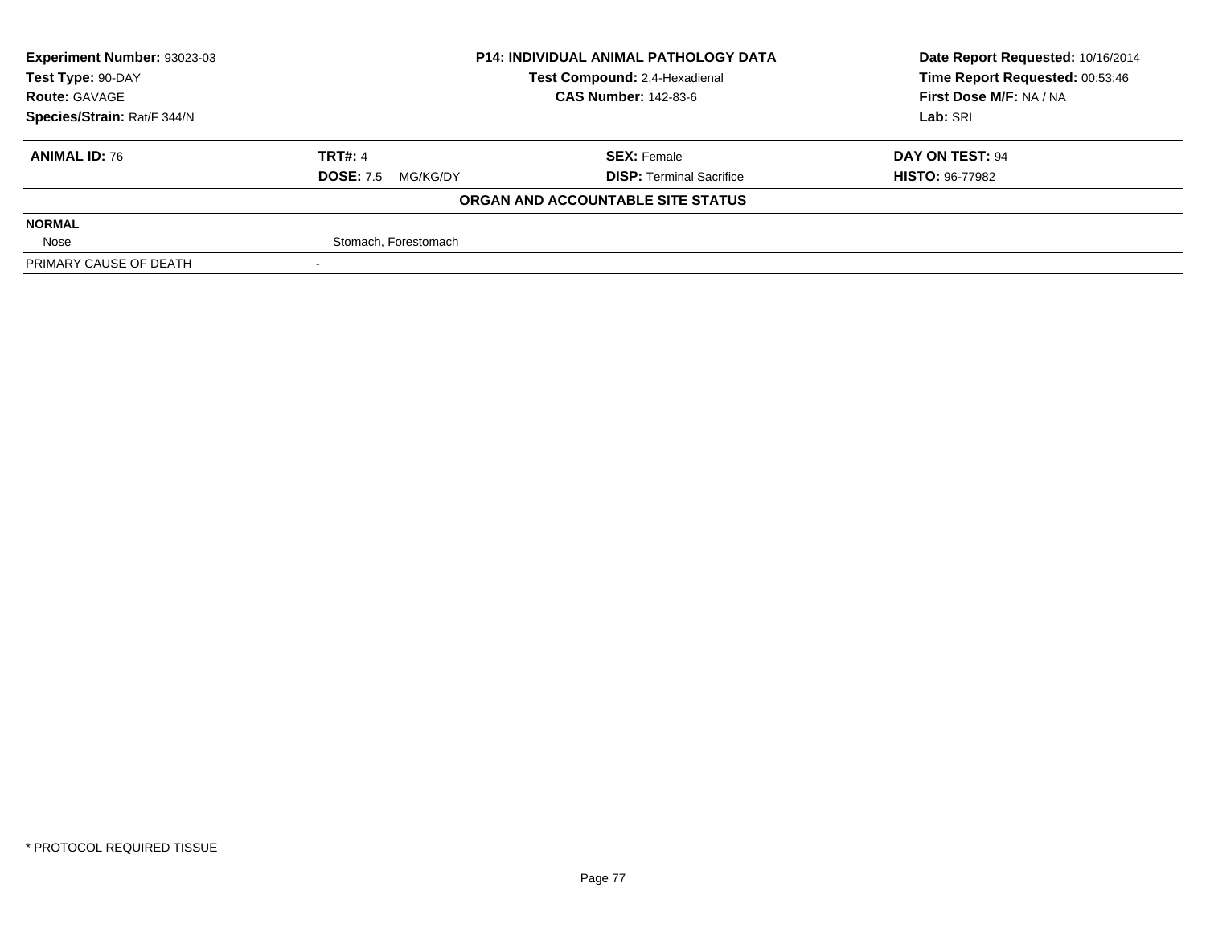| Experiment Number: 93023-03 | P14: INDIVIDUAL ANIMAL PATHOLOGY DATA | Date Report Requested: 10/16/2014 |
|---|---|---|
| Test Type: 90-DAY | Test Compound: 2,4-Hexadienal | Time Report Requested: 00:53:46 |
| Route: GAVAGE | CAS Number: 142-83-6 | First Dose M/F: NA / NA |
| Species/Strain: Rat/F 344/N | | Lab: SRI |

| ANIMAL ID: 76 | TRT#: 4 | SEX: Female | DAY ON TEST: 94 |
|---|---|---|---|
| | DOSE: 7.5 MG/KG/DY | DISP: Terminal Sacrifice | HISTO: 96-77982 |

**ORGAN AND ACCOUNTABLE SITE STATUS**

| | |
|---|---|
| **NORMAL** | |
| Nose | Stomach, Forestomach |
| PRIMARY CAUSE OF DEATH | - |

* PROTOCOL REQUIRED TISSUE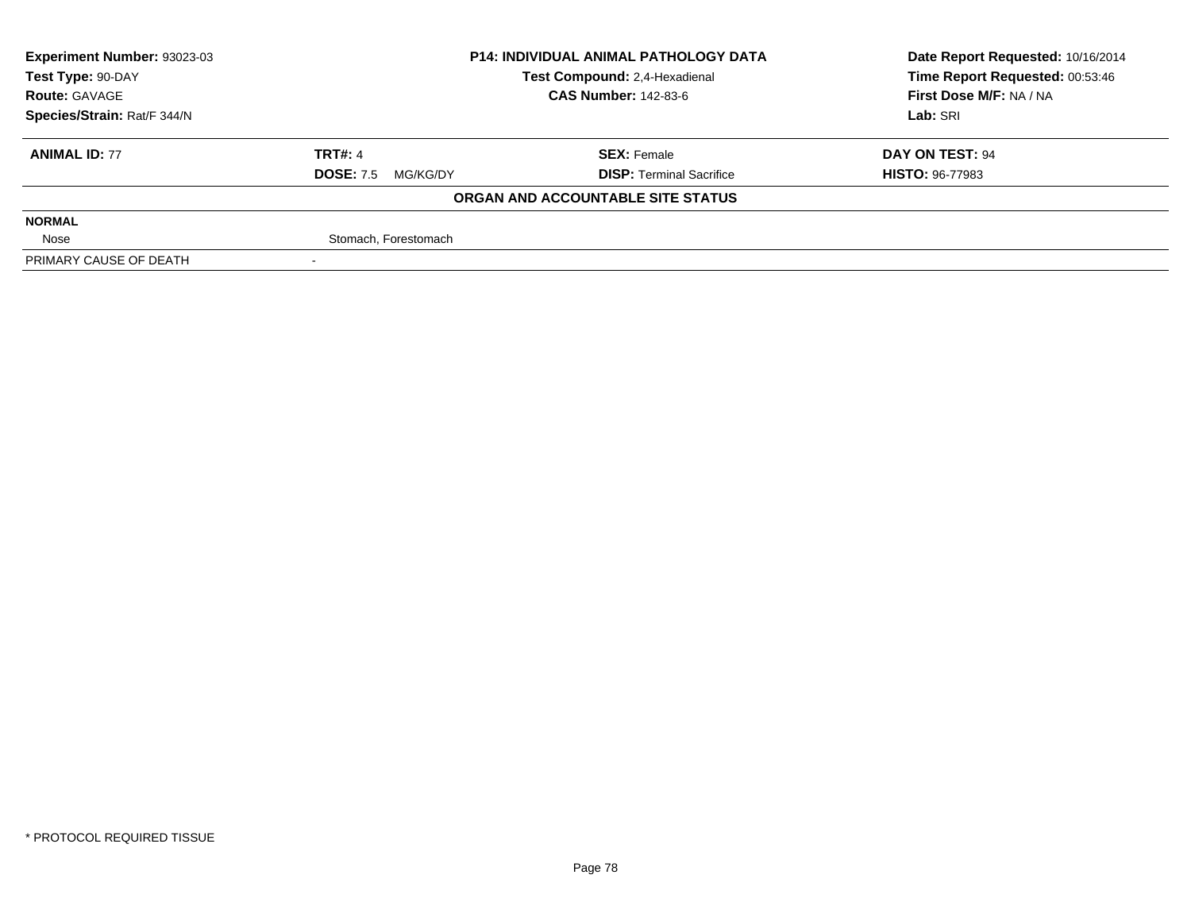**Experiment Number:** 93023-03
**Test Type:** 90-DAY
**Route:** GAVAGE
**Species/Strain:** Rat/F 344/N

**P14: INDIVIDUAL ANIMAL PATHOLOGY DATA**
**Test Compound:** 2,4-Hexadienal
**CAS Number:** 142-83-6

**Date Report Requested:** 10/16/2014
**Time Report Requested:** 00:53:46
**First Dose M/F:** NA / NA
**Lab:** SRI

| **ANIMAL ID:** 77 | **TRT#:** 4 | **SEX:** Female | **DAY ON TEST:** 94 |
|---|---|---|---|
| | **DOSE:** 7.5 MG/KG/DY | **DISP:** Terminal Sacrifice | **HISTO:** 96-77983 |

**ORGAN AND ACCOUNTABLE SITE STATUS**

| | |
|---|---|
| **NORMAL** | |
| Nose | Stomach, Forestomach |
| PRIMARY CAUSE OF DEATH | - |

\* PROTOCOL REQUIRED TISSUE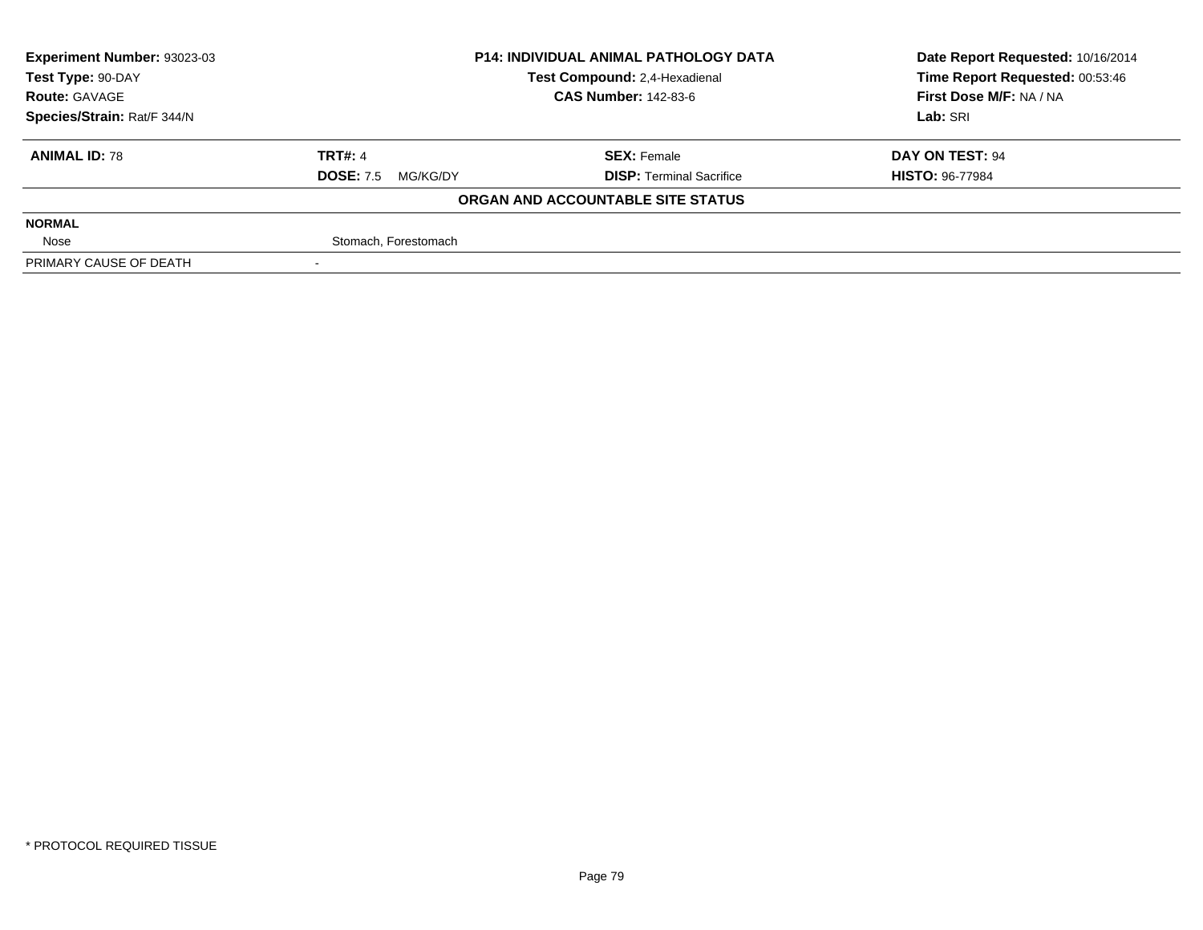| **Experiment Number:** 93023-03 | **P14: INDIVIDUAL ANIMAL PATHOLOGY DATA** | **Date Report Requested:** 10/16/2014 |
|---|---|---|
| **Test Type:** 90-DAY | **Test Compound:** 2,4-Hexadienal | **Time Report Requested:** 00:53:46 |
| **Route:** GAVAGE | **CAS Number:** 142-83-6 | **First Dose M/F:** NA / NA |
| **Species/Strain:** Rat/F 344/N | | **Lab:** SRI |

| **ANIMAL ID:** 78 | **TRT#:** 4 | **SEX:** Female | **DAY ON TEST:** 94 |
|---|---|---|---|
| | **DOSE:** 7.5 MG/KG/DY | **DISP:** Terminal Sacrifice | **HISTO:** 96-77984 |

**ORGAN AND ACCOUNTABLE SITE STATUS**

| **NORMAL** | |
|---|---|
| Nose | Stomach, Forestomach |
| PRIMARY CAUSE OF DEATH | - |

* PROTOCOL REQUIRED TISSUE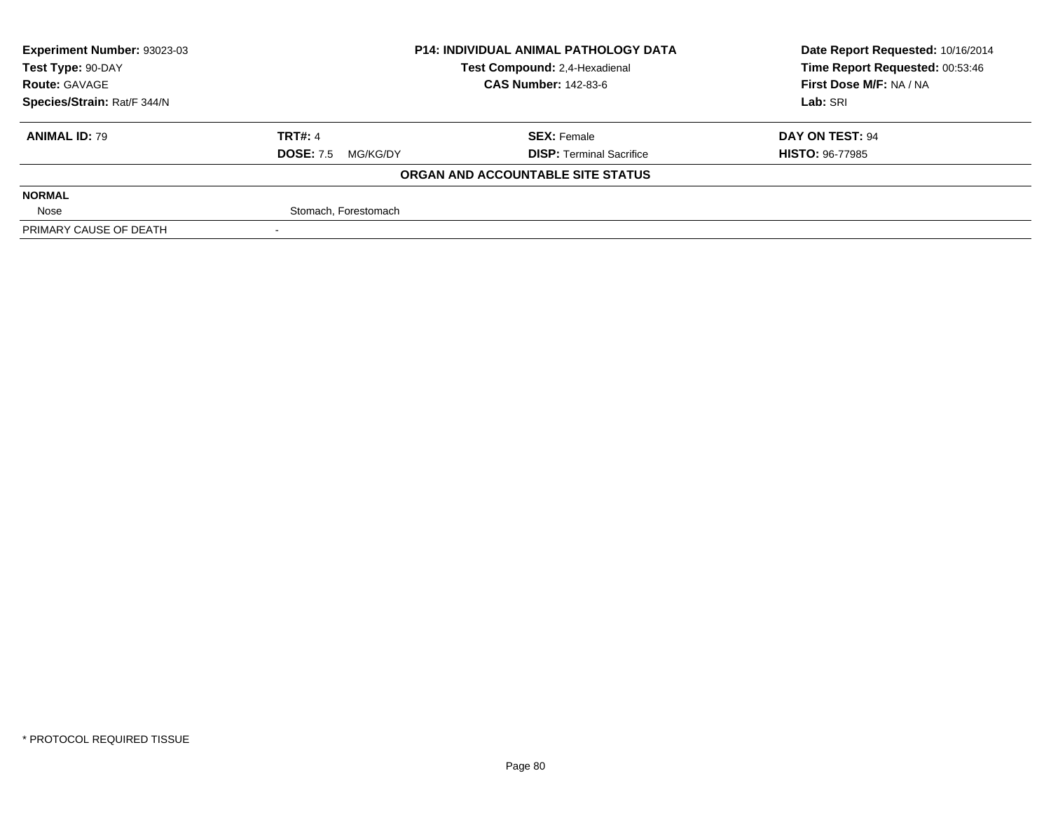| **Experiment Number:** 93023-03 | **P14: INDIVIDUAL ANIMAL PATHOLOGY DATA** | **Date Report Requested:** 10/16/2014 |
|---|---|---|
| **Test Type:** 90-DAY | **Test Compound:** 2,4-Hexadienal | **Time Report Requested:** 00:53:46 |
| **Route:** GAVAGE | **CAS Number:** 142-83-6 | **First Dose M/F:** NA / NA |
| **Species/Strain:** Rat/F 344/N | | **Lab:** SRI |

| **ANIMAL ID:** 79 | **TRT#:** 4 | **SEX:** Female | **DAY ON TEST:** 94 |
|---|---|---|---|
| | **DOSE:** 7.5 MG/KG/DY | **DISP:** Terminal Sacrifice | **HISTO:** 96-77985 |

**ORGAN AND ACCOUNTABLE SITE STATUS**

| | |
|---|---|
| **NORMAL** | |
| Nose | Stomach, Forestomach |
| PRIMARY CAUSE OF DEATH | - |

* PROTOCOL REQUIRED TISSUE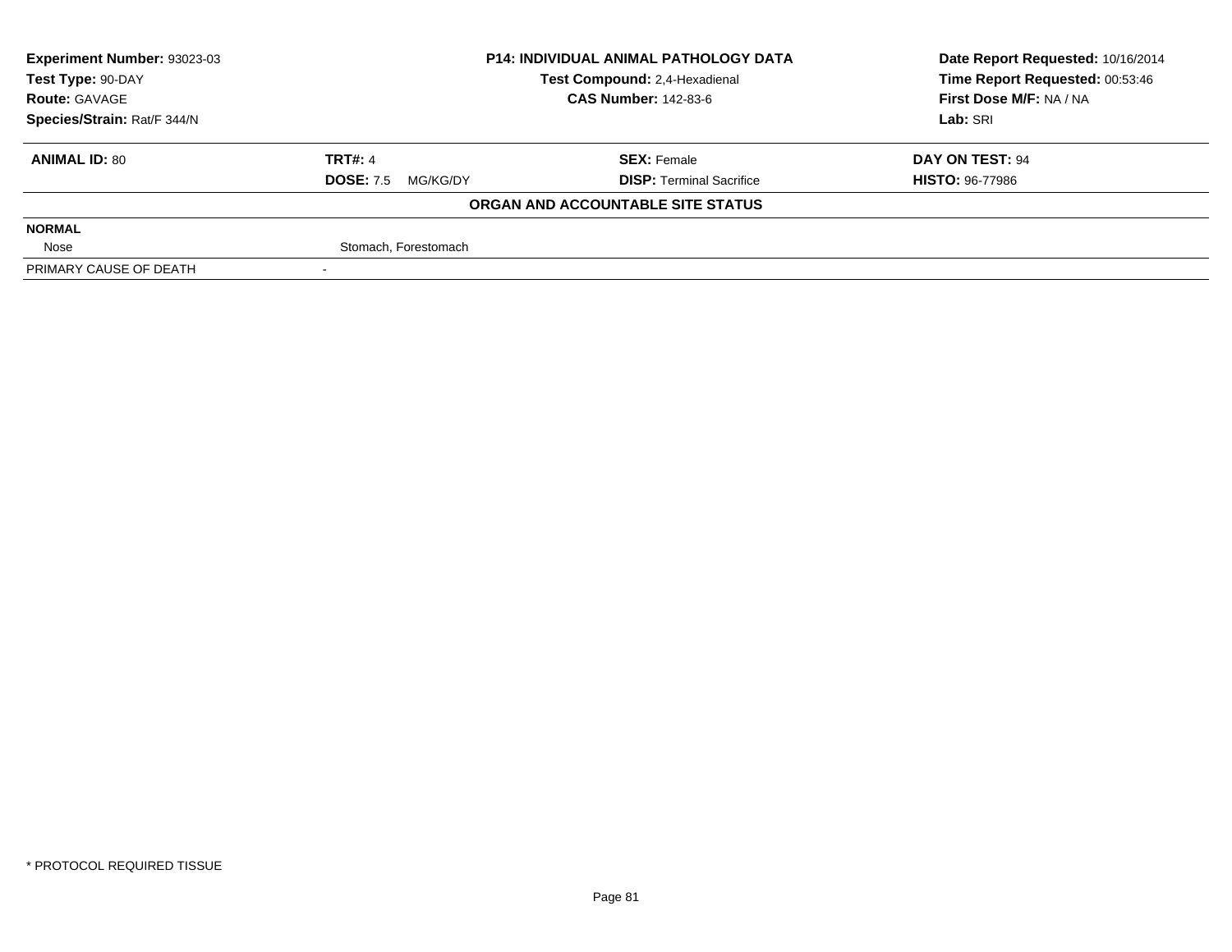**Experiment Number:** 93023-03
**Test Type:** 90-DAY
**Route:** GAVAGE
**Species/Strain:** Rat/F 344/N

**P14: INDIVIDUAL ANIMAL PATHOLOGY DATA**
**Test Compound:** 2,4-Hexadienal
**CAS Number:** 142-83-6

**Date Report Requested:** 10/16/2014
**Time Report Requested:** 00:53:46
**First Dose M/F:** NA / NA
**Lab:** SRI

| **ANIMAL ID:** 80 | **TRT#:** 4 | **SEX:** Female | **DAY ON TEST:** 94 |
|---|---|---|---|
| | **DOSE:** 7.5 MG/KG/DY | **DISP:** Terminal Sacrifice | **HISTO:** 96-77986 |

**ORGAN AND ACCOUNTABLE SITE STATUS**

| | | | |
|---|---|---|---|
| **NORMAL** | | | |
| Nose | Stomach, Forestomach | | |
| PRIMARY CAUSE OF DEATH | - | | |

* PROTOCOL REQUIRED TISSUE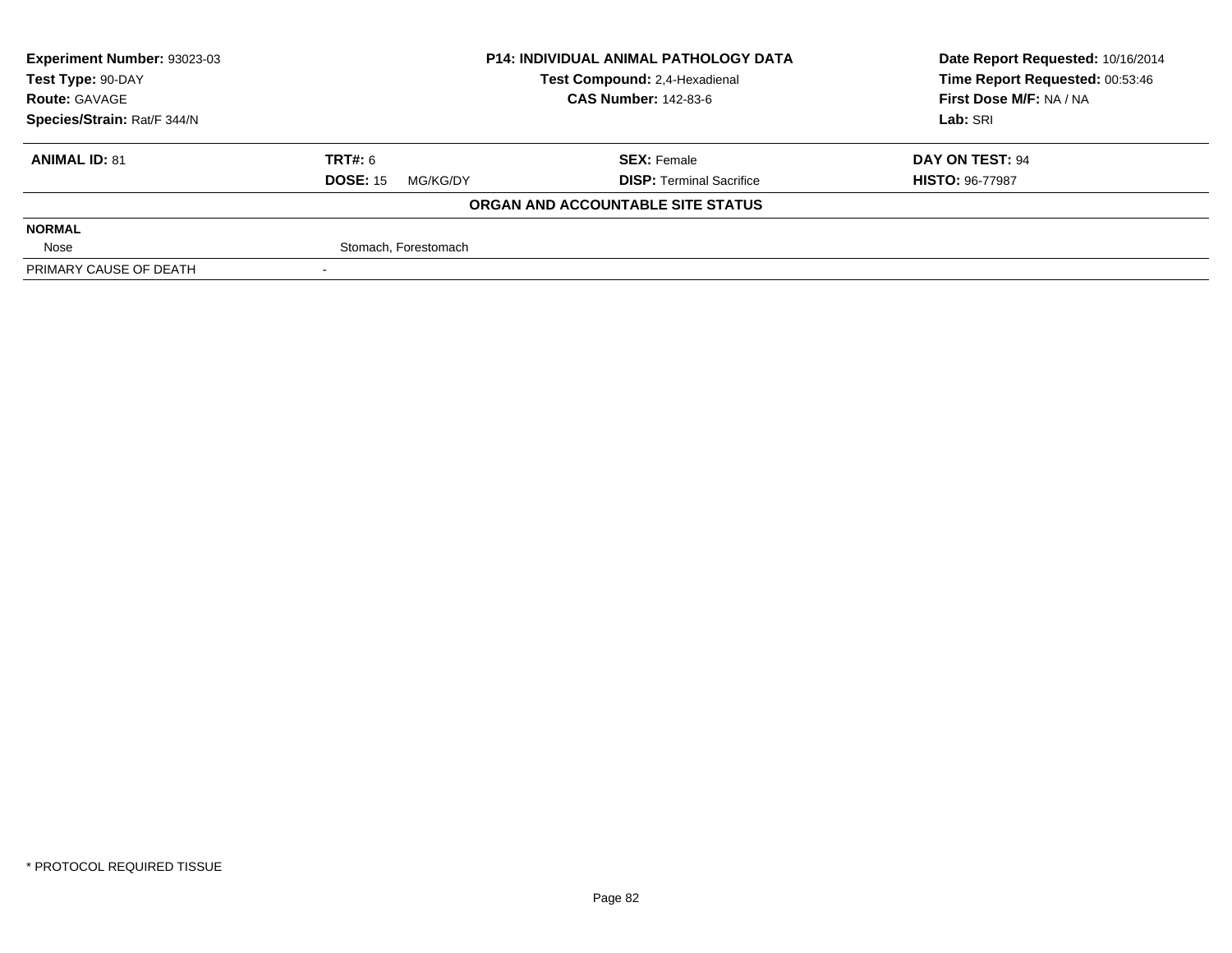| **Experiment Number:** 93023-03 | **P14: INDIVIDUAL ANIMAL PATHOLOGY DATA** | **Date Report Requested:** 10/16/2014 |
|---|---|---|
| **Test Type:** 90-DAY | **Test Compound:** 2,4-Hexadienal | **Time Report Requested:** 00:53:46 |
| **Route:** GAVAGE | **CAS Number:** 142-83-6 | **First Dose M/F:** NA / NA |
| **Species/Strain:** Rat/F 344/N | | **Lab:** SRI |

| **ANIMAL ID:** 81 | **TRT#:** 6 | **SEX:** Female | **DAY ON TEST:** 94 |
|---|---|---|---|
| | **DOSE:** 15 MG/KG/DY | **DISP:** Terminal Sacrifice | **HISTO:** 96-77987 |

**ORGAN AND ACCOUNTABLE SITE STATUS**

| | |
|---|---|
| **NORMAL** | |
| Nose | Stomach, Forestomach |
| PRIMARY CAUSE OF DEATH | - |

\* PROTOCOL REQUIRED TISSUE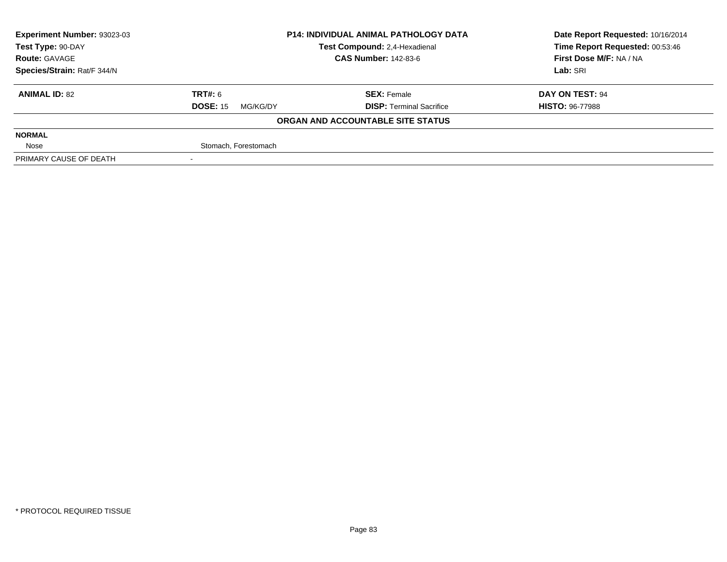**Experiment Number:** 93023-03
**Test Type:** 90-DAY
**Route:** GAVAGE
**Species/Strain:** Rat/F 344/N

**P14: INDIVIDUAL ANIMAL PATHOLOGY DATA**
**Test Compound:** 2,4-Hexadienal
**CAS Number:** 142-83-6

**Date Report Requested:** 10/16/2014
**Time Report Requested:** 00:53:46
**First Dose M/F:** NA / NA
**Lab:** SRI

| **ANIMAL ID:** 82 | **TRT#:** 6 | **SEX:** Female | **DAY ON TEST:** 94 |
|---|---|---|---|
| | **DOSE:** 15 MG/KG/DY | **DISP:** Terminal Sacrifice | **HISTO:** 96-77988 |

**ORGAN AND ACCOUNTABLE SITE STATUS**

| | |
|---|---|
| **NORMAL** | |
| Nose | Stomach, Forestomach |
| PRIMARY CAUSE OF DEATH | - |

\* PROTOCOL REQUIRED TISSUE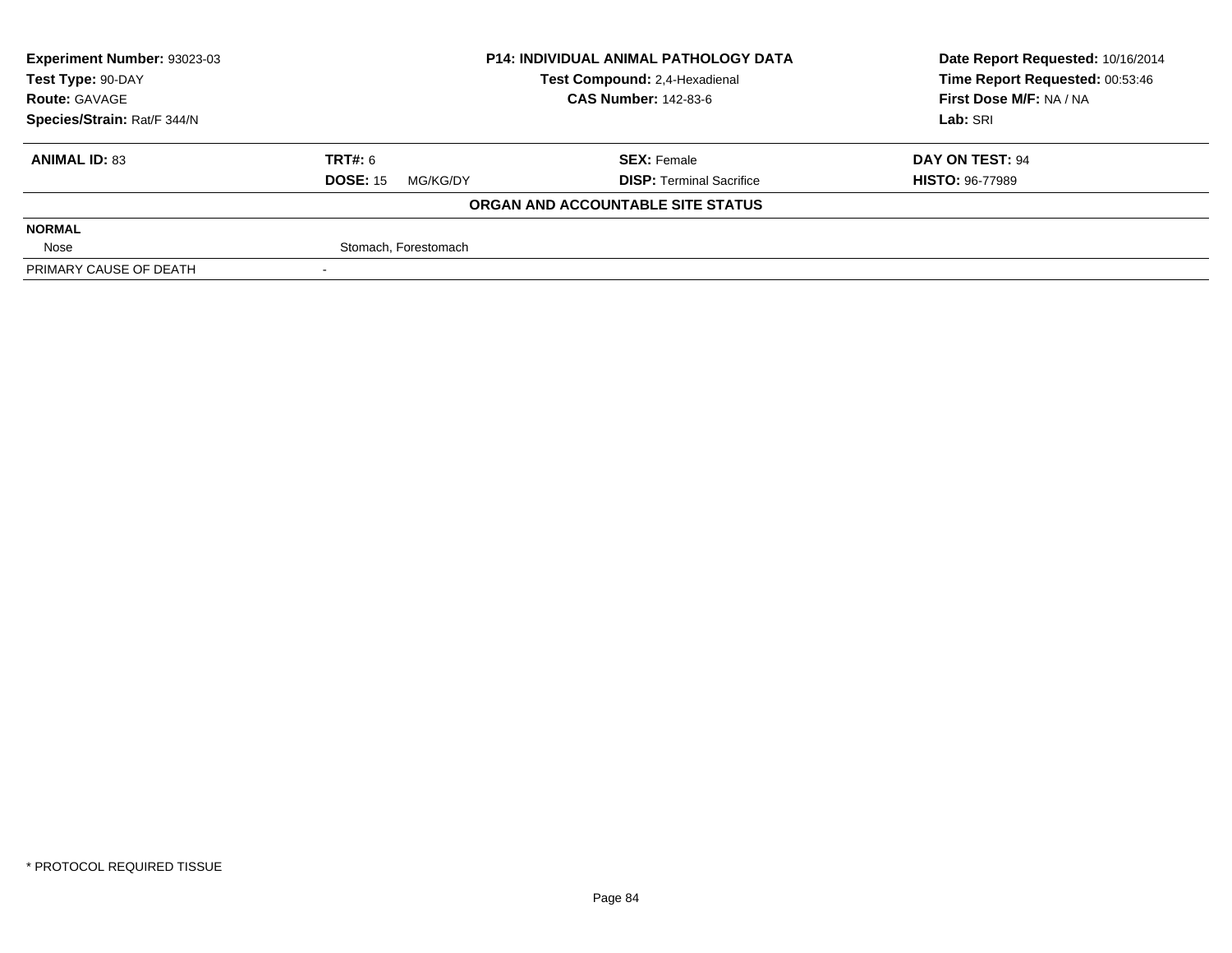| **Experiment Number:** 93023-03 | **P14: INDIVIDUAL ANIMAL PATHOLOGY DATA** | **Date Report Requested:** 10/16/2014 |
|---|---|---|
| **Test Type:** 90-DAY | **Test Compound:** 2,4-Hexadienal | **Time Report Requested:** 00:53:46 |
| **Route:** GAVAGE | **CAS Number:** 142-83-6 | **First Dose M/F:** NA / NA |
| **Species/Strain:** Rat/F 344/N | | **Lab:** SRI |

| **ANIMAL ID:** 83 | **TRT#:** 6 | **SEX:** Female | **DAY ON TEST:** 94 |
|---|---|---|---|
| | **DOSE:** 15 MG/KG/DY | **DISP:** Terminal Sacrifice | **HISTO:** 96-77989 |

**ORGAN AND ACCOUNTABLE SITE STATUS**

| **NORMAL** | |
|---|---|
| Nose | Stomach, Forestomach |
| PRIMARY CAUSE OF DEATH | - |

* PROTOCOL REQUIRED TISSUE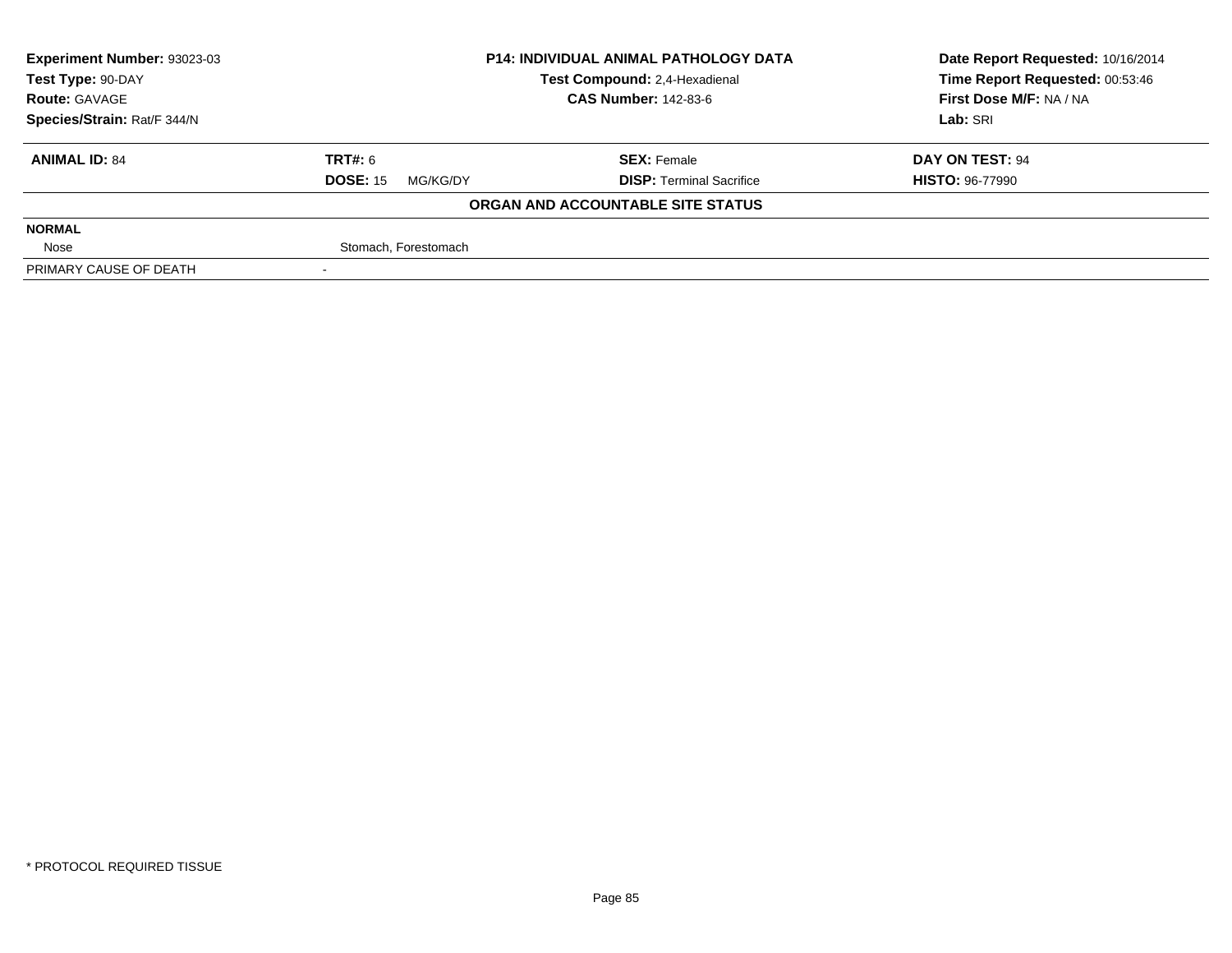| Experiment Number: 93023-03 | P14: INDIVIDUAL ANIMAL PATHOLOGY DATA | Date Report Requested: 10/16/2014 |
|---|---|---|
| Test Type: 90-DAY | Test Compound: 2,4-Hexadienal | Time Report Requested: 00:53:46 |
| Route: GAVAGE | CAS Number: 142-83-6 | First Dose M/F: NA / NA |
| Species/Strain: Rat/F 344/N | | Lab: SRI |

| **ANIMAL ID:** 84 | **TRT#:** 6 | **SEX:** Female | **DAY ON TEST:** 94 |
|---|---|---|---|
| | **DOSE:** 15 MG/KG/DY | **DISP:** Terminal Sacrifice | **HISTO:** 96-77990 |

**ORGAN AND ACCOUNTABLE SITE STATUS**

| | |
|---|---|
| **NORMAL** | |
| Nose | Stomach, Forestomach |
| PRIMARY CAUSE OF DEATH | - |

\* PROTOCOL REQUIRED TISSUE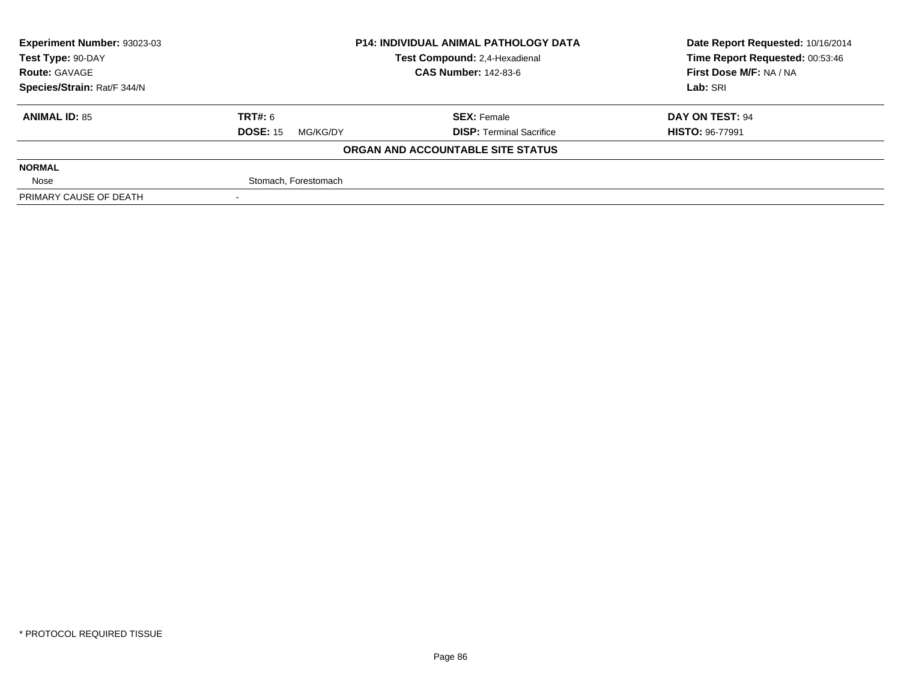| **Experiment Number:** 93023-03 | **P14: INDIVIDUAL ANIMAL PATHOLOGY DATA** | **Date Report Requested:** 10/16/2014 |
|---|---|---|
| **Test Type:** 90-DAY | **Test Compound:** 2,4-Hexadienal | **Time Report Requested:** 00:53:46 |
| **Route:** GAVAGE | **CAS Number:** 142-83-6 | **First Dose M/F:** NA / NA |
| **Species/Strain:** Rat/F 344/N | | **Lab:** SRI |

| **ANIMAL ID:** 85 | **TRT#:** 6 | **SEX:** Female | **DAY ON TEST:** 94 |
|---|---|---|---|
| | **DOSE:** 15 MG/KG/DY | **DISP:** Terminal Sacrifice | **HISTO:** 96-77991 |

**ORGAN AND ACCOUNTABLE SITE STATUS**

| | |
|---|---|
| **NORMAL** | |
| Nose | Stomach, Forestomach |
| PRIMARY CAUSE OF DEATH | - |

* PROTOCOL REQUIRED TISSUE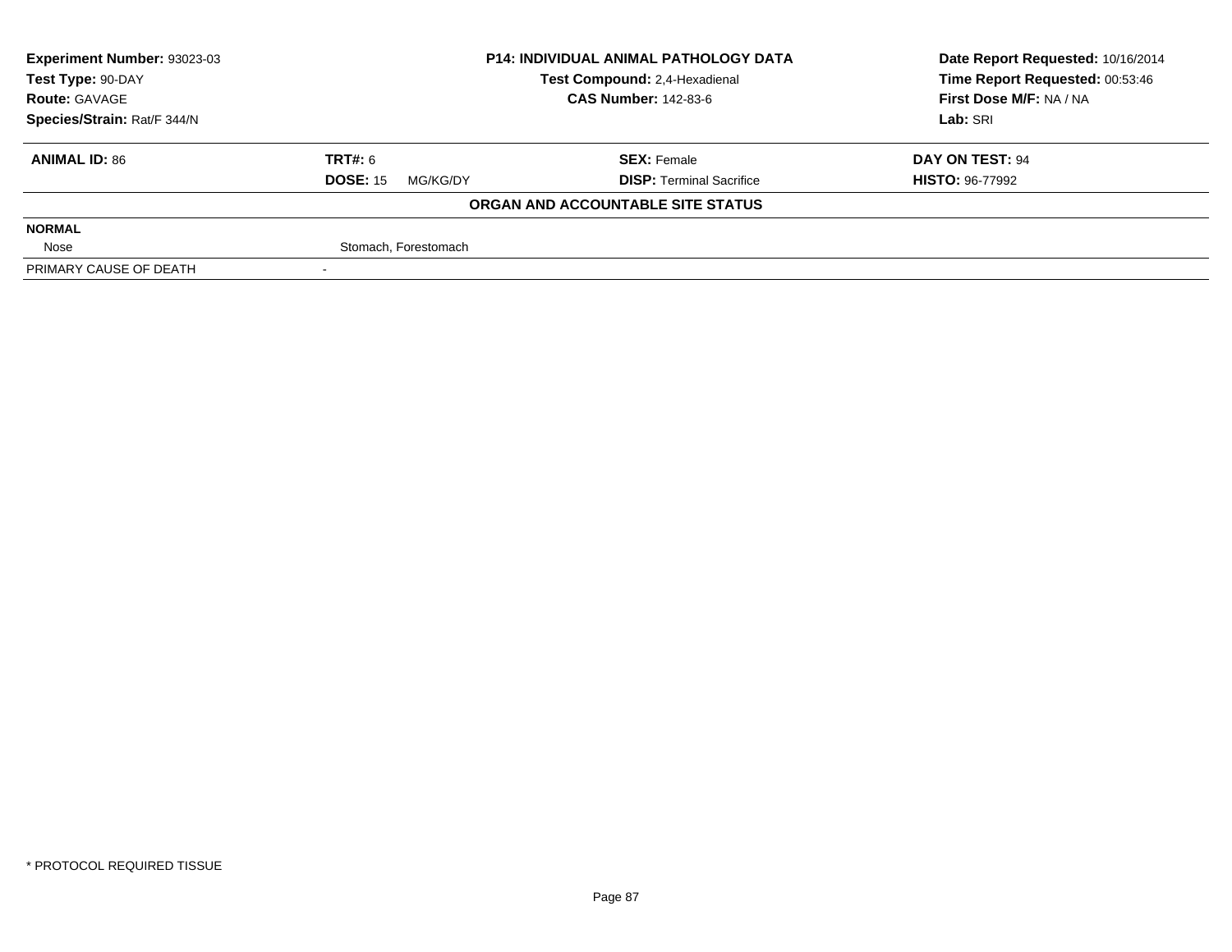**Experiment Number:** 93023-03
**Test Type:** 90-DAY
**Route:** GAVAGE
**Species/Strain:** Rat/F 344/N

**P14: INDIVIDUAL ANIMAL PATHOLOGY DATA**
**Test Compound:** 2,4-Hexadienal
**CAS Number:** 142-83-6

**Date Report Requested:** 10/16/2014
**Time Report Requested:** 00:53:46
**First Dose M/F:** NA / NA
**Lab:** SRI

| **ANIMAL ID:** 86 | **TRT#:** 6 | **SEX:** Female | **DAY ON TEST:** 94 |
|---|---|---|---|
| | **DOSE:** 15 MG/KG/DY | **DISP:** Terminal Sacrifice | **HISTO:** 96-77992 |

**ORGAN AND ACCOUNTABLE SITE STATUS**

| | |
|---|---|
| **NORMAL** | |
| Nose | Stomach, Forestomach |
| PRIMARY CAUSE OF DEATH | - |

\* PROTOCOL REQUIRED TISSUE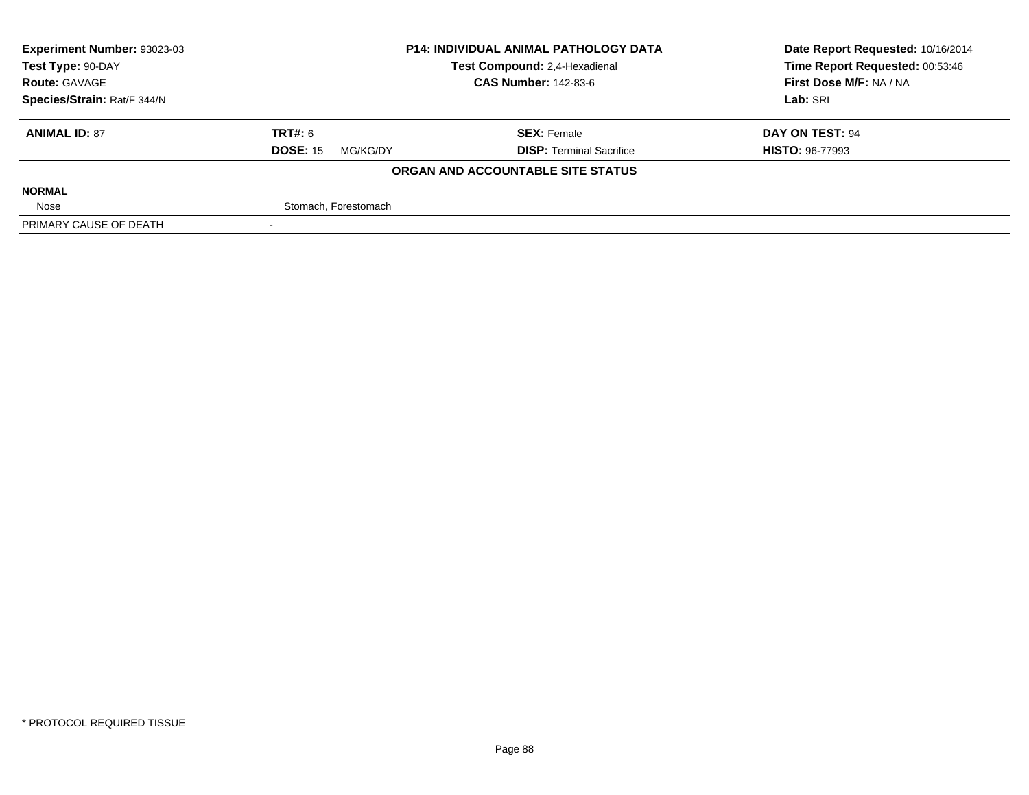| Experiment Number: 93023-03 | P14: INDIVIDUAL ANIMAL PATHOLOGY DATA | Date Report Requested: 10/16/2014 |
|---|---|---|
| Test Type: 90-DAY | Test Compound: 2,4-Hexadienal | Time Report Requested: 00:53:46 |
| Route: GAVAGE | CAS Number: 142-83-6 | First Dose M/F: NA / NA |
| Species/Strain: Rat/F 344/N | | Lab: SRI |

| ANIMAL ID: 87 | TRT#: 6 | SEX: Female | DAY ON TEST: 94 |
|---|---|---|---|
| | DOSE: 15 MG/KG/DY | DISP: Terminal Sacrifice | HISTO: 96-77993 |

**ORGAN AND ACCOUNTABLE SITE STATUS**

| | |
|---|---|
| **NORMAL** | |
| Nose | Stomach, Forestomach |
| PRIMARY CAUSE OF DEATH | - |

* PROTOCOL REQUIRED TISSUE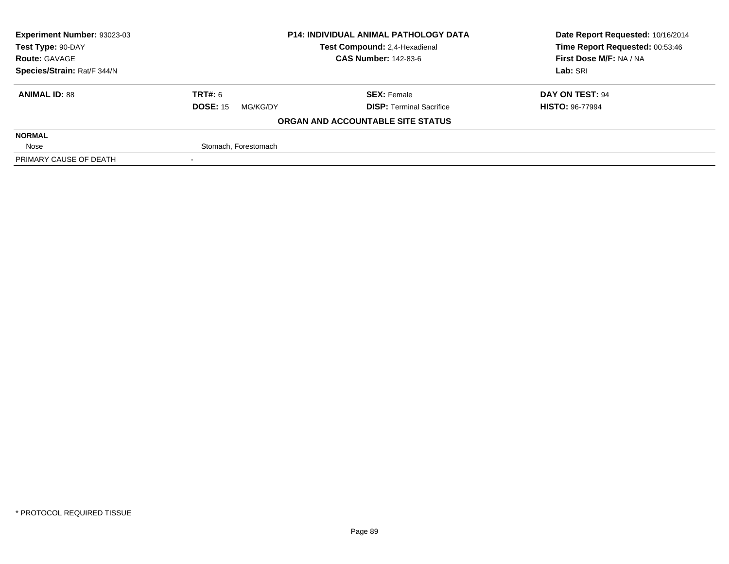| **Experiment Number:** 93023-03 | **P14: INDIVIDUAL ANIMAL PATHOLOGY DATA** | **Date Report Requested:** 10/16/2014 |
|---|---|---|
| **Test Type:** 90-DAY | **Test Compound:** 2,4-Hexadienal | **Time Report Requested:** 00:53:46 |
| **Route:** GAVAGE | **CAS Number:** 142-83-6 | **First Dose M/F:** NA / NA |
| **Species/Strain:** Rat/F 344/N | | **Lab:** SRI |

| **ANIMAL ID:** 88 | **TRT#:** 6 | **SEX:** Female | **DAY ON TEST:** 94 |
|---|---|---|---|
| | **DOSE:** 15 MG/KG/DY | **DISP:** Terminal Sacrifice | **HISTO:** 96-77994 |

**ORGAN AND ACCOUNTABLE SITE STATUS**

| | |
|---|---|
| **NORMAL** | |
| Nose | Stomach, Forestomach |
| PRIMARY CAUSE OF DEATH | - |

* PROTOCOL REQUIRED TISSUE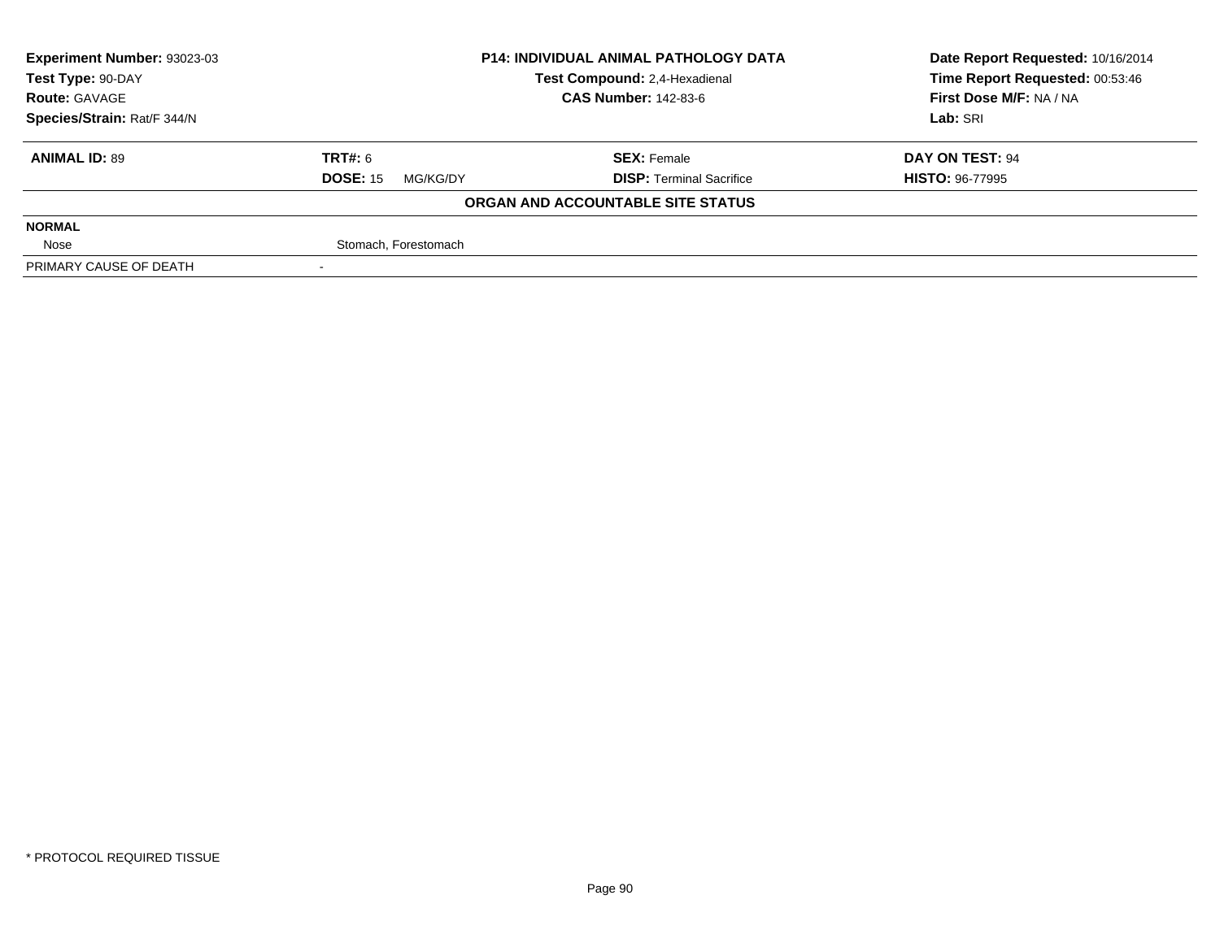| Experiment Number: 93023-03 | P14: INDIVIDUAL ANIMAL PATHOLOGY DATA | Date Report Requested: 10/16/2014 |
|---|---|---|
| Test Type: 90-DAY | Test Compound: 2,4-Hexadienal | Time Report Requested: 00:53:46 |
| Route: GAVAGE | CAS Number: 142-83-6 | First Dose M/F: NA / NA |
| Species/Strain: Rat/F 344/N | | Lab: SRI |

| ANIMAL ID: 89 | TRT#: 6 | SEX: Female | DAY ON TEST: 94 |
|---|---|---|---|
| | DOSE: 15 MG/KG/DY | DISP: Terminal Sacrifice | HISTO: 96-77995 |

**ORGAN AND ACCOUNTABLE SITE STATUS**

| NORMAL | |
|---|---|
| Nose | Stomach, Forestomach |
| PRIMARY CAUSE OF DEATH | - |

\* PROTOCOL REQUIRED TISSUE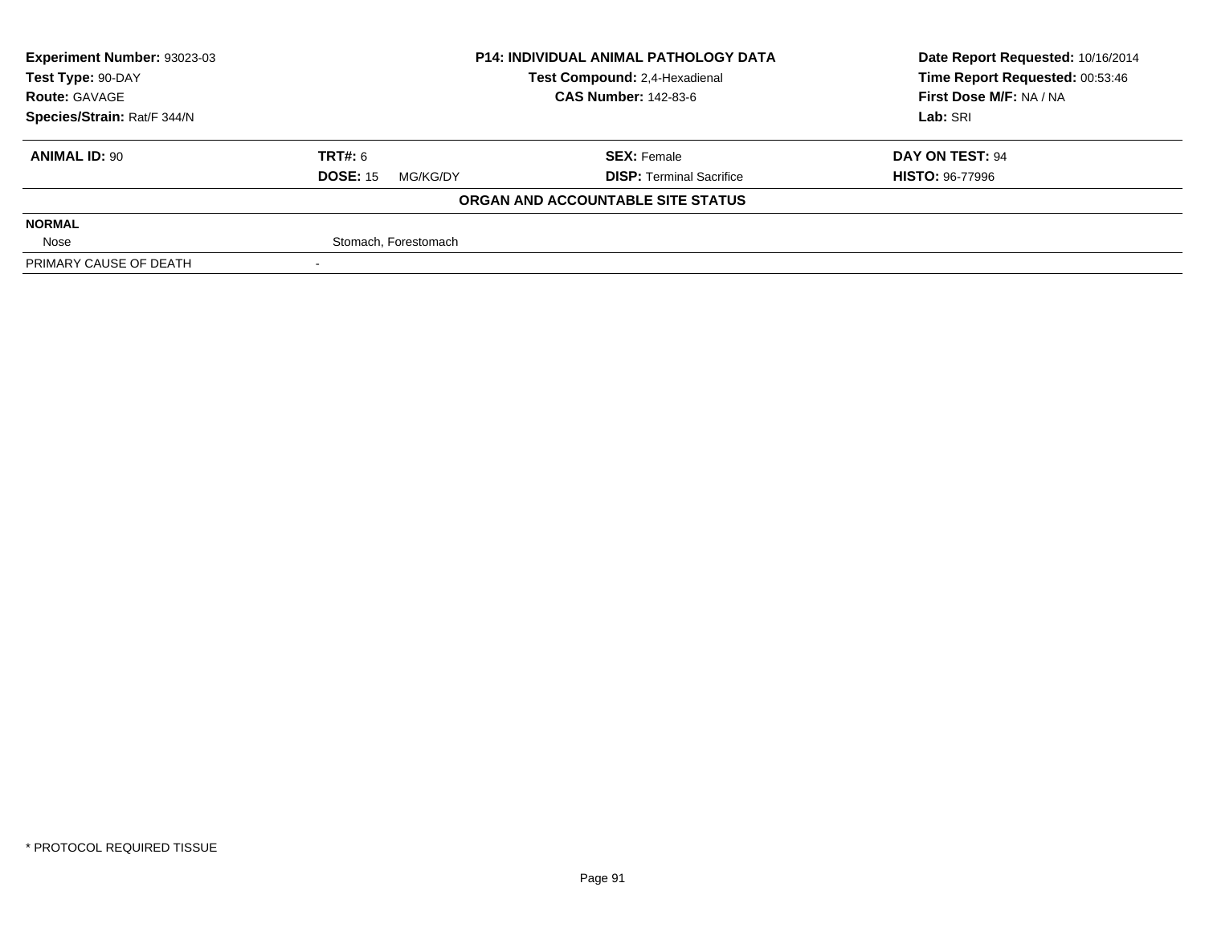| **Experiment Number:** 93023-03 | **P14: INDIVIDUAL ANIMAL PATHOLOGY DATA** | **Date Report Requested:** 10/16/2014 |
|---|---|---|
| **Test Type:** 90-DAY | **Test Compound:** 2,4-Hexadienal | **Time Report Requested:** 00:53:46 |
| **Route:** GAVAGE | **CAS Number:** 142-83-6 | **First Dose M/F:** NA / NA |
| **Species/Strain:** Rat/F 344/N | | **Lab:** SRI |

| **ANIMAL ID:** 90 | **TRT#:** 6 | **SEX:** Female | **DAY ON TEST:** 94 |
|---|---|---|---|
| | **DOSE:** 15 MG/KG/DY | **DISP:** Terminal Sacrifice | **HISTO:** 96-77996 |

**ORGAN AND ACCOUNTABLE SITE STATUS**

| | |
|---|---|
| **NORMAL** | |
| Nose | Stomach, Forestomach |
| PRIMARY CAUSE OF DEATH | - |

* PROTOCOL REQUIRED TISSUE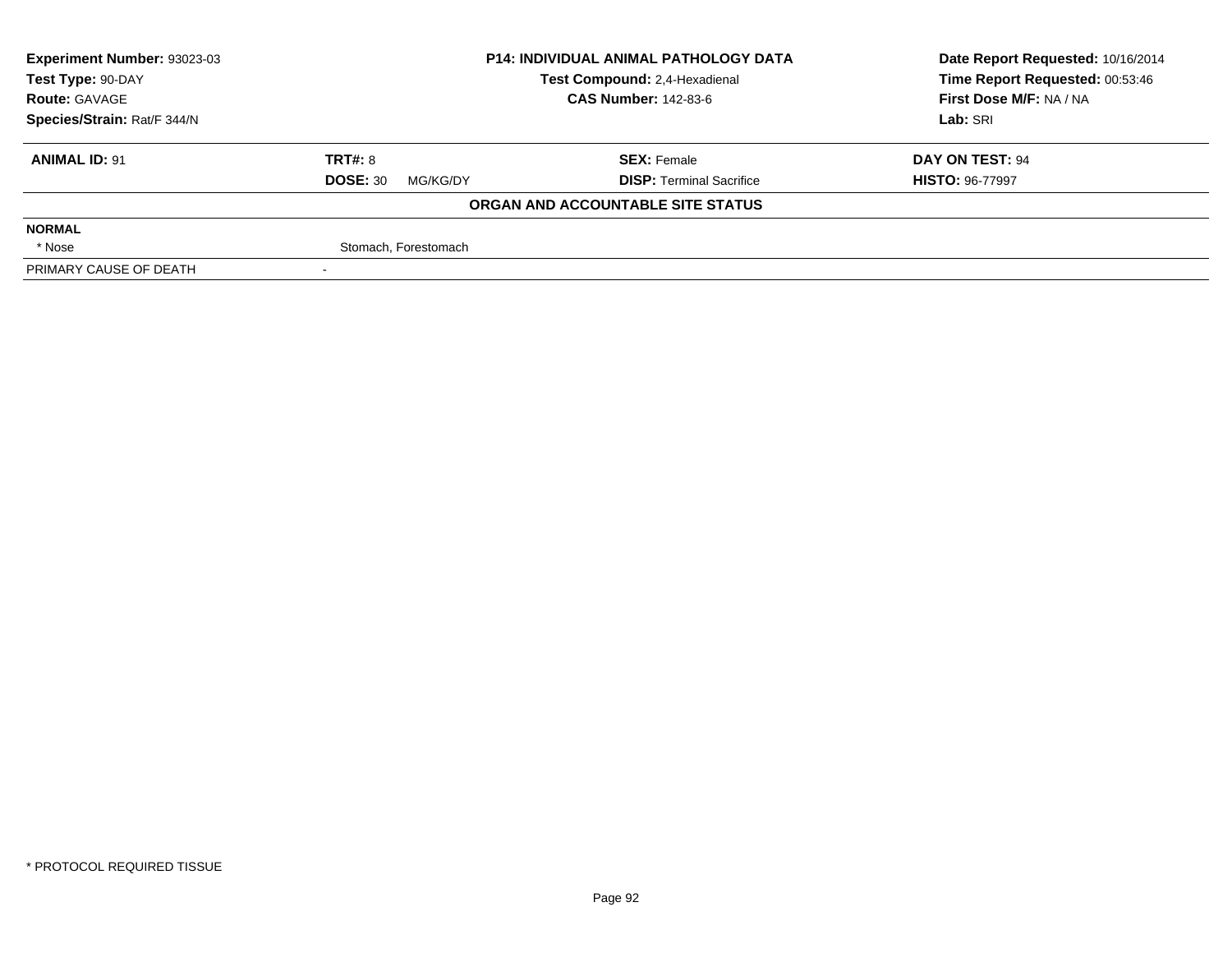| Experiment Number: 93023-03 | P14: INDIVIDUAL ANIMAL PATHOLOGY DATA | Date Report Requested: 10/16/2014 |
|---|---|---|
| Test Type: 90-DAY | Test Compound: 2,4-Hexadienal | Time Report Requested: 00:53:46 |
| Route: GAVAGE | CAS Number: 142-83-6 | First Dose M/F: NA / NA |
| Species/Strain: Rat/F 344/N | | Lab: SRI |

| ANIMAL ID: 91 | TRT#: 8 | SEX: Female | DAY ON TEST: 94 |
|---|---|---|---|
| | DOSE: 30 MG/KG/DY | DISP: Terminal Sacrifice | HISTO: 96-77997 |

**ORGAN AND ACCOUNTABLE SITE STATUS**

| | |
|---|---|
| **NORMAL** | |
| * Nose | Stomach, Forestomach |
| PRIMARY CAUSE OF DEATH | - |

* PROTOCOL REQUIRED TISSUE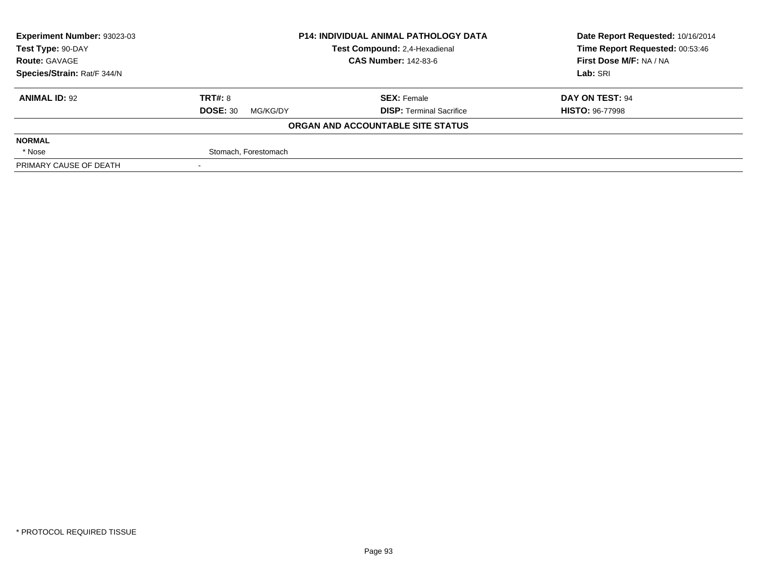| Experiment Number: 93023-03 | P14: INDIVIDUAL ANIMAL PATHOLOGY DATA | Date Report Requested: 10/16/2014 |
|---|---|---|
| Test Type: 90-DAY | Test Compound: 2,4-Hexadienal | Time Report Requested: 00:53:46 |
| Route: GAVAGE | CAS Number: 142-83-6 | First Dose M/F: NA / NA |
| Species/Strain: Rat/F 344/N | | Lab: SRI |

| **ANIMAL ID:** 92 | **TRT#:** 8 | **SEX:** Female | **DAY ON TEST:** 94 |
|---|---|---|---|
| | **DOSE:** 30 MG/KG/DY | **DISP:** Terminal Sacrifice | **HISTO:** 96-77998 |

**ORGAN AND ACCOUNTABLE SITE STATUS**

| | |
|---|---|
| **NORMAL** | |
| * Nose | Stomach, Forestomach |
| PRIMARY CAUSE OF DEATH | - |

* PROTOCOL REQUIRED TISSUE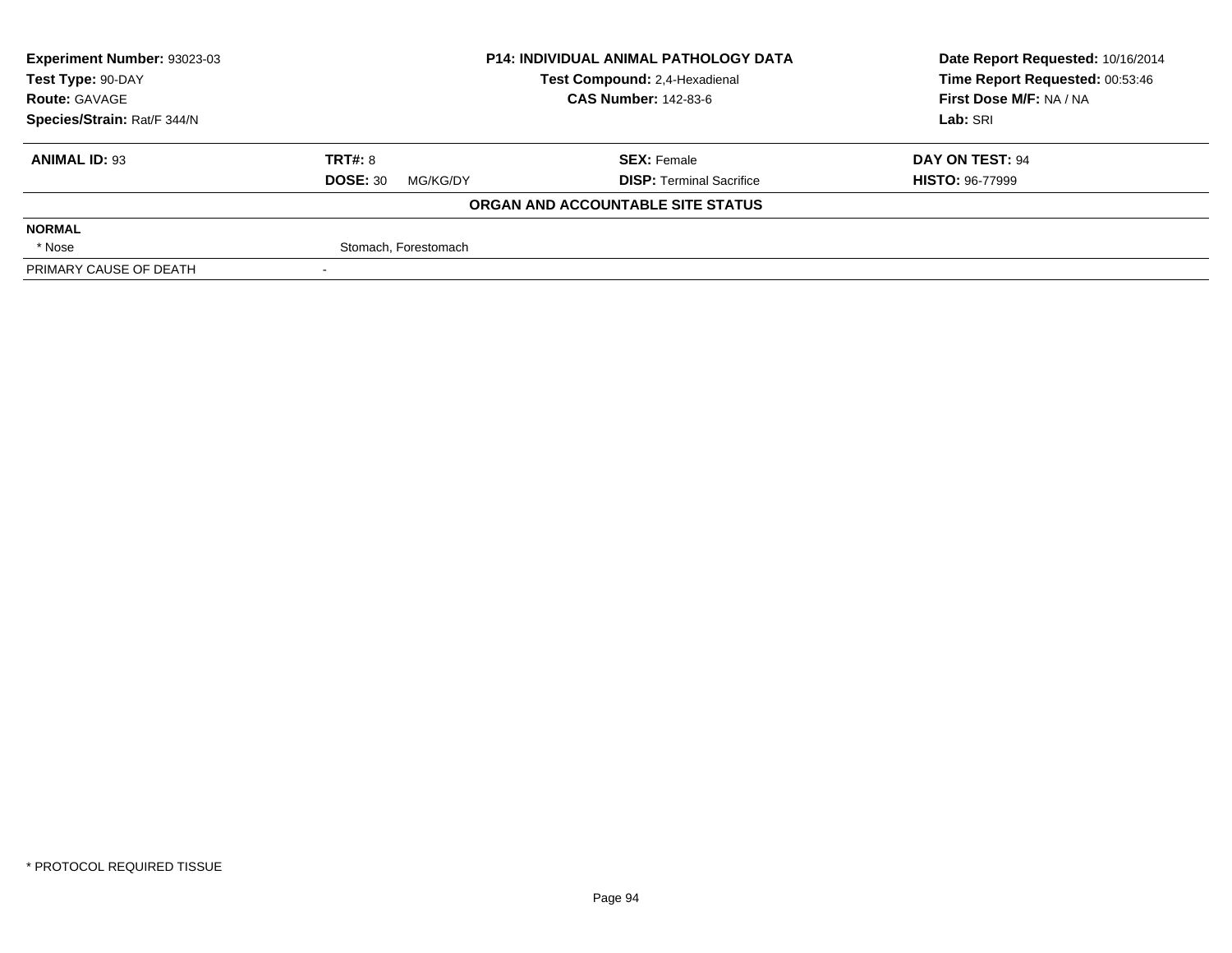| Experiment Number: 93023-03 | P14: INDIVIDUAL ANIMAL PATHOLOGY DATA | Date Report Requested: 10/16/2014 |
|---|---|---|
| Test Type: 90-DAY | Test Compound: 2,4-Hexadienal | Time Report Requested: 00:53:46 |
| Route: GAVAGE | CAS Number: 142-83-6 | First Dose M/F: NA / NA |
| Species/Strain: Rat/F 344/N | | Lab: SRI |

| ANIMAL ID: 93 | TRT#: 8 | SEX: Female | DAY ON TEST: 94 |
|---|---|---|---|
| | DOSE: 30 MG/KG/DY | DISP: Terminal Sacrifice | HISTO: 96-77999 |

**ORGAN AND ACCOUNTABLE SITE STATUS**

| NORMAL | |
|---|---|
| * Nose | Stomach, Forestomach |
| PRIMARY CAUSE OF DEATH | - |

* PROTOCOL REQUIRED TISSUE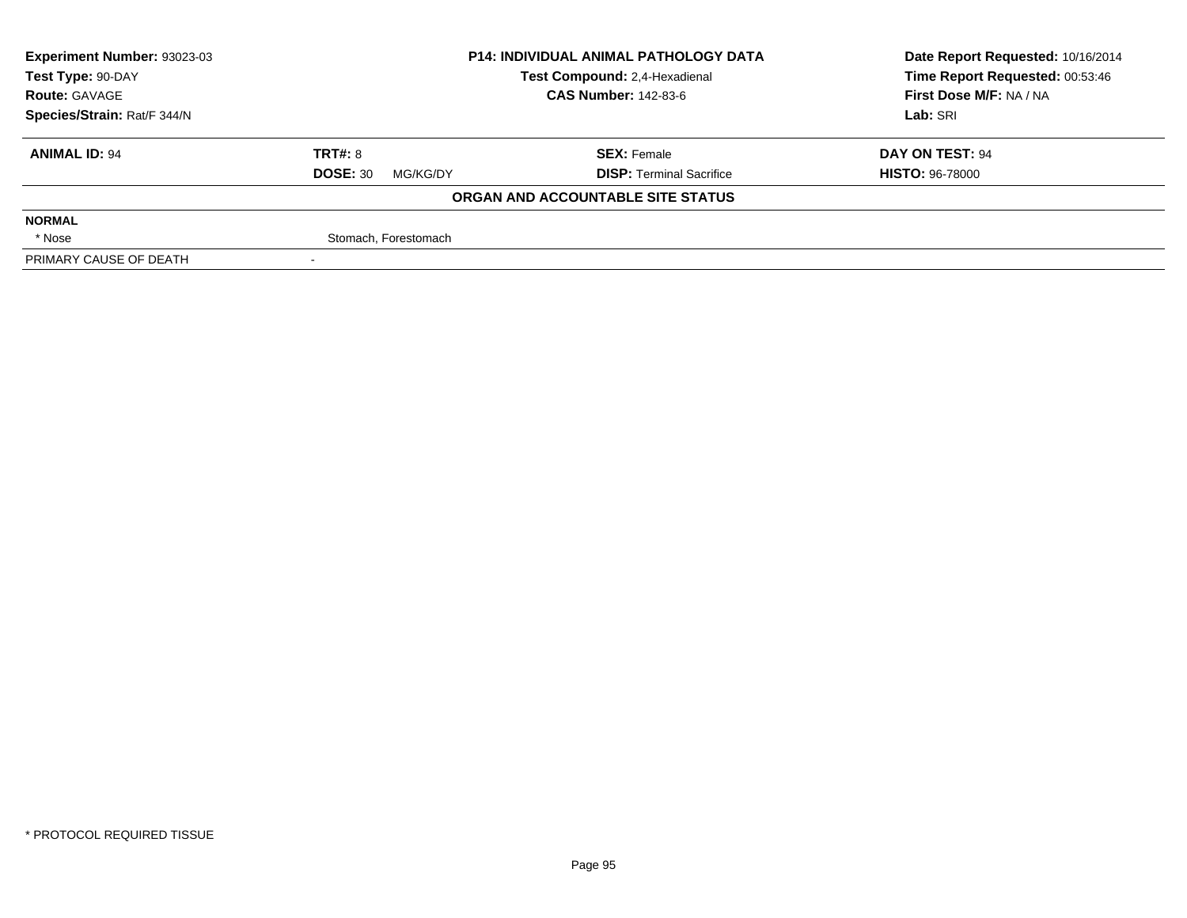| Experiment Number: 93023-03 | P14: INDIVIDUAL ANIMAL PATHOLOGY DATA | Date Report Requested: 10/16/2014 |
|---|---|---|
| Test Type: 90-DAY | Test Compound: 2,4-Hexadienal | Time Report Requested: 00:53:46 |
| Route: GAVAGE | CAS Number: 142-83-6 | First Dose M/F: NA / NA |
| Species/Strain: Rat/F 344/N | | Lab: SRI |

| ANIMAL ID: 94 | TRT#: 8 | SEX: Female | DAY ON TEST: 94 |
|---|---|---|---|
| | DOSE: 30 MG/KG/DY | DISP: Terminal Sacrifice | HISTO: 96-78000 |

**ORGAN AND ACCOUNTABLE SITE STATUS**

| | |
|---|---|
| **NORMAL** | |
| * Nose | Stomach, Forestomach |
| PRIMARY CAUSE OF DEATH | - |

* PROTOCOL REQUIRED TISSUE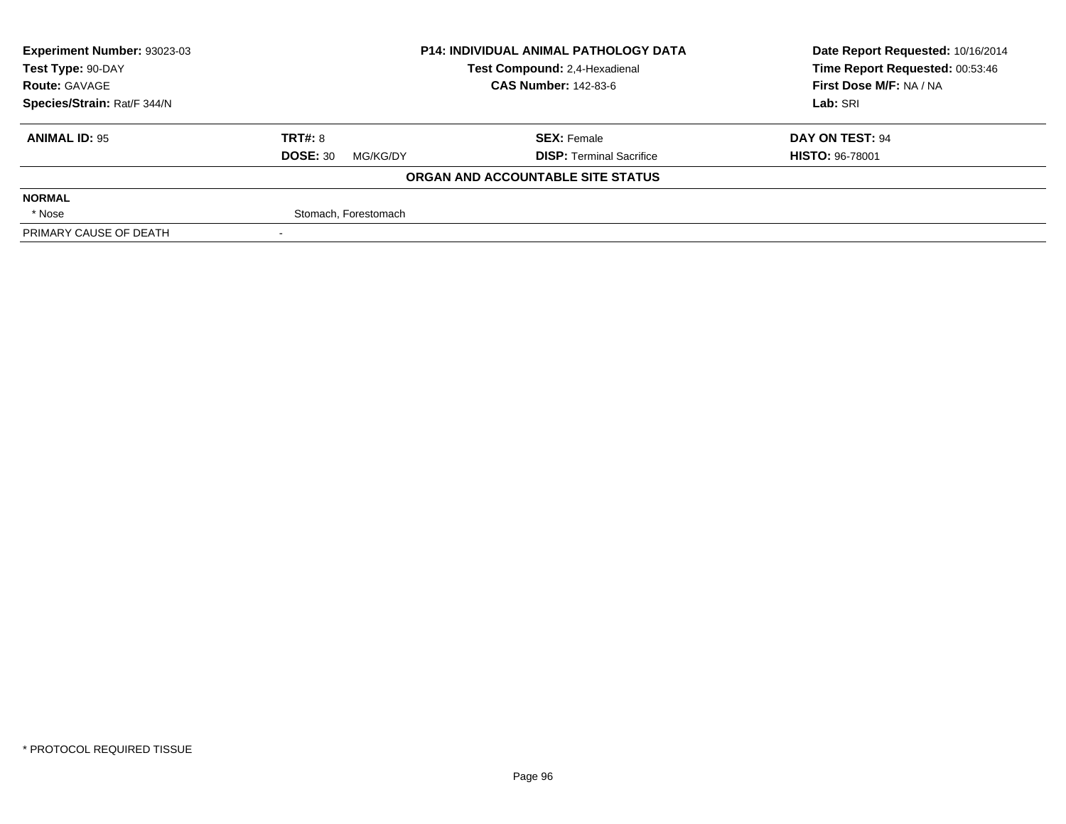| Experiment Number: 93023-03 | P14: INDIVIDUAL ANIMAL PATHOLOGY DATA | Date Report Requested: 10/16/2014 |
|---|---|---|
| Test Type: 90-DAY | Test Compound: 2,4-Hexadienal | Time Report Requested: 00:53:46 |
| Route: GAVAGE | CAS Number: 142-83-6 | First Dose M/F: NA / NA |
| Species/Strain: Rat/F 344/N | | Lab: SRI |

| **ANIMAL ID:** 95 | **TRT#:** 8 | **SEX:** Female | **DAY ON TEST:** 94 |
|---|---|---|---|
| | **DOSE:** 30 MG/KG/DY | **DISP:** Terminal Sacrifice | **HISTO:** 96-78001 |

**ORGAN AND ACCOUNTABLE SITE STATUS**

| | |
|---|---|
| **NORMAL** | |
| * Nose | Stomach, Forestomach |
| PRIMARY CAUSE OF DEATH | - |

* PROTOCOL REQUIRED TISSUE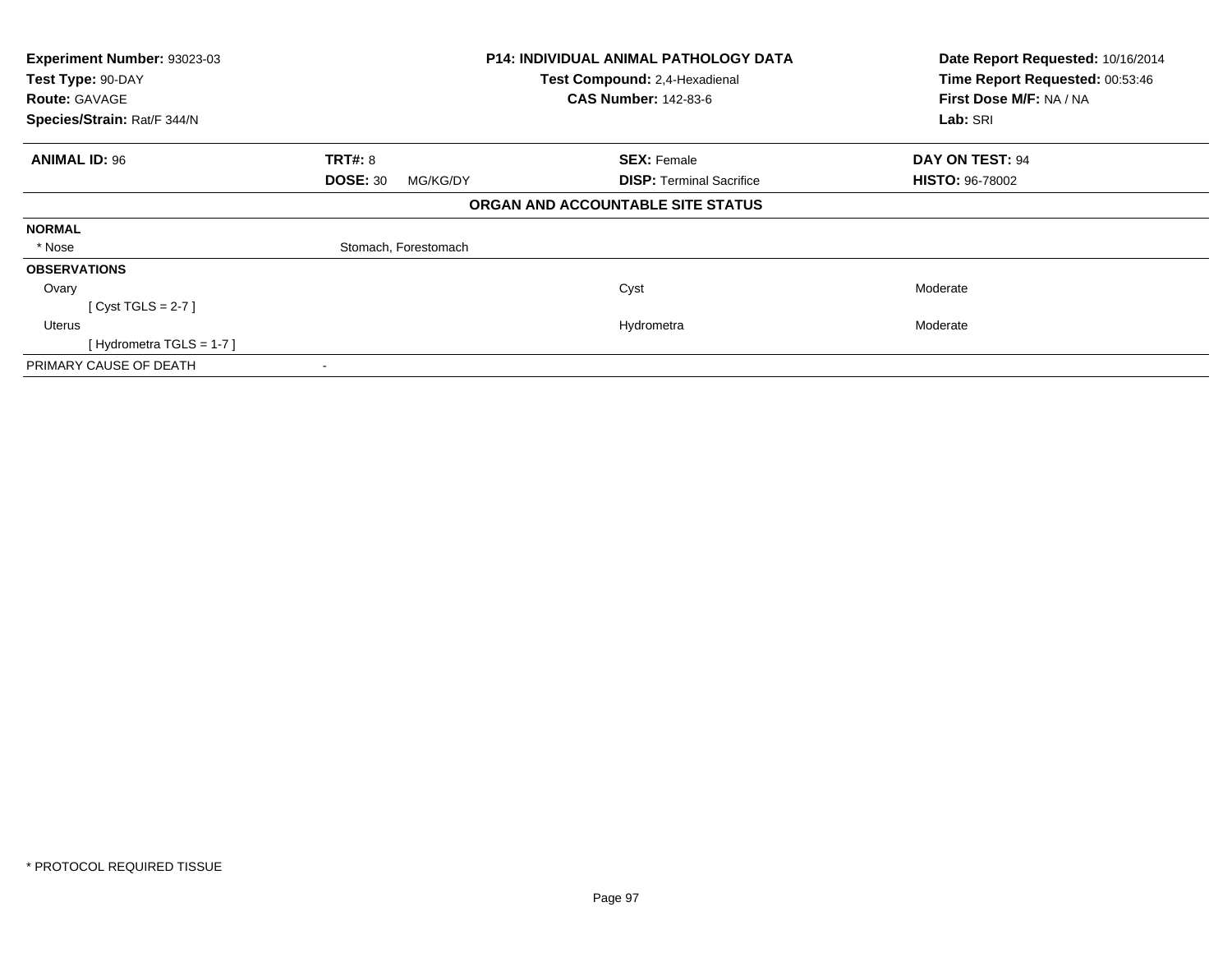| **Experiment Number:** 93023-03 | **P14: INDIVIDUAL ANIMAL PATHOLOGY DATA** | **Date Report Requested:** 10/16/2014 |
|---|---|---|
| **Test Type:** 90-DAY | **Test Compound:** 2,4-Hexadienal | **Time Report Requested:** 00:53:46 |
| **Route:** GAVAGE | **CAS Number:** 142-83-6 | **First Dose M/F:** NA / NA |
| **Species/Strain:** Rat/F 344/N | | **Lab:** SRI |

| **ANIMAL ID:** 96 | **TRT#:** 8 | **SEX:** Female | **DAY ON TEST:** 94 |
|---|---|---|---|
| | **DOSE:** 30 MG/KG/DY | **DISP:** Terminal Sacrifice | **HISTO:** 96-78002 |

**ORGAN AND ACCOUNTABLE SITE STATUS**

| | | | |
|---|---|---|---|
| **NORMAL** | | | |
| * Nose | Stomach, Forestomach | | |
| **OBSERVATIONS** | | | |
| Ovary | | Cyst | Moderate |
| [ Cyst TGLS = 2-7 ] | | | |
| Uterus | | Hydrometra | Moderate |
| [ Hydrometra TGLS = 1-7 ] | | | |
| PRIMARY CAUSE OF DEATH | - | | |

* PROTOCOL REQUIRED TISSUE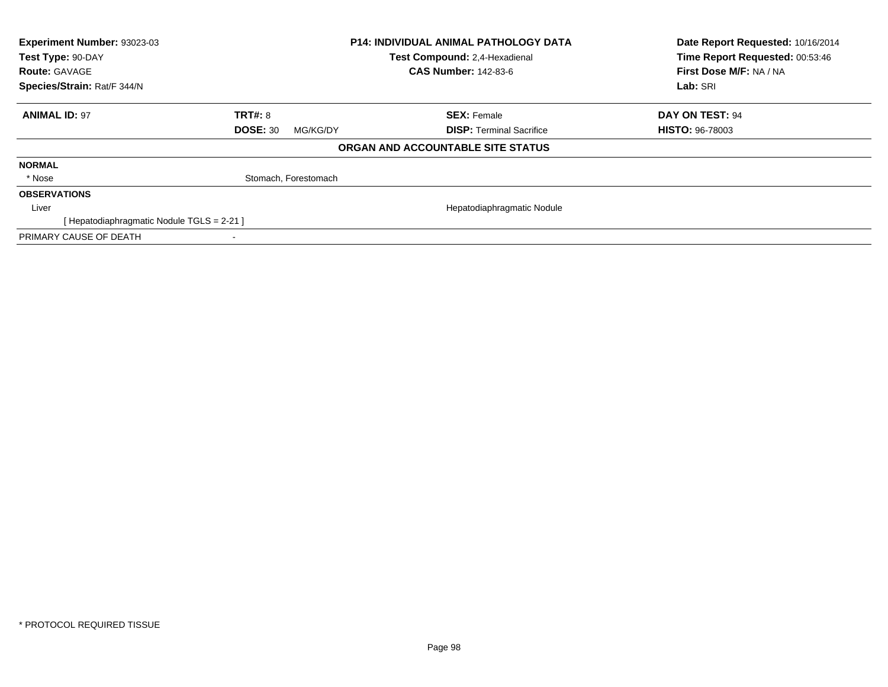**Experiment Number:** 93023-03
**Test Type:** 90-DAY
**Route:** GAVAGE
**Species/Strain:** Rat/F 344/N

**P14: INDIVIDUAL ANIMAL PATHOLOGY DATA**
**Test Compound:** 2,4-Hexadienal
**CAS Number:** 142-83-6

**Date Report Requested:** 10/16/2014
**Time Report Requested:** 00:53:46
**First Dose M/F:** NA / NA
**Lab:** SRI

| **ANIMAL ID:** 97 | **TRT#:** 8 | **SEX:** Female | **DAY ON TEST:** 94 |
|---|---|---|---|
| | **DOSE:** 30 MG/KG/DY | **DISP:** Terminal Sacrifice | **HISTO:** 96-78003 |

**ORGAN AND ACCOUNTABLE SITE STATUS**

**NORMAL**

| | |
|---|---|
| * Nose | Stomach, Forestomach |

**OBSERVATIONS**

| | |
|---|---|
| Liver | Hepatodiaphragmatic Nodule |
| [ Hepatodiaphragmatic Nodule TGLS = 2-21 ] | |

| | |
|---|---|
| PRIMARY CAUSE OF DEATH | - |

* PROTOCOL REQUIRED TISSUE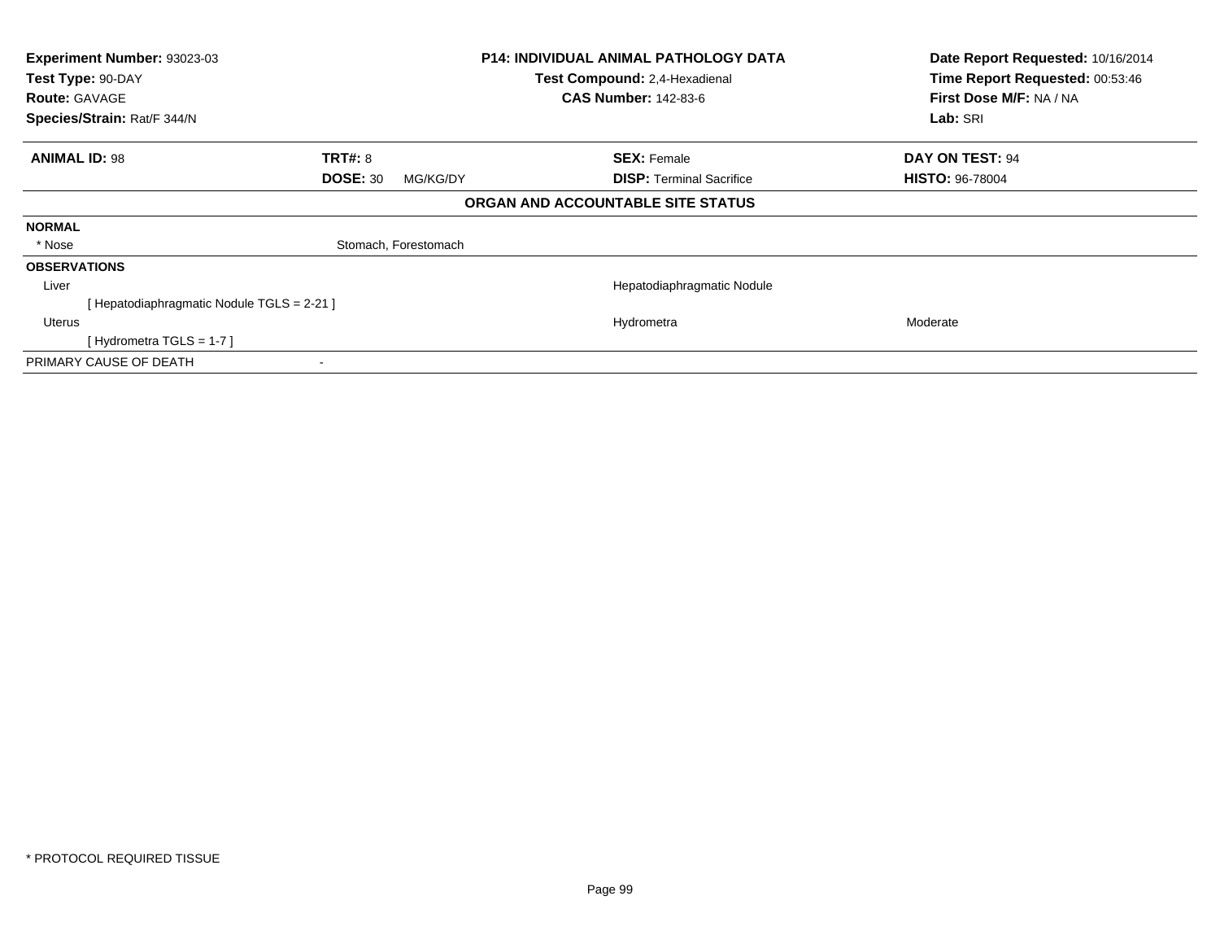**Experiment Number:** 93023-03
**Test Type:** 90-DAY
**Route:** GAVAGE
**Species/Strain:** Rat/F 344/N

**P14: INDIVIDUAL ANIMAL PATHOLOGY DATA**
**Test Compound:** 2,4-Hexadienal
**CAS Number:** 142-83-6

**Date Report Requested:** 10/16/2014
**Time Report Requested:** 00:53:46
**First Dose M/F:** NA / NA
**Lab:** SRI

| **ANIMAL ID:** 98 | **TRT#:** 8 | **SEX:** Female | **DAY ON TEST:** 94 |
|---|---|---|---|
| | **DOSE:** 30 MG/KG/DY | **DISP:** Terminal Sacrifice | **HISTO:** 96-78004 |

**ORGAN AND ACCOUNTABLE SITE STATUS**

**NORMAL**

| | | | |
|---|---|---|---|
| * Nose | Stomach, Forestomach | | |

**OBSERVATIONS**

| | | | |
|---|---|---|---|
| Liver | | Hepatodiaphragmatic Nodule | |
| [ Hepatodiaphragmatic Nodule TGLS = 2-21 ] | | | |
| Uterus | | Hydrometra | Moderate |
| [ Hydrometra TGLS = 1-7 ] | | | |

PRIMARY CAUSE OF DEATH -

* PROTOCOL REQUIRED TISSUE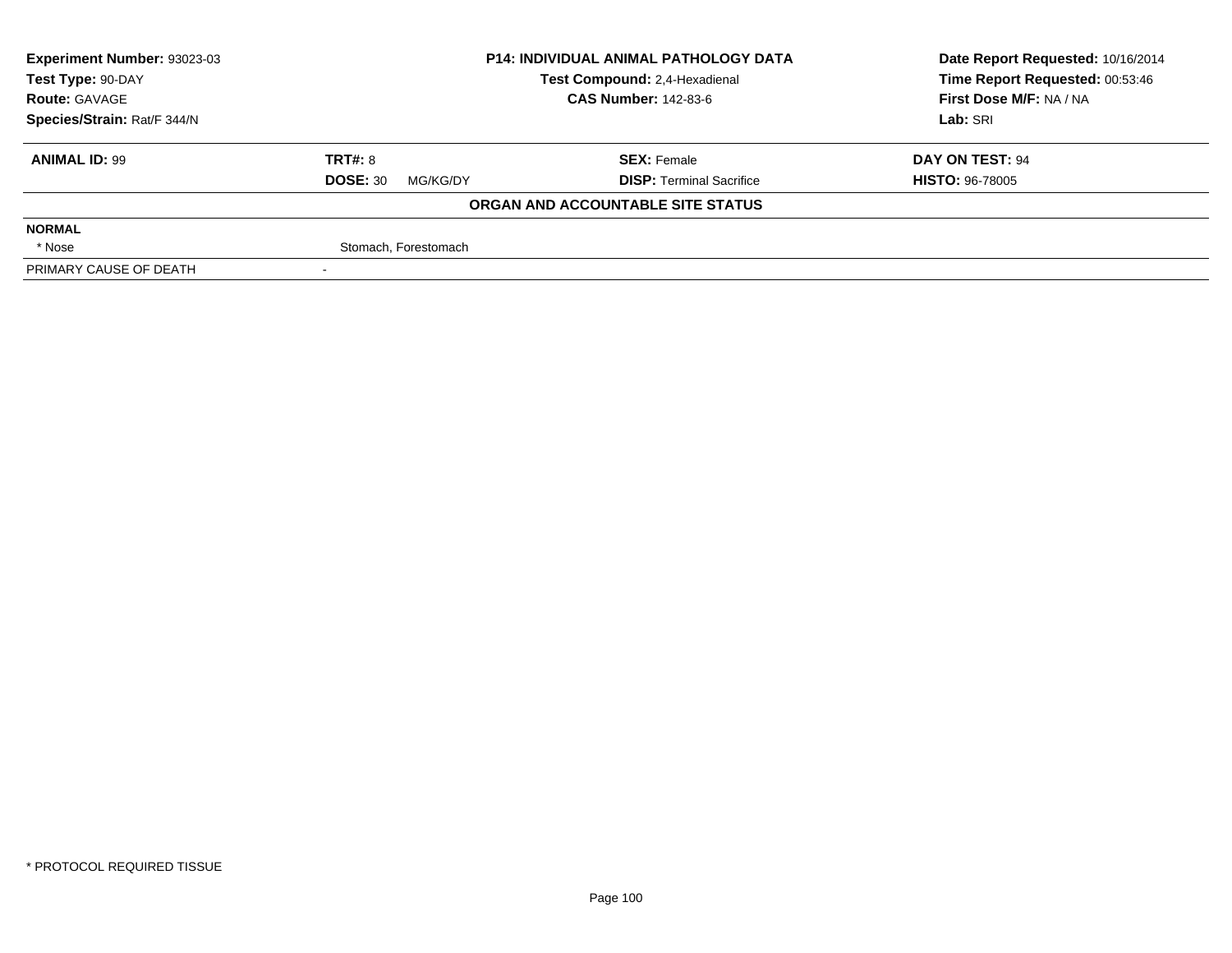| Experiment Number: 93023-03 | P14: INDIVIDUAL ANIMAL PATHOLOGY DATA | Date Report Requested: 10/16/2014 |
|---|---|---|
| Test Type: 90-DAY | Test Compound: 2,4-Hexadienal | Time Report Requested: 00:53:46 |
| Route: GAVAGE | CAS Number: 142-83-6 | First Dose M/F: NA / NA |
| Species/Strain: Rat/F 344/N | | Lab: SRI |

| ANIMAL ID: 99 | TRT#: 8 | SEX: Female | DAY ON TEST: 94 |
|---|---|---|---|
| | DOSE: 30 MG/KG/DY | DISP: Terminal Sacrifice | HISTO: 96-78005 |

**ORGAN AND ACCOUNTABLE SITE STATUS**

| NORMAL | |
|---|---|
| * Nose | Stomach, Forestomach |
| PRIMARY CAUSE OF DEATH | - |

* PROTOCOL REQUIRED TISSUE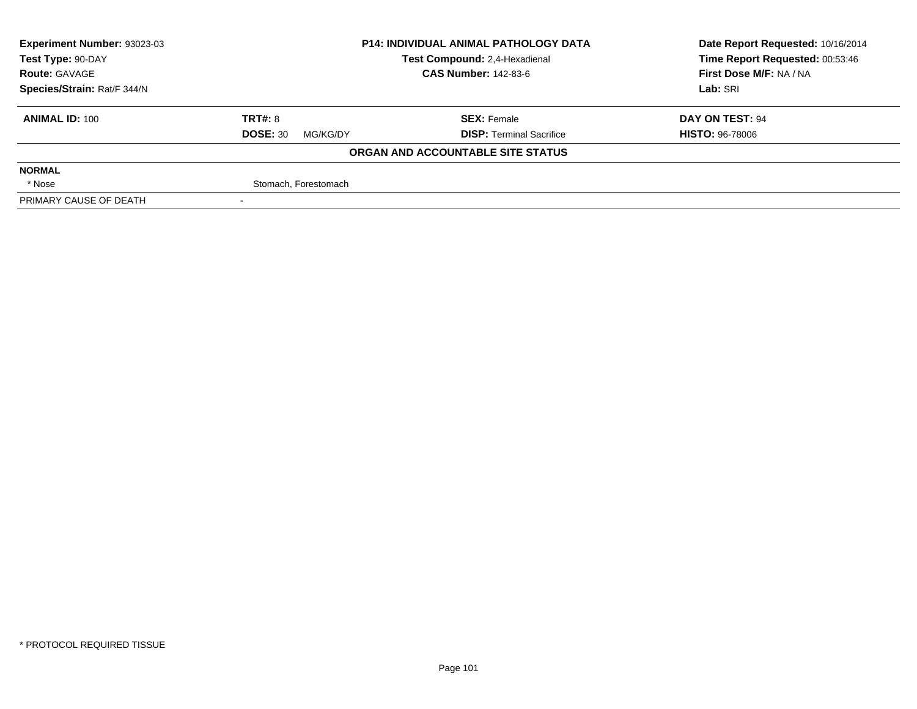| **Experiment Number:** 93023-03 | **P14: INDIVIDUAL ANIMAL PATHOLOGY DATA** | **Date Report Requested:** 10/16/2014 |
|---|---|---|
| **Test Type:** 90-DAY | **Test Compound:** 2,4-Hexadienal | **Time Report Requested:** 00:53:46 |
| **Route:** GAVAGE | **CAS Number:** 142-83-6 | **First Dose M/F:** NA / NA |
| **Species/Strain:** Rat/F 344/N | | **Lab:** SRI |

| **ANIMAL ID:** 100 | **TRT#:** 8 | **SEX:** Female | **DAY ON TEST:** 94 |
|---|---|---|---|
| | **DOSE:** 30 MG/KG/DY | **DISP:** Terminal Sacrifice | **HISTO:** 96-78006 |

**ORGAN AND ACCOUNTABLE SITE STATUS**

| | |
|---|---|
| **NORMAL** | |
| * Nose | Stomach, Forestomach |
| PRIMARY CAUSE OF DEATH | - |

* PROTOCOL REQUIRED TISSUE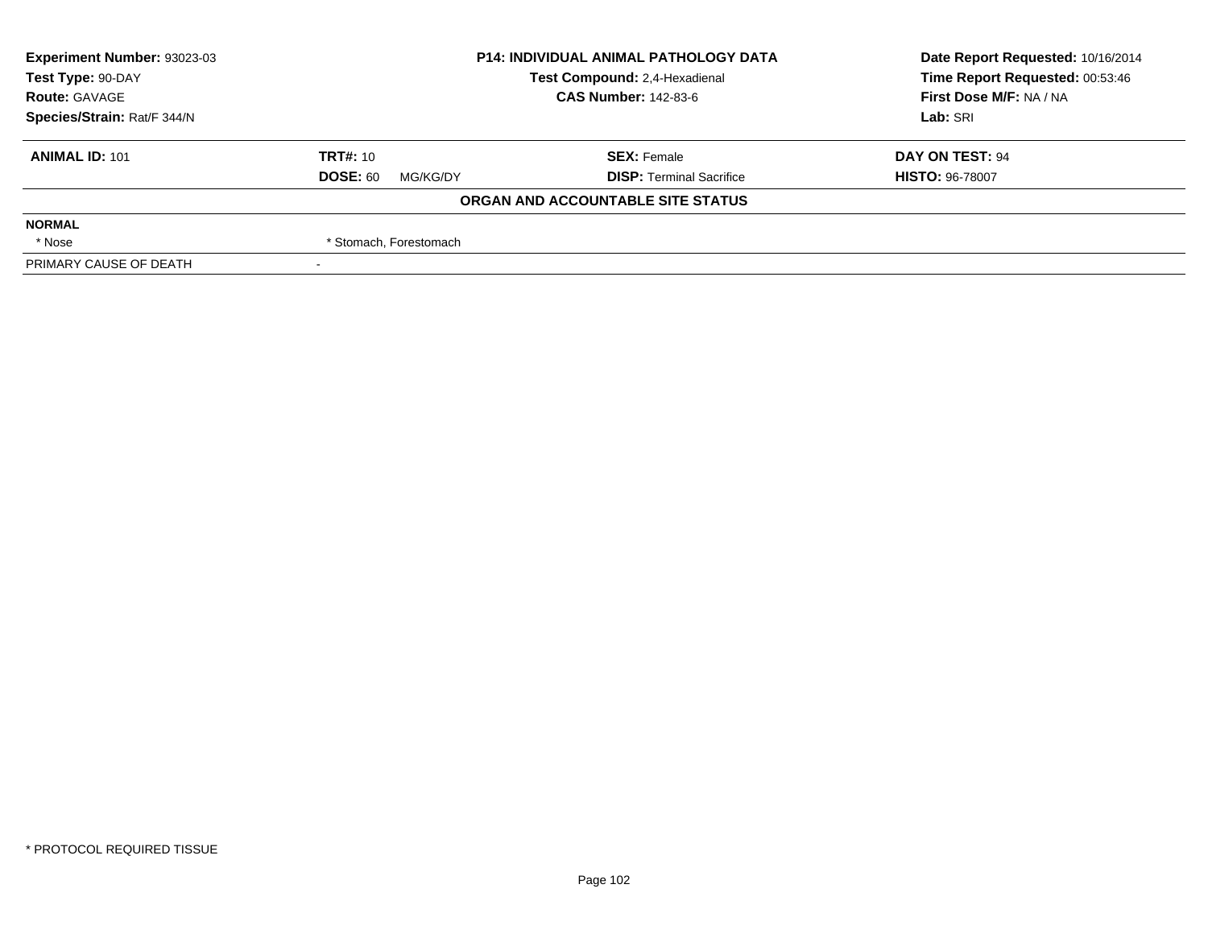| **Experiment Number:** 93023-03 | **P14: INDIVIDUAL ANIMAL PATHOLOGY DATA** | **Date Report Requested:** 10/16/2014 |
|---|---|---|
| **Test Type:** 90-DAY | **Test Compound:** 2,4-Hexadienal | **Time Report Requested:** 00:53:46 |
| **Route:** GAVAGE | **CAS Number:** 142-83-6 | **First Dose M/F:** NA / NA |
| **Species/Strain:** Rat/F 344/N | | **Lab:** SRI |

| **ANIMAL ID:** 101 | **TRT#:** 10 | **SEX:** Female | **DAY ON TEST:** 94 |
|---|---|---|---|
| | **DOSE:** 60 MG/KG/DY | **DISP:** Terminal Sacrifice | **HISTO:** 96-78007 |

**ORGAN AND ACCOUNTABLE SITE STATUS**

**NORMAL**

| * Nose | * Stomach, Forestomach |
|---|---|

PRIMARY CAUSE OF DEATH -

* PROTOCOL REQUIRED TISSUE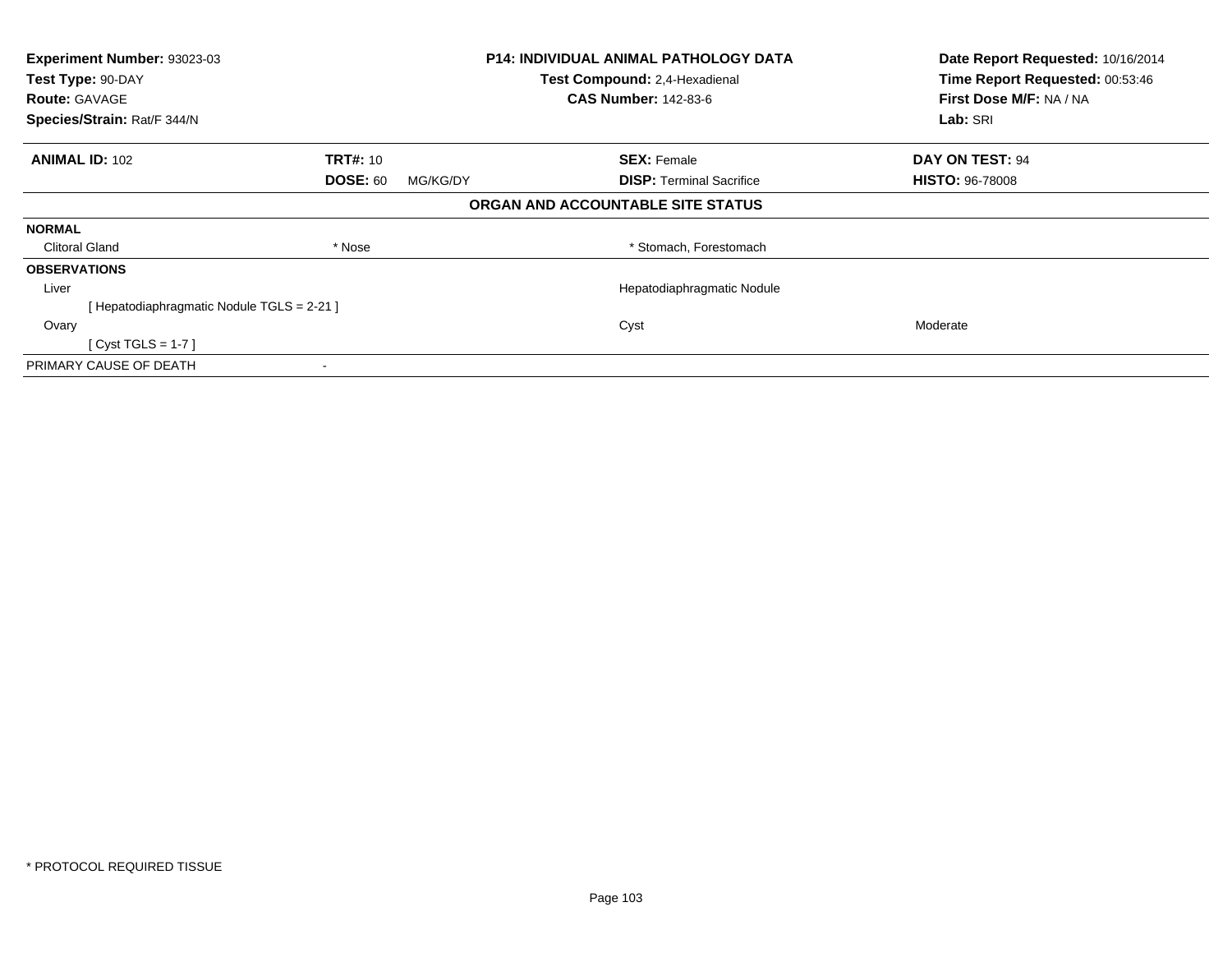**Experiment Number:** 93023-03
**Test Type:** 90-DAY
**Route:** GAVAGE
**Species/Strain:** Rat/F 344/N

**P14: INDIVIDUAL ANIMAL PATHOLOGY DATA**
**Test Compound:** 2,4-Hexadienal
**CAS Number:** 142-83-6

**Date Report Requested:** 10/16/2014
**Time Report Requested:** 00:53:46
**First Dose M/F:** NA / NA
**Lab:** SRI

| **ANIMAL ID:** 102 | **TRT#:** 10 | **SEX:** Female | **DAY ON TEST:** 94 |
|---|---|---|---|
| | **DOSE:** 60 MG/KG/DY | **DISP:** Terminal Sacrifice | **HISTO:** 96-78008 |

**ORGAN AND ACCOUNTABLE SITE STATUS**

| | | | |
|---|---|---|---|
| **NORMAL** | | | |
| Clitoral Gland | * Nose | * Stomach, Forestomach | |
| **OBSERVATIONS** | | | |
| Liver | | Hepatodiaphragmatic Nodule | |
| [ Hepatodiaphragmatic Nodule TGLS = 2-21 ] | | | |
| Ovary | | Cyst | Moderate |
| [ Cyst TGLS = 1-7 ] | | | |
| PRIMARY CAUSE OF DEATH | - | | |

* PROTOCOL REQUIRED TISSUE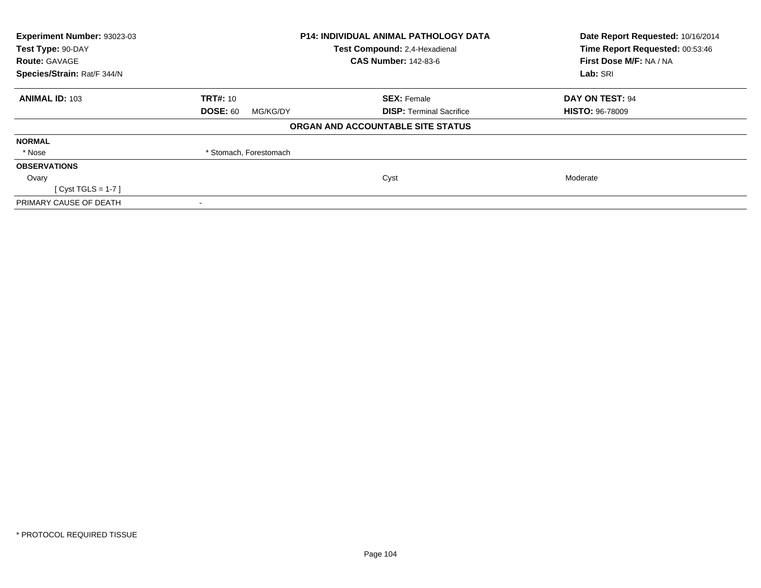| Experiment Number: 93023-03 | P14: INDIVIDUAL ANIMAL PATHOLOGY DATA | Date Report Requested: 10/16/2014 |
|---|---|---|
| Test Type: 90-DAY | Test Compound: 2,4-Hexadienal | Time Report Requested: 00:53:46 |
| Route: GAVAGE | CAS Number: 142-83-6 | First Dose M/F: NA / NA |
| Species/Strain: Rat/F 344/N | | Lab: SRI |

| ANIMAL ID: 103 | TRT#: 10 | SEX: Female | DAY ON TEST: 94 |
|---|---|---|---|
| | DOSE: 60 MG/KG/DY | DISP: Terminal Sacrifice | HISTO: 96-78009 |

**ORGAN AND ACCOUNTABLE SITE STATUS**

| | | | |
|---|---|---|---|
| **NORMAL** | | | |
| * Nose | * Stomach, Forestomach | | |
| **OBSERVATIONS** | | | |
| Ovary | | Cyst | Moderate |
| [ Cyst TGLS = 1-7 ] | | | |
| PRIMARY CAUSE OF DEATH | - | | |

* PROTOCOL REQUIRED TISSUE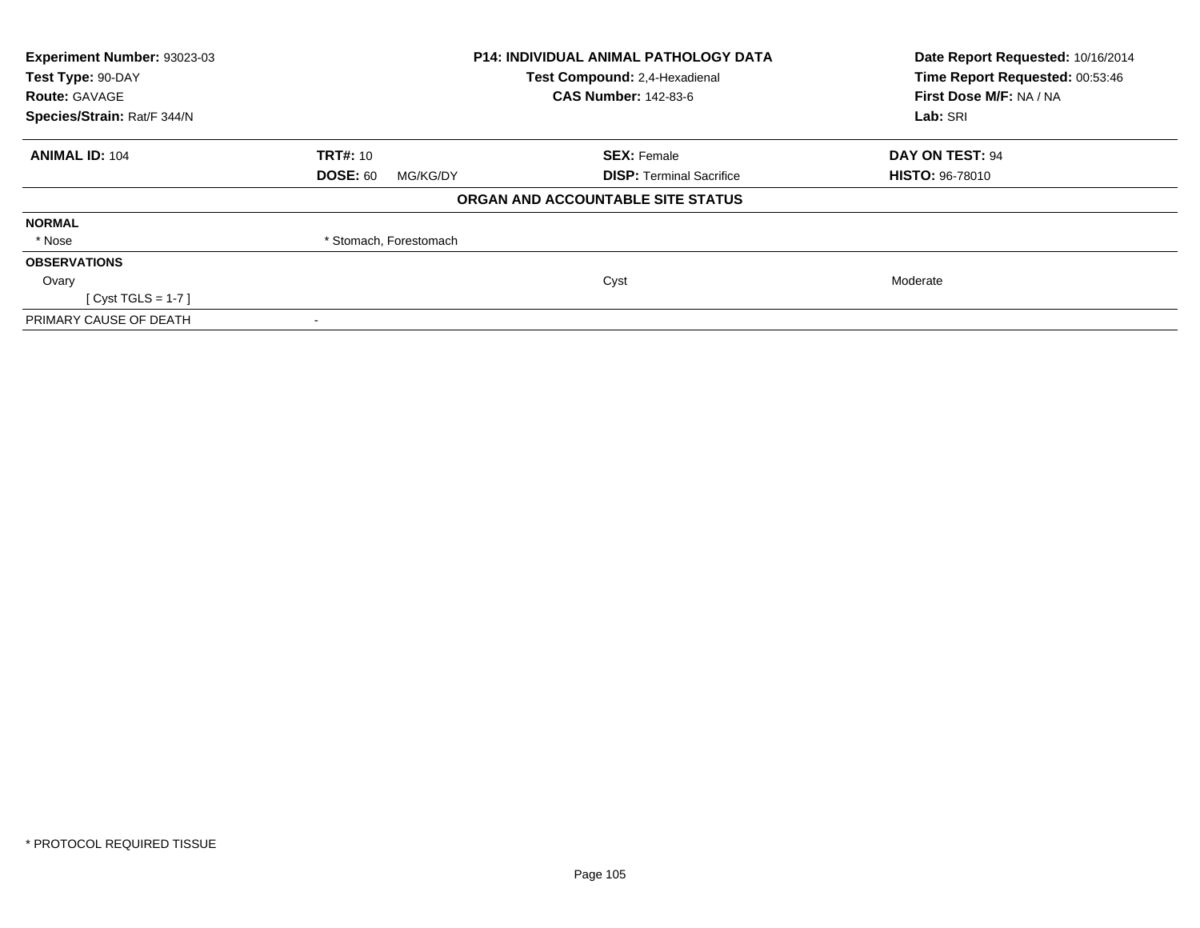**Experiment Number:** 93023-03
**Test Type:** 90-DAY
**Route:** GAVAGE
**Species/Strain:** Rat/F 344/N

**P14: INDIVIDUAL ANIMAL PATHOLOGY DATA**
**Test Compound:** 2,4-Hexadienal
**CAS Number:** 142-83-6

**Date Report Requested:** 10/16/2014
**Time Report Requested:** 00:53:46
**First Dose M/F:** NA / NA
**Lab:** SRI

| **ANIMAL ID:** 104 | **TRT#:** 10 | **SEX:** Female | **DAY ON TEST:** 94 |
|---|---|---|---|
| | **DOSE:** 60 MG/KG/DY | **DISP:** Terminal Sacrifice | **HISTO:** 96-78010 |

**ORGAN AND ACCOUNTABLE SITE STATUS**

| | | | |
|---|---|---|---|
| **NORMAL** | | | |
| * Nose | * Stomach, Forestomach | | |
| **OBSERVATIONS** | | | |
| Ovary | | Cyst | Moderate |
| [ Cyst TGLS = 1-7 ] | | | |
| PRIMARY CAUSE OF DEATH | - | | |

* PROTOCOL REQUIRED TISSUE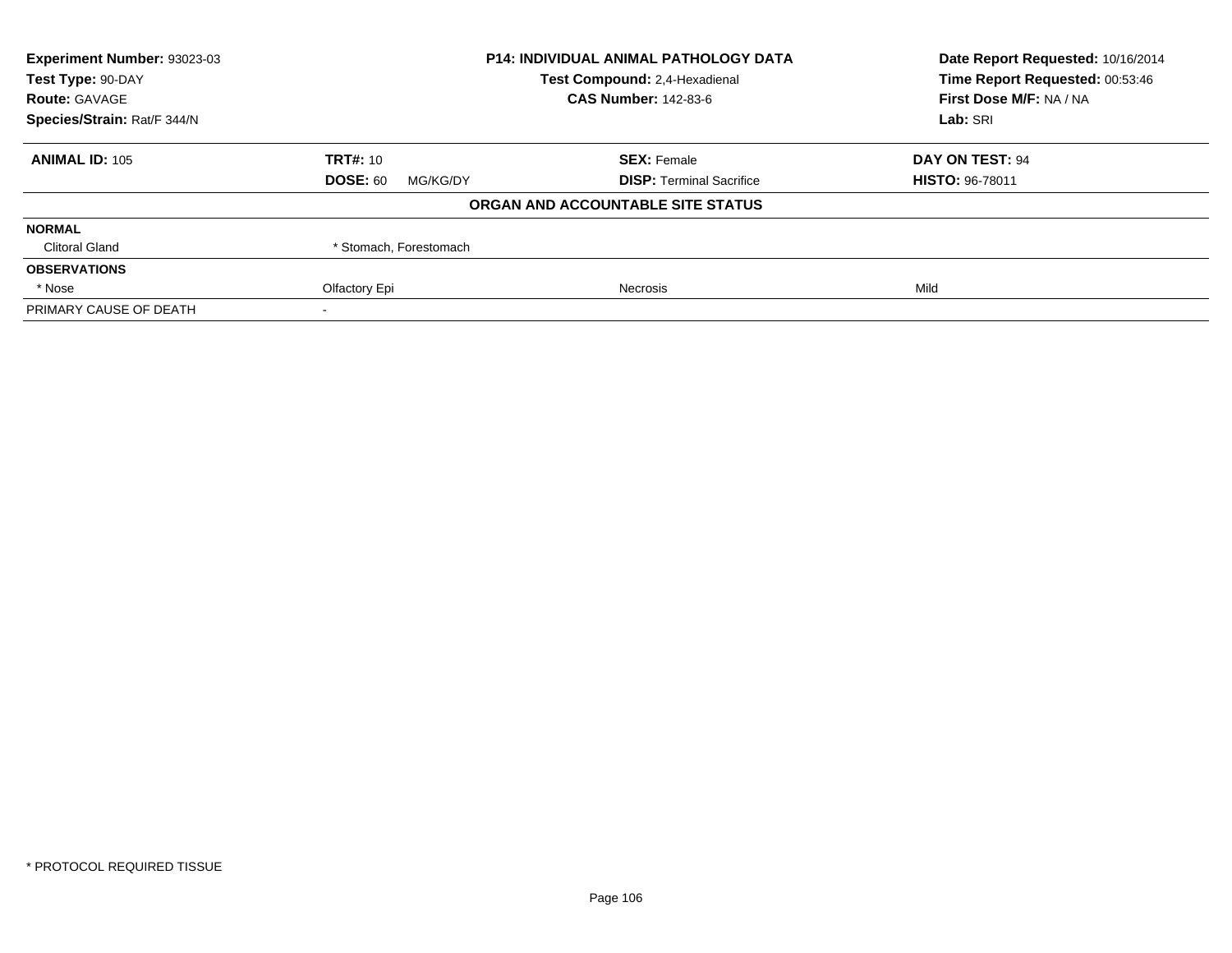| Experiment Number: 93023-03 | P14: INDIVIDUAL ANIMAL PATHOLOGY DATA | Date Report Requested: 10/16/2014 |
|---|---|---|
| Test Type: 90-DAY | Test Compound: 2,4-Hexadienal | Time Report Requested: 00:53:46 |
| Route: GAVAGE | CAS Number: 142-83-6 | First Dose M/F: NA / NA |
| Species/Strain: Rat/F 344/N | | Lab: SRI |

| ANIMAL ID: 105 | TRT#: 10 | SEX: Female | DAY ON TEST: 94 |
|---|---|---|---|
| | DOSE: 60 MG/KG/DY | DISP: Terminal Sacrifice | HISTO: 96-78011 |

**ORGAN AND ACCOUNTABLE SITE STATUS**

| | | | |
|---|---|---|---|
| **NORMAL** | | | |
| Clitoral Gland | * Stomach, Forestomach | | |
| **OBSERVATIONS** | | | |
| * Nose | Olfactory Epi | Necrosis | Mild |
| PRIMARY CAUSE OF DEATH | - | | |

* PROTOCOL REQUIRED TISSUE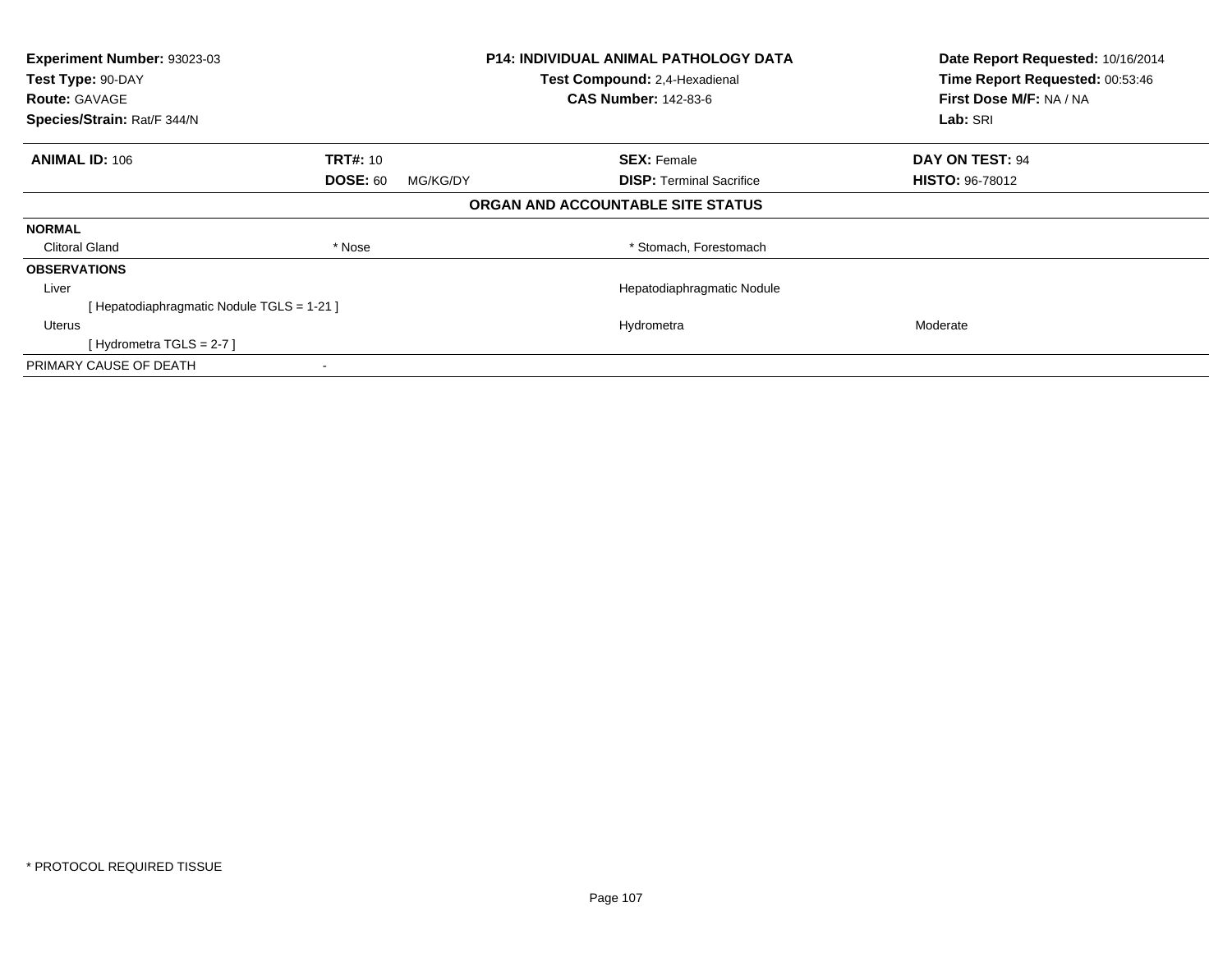**Experiment Number:** 93023-03
**Test Type:** 90-DAY
**Route:** GAVAGE
**Species/Strain:** Rat/F 344/N

**P14: INDIVIDUAL ANIMAL PATHOLOGY DATA**
**Test Compound:** 2,4-Hexadienal
**CAS Number:** 142-83-6

**Date Report Requested:** 10/16/2014
**Time Report Requested:** 00:53:46
**First Dose M/F:** NA / NA
**Lab:** SRI

| **ANIMAL ID:** 106 | **TRT#:** 10 | **SEX:** Female | **DAY ON TEST:** 94 |
|---|---|---|---|
| | **DOSE:** 60 MG/KG/DY | **DISP:** Terminal Sacrifice | **HISTO:** 96-78012 |

**ORGAN AND ACCOUNTABLE SITE STATUS**

| | | | |
|---|---|---|---|
| **NORMAL** | | | |
| Clitoral Gland | * Nose | * Stomach, Forestomach | |
| **OBSERVATIONS** | | | |
| Liver | | Hepatodiaphragmatic Nodule | |
| [ Hepatodiaphragmatic Nodule TGLS = 1-21 ] | | | |
| Uterus | | Hydrometra | Moderate |
| [ Hydrometra TGLS = 2-7 ] | | | |
| PRIMARY CAUSE OF DEATH | - | | |

* PROTOCOL REQUIRED TISSUE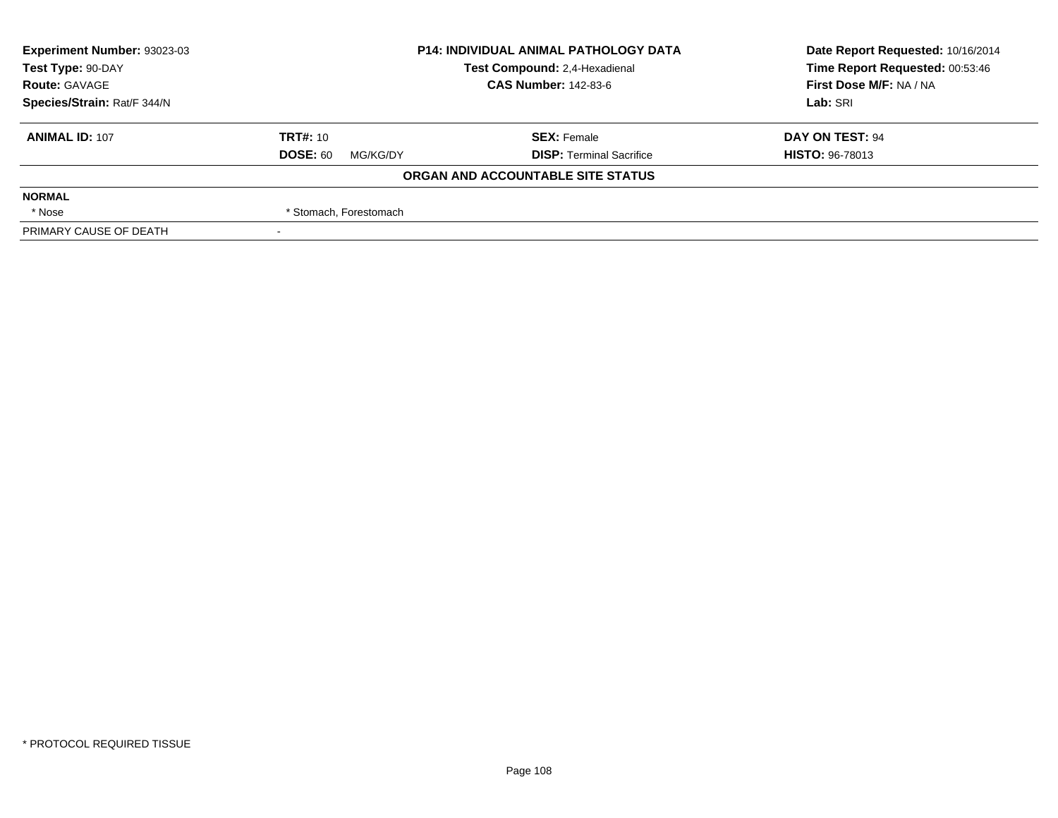**Experiment Number:** 93023-03
**Test Type:** 90-DAY
**Route:** GAVAGE
**Species/Strain:** Rat/F 344/N

**P14: INDIVIDUAL ANIMAL PATHOLOGY DATA**
**Test Compound:** 2,4-Hexadienal
**CAS Number:** 142-83-6

**Date Report Requested:** 10/16/2014
**Time Report Requested:** 00:53:46
**First Dose M/F:** NA / NA
**Lab:** SRI

| **ANIMAL ID:** 107 | **TRT#:** 10 | **SEX:** Female | **DAY ON TEST:** 94 |
|---|---|---|---|
| | **DOSE:** 60 MG/KG/DY | **DISP:** Terminal Sacrifice | **HISTO:** 96-78013 |

**ORGAN AND ACCOUNTABLE SITE STATUS**

**NORMAL**

| * Nose | * Stomach, Forestomach |
|---|---|

| PRIMARY CAUSE OF DEATH | - |
|---|---|

* PROTOCOL REQUIRED TISSUE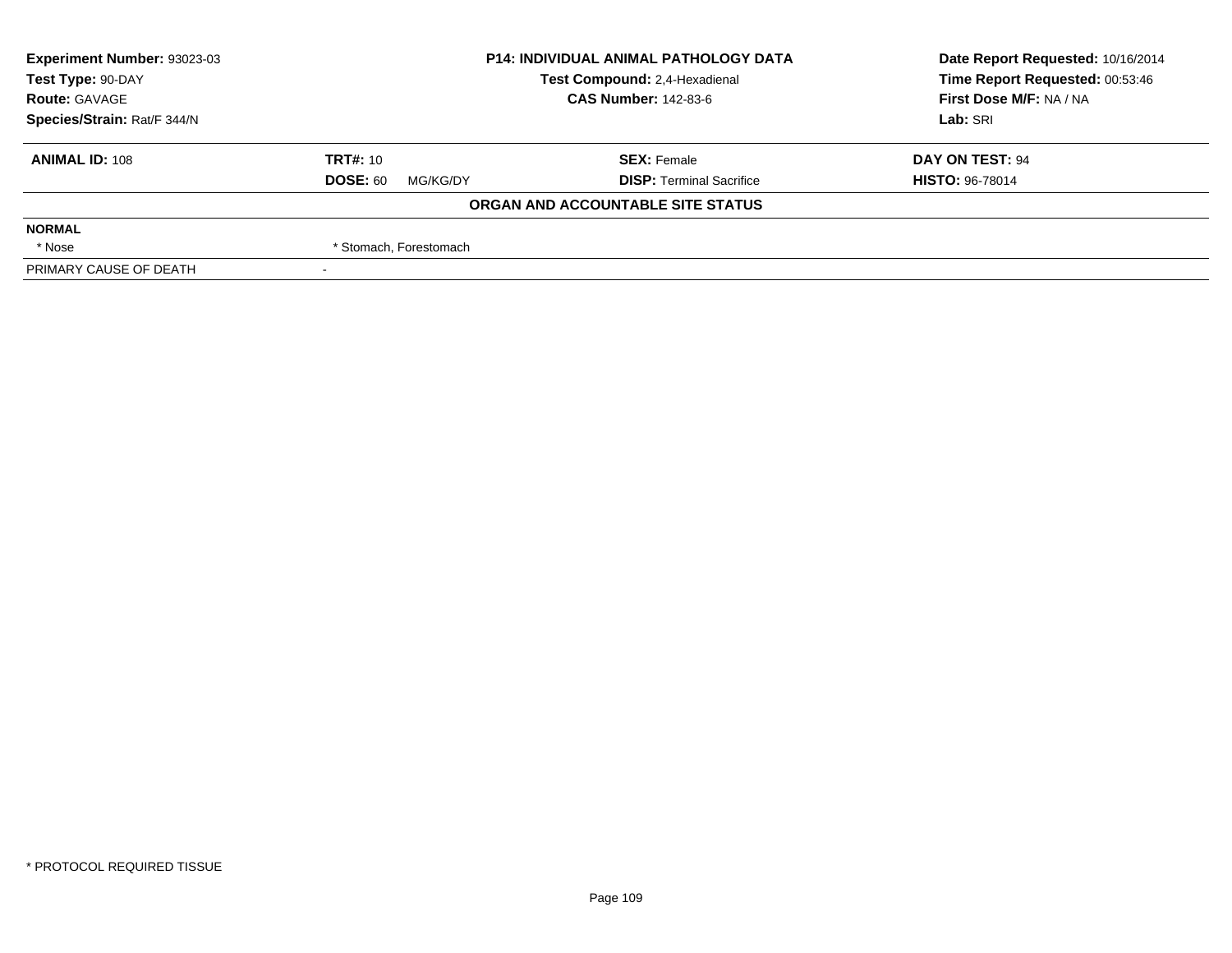| **Experiment Number:** 93023-03 | **P14: INDIVIDUAL ANIMAL PATHOLOGY DATA** | **Date Report Requested:** 10/16/2014 |
|---|---|---|
| **Test Type:** 90-DAY | **Test Compound:** 2,4-Hexadienal | **Time Report Requested:** 00:53:46 |
| **Route:** GAVAGE | **CAS Number:** 142-83-6 | **First Dose M/F:** NA / NA |
| **Species/Strain:** Rat/F 344/N | | **Lab:** SRI |

| **ANIMAL ID:** 108 | **TRT#:** 10 | **SEX:** Female | **DAY ON TEST:** 94 |
|---|---|---|---|
| | **DOSE:** 60 MG/KG/DY | **DISP:** Terminal Sacrifice | **HISTO:** 96-78014 |

**ORGAN AND ACCOUNTABLE SITE STATUS**

| **NORMAL** | |
|---|---|
| * Nose | * Stomach, Forestomach |
| PRIMARY CAUSE OF DEATH | - |

* PROTOCOL REQUIRED TISSUE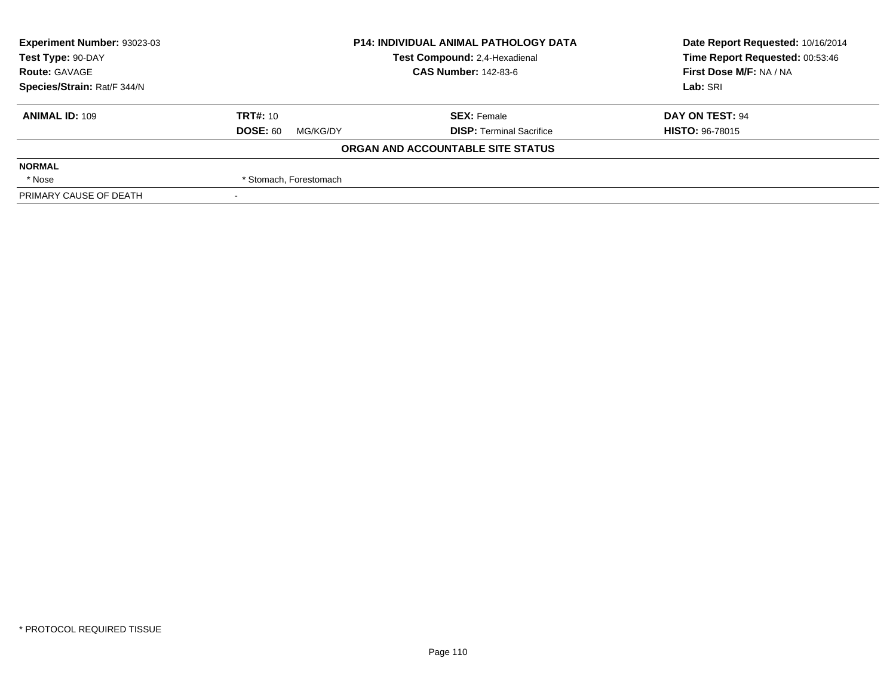| Experiment Number: 93023-03 | P14: INDIVIDUAL ANIMAL PATHOLOGY DATA | Date Report Requested: 10/16/2014 |
|---|---|---|
| Test Type: 90-DAY | Test Compound: 2,4-Hexadienal | Time Report Requested: 00:53:46 |
| Route: GAVAGE | CAS Number: 142-83-6 | First Dose M/F: NA / NA |
| Species/Strain: Rat/F 344/N | | Lab: SRI |

| ANIMAL ID: 109 | TRT#: 10 | SEX: Female | DAY ON TEST: 94 |
|---|---|---|---|
| | DOSE: 60 MG/KG/DY | DISP: Terminal Sacrifice | HISTO: 96-78015 |

**ORGAN AND ACCOUNTABLE SITE STATUS**

| NORMAL | |
|---|---|
| * Nose | * Stomach, Forestomach |
| PRIMARY CAUSE OF DEATH | - |

* PROTOCOL REQUIRED TISSUE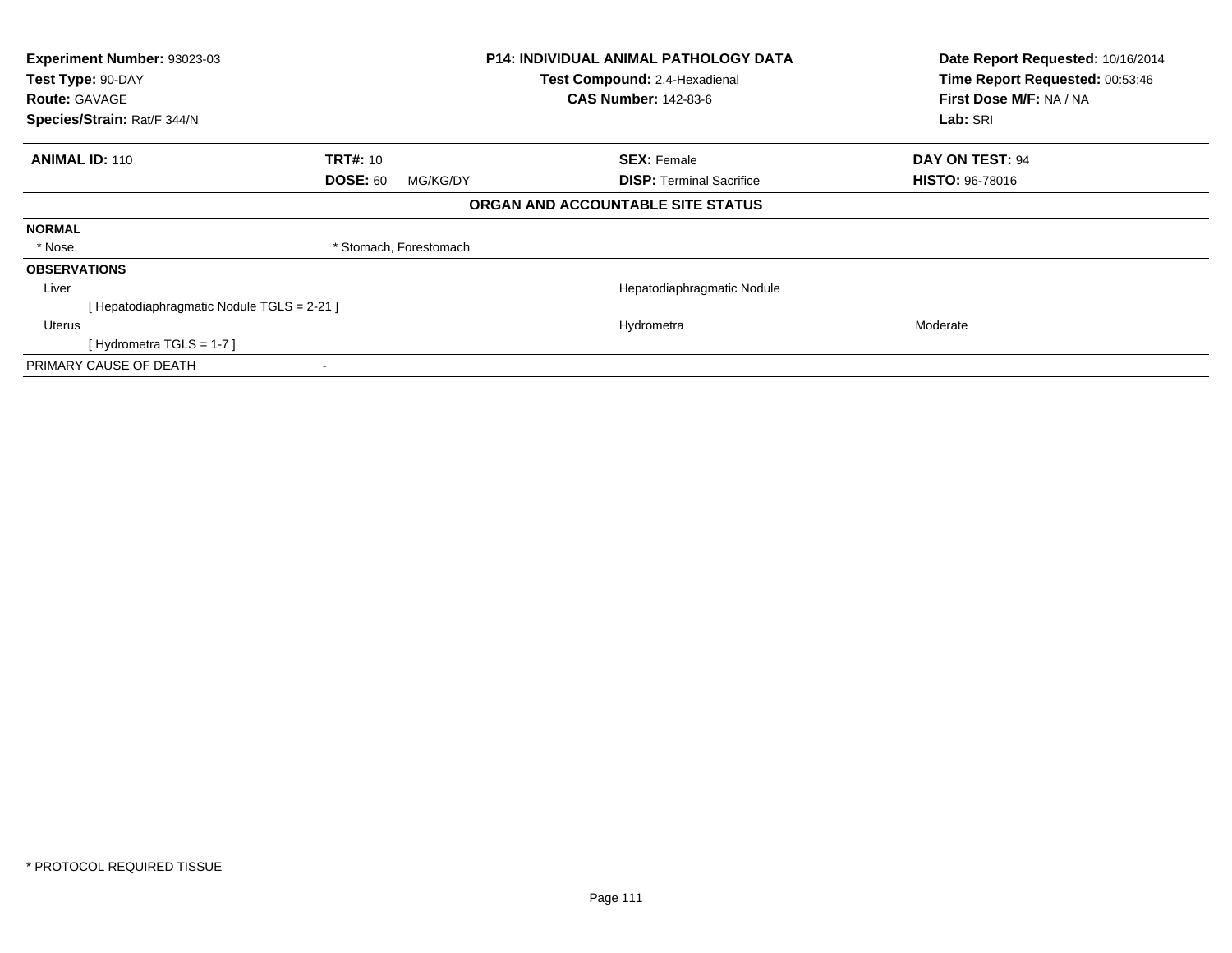**Experiment Number:** 93023-03
**Test Type:** 90-DAY
**Route:** GAVAGE
**Species/Strain:** Rat/F 344/N

**P14: INDIVIDUAL ANIMAL PATHOLOGY DATA**
**Test Compound:** 2,4-Hexadienal
**CAS Number:** 142-83-6

**Date Report Requested:** 10/16/2014
**Time Report Requested:** 00:53:46
**First Dose M/F:** NA / NA
**Lab:** SRI

| **ANIMAL ID:** 110 | **TRT#:** 10 | **SEX:** Female | **DAY ON TEST:** 94 |
|---|---|---|---|
| | **DOSE:** 60 MG/KG/DY | **DISP:** Terminal Sacrifice | **HISTO:** 96-78016 |

**ORGAN AND ACCOUNTABLE SITE STATUS**

| | | | |
|---|---|---|---|
| **NORMAL** | | | |
| * Nose | * Stomach, Forestomach | | |
| **OBSERVATIONS** | | | |
| Liver | | Hepatodiaphragmatic Nodule | |
| [ Hepatodiaphragmatic Nodule TGLS = 2-21 ] | | | |
| Uterus | | Hydrometra | Moderate |
| [ Hydrometra TGLS = 1-7 ] | | | |
| PRIMARY CAUSE OF DEATH | - | | |

* PROTOCOL REQUIRED TISSUE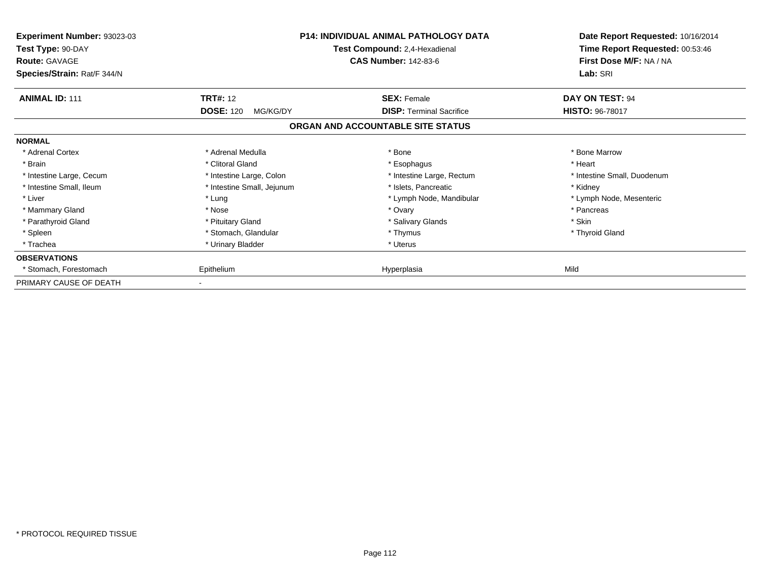**Experiment Number:** 93023-03
**Test Type:** 90-DAY
**Route:** GAVAGE
**Species/Strain:** Rat/F 344/N

**P14: INDIVIDUAL ANIMAL PATHOLOGY DATA**
**Test Compound:** 2,4-Hexadienal
**CAS Number:** 142-83-6

**Date Report Requested:** 10/16/2014
**Time Report Requested:** 00:53:46
**First Dose M/F:** NA / NA
**Lab:** SRI

| **ANIMAL ID:** 111 | **TRT#:** 12 | **SEX:** Female | **DAY ON TEST:** 94 |
|---|---|---|---|
| | **DOSE:** 120 MG/KG/DY | **DISP:** Terminal Sacrifice | **HISTO:** 96-78017 |

**ORGAN AND ACCOUNTABLE SITE STATUS**

| | | | |
|---|---|---|---|
| **NORMAL** | | | |
| * Adrenal Cortex | * Adrenal Medulla | * Bone | * Bone Marrow |
| * Brain | * Clitoral Gland | * Esophagus | * Heart |
| * Intestine Large, Cecum | * Intestine Large, Colon | * Intestine Large, Rectum | * Intestine Small, Duodenum |
| * Intestine Small, Ileum | * Intestine Small, Jejunum | * Islets, Pancreatic | * Kidney |
| * Liver | * Lung | * Lymph Node, Mandibular | * Lymph Node, Mesenteric |
| * Mammary Gland | * Nose | * Ovary | * Pancreas |
| * Parathyroid Gland | * Pituitary Gland | * Salivary Glands | * Skin |
| * Spleen | * Stomach, Glandular | * Thymus | * Thyroid Gland |
| * Trachea | * Urinary Bladder | * Uterus | |
| **OBSERVATIONS** | | | |
| * Stomach, Forestomach | Epithelium | Hyperplasia | Mild |
| PRIMARY CAUSE OF DEATH | - | | |

* PROTOCOL REQUIRED TISSUE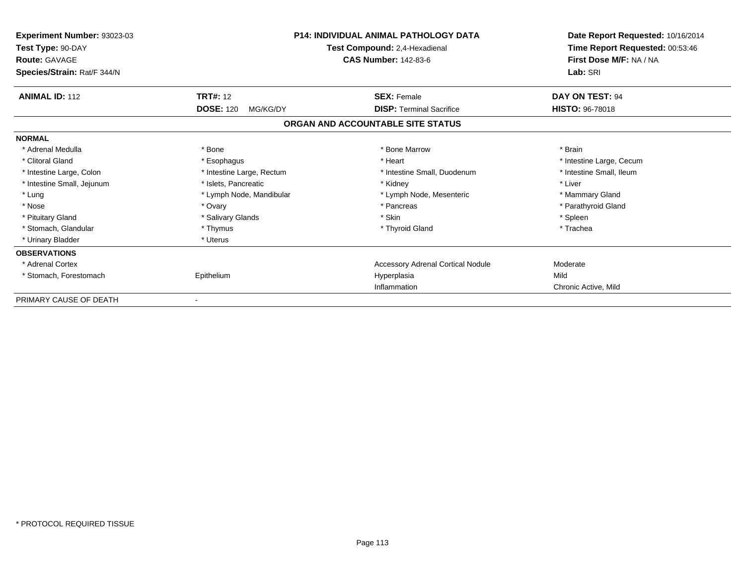**Experiment Number:** 93023-03
**Test Type:** 90-DAY
**Route:** GAVAGE
**Species/Strain:** Rat/F 344/N

**P14: INDIVIDUAL ANIMAL PATHOLOGY DATA**
**Test Compound:** 2,4-Hexadienal
**CAS Number:** 142-83-6

**Date Report Requested:** 10/16/2014
**Time Report Requested:** 00:53:46
**First Dose M/F:** NA / NA
**Lab:** SRI

| **ANIMAL ID:** 112 | **TRT#:** 12 | **SEX:** Female | **DAY ON TEST:** 94 |
|---|---|---|---|
| | **DOSE:** 120 MG/KG/DY | **DISP:** Terminal Sacrifice | **HISTO:** 96-78018 |

## ORGAN AND ACCOUNTABLE SITE STATUS

**NORMAL**

| | | | |
|---|---|---|---|
| * Adrenal Medulla | * Bone | * Bone Marrow | * Brain |
| * Clitoral Gland | * Esophagus | * Heart | * Intestine Large, Cecum |
| * Intestine Large, Colon | * Intestine Large, Rectum | * Intestine Small, Duodenum | * Intestine Small, Ileum |
| * Intestine Small, Jejunum | * Islets, Pancreatic | * Kidney | * Liver |
| * Lung | * Lymph Node, Mandibular | * Lymph Node, Mesenteric | * Mammary Gland |
| * Nose | * Ovary | * Pancreas | * Parathyroid Gland |
| * Pituitary Gland | * Salivary Glands | * Skin | * Spleen |
| * Stomach, Glandular | * Thymus | * Thyroid Gland | * Trachea |
| * Urinary Bladder | * Uterus | | |

**OBSERVATIONS**

| | | | |
|---|---|---|---|
| * Adrenal Cortex | | Accessory Adrenal Cortical Nodule | Moderate |
| * Stomach, Forestomach | Epithelium | Hyperplasia | Mild |
| | | Inflammation | Chronic Active, Mild |

PRIMARY CAUSE OF DEATH -

* PROTOCOL REQUIRED TISSUE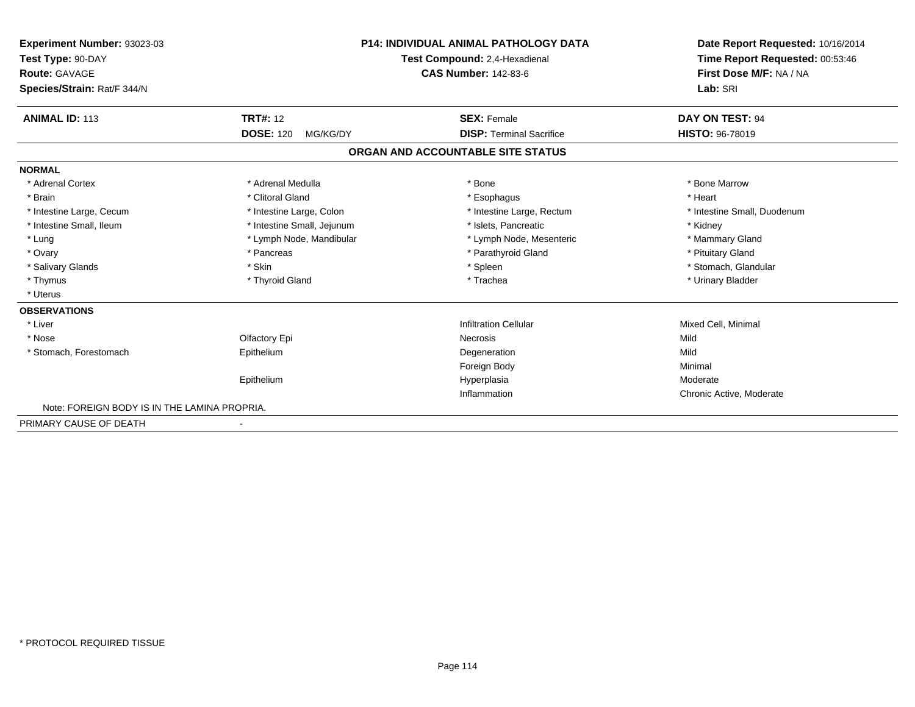**Experiment Number:** 93023-03
**Test Type:** 90-DAY
**Route:** GAVAGE
**Species/Strain:** Rat/F 344/N

**P14: INDIVIDUAL ANIMAL PATHOLOGY DATA**
**Test Compound:** 2,4-Hexadienal
**CAS Number:** 142-83-6

**Date Report Requested:** 10/16/2014
**Time Report Requested:** 00:53:46
**First Dose M/F:** NA / NA
**Lab:** SRI

| **ANIMAL ID:** 113 | **TRT#:** 12 | **SEX:** Female | **DAY ON TEST:** 94 |
|---|---|---|---|
| | **DOSE:** 120 MG/KG/DY | **DISP:** Terminal Sacrifice | **HISTO:** 96-78019 |

## ORGAN AND ACCOUNTABLE SITE STATUS

**NORMAL**

| | | | |
|---|---|---|---|
| * Adrenal Cortex | * Adrenal Medulla | * Bone | * Bone Marrow |
| * Brain | * Clitoral Gland | * Esophagus | * Heart |
| * Intestine Large, Cecum | * Intestine Large, Colon | * Intestine Large, Rectum | * Intestine Small, Duodenum |
| * Intestine Small, Ileum | * Intestine Small, Jejunum | * Islets, Pancreatic | * Kidney |
| * Lung | * Lymph Node, Mandibular | * Lymph Node, Mesenteric | * Mammary Gland |
| * Ovary | * Pancreas | * Parathyroid Gland | * Pituitary Gland |
| * Salivary Glands | * Skin | * Spleen | * Stomach, Glandular |
| * Thymus | * Thyroid Gland | * Trachea | * Urinary Bladder |
| * Uterus | | | |

**OBSERVATIONS**

| | | | |
|---|---|---|---|
| * Liver | | Infiltration Cellular | Mixed Cell, Minimal |
| * Nose | Olfactory Epi | Necrosis | Mild |
| * Stomach, Forestomach | Epithelium | Degeneration | Mild |
| | | Foreign Body | Minimal |
| | Epithelium | Hyperplasia | Moderate |
| | | Inflammation | Chronic Active, Moderate |

Note: FOREIGN BODY IS IN THE LAMINA PROPRIA.

PRIMARY CAUSE OF DEATH -

* PROTOCOL REQUIRED TISSUE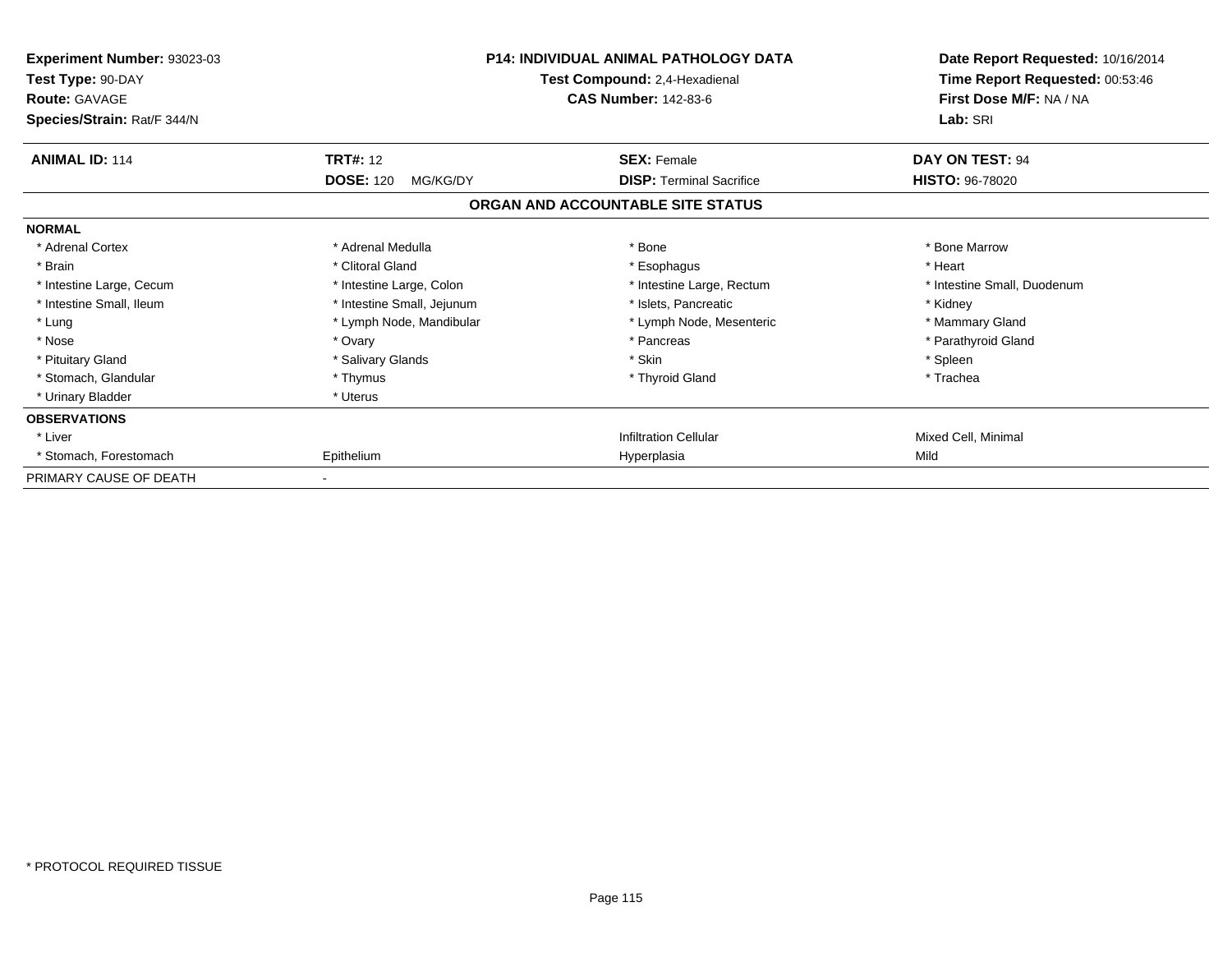**Experiment Number:** 93023-03
**Test Type:** 90-DAY
**Route:** GAVAGE
**Species/Strain:** Rat/F 344/N

**P14: INDIVIDUAL ANIMAL PATHOLOGY DATA**
**Test Compound:** 2,4-Hexadienal
**CAS Number:** 142-83-6

**Date Report Requested:** 10/16/2014
**Time Report Requested:** 00:53:46
**First Dose M/F:** NA / NA
**Lab:** SRI

| **ANIMAL ID:** 114 | **TRT#:** 12 | **SEX:** Female | **DAY ON TEST:** 94 |
|---|---|---|---|
| | **DOSE:** 120 MG/KG/DY | **DISP:** Terminal Sacrifice | **HISTO:** 96-78020 |

## ORGAN AND ACCOUNTABLE SITE STATUS

| | | | |
|---|---|---|---|
| **NORMAL** | | | |
| * Adrenal Cortex | * Adrenal Medulla | * Bone | * Bone Marrow |
| * Brain | * Clitoral Gland | * Esophagus | * Heart |
| * Intestine Large, Cecum | * Intestine Large, Colon | * Intestine Large, Rectum | * Intestine Small, Duodenum |
| * Intestine Small, Ileum | * Intestine Small, Jejunum | * Islets, Pancreatic | * Kidney |
| * Lung | * Lymph Node, Mandibular | * Lymph Node, Mesenteric | * Mammary Gland |
| * Nose | * Ovary | * Pancreas | * Parathyroid Gland |
| * Pituitary Gland | * Salivary Glands | * Skin | * Spleen |
| * Stomach, Glandular | * Thymus | * Thyroid Gland | * Trachea |
| * Urinary Bladder | * Uterus | | |
| **OBSERVATIONS** | | | |
| * Liver | | Infiltration Cellular | Mixed Cell, Minimal |
| * Stomach, Forestomach | Epithelium | Hyperplasia | Mild |
| PRIMARY CAUSE OF DEATH | - | | |

* PROTOCOL REQUIRED TISSUE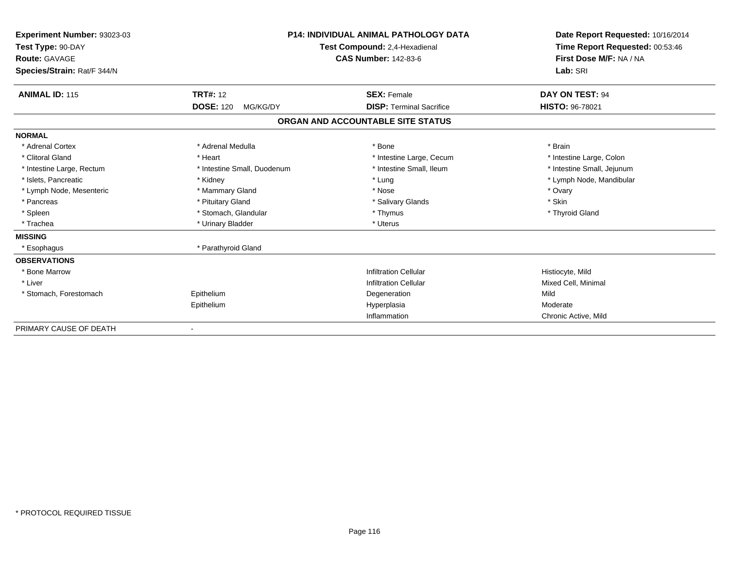**Experiment Number:** 93023-03
**Test Type:** 90-DAY
**Route:** GAVAGE
**Species/Strain:** Rat/F 344/N

**P14: INDIVIDUAL ANIMAL PATHOLOGY DATA**
**Test Compound:** 2,4-Hexadienal
**CAS Number:** 142-83-6

**Date Report Requested:** 10/16/2014
**Time Report Requested:** 00:53:46
**First Dose M/F:** NA / NA
**Lab:** SRI

| **ANIMAL ID:** 115 | **TRT#:** 12 | **SEX:** Female | **DAY ON TEST:** 94 |
|---|---|---|---|
| | **DOSE:** 120 MG/KG/DY | **DISP:** Terminal Sacrifice | **HISTO:** 96-78021 |

## ORGAN AND ACCOUNTABLE SITE STATUS

| | | | |
|---|---|---|---|
| **NORMAL** | | | |
| * Adrenal Cortex | * Adrenal Medulla | * Bone | * Brain |
| * Clitoral Gland | * Heart | * Intestine Large, Cecum | * Intestine Large, Colon |
| * Intestine Large, Rectum | * Intestine Small, Duodenum | * Intestine Small, Ileum | * Intestine Small, Jejunum |
| * Islets, Pancreatic | * Kidney | * Lung | * Lymph Node, Mandibular |
| * Lymph Node, Mesenteric | * Mammary Gland | * Nose | * Ovary |
| * Pancreas | * Pituitary Gland | * Salivary Glands | * Skin |
| * Spleen | * Stomach, Glandular | * Thymus | * Thyroid Gland |
| * Trachea | * Urinary Bladder | * Uterus | |
| **MISSING** | | | |
| * Esophagus | * Parathyroid Gland | | |
| **OBSERVATIONS** | | | |
| * Bone Marrow | | Infiltration Cellular | Histiocyte, Mild |
| * Liver | | Infiltration Cellular | Mixed Cell, Minimal |
| * Stomach, Forestomach | Epithelium | Degeneration | Mild |
| | Epithelium | Hyperplasia | Moderate |
| | | Inflammation | Chronic Active, Mild |
| PRIMARY CAUSE OF DEATH | - | | |

* PROTOCOL REQUIRED TISSUE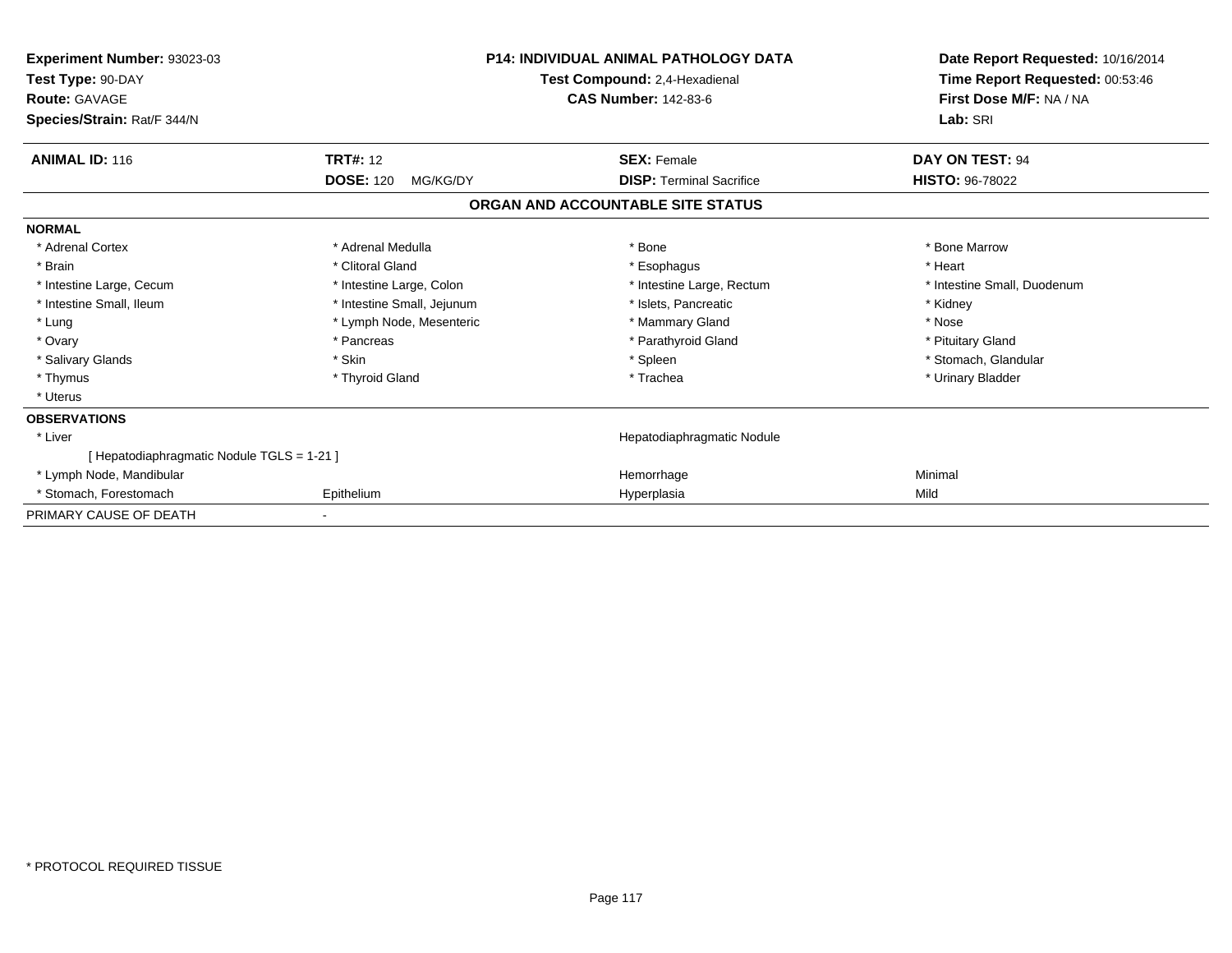**Experiment Number:** 93023-03
**Test Type:** 90-DAY
**Route:** GAVAGE
**Species/Strain:** Rat/F 344/N

**P14: INDIVIDUAL ANIMAL PATHOLOGY DATA**
**Test Compound:** 2,4-Hexadienal
**CAS Number:** 142-83-6

**Date Report Requested:** 10/16/2014
**Time Report Requested:** 00:53:46
**First Dose M/F:** NA / NA
**Lab:** SRI

| **ANIMAL ID:** 116 | **TRT#:** 12 | **SEX:** Female | **DAY ON TEST:** 94 |
|---|---|---|---|
| | **DOSE:** 120 MG/KG/DY | **DISP:** Terminal Sacrifice | **HISTO:** 96-78022 |

## ORGAN AND ACCOUNTABLE SITE STATUS

**NORMAL**

| | | | |
|---|---|---|---|
| * Adrenal Cortex | * Adrenal Medulla | * Bone | * Bone Marrow |
| * Brain | * Clitoral Gland | * Esophagus | * Heart |
| * Intestine Large, Cecum | * Intestine Large, Colon | * Intestine Large, Rectum | * Intestine Small, Duodenum |
| * Intestine Small, Ileum | * Intestine Small, Jejunum | * Islets, Pancreatic | * Kidney |
| * Lung | * Lymph Node, Mesenteric | * Mammary Gland | * Nose |
| * Ovary | * Pancreas | * Parathyroid Gland | * Pituitary Gland |
| * Salivary Glands | * Skin | * Spleen | * Stomach, Glandular |
| * Thymus | * Thyroid Gland | * Trachea | * Urinary Bladder |
| * Uterus | | | |

**OBSERVATIONS**

| | | | |
|---|---|---|---|
| * Liver | | Hepatodiaphragmatic Nodule | |
| [ Hepatodiaphragmatic Nodule TGLS = 1-21 ] | | | |
| * Lymph Node, Mandibular | | Hemorrhage | Minimal |
| * Stomach, Forestomach | Epithelium | Hyperplasia | Mild |

PRIMARY CAUSE OF DEATH -

* PROTOCOL REQUIRED TISSUE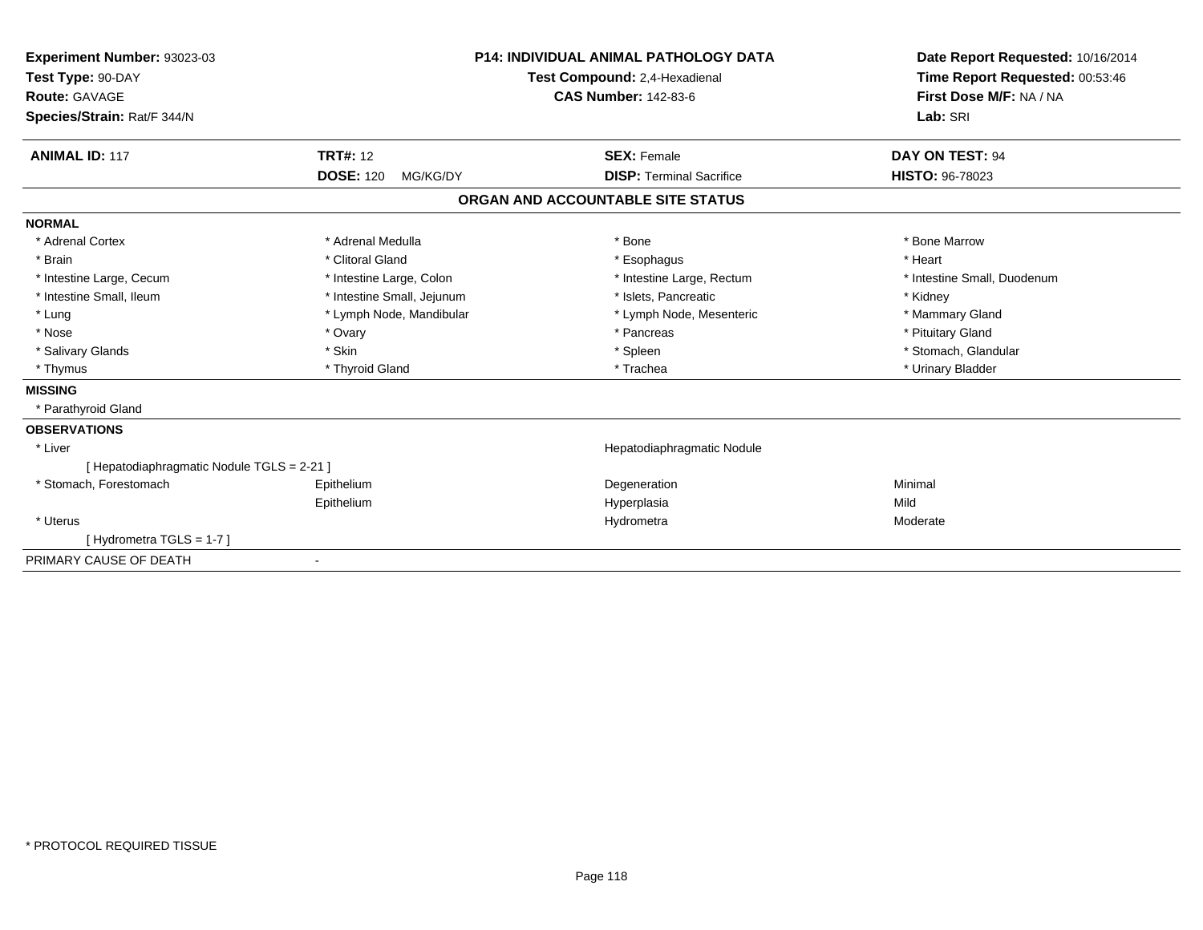**Experiment Number:** 93023-03
**Test Type:** 90-DAY
**Route:** GAVAGE
**Species/Strain:** Rat/F 344/N

## P14: INDIVIDUAL ANIMAL PATHOLOGY DATA

**Test Compound:** 2,4-Hexadienal
**CAS Number:** 142-83-6

**Date Report Requested:** 10/16/2014
**Time Report Requested:** 00:53:46
**First Dose M/F:** NA / NA
**Lab:** SRI

| **ANIMAL ID:** 117 | **TRT#:** 12 | **SEX:** Female | **DAY ON TEST:** 94 |
|---|---|---|---|
| | **DOSE:** 120 MG/KG/DY | **DISP:** Terminal Sacrifice | **HISTO:** 96-78023 |

### ORGAN AND ACCOUNTABLE SITE STATUS

**NORMAL**

| | | | |
|---|---|---|---|
| * Adrenal Cortex | * Adrenal Medulla | * Bone | * Bone Marrow |
| * Brain | * Clitoral Gland | * Esophagus | * Heart |
| * Intestine Large, Cecum | * Intestine Large, Colon | * Intestine Large, Rectum | * Intestine Small, Duodenum |
| * Intestine Small, Ileum | * Intestine Small, Jejunum | * Islets, Pancreatic | * Kidney |
| * Lung | * Lymph Node, Mandibular | * Lymph Node, Mesenteric | * Mammary Gland |
| * Nose | * Ovary | * Pancreas | * Pituitary Gland |
| * Salivary Glands | * Skin | * Spleen | * Stomach, Glandular |
| * Thymus | * Thyroid Gland | * Trachea | * Urinary Bladder |

**MISSING**

* Parathyroid Gland

**OBSERVATIONS**

| | | | |
|---|---|---|---|
| * Liver | | Hepatodiaphragmatic Nodule | |
| [ Hepatodiaphragmatic Nodule TGLS = 2-21 ] | | | |
| * Stomach, Forestomach | Epithelium | Degeneration | Minimal |
| | Epithelium | Hyperplasia | Mild |
| * Uterus | | Hydrometra | Moderate |
| [ Hydrometra TGLS = 1-7 ] | | | |

PRIMARY CAUSE OF DEATH -

\* PROTOCOL REQUIRED TISSUE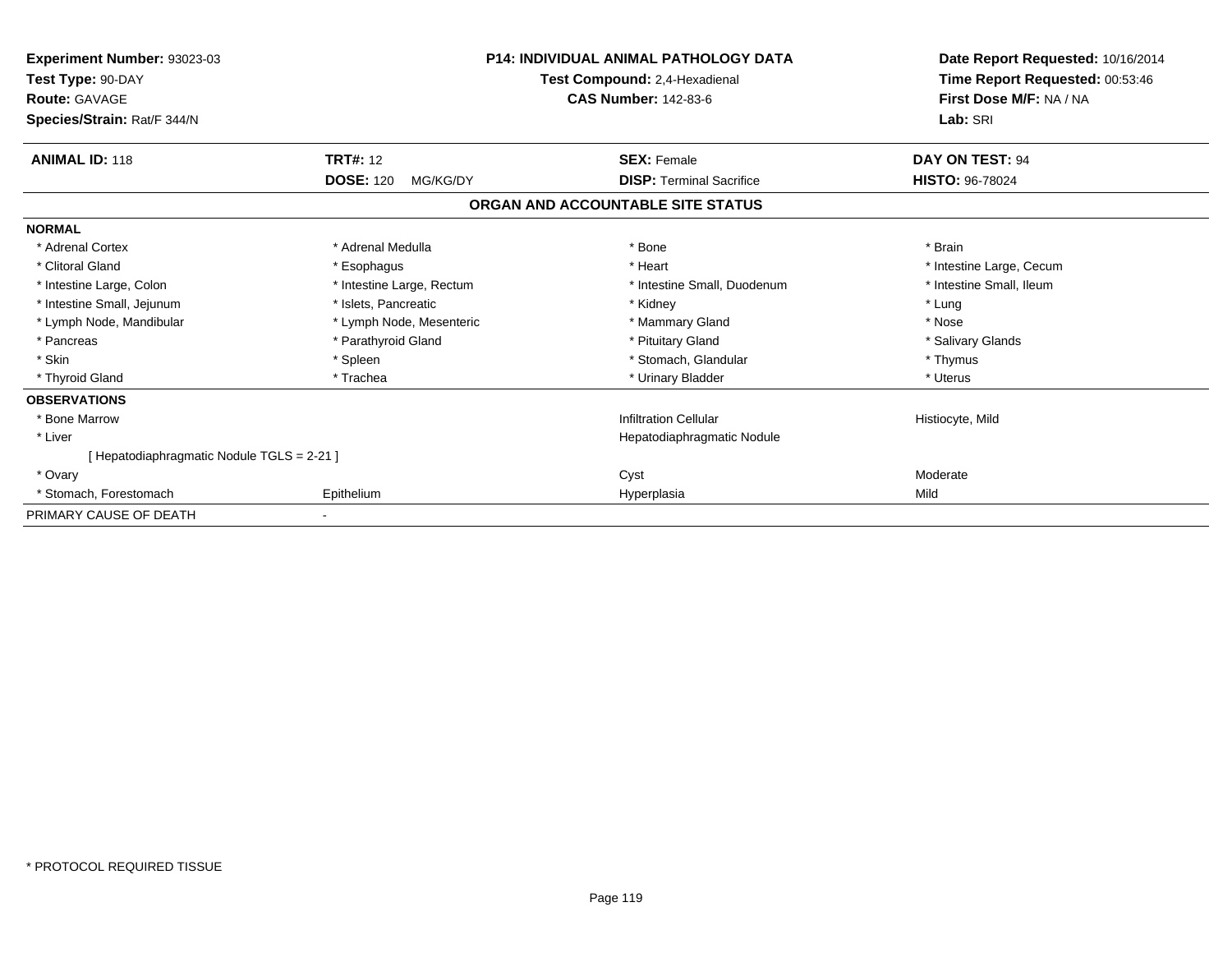**Experiment Number:** 93023-03
**Test Type:** 90-DAY
**Route:** GAVAGE
**Species/Strain:** Rat/F 344/N

**P14: INDIVIDUAL ANIMAL PATHOLOGY DATA**
**Test Compound:** 2,4-Hexadienal
**CAS Number:** 142-83-6

**Date Report Requested:** 10/16/2014
**Time Report Requested:** 00:53:46
**First Dose M/F:** NA / NA
**Lab:** SRI

| **ANIMAL ID:** 118 | **TRT#:** 12 | **SEX:** Female | **DAY ON TEST:** 94 |
|---|---|---|---|
| | **DOSE:** 120 MG/KG/DY | **DISP:** Terminal Sacrifice | **HISTO:** 96-78024 |

## ORGAN AND ACCOUNTABLE SITE STATUS

**NORMAL**

| | | | |
|---|---|---|---|
| * Adrenal Cortex | * Adrenal Medulla | * Bone | * Brain |
| * Clitoral Gland | * Esophagus | * Heart | * Intestine Large, Cecum |
| * Intestine Large, Colon | * Intestine Large, Rectum | * Intestine Small, Duodenum | * Intestine Small, Ileum |
| * Intestine Small, Jejunum | * Islets, Pancreatic | * Kidney | * Lung |
| * Lymph Node, Mandibular | * Lymph Node, Mesenteric | * Mammary Gland | * Nose |
| * Pancreas | * Parathyroid Gland | * Pituitary Gland | * Salivary Glands |
| * Skin | * Spleen | * Stomach, Glandular | * Thymus |
| * Thyroid Gland | * Trachea | * Urinary Bladder | * Uterus |

**OBSERVATIONS**

| | | | |
|---|---|---|---|
| * Bone Marrow | | Infiltration Cellular | Histiocyte, Mild |
| * Liver | | Hepatodiaphragmatic Nodule | |
| [ Hepatodiaphragmatic Nodule TGLS = 2-21 ] | | | |
| * Ovary | | Cyst | Moderate |
| * Stomach, Forestomach | Epithelium | Hyperplasia | Mild |

PRIMARY CAUSE OF DEATH -

* PROTOCOL REQUIRED TISSUE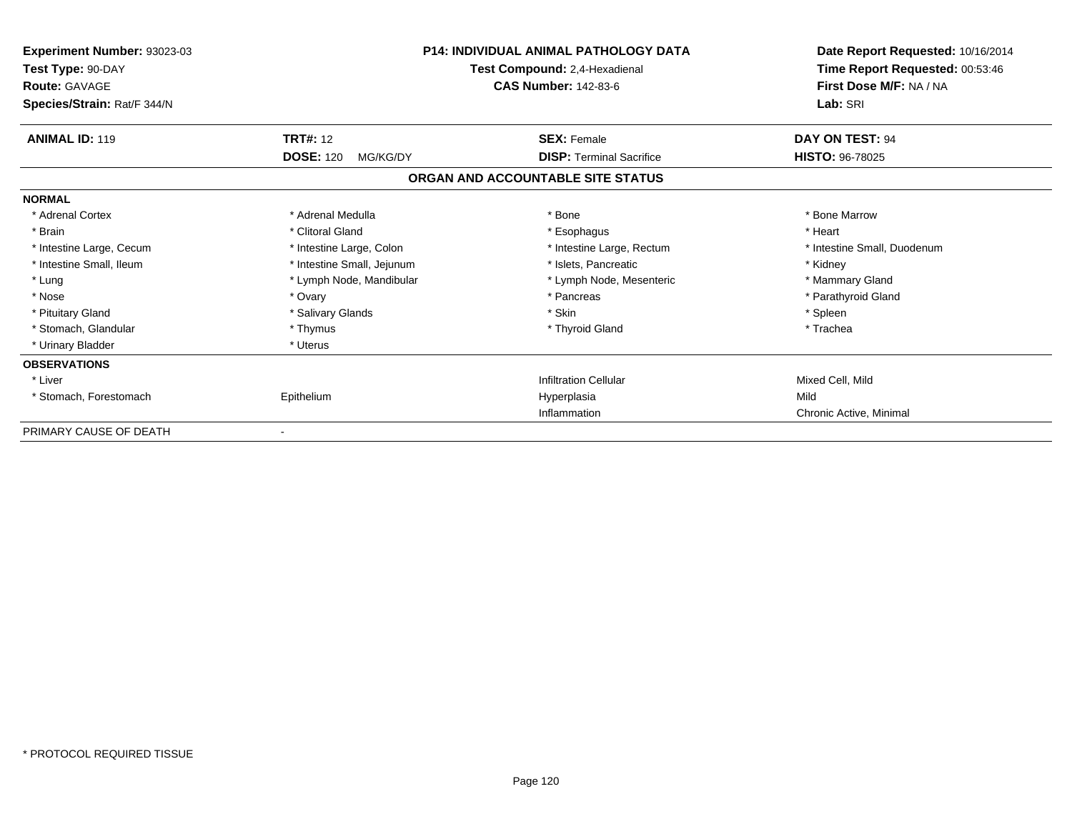**Experiment Number:** 93023-03
**Test Type:** 90-DAY
**Route:** GAVAGE
**Species/Strain:** Rat/F 344/N

**P14: INDIVIDUAL ANIMAL PATHOLOGY DATA**
**Test Compound:** 2,4-Hexadienal
**CAS Number:** 142-83-6

**Date Report Requested:** 10/16/2014
**Time Report Requested:** 00:53:46
**First Dose M/F:** NA / NA
**Lab:** SRI

| **ANIMAL ID:** 119 | **TRT#:** 12 | **SEX:** Female | **DAY ON TEST:** 94 |
|---|---|---|---|
| | **DOSE:** 120 MG/KG/DY | **DISP:** Terminal Sacrifice | **HISTO:** 96-78025 |

## ORGAN AND ACCOUNTABLE SITE STATUS

| | | | |
|---|---|---|---|
| **NORMAL** | | | |
| * Adrenal Cortex | * Adrenal Medulla | * Bone | * Bone Marrow |
| * Brain | * Clitoral Gland | * Esophagus | * Heart |
| * Intestine Large, Cecum | * Intestine Large, Colon | * Intestine Large, Rectum | * Intestine Small, Duodenum |
| * Intestine Small, Ileum | * Intestine Small, Jejunum | * Islets, Pancreatic | * Kidney |
| * Lung | * Lymph Node, Mandibular | * Lymph Node, Mesenteric | * Mammary Gland |
| * Nose | * Ovary | * Pancreas | * Parathyroid Gland |
| * Pituitary Gland | * Salivary Glands | * Skin | * Spleen |
| * Stomach, Glandular | * Thymus | * Thyroid Gland | * Trachea |
| * Urinary Bladder | * Uterus | | |
| **OBSERVATIONS** | | | |
| * Liver | | Infiltration Cellular | Mixed Cell, Mild |
| * Stomach, Forestomach | Epithelium | Hyperplasia | Mild |
| | | Inflammation | Chronic Active, Minimal |
| PRIMARY CAUSE OF DEATH | - | | |

* PROTOCOL REQUIRED TISSUE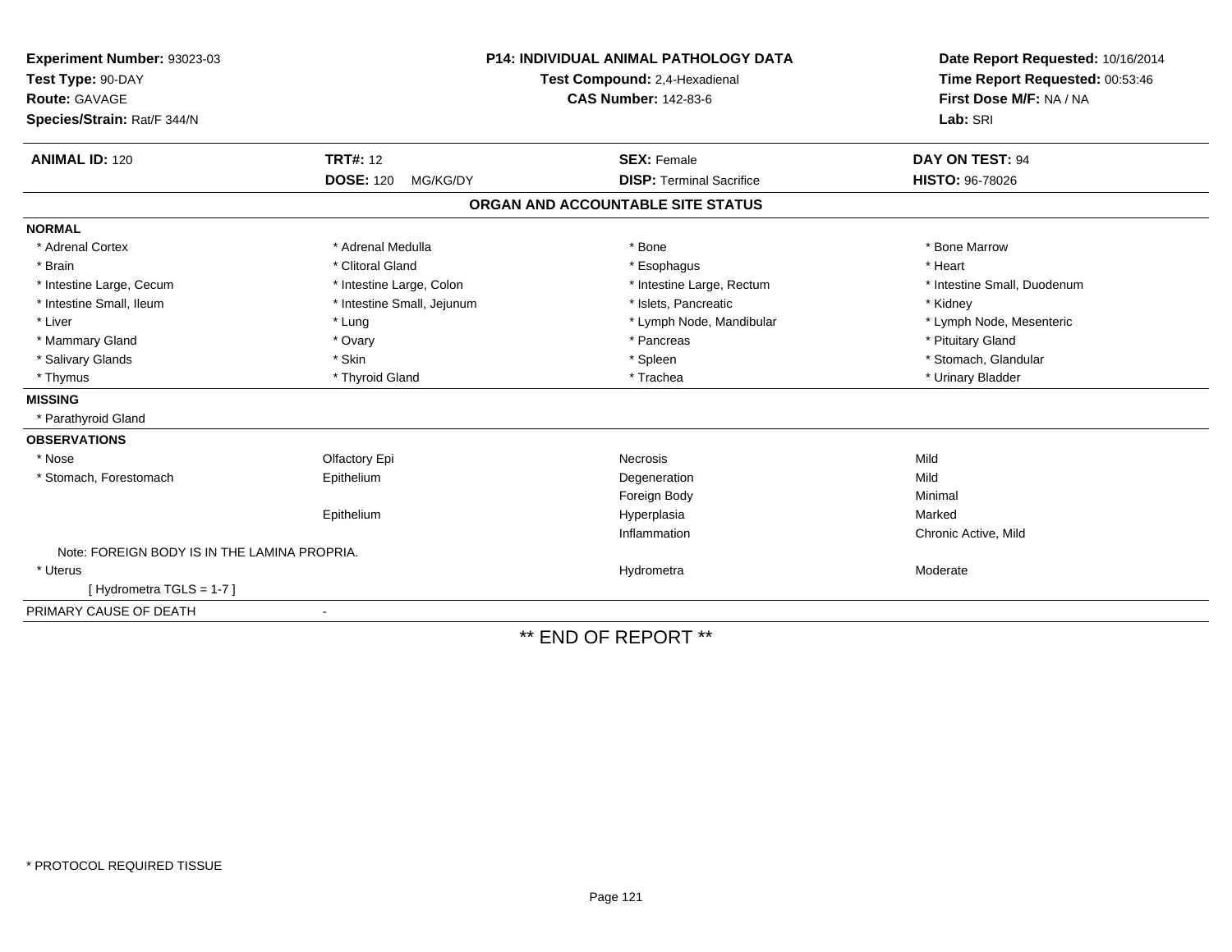**Experiment Number:** 93023-03
**Test Type:** 90-DAY
**Route:** GAVAGE
**Species/Strain:** Rat/F 344/N

**P14: INDIVIDUAL ANIMAL PATHOLOGY DATA**
**Test Compound:** 2,4-Hexadienal
**CAS Number:** 142-83-6

**Date Report Requested:** 10/16/2014
**Time Report Requested:** 00:53:46
**First Dose M/F:** NA / NA
**Lab:** SRI

| **ANIMAL ID:** 120 | **TRT#:** 12 | **SEX:** Female | **DAY ON TEST:** 94 |
|---|---|---|---|
| | **DOSE:** 120 MG/KG/DY | **DISP:** Terminal Sacrifice | **HISTO:** 96-78026 |

## ORGAN AND ACCOUNTABLE SITE STATUS

**NORMAL**

| | | | |
|---|---|---|---|
| * Adrenal Cortex | * Adrenal Medulla | * Bone | * Bone Marrow |
| * Brain | * Clitoral Gland | * Esophagus | * Heart |
| * Intestine Large, Cecum | * Intestine Large, Colon | * Intestine Large, Rectum | * Intestine Small, Duodenum |
| * Intestine Small, Ileum | * Intestine Small, Jejunum | * Islets, Pancreatic | * Kidney |
| * Liver | * Lung | * Lymph Node, Mandibular | * Lymph Node, Mesenteric |
| * Mammary Gland | * Ovary | * Pancreas | * Pituitary Gland |
| * Salivary Glands | * Skin | * Spleen | * Stomach, Glandular |
| * Thymus | * Thyroid Gland | * Trachea | * Urinary Bladder |

**MISSING**

* Parathyroid Gland

**OBSERVATIONS**

| | | | |
|---|---|---|---|
| * Nose | Olfactory Epi | Necrosis | Mild |
| * Stomach, Forestomach | Epithelium | Degeneration | Mild |
| | | Foreign Body | Minimal |
| | Epithelium | Hyperplasia | Marked |
| | | Inflammation | Chronic Active, Mild |

Note: FOREIGN BODY IS IN THE LAMINA PROPRIA.

| | | | |
|---|---|---|---|
| * Uterus | | Hydrometra | Moderate |

[ Hydrometra TGLS = 1-7 ]

PRIMARY CAUSE OF DEATH -

** END OF REPORT **

* PROTOCOL REQUIRED TISSUE